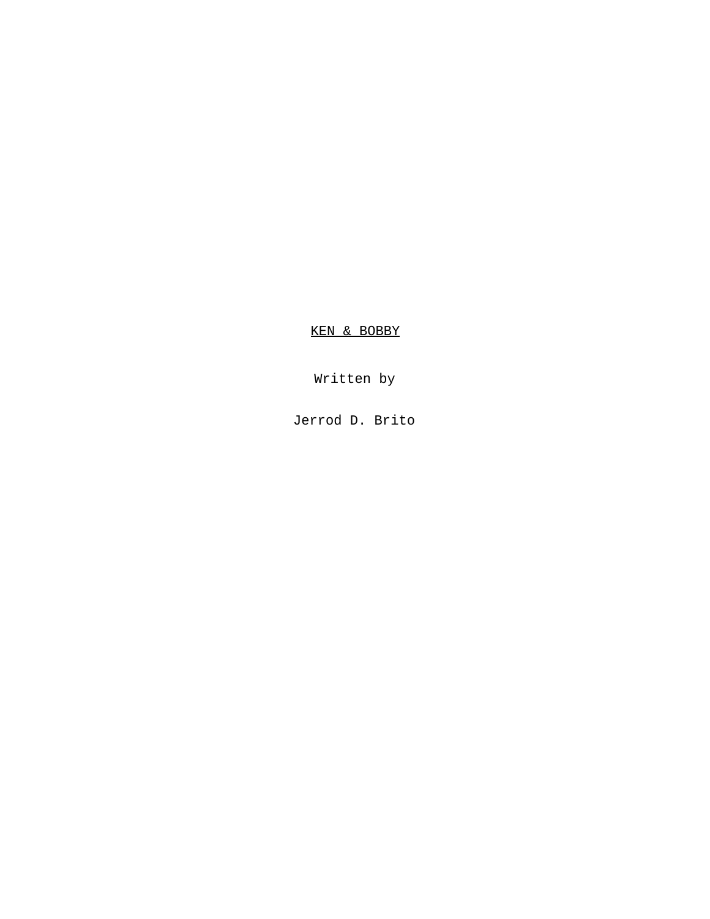# KEN & BOBBY

Written by

Jerrod D. Brito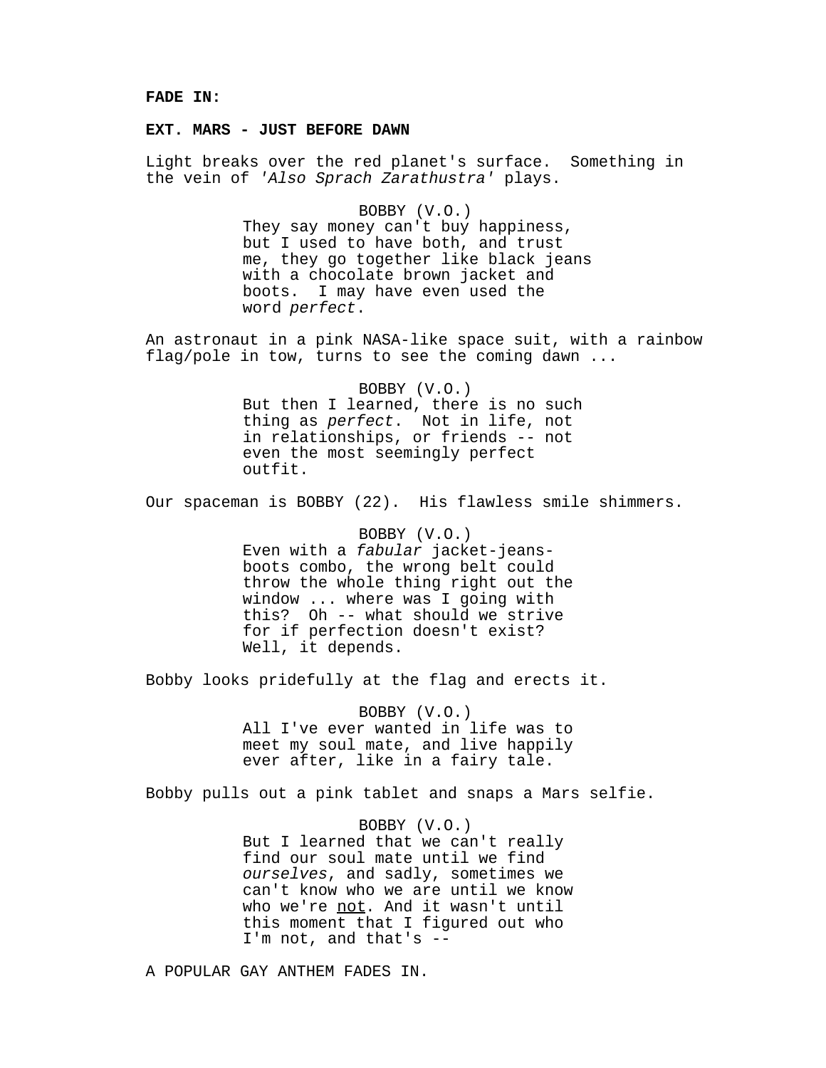**FADE IN:**

**EXT. MARS - JUST BEFORE DAWN**

Light breaks over the red planet's surface. Something in the vein of *'Also Sprach Zarathustra'* plays.

BOBBY (V.O.)
They say money can't buy happiness, but I used to have both, and trust me, they go together like black jeans with a chocolate brown jacket and boots. I may have even used the word *perfect*.

An astronaut in a pink NASA-like space suit, with a rainbow flag/pole in tow, turns to see the coming dawn ...

BOBBY (V.O.)
But then I learned, there is no such thing as *perfect*. Not in life, not in relationships, or friends -- not even the most seemingly perfect outfit.

Our spaceman is BOBBY (22). His flawless smile shimmers.

BOBBY (V.O.)
Even with a *fabular* jacket-jeans-boots combo, the wrong belt could throw the whole thing right out the window ... where was I going with this? Oh -- what should we strive for if perfection doesn't exist? Well, it depends.

Bobby looks pridefully at the flag and erects it.

BOBBY (V.O.)
All I've ever wanted in life was to meet my soul mate, and live happily ever after, like in a fairy tale.

Bobby pulls out a pink tablet and snaps a Mars selfie.

BOBBY (V.O.)
But I learned that we can't really find our soul mate until we find *ourselves*, and sadly, sometimes we can't know who we are until we know who we're <u>not</u>. And it wasn't until this moment that I figured out who I'm not, and that's --

A POPULAR GAY ANTHEM FADES IN.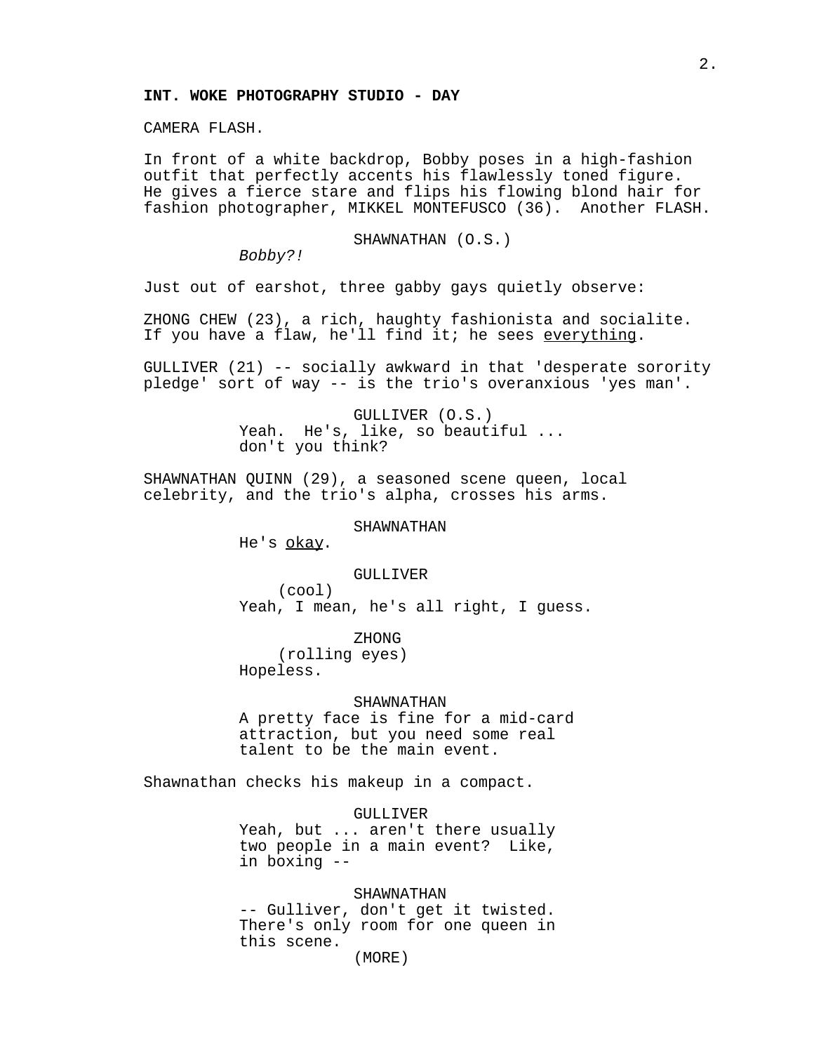**INT. WOKE PHOTOGRAPHY STUDIO - DAY**

CAMERA FLASH.

In front of a white backdrop, Bobby poses in a high-fashion outfit that perfectly accents his flawlessly toned figure. He gives a fierce stare and flips his flowing blond hair for fashion photographer, MIKKEL MONTEFUSCO (36). Another FLASH.

SHAWNATHAN (O.S.)
*Bobby?!*

Just out of earshot, three gabby gays quietly observe:

ZHONG CHEW (23), a rich, haughty fashionista and socialite. If you have a flaw, he'll find it; he sees <u>everything</u>.

GULLIVER (21) -- socially awkward in that 'desperate sorority pledge' sort of way -- is the trio's overanxious 'yes man'.

GULLIVER (O.S.)
Yeah. He's, like, so beautiful ... don't you think?

SHAWNATHAN QUINN (29), a seasoned scene queen, local celebrity, and the trio's alpha, crosses his arms.

SHAWNATHAN
He's <u>okay</u>.

GULLIVER
(cool)
Yeah, I mean, he's all right, I guess.

ZHONG
(rolling eyes)
Hopeless.

SHAWNATHAN
A pretty face is fine for a mid-card attraction, but you need some real talent to be the main event.

Shawnathan checks his makeup in a compact.

GULLIVER
Yeah, but ... aren't there usually two people in a main event? Like, in boxing --

SHAWNATHAN
-- Gulliver, don't get it twisted. There's only room for one queen in this scene.
(MORE)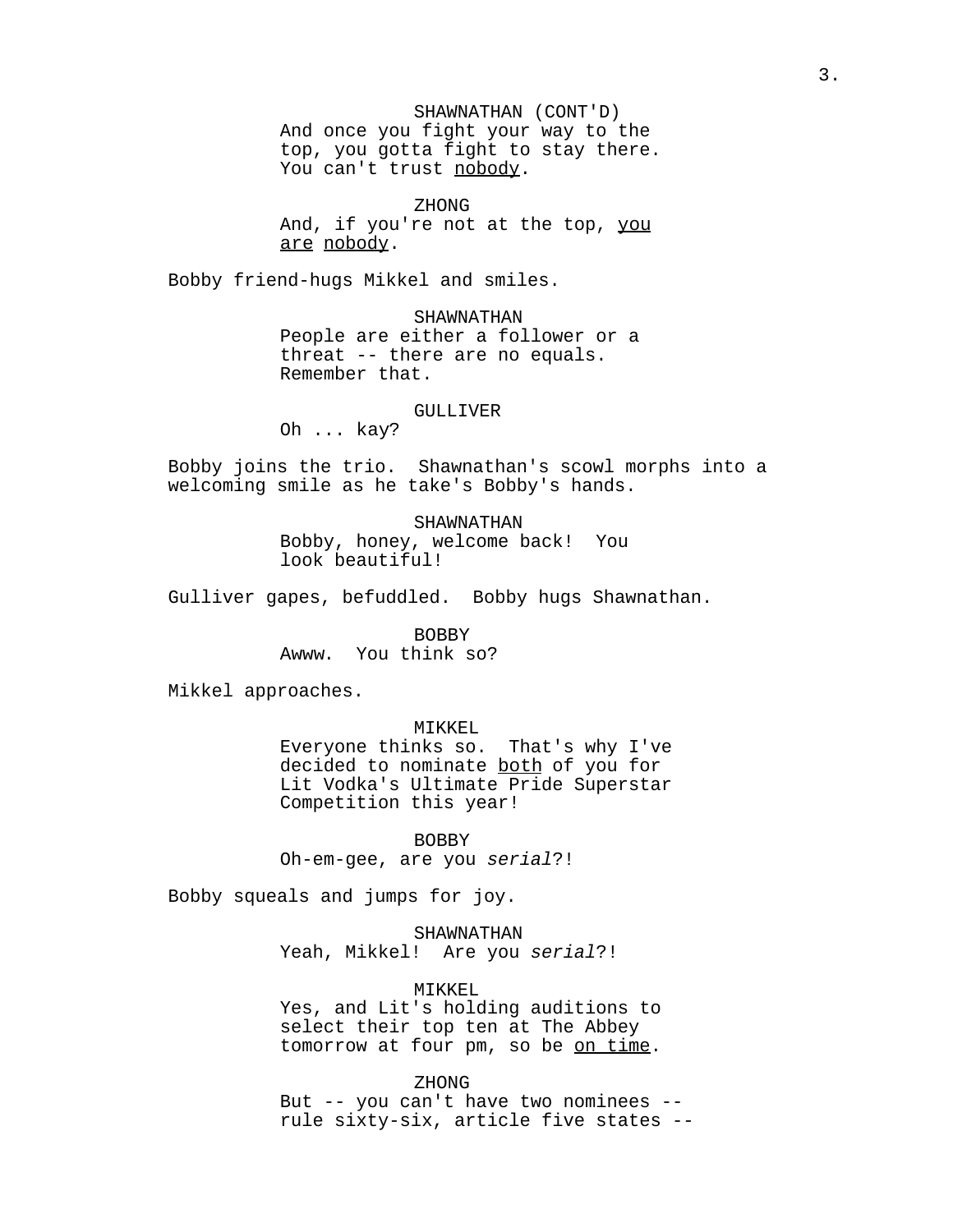SHAWNATHAN (CONT'D)
And once you fight your way to the top, you gotta fight to stay there. You can't trust nobody.

ZHONG
And, if you're not at the top, you are nobody.

Bobby friend-hugs Mikkel and smiles.

SHAWNATHAN
People are either a follower or a threat -- there are no equals. Remember that.

GULLIVER
Oh ... kay?

Bobby joins the trio. Shawnathan's scowl morphs into a welcoming smile as he take's Bobby's hands.

SHAWNATHAN
Bobby, honey, welcome back! You look beautiful!

Gulliver gapes, befuddled. Bobby hugs Shawnathan.

BOBBY
Awww. You think so?

Mikkel approaches.

MIKKEL
Everyone thinks so. That's why I've decided to nominate both of you for Lit Vodka's Ultimate Pride Superstar Competition this year!

BOBBY
Oh-em-gee, are you *serial*?!

Bobby squeals and jumps for joy.

SHAWNATHAN
Yeah, Mikkel! Are you *serial*?!

MIKKEL
Yes, and Lit's holding auditions to select their top ten at The Abbey tomorrow at four pm, so be on time.

ZHONG
But -- you can't have two nominees -- rule sixty-six, article five states --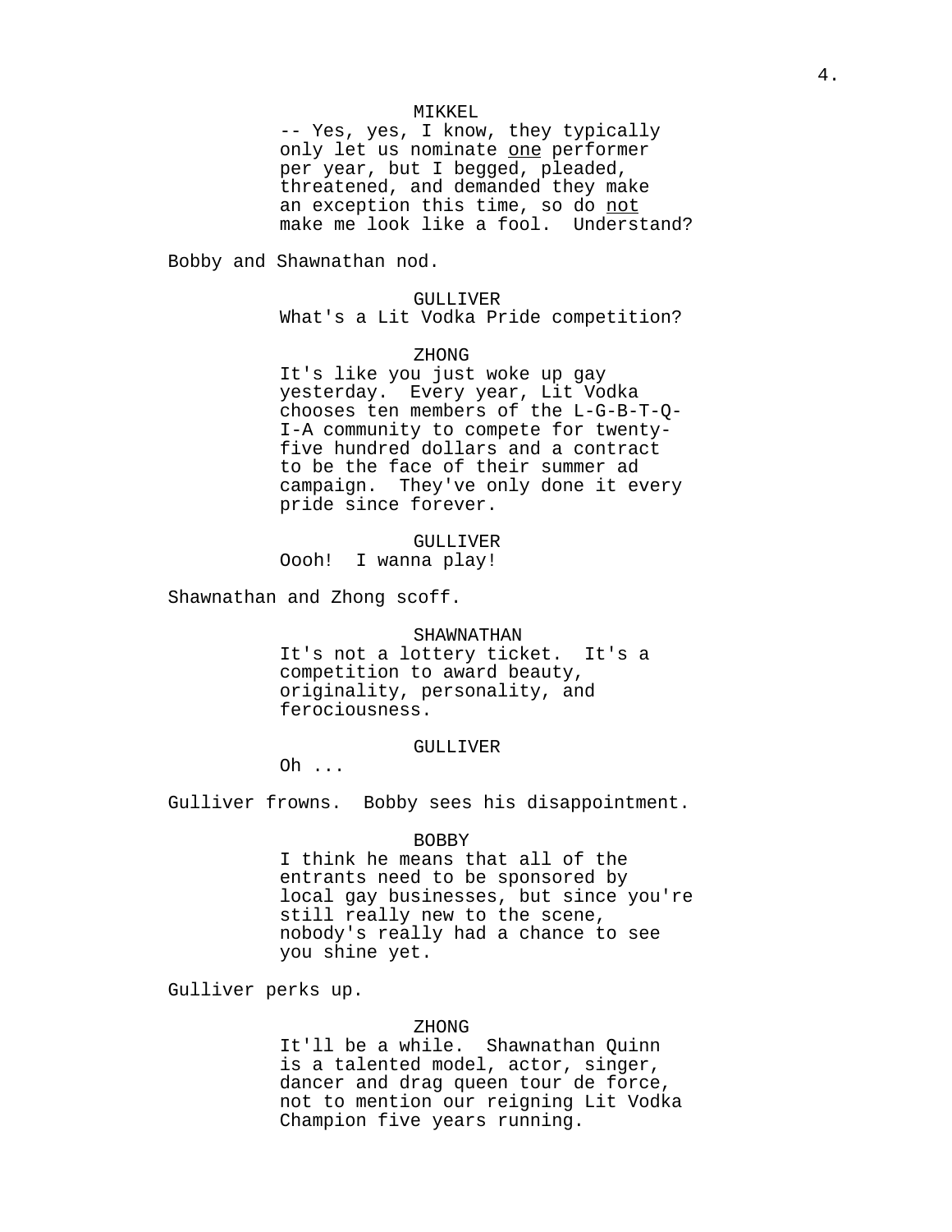MIKKEL

-- Yes, yes, I know, they typically only let us nominate <u>one</u> performer per year, but I begged, pleaded, threatened, and demanded they make an exception this time, so do <u>not</u> make me look like a fool. Understand?

Bobby and Shawnathan nod.

GULLIVER

What's a Lit Vodka Pride competition?

ZHONG

It's like you just woke up gay yesterday. Every year, Lit Vodka chooses ten members of the L-G-B-T-Q-I-A community to compete for twenty-five hundred dollars and a contract to be the face of their summer ad campaign. They've only done it every pride since forever.

GULLIVER

Oooh! I wanna play!

Shawnathan and Zhong scoff.

SHAWNATHAN

It's not a lottery ticket. It's a competition to award beauty, originality, personality, and ferociousness.

GULLIVER

Oh ...

Gulliver frowns. Bobby sees his disappointment.

BOBBY

I think he means that all of the entrants need to be sponsored by local gay businesses, but since you're still really new to the scene, nobody's really had a chance to see you shine yet.

Gulliver perks up.

ZHONG

It'll be a while. Shawnathan Quinn is a talented model, actor, singer, dancer and drag queen tour de force, not to mention our reigning Lit Vodka Champion five years running.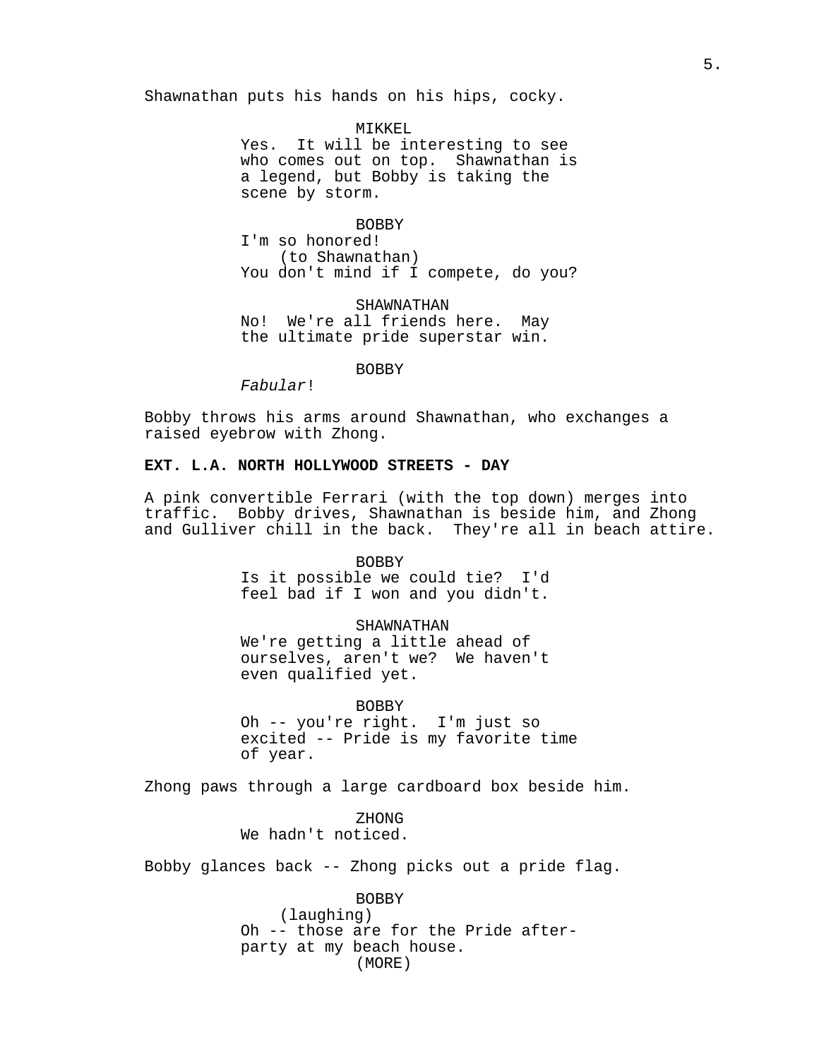Shawnathan puts his hands on his hips, cocky.

MIKKEL
Yes. It will be interesting to see who comes out on top. Shawnathan is a legend, but Bobby is taking the scene by storm.

BOBBY
I'm so honored!
(to Shawnathan)
You don't mind if I compete, do you?

SHAWNATHAN
No! We're all friends here. May the ultimate pride superstar win.

BOBBY
*Fabular*!

Bobby throws his arms around Shawnathan, who exchanges a raised eyebrow with Zhong.

**EXT. L.A. NORTH HOLLYWOOD STREETS - DAY**

A pink convertible Ferrari (with the top down) merges into traffic. Bobby drives, Shawnathan is beside him, and Zhong and Gulliver chill in the back. They're all in beach attire.

BOBBY
Is it possible we could tie? I'd feel bad if I won and you didn't.

SHAWNATHAN
We're getting a little ahead of ourselves, aren't we? We haven't even qualified yet.

BOBBY
Oh -- you're right. I'm just so excited -- Pride is my favorite time of year.

Zhong paws through a large cardboard box beside him.

ZHONG
We hadn't noticed.

Bobby glances back -- Zhong picks out a pride flag.

BOBBY
(laughing)
Oh -- those are for the Pride after-party at my beach house.
(MORE)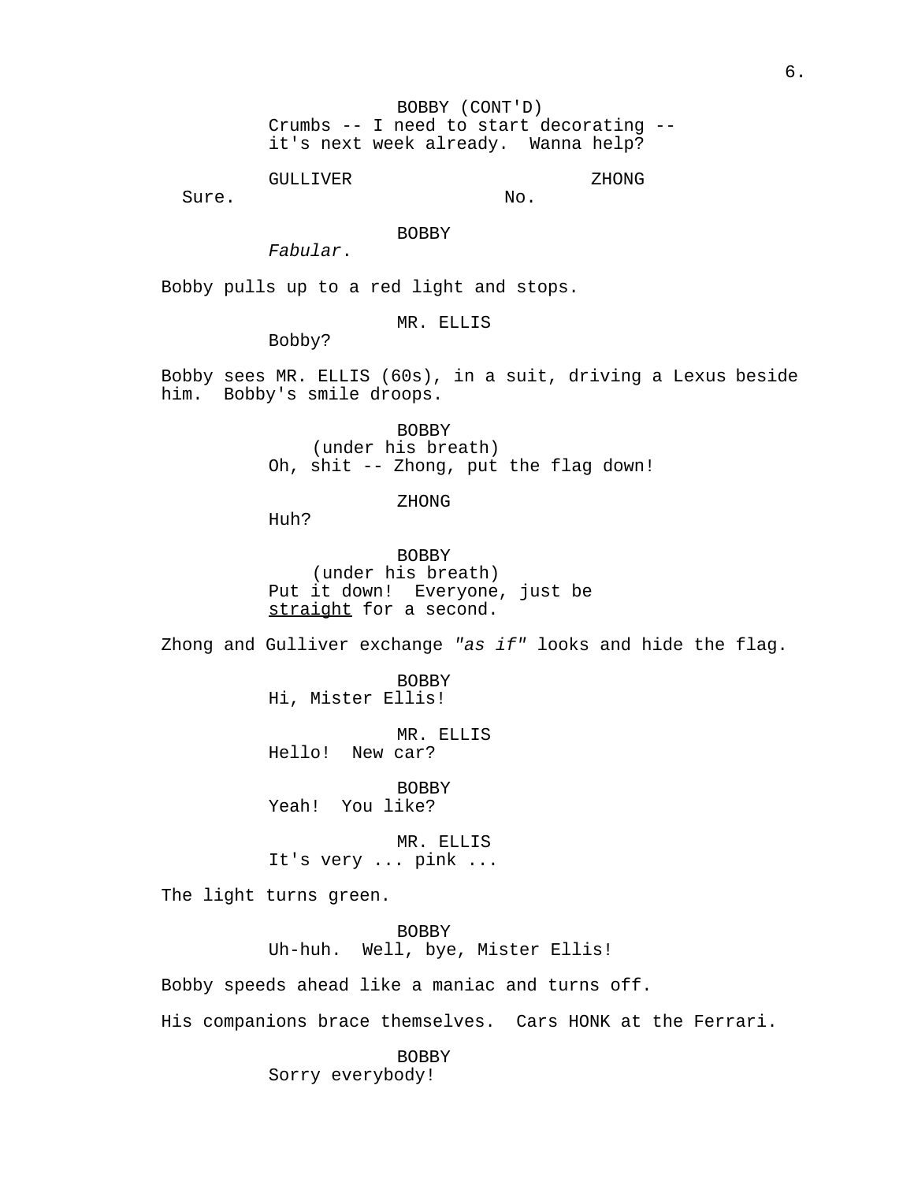BOBBY (CONT'D)
Crumbs -- I need to start decorating -- it's next week already. Wanna help?

GULLIVER
Sure.

ZHONG
No.

BOBBY
*Fabular*.

Bobby pulls up to a red light and stops.

MR. ELLIS
Bobby?

Bobby sees MR. ELLIS (60s), in a suit, driving a Lexus beside him. Bobby's smile droops.

BOBBY
(under his breath)
Oh, shit -- Zhong, put the flag down!

ZHONG
Huh?

BOBBY
(under his breath)
Put it down! Everyone, just be <u>straight</u> for a second.

Zhong and Gulliver exchange *"as if"* looks and hide the flag.

BOBBY
Hi, Mister Ellis!

MR. ELLIS
Hello! New car?

BOBBY
Yeah! You like?

MR. ELLIS
It's very ... pink ...

The light turns green.

BOBBY
Uh-huh. Well, bye, Mister Ellis!

Bobby speeds ahead like a maniac and turns off.

His companions brace themselves. Cars HONK at the Ferrari.

BOBBY
Sorry everybody!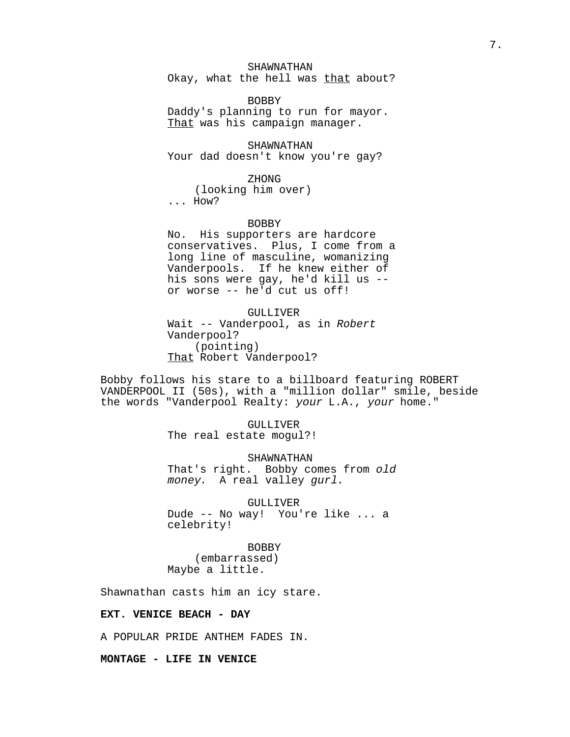SHAWNATHAN
Okay, what the hell was <u>that</u> about?

BOBBY
Daddy's planning to run for mayor. <u>That</u> was his campaign manager.

SHAWNATHAN
Your dad doesn't know you're gay?

ZHONG
(looking him over)
... How?

BOBBY
No. His supporters are hardcore conservatives. Plus, I come from a long line of masculine, womanizing Vanderpools. If he knew either of his sons were gay, he'd kill us -- or worse -- he'd cut us off!

GULLIVER
Wait -- Vanderpool, as in *Robert* Vanderpool?
(pointing)
<u>That</u> Robert Vanderpool?

Bobby follows his stare to a billboard featuring ROBERT VANDERPOOL II (50s), with a "million dollar" smile, beside the words "Vanderpool Realty: *your* L.A., *your* home."

GULLIVER
The real estate mogul?!

SHAWNATHAN
That's right. Bobby comes from *old money*. A real valley *gurl*.

GULLIVER
Dude -- No way! You're like ... a celebrity!

BOBBY
(embarrassed)
Maybe a little.

Shawnathan casts him an icy stare.

**EXT. VENICE BEACH - DAY**

A POPULAR PRIDE ANTHEM FADES IN.

**MONTAGE - LIFE IN VENICE**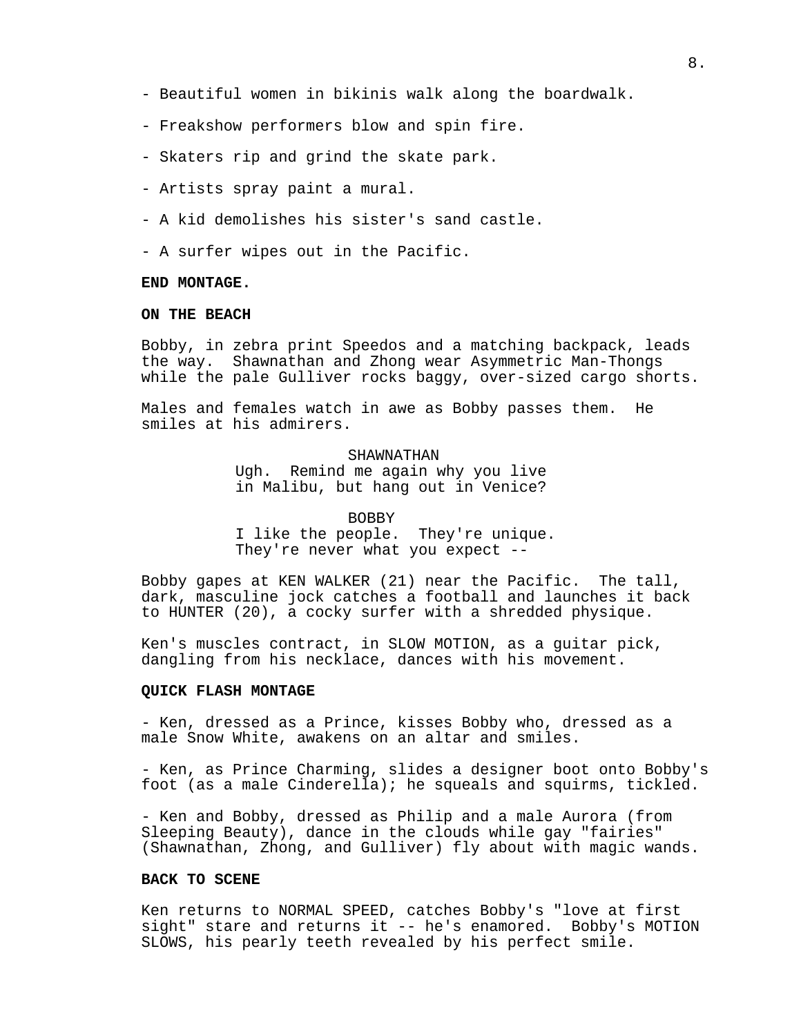- Beautiful women in bikinis walk along the boardwalk.

- Freakshow performers blow and spin fire.

- Skaters rip and grind the skate park.

- Artists spray paint a mural.

- A kid demolishes his sister's sand castle.

- A surfer wipes out in the Pacific.

**END MONTAGE.**

**ON THE BEACH**

Bobby, in zebra print Speedos and a matching backpack, leads the way. Shawnathan and Zhong wear Asymmetric Man-Thongs while the pale Gulliver rocks baggy, over-sized cargo shorts.

Males and females watch in awe as Bobby passes them. He smiles at his admirers.

SHAWNATHAN
Ugh. Remind me again why you live in Malibu, but hang out in Venice?

BOBBY
I like the people. They're unique. They're never what you expect --

Bobby gapes at KEN WALKER (21) near the Pacific. The tall, dark, masculine jock catches a football and launches it back to HUNTER (20), a cocky surfer with a shredded physique.

Ken's muscles contract, in SLOW MOTION, as a guitar pick, dangling from his necklace, dances with his movement.

**QUICK FLASH MONTAGE**

- Ken, dressed as a Prince, kisses Bobby who, dressed as a male Snow White, awakens on an altar and smiles.

- Ken, as Prince Charming, slides a designer boot onto Bobby's foot (as a male Cinderella); he squeals and squirms, tickled.

- Ken and Bobby, dressed as Philip and a male Aurora (from Sleeping Beauty), dance in the clouds while gay "fairies" (Shawnathan, Zhong, and Gulliver) fly about with magic wands.

**BACK TO SCENE**

Ken returns to NORMAL SPEED, catches Bobby's "love at first sight" stare and returns it -- he's enamored. Bobby's MOTION SLOWS, his pearly teeth revealed by his perfect smile.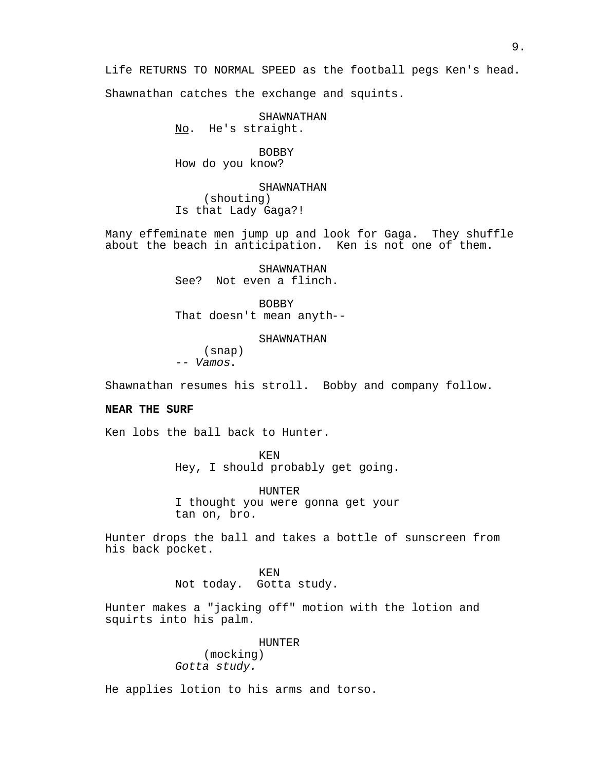Life RETURNS TO NORMAL SPEED as the football pegs Ken's head.

Shawnathan catches the exchange and squints.

SHAWNATHAN
No. He's straight.

BOBBY
How do you know?

SHAWNATHAN
(shouting)
Is that Lady Gaga?!

Many effeminate men jump up and look for Gaga. They shuffle about the beach in anticipation. Ken is not one of them.

SHAWNATHAN
See? Not even a flinch.

BOBBY
That doesn't mean anyth--

SHAWNATHAN
(snap)
-- *Vamos*.

Shawnathan resumes his stroll. Bobby and company follow.

**NEAR THE SURF**

Ken lobs the ball back to Hunter.

KEN
Hey, I should probably get going.

HUNTER
I thought you were gonna get your tan on, bro.

Hunter drops the ball and takes a bottle of sunscreen from his back pocket.

KEN
Not today. Gotta study.

Hunter makes a "jacking off" motion with the lotion and squirts into his palm.

HUNTER
(mocking)
*Gotta study.*

He applies lotion to his arms and torso.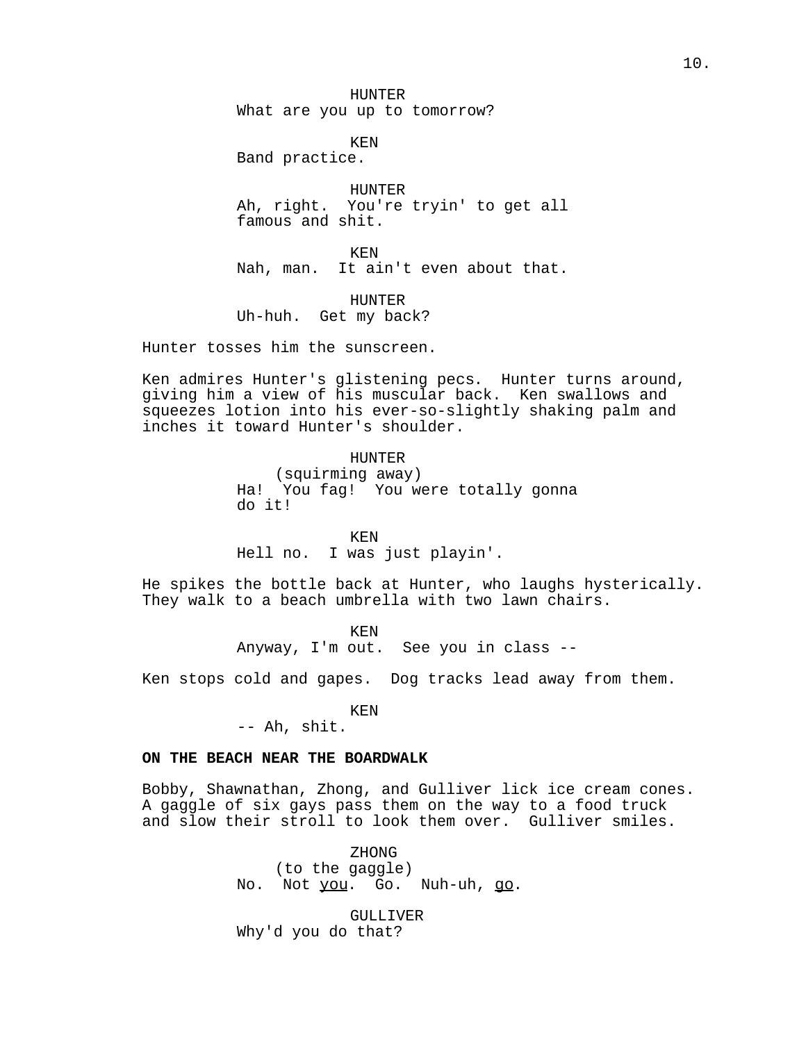HUNTER
What are you up to tomorrow?

KEN
Band practice.

HUNTER
Ah, right. You're tryin' to get all famous and shit.

KEN
Nah, man. It ain't even about that.

HUNTER
Uh-huh. Get my back?

Hunter tosses him the sunscreen.

Ken admires Hunter's glistening pecs. Hunter turns around, giving him a view of his muscular back. Ken swallows and squeezes lotion into his ever-so-slightly shaking palm and inches it toward Hunter's shoulder.

HUNTER
(squirming away)
Ha! You fag! You were totally gonna do it!

KEN
Hell no. I was just playin'.

He spikes the bottle back at Hunter, who laughs hysterically. They walk to a beach umbrella with two lawn chairs.

KEN
Anyway, I'm out. See you in class --

Ken stops cold and gapes. Dog tracks lead away from them.

KEN
-- Ah, shit.

**ON THE BEACH NEAR THE BOARDWALK**

Bobby, Shawnathan, Zhong, and Gulliver lick ice cream cones. A gaggle of six gays pass them on the way to a food truck and slow their stroll to look them over. Gulliver smiles.

ZHONG
(to the gaggle)
No. Not <u>you</u>. Go. Nuh-uh, <u>go</u>.

GULLIVER
Why'd you do that?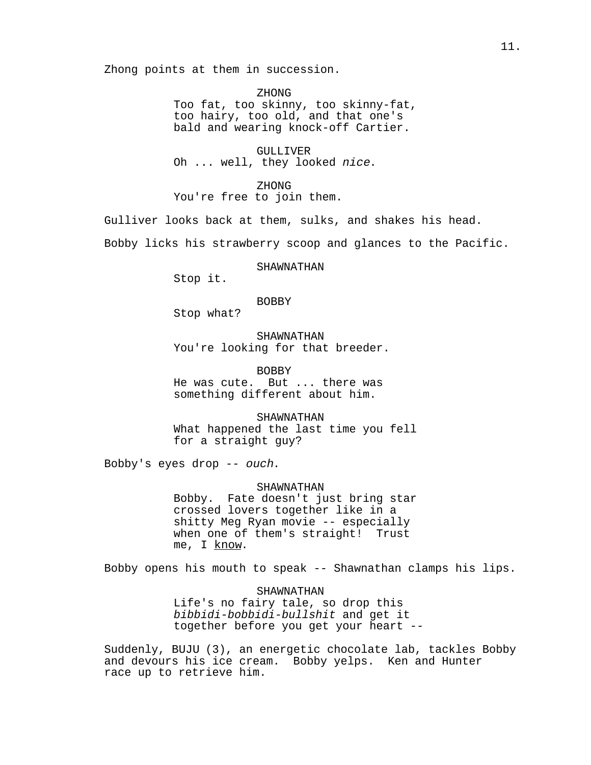Zhong points at them in succession.

ZHONG
Too fat, too skinny, too skinny-fat, too hairy, too old, and that one's bald and wearing knock-off Cartier.

GULLIVER
Oh ... well, they looked *nice*.

ZHONG
You're free to join them.

Gulliver looks back at them, sulks, and shakes his head.

Bobby licks his strawberry scoop and glances to the Pacific.

SHAWNATHAN
Stop it.

BOBBY
Stop what?

SHAWNATHAN
You're looking for that breeder.

BOBBY
He was cute. But ... there was something different about him.

SHAWNATHAN
What happened the last time you fell for a straight guy?

Bobby's eyes drop -- *ouch*.

SHAWNATHAN
Bobby. Fate doesn't just bring star crossed lovers together like in a shitty Meg Ryan movie -- especially when one of them's straight! Trust me, I <u>know</u>.

Bobby opens his mouth to speak -- Shawnathan clamps his lips.

SHAWNATHAN
Life's no fairy tale, so drop this *bibbidi-bobbidi-bullshit* and get it together before you get your heart --

Suddenly, BUJU (3), an energetic chocolate lab, tackles Bobby and devours his ice cream. Bobby yelps. Ken and Hunter race up to retrieve him.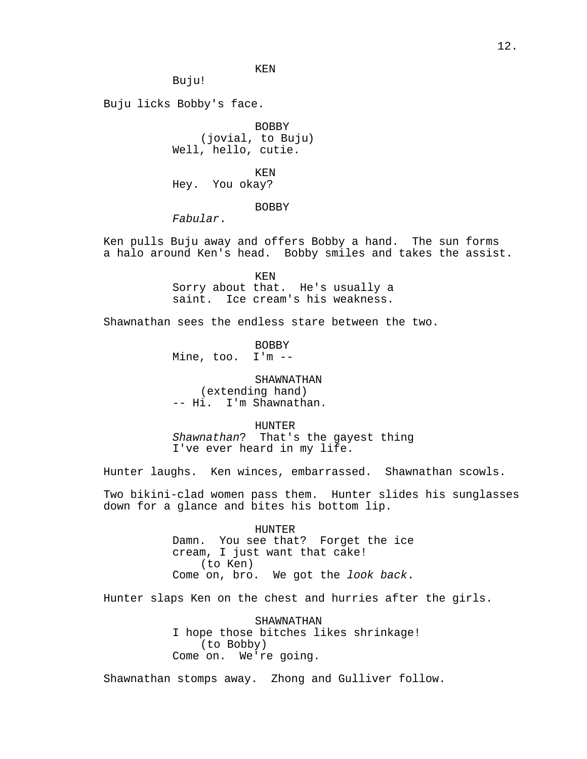KEN
Buju!

Buju licks Bobby's face.

BOBBY
(jovial, to Buju)
Well, hello, cutie.

KEN
Hey. You okay?

BOBBY
*Fabular*.

Ken pulls Buju away and offers Bobby a hand. The sun forms a halo around Ken's head. Bobby smiles and takes the assist.

KEN
Sorry about that. He's usually a saint. Ice cream's his weakness.

Shawnathan sees the endless stare between the two.

BOBBY
Mine, too. I'm --

SHAWNATHAN
(extending hand)
-- Hi. I'm Shawnathan.

HUNTER
*Shawnathan*? That's the gayest thing I've ever heard in my life.

Hunter laughs. Ken winces, embarrassed. Shawnathan scowls.

Two bikini-clad women pass them. Hunter slides his sunglasses down for a glance and bites his bottom lip.

HUNTER
Damn. You see that? Forget the ice cream, I just want that cake!
(to Ken)
Come on, bro. We got the *look back*.

Hunter slaps Ken on the chest and hurries after the girls.

SHAWNATHAN
I hope those bitches likes shrinkage!
(to Bobby)
Come on. We're going.

Shawnathan stomps away. Zhong and Gulliver follow.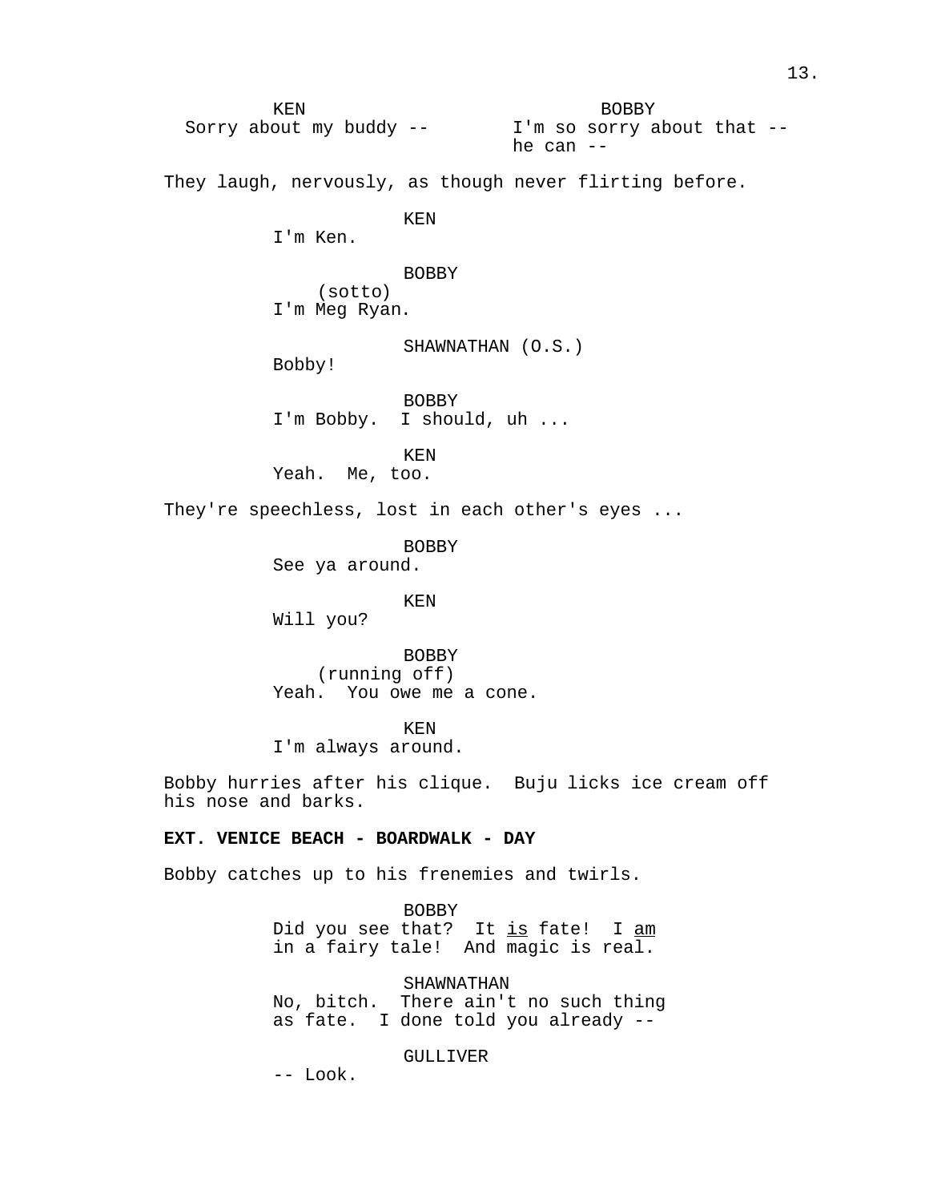KEN
Sorry about my buddy --

BOBBY
I'm so sorry about that -- he can --

They laugh, nervously, as though never flirting before.

KEN
I'm Ken.

BOBBY
(sotto)
I'm Meg Ryan.

SHAWNATHAN (O.S.)
Bobby!

BOBBY
I'm Bobby. I should, uh ...

KEN
Yeah. Me, too.

They're speechless, lost in each other's eyes ...

BOBBY
See ya around.

KEN
Will you?

BOBBY
(running off)
Yeah. You owe me a cone.

KEN
I'm always around.

Bobby hurries after his clique. Buju licks ice cream off his nose and barks.

**EXT. VENICE BEACH - BOARDWALK - DAY**

Bobby catches up to his frenemies and twirls.

BOBBY
Did you see that? It <u>is</u> fate! I <u>am</u> in a fairy tale! And magic is real.

SHAWNATHAN
No, bitch. There ain't no such thing as fate. I done told you already --

GULLIVER
-- Look.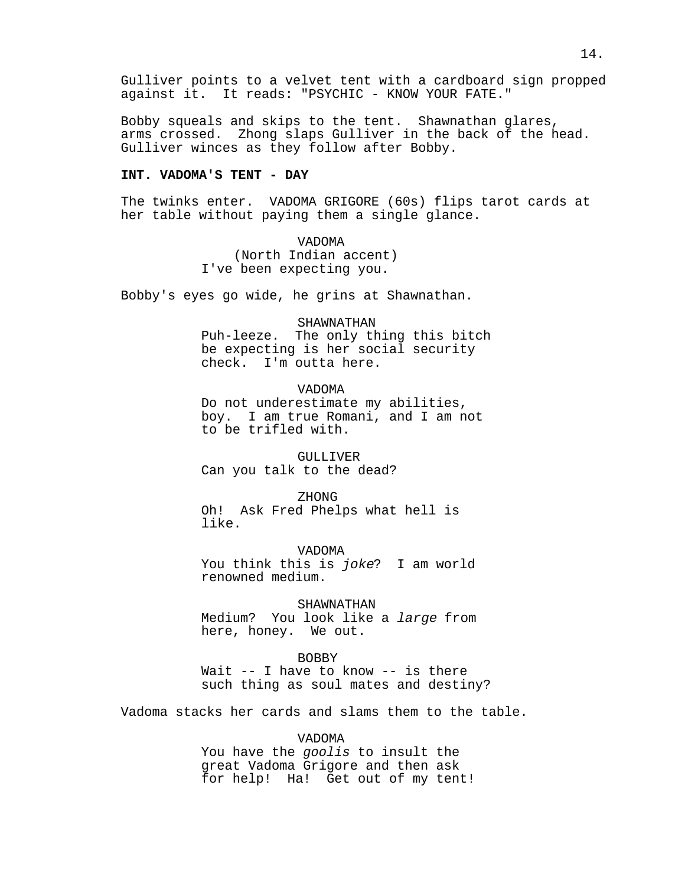Gulliver points to a velvet tent with a cardboard sign propped against it. It reads: "PSYCHIC - KNOW YOUR FATE."

Bobby squeals and skips to the tent. Shawnathan glares, arms crossed. Zhong slaps Gulliver in the back of the head. Gulliver winces as they follow after Bobby.

**INT. VADOMA'S TENT - DAY**

The twinks enter. VADOMA GRIGORE (60s) flips tarot cards at her table without paying them a single glance.

VADOMA
(North Indian accent)
I've been expecting you.

Bobby's eyes go wide, he grins at Shawnathan.

SHAWNATHAN
Puh-leeze. The only thing this bitch be expecting is her social security check. I'm outta here.

VADOMA
Do not underestimate my abilities, boy. I am true Romani, and I am not to be trifled with.

GULLIVER
Can you talk to the dead?

ZHONG
Oh! Ask Fred Phelps what hell is like.

VADOMA
You think this is *joke*? I am world renowned medium.

SHAWNATHAN
Medium? You look like a *large* from here, honey. We out.

BOBBY
Wait -- I have to know -- is there such thing as soul mates and destiny?

Vadoma stacks her cards and slams them to the table.

VADOMA
You have the *goolis* to insult the great Vadoma Grigore and then ask for help! Ha! Get out of my tent!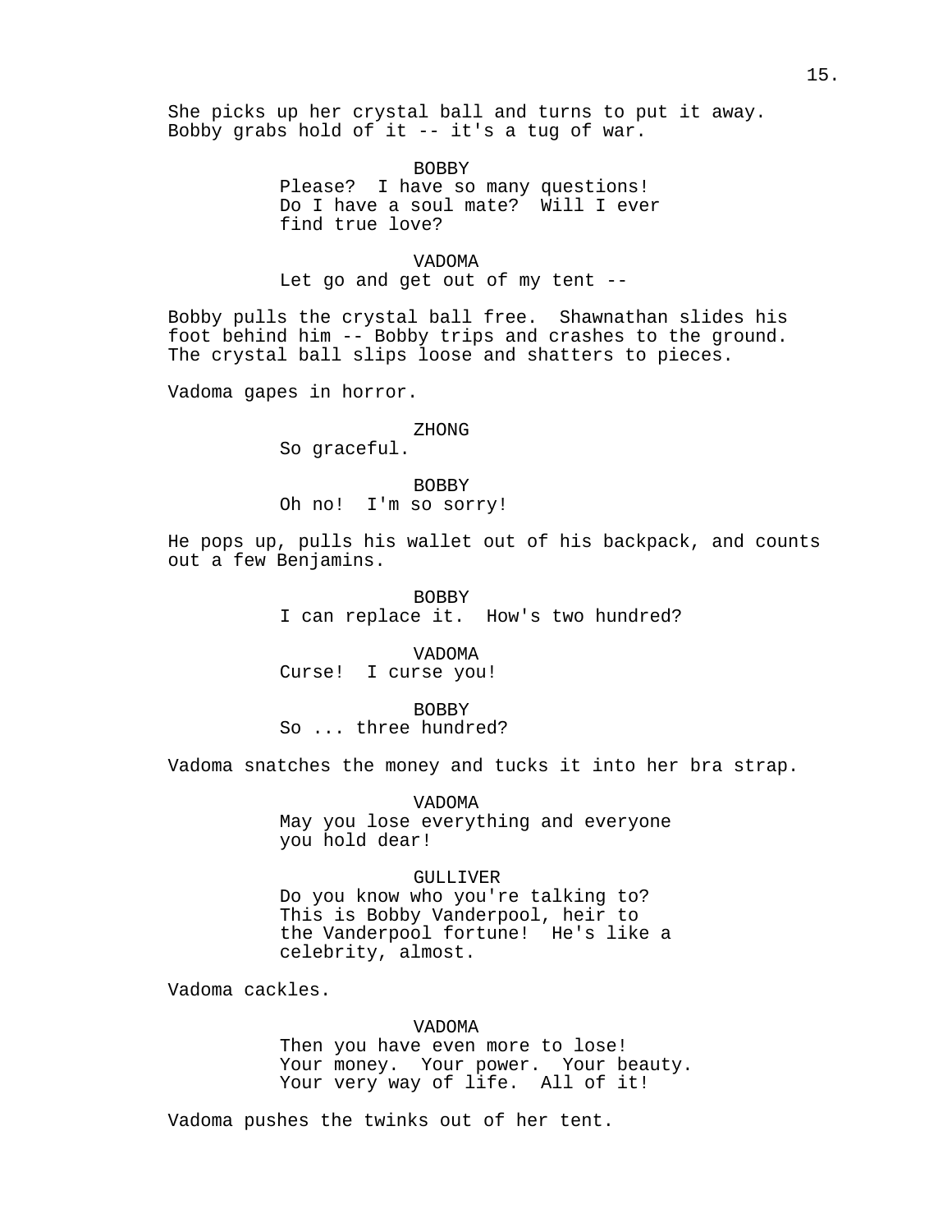She picks up her crystal ball and turns to put it away. Bobby grabs hold of it -- it's a tug of war.

BOBBY
Please? I have so many questions! Do I have a soul mate? Will I ever find true love?

VADOMA
Let go and get out of my tent --

Bobby pulls the crystal ball free. Shawnathan slides his foot behind him -- Bobby trips and crashes to the ground. The crystal ball slips loose and shatters to pieces.

Vadoma gapes in horror.

ZHONG
So graceful.

BOBBY
Oh no! I'm so sorry!

He pops up, pulls his wallet out of his backpack, and counts out a few Benjamins.

BOBBY
I can replace it. How's two hundred?

VADOMA
Curse! I curse you!

BOBBY
So ... three hundred?

Vadoma snatches the money and tucks it into her bra strap.

VADOMA
May you lose everything and everyone you hold dear!

GULLIVER
Do you know who you're talking to? This is Bobby Vanderpool, heir to the Vanderpool fortune! He's like a celebrity, almost.

Vadoma cackles.

VADOMA
Then you have even more to lose! Your money. Your power. Your beauty. Your very way of life. All of it!

Vadoma pushes the twinks out of her tent.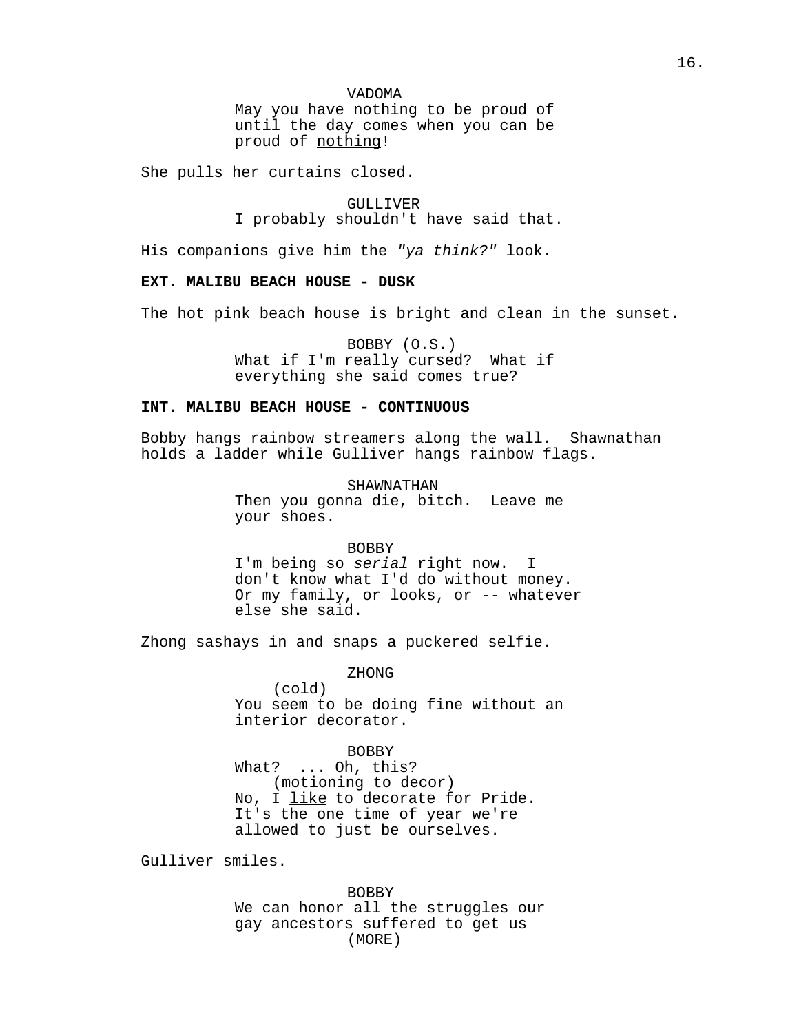VADOMA
May you have nothing to be proud of until the day comes when you can be proud of nothing!

She pulls her curtains closed.

GULLIVER
I probably shouldn't have said that.

His companions give him the *"ya think?"* look.

**EXT. MALIBU BEACH HOUSE - DUSK**

The hot pink beach house is bright and clean in the sunset.

BOBBY (O.S.)
What if I'm really cursed? What if everything she said comes true?

**INT. MALIBU BEACH HOUSE - CONTINUOUS**

Bobby hangs rainbow streamers along the wall. Shawnathan holds a ladder while Gulliver hangs rainbow flags.

SHAWNATHAN
Then you gonna die, bitch. Leave me your shoes.

BOBBY
I'm being so *serial* right now. I don't know what I'd do without money. Or my family, or looks, or -- whatever else she said.

Zhong sashays in and snaps a puckered selfie.

ZHONG
(cold)
You seem to be doing fine without an interior decorator.

BOBBY
What? ... Oh, this?
(motioning to decor)
No, I <u>like</u> to decorate for Pride. It's the one time of year we're allowed to just be ourselves.

Gulliver smiles.

BOBBY
We can honor all the struggles our gay ancestors suffered to get us
(MORE)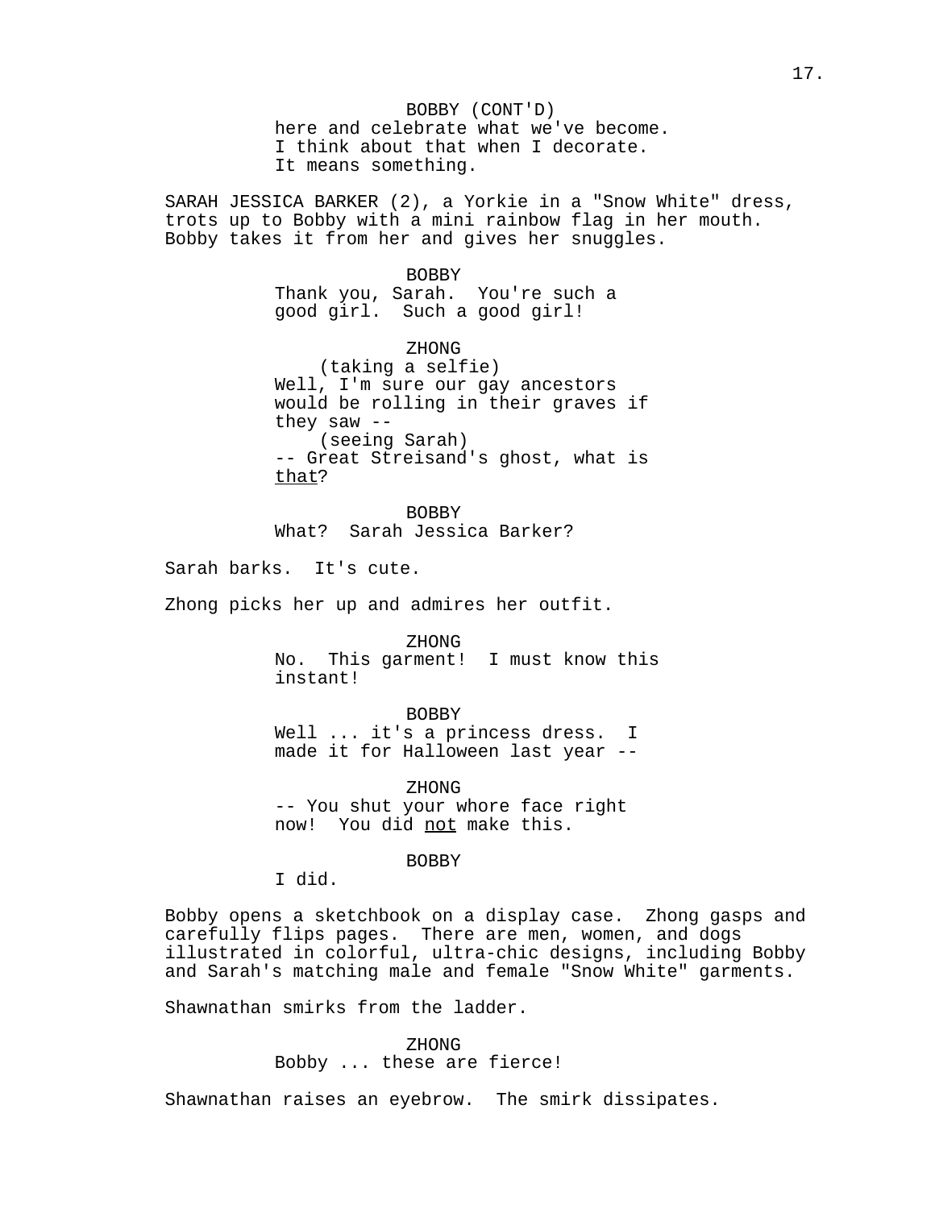BOBBY (CONT'D)
here and celebrate what we've become. I think about that when I decorate. It means something.

SARAH JESSICA BARKER (2), a Yorkie in a "Snow White" dress, trots up to Bobby with a mini rainbow flag in her mouth. Bobby takes it from her and gives her snuggles.

BOBBY
Thank you, Sarah. You're such a good girl. Such a good girl!

ZHONG
(taking a selfie)
Well, I'm sure our gay ancestors would be rolling in their graves if they saw --
(seeing Sarah)
-- Great Streisand's ghost, what is <u>that</u>?

BOBBY
What? Sarah Jessica Barker?

Sarah barks. It's cute.

Zhong picks her up and admires her outfit.

ZHONG
No. This garment! I must know this instant!

BOBBY
Well ... it's a princess dress. I made it for Halloween last year --

ZHONG
-- You shut your whore face right now! You did <u>not</u> make this.

BOBBY
I did.

Bobby opens a sketchbook on a display case. Zhong gasps and carefully flips pages. There are men, women, and dogs illustrated in colorful, ultra-chic designs, including Bobby and Sarah's matching male and female "Snow White" garments.

Shawnathan smirks from the ladder.

ZHONG
Bobby ... these are fierce!

Shawnathan raises an eyebrow. The smirk dissipates.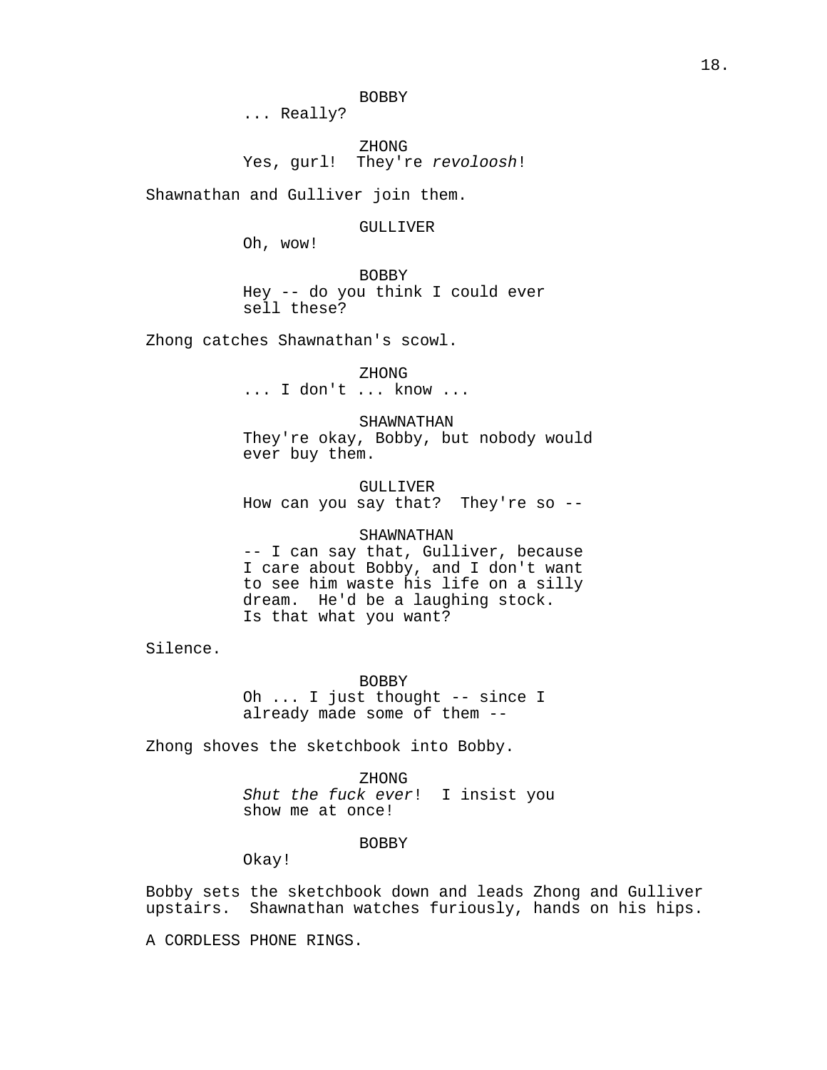BOBBY
... Really?

ZHONG
Yes, gurl!  They're *revoloosh*!

Shawnathan and Gulliver join them.

GULLIVER
Oh, wow!

BOBBY
Hey -- do you think I could ever
sell these?

Zhong catches Shawnathan's scowl.

ZHONG
... I don't ... know ...

SHAWNATHAN
They're okay, Bobby, but nobody would
ever buy them.

GULLIVER
How can you say that?  They're so --

SHAWNATHAN
-- I can say that, Gulliver, because
I care about Bobby, and I don't want
to see him waste his life on a silly
dream.  He'd be a laughing stock.
Is that what you want?

Silence.

BOBBY
Oh ... I just thought -- since I
already made some of them --

Zhong shoves the sketchbook into Bobby.

ZHONG
*Shut the fuck ever*!  I insist you
show me at once!

BOBBY
Okay!

Bobby sets the sketchbook down and leads Zhong and Gulliver upstairs.  Shawnathan watches furiously, hands on his hips.

A CORDLESS PHONE RINGS.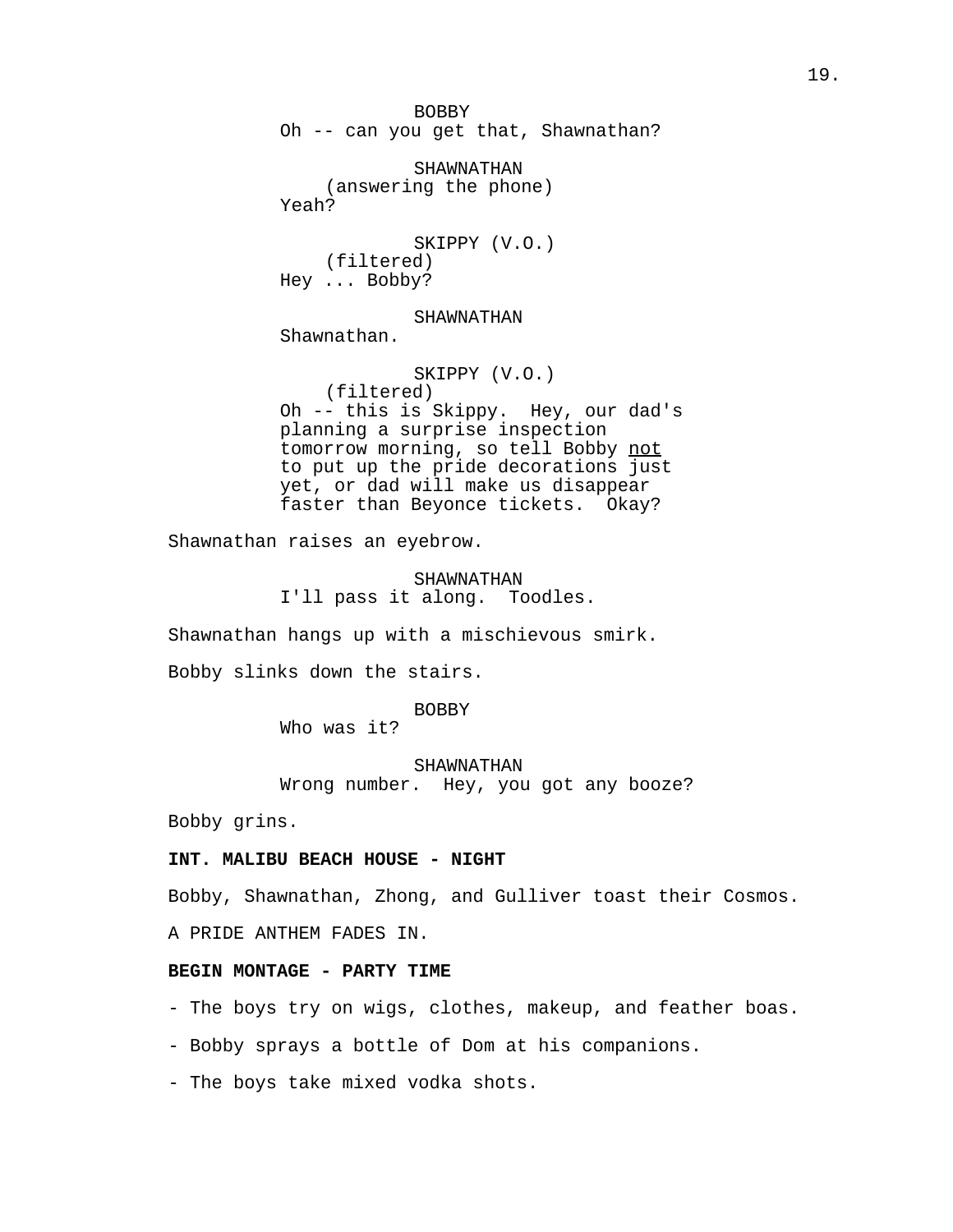BOBBY
Oh -- can you get that, Shawnathan?

SHAWNATHAN
(answering the phone)
Yeah?

SKIPPY (V.O.)
(filtered)
Hey ... Bobby?

SHAWNATHAN
Shawnathan.

SKIPPY (V.O.)
(filtered)
Oh -- this is Skippy. Hey, our dad's planning a surprise inspection tomorrow morning, so tell Bobby not to put up the pride decorations just yet, or dad will make us disappear faster than Beyonce tickets. Okay?

Shawnathan raises an eyebrow.

SHAWNATHAN
I'll pass it along. Toodles.

Shawnathan hangs up with a mischievous smirk.

Bobby slinks down the stairs.

BOBBY
Who was it?

SHAWNATHAN
Wrong number. Hey, you got any booze?

Bobby grins.

**INT. MALIBU BEACH HOUSE - NIGHT**

Bobby, Shawnathan, Zhong, and Gulliver toast their Cosmos.

A PRIDE ANTHEM FADES IN.

**BEGIN MONTAGE - PARTY TIME**

- The boys try on wigs, clothes, makeup, and feather boas.

- Bobby sprays a bottle of Dom at his companions.

- The boys take mixed vodka shots.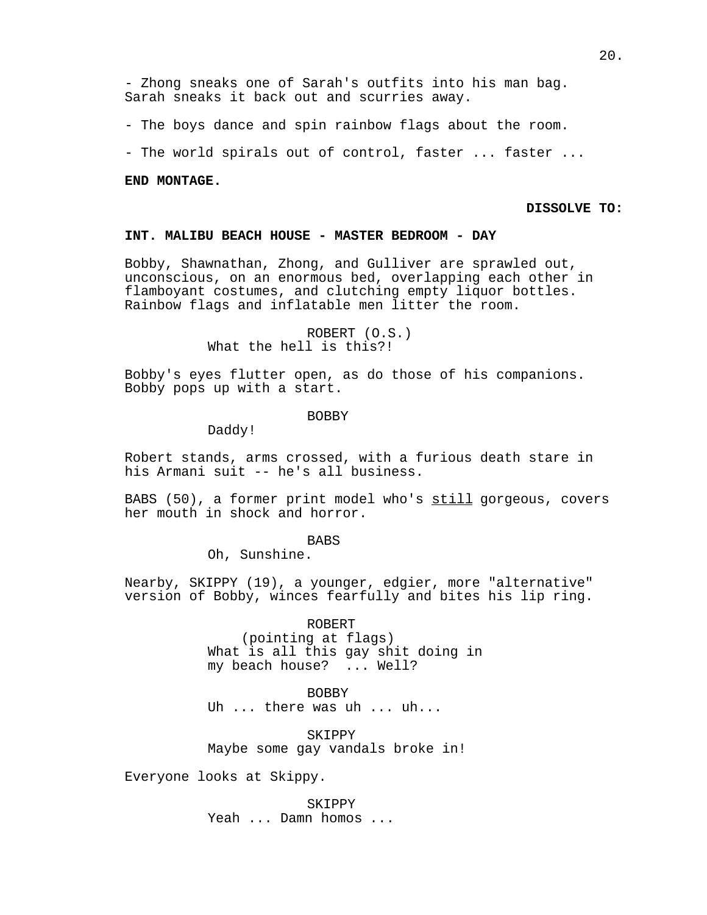- Zhong sneaks one of Sarah's outfits into his man bag. Sarah sneaks it back out and scurries away.

- The boys dance and spin rainbow flags about the room.

- The world spirals out of control, faster ... faster ...

**END MONTAGE.**

**DISSOLVE TO:**

**INT. MALIBU BEACH HOUSE - MASTER BEDROOM - DAY**

Bobby, Shawnathan, Zhong, and Gulliver are sprawled out, unconscious, on an enormous bed, overlapping each other in flamboyant costumes, and clutching empty liquor bottles. Rainbow flags and inflatable men litter the room.

ROBERT (O.S.)
What the hell is this?!

Bobby's eyes flutter open, as do those of his companions. Bobby pops up with a start.

BOBBY
Daddy!

Robert stands, arms crossed, with a furious death stare in his Armani suit -- he's all business.

BABS (50), a former print model who's <u>still</u> gorgeous, covers her mouth in shock and horror.

BABS
Oh, Sunshine.

Nearby, SKIPPY (19), a younger, edgier, more "alternative" version of Bobby, winces fearfully and bites his lip ring.

ROBERT
(pointing at flags)
What is all this gay shit doing in my beach house? ... Well?

BOBBY
Uh ... there was uh ... uh...

SKIPPY
Maybe some gay vandals broke in!

Everyone looks at Skippy.

SKIPPY
Yeah ... Damn homos ...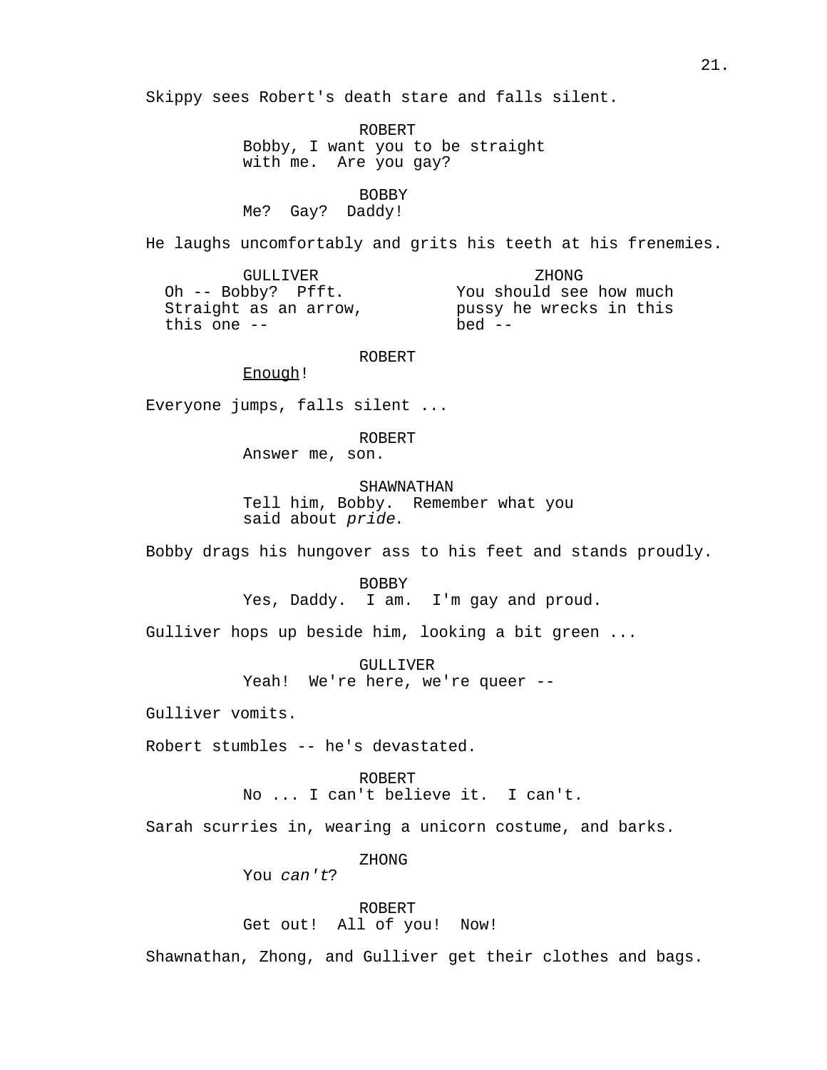Skippy sees Robert's death stare and falls silent.

ROBERT
Bobby, I want you to be straight with me. Are you gay?

BOBBY
Me? Gay? Daddy!

He laughs uncomfortably and grits his teeth at his frenemies.

GULLIVER
Oh -- Bobby? Pfft. Straight as an arrow, this one --

ZHONG
You should see how much pussy he wrecks in this bed --

ROBERT
Enough!

Everyone jumps, falls silent ...

ROBERT
Answer me, son.

SHAWNATHAN
Tell him, Bobby. Remember what you said about *pride*.

Bobby drags his hungover ass to his feet and stands proudly.

BOBBY
Yes, Daddy. I am. I'm gay and proud.

Gulliver hops up beside him, looking a bit green ...

GULLIVER
Yeah! We're here, we're queer --

Gulliver vomits.

Robert stumbles -- he's devastated.

ROBERT
No ... I can't believe it. I can't.

Sarah scurries in, wearing a unicorn costume, and barks.

ZHONG
You *can't*?

ROBERT
Get out! All of you! Now!

Shawnathan, Zhong, and Gulliver get their clothes and bags.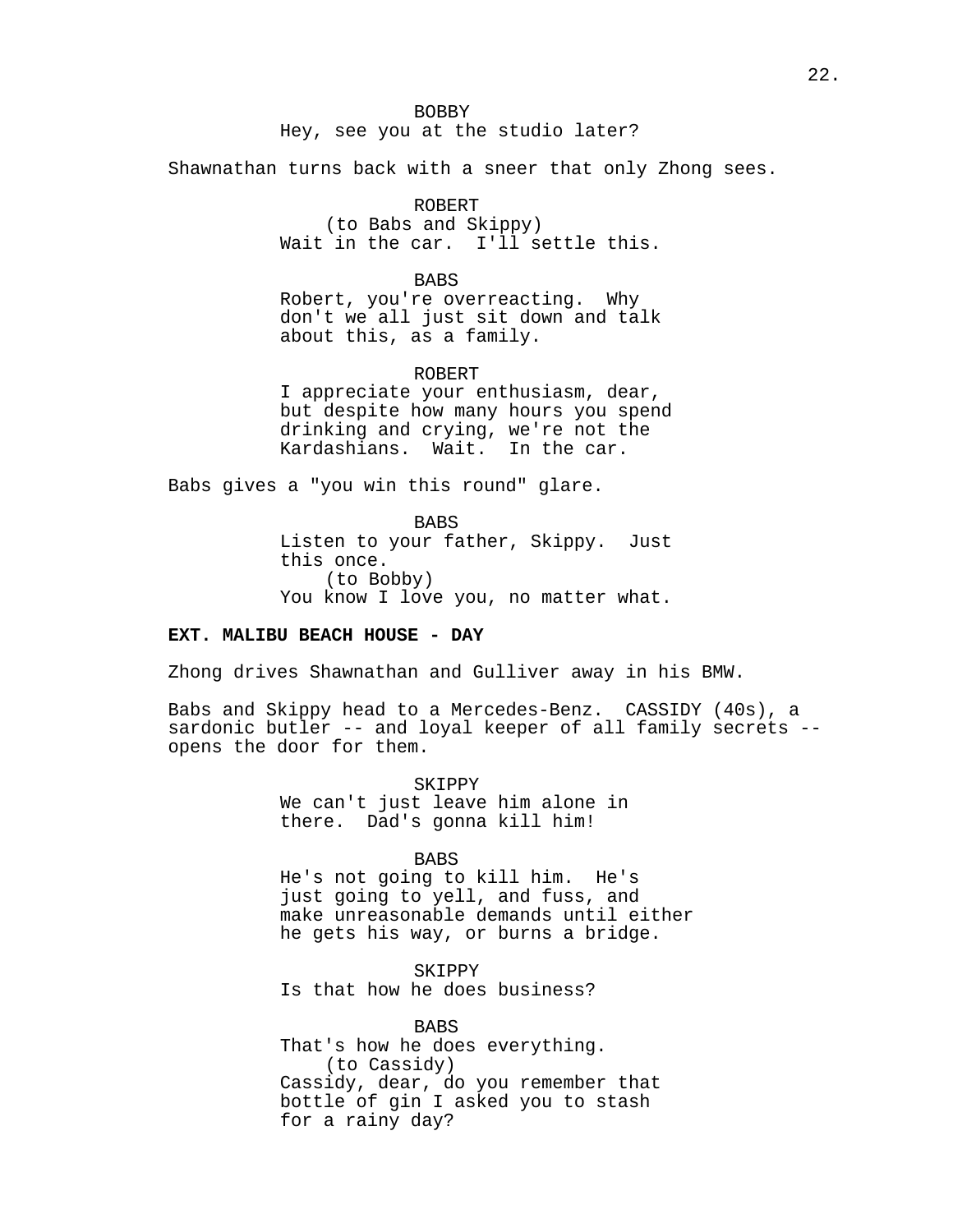BOBBY
Hey, see you at the studio later?

Shawnathan turns back with a sneer that only Zhong sees.

ROBERT
(to Babs and Skippy)
Wait in the car. I'll settle this.

BABS
Robert, you're overreacting. Why don't we all just sit down and talk about this, as a family.

ROBERT
I appreciate your enthusiasm, dear, but despite how many hours you spend drinking and crying, we're not the Kardashians. Wait. In the car.

Babs gives a "you win this round" glare.

BABS
Listen to your father, Skippy. Just this once.
(to Bobby)
You know I love you, no matter what.

**EXT. MALIBU BEACH HOUSE - DAY**

Zhong drives Shawnathan and Gulliver away in his BMW.

Babs and Skippy head to a Mercedes-Benz. CASSIDY (40s), a sardonic butler -- and loyal keeper of all family secrets -- opens the door for them.

SKIPPY
We can't just leave him alone in there. Dad's gonna kill him!

BABS
He's not going to kill him. He's just going to yell, and fuss, and make unreasonable demands until either he gets his way, or burns a bridge.

SKIPPY
Is that how he does business?

BABS
That's how he does everything.
(to Cassidy)
Cassidy, dear, do you remember that bottle of gin I asked you to stash for a rainy day?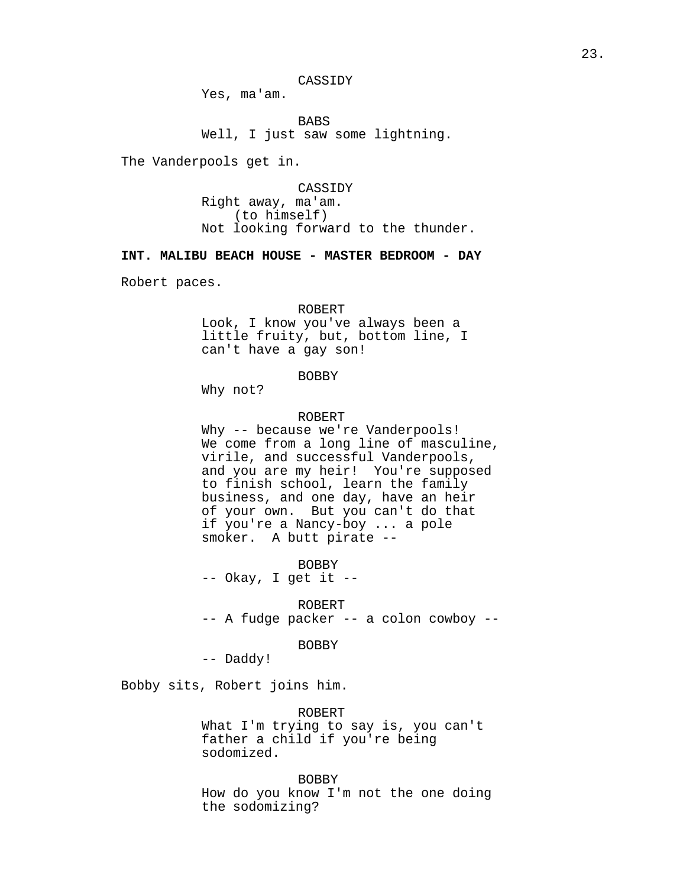CASSIDY
Yes, ma'am.

BABS
Well, I just saw some lightning.

The Vanderpools get in.

CASSIDY
Right away, ma'am.
(to himself)
Not looking forward to the thunder.

**INT. MALIBU BEACH HOUSE - MASTER BEDROOM - DAY**

Robert paces.

ROBERT
Look, I know you've always been a little fruity, but, bottom line, I can't have a gay son!

BOBBY
Why not?

ROBERT
Why -- because we're Vanderpools! We come from a long line of masculine, virile, and successful Vanderpools, and you are my heir! You're supposed to finish school, learn the family business, and one day, have an heir of your own. But you can't do that if you're a Nancy-boy ... a pole smoker. A butt pirate --

BOBBY
-- Okay, I get it --

ROBERT
-- A fudge packer -- a colon cowboy --

BOBBY
-- Daddy!

Bobby sits, Robert joins him.

ROBERT
What I'm trying to say is, you can't father a child if you're being sodomized.

BOBBY
How do you know I'm not the one doing the sodomizing?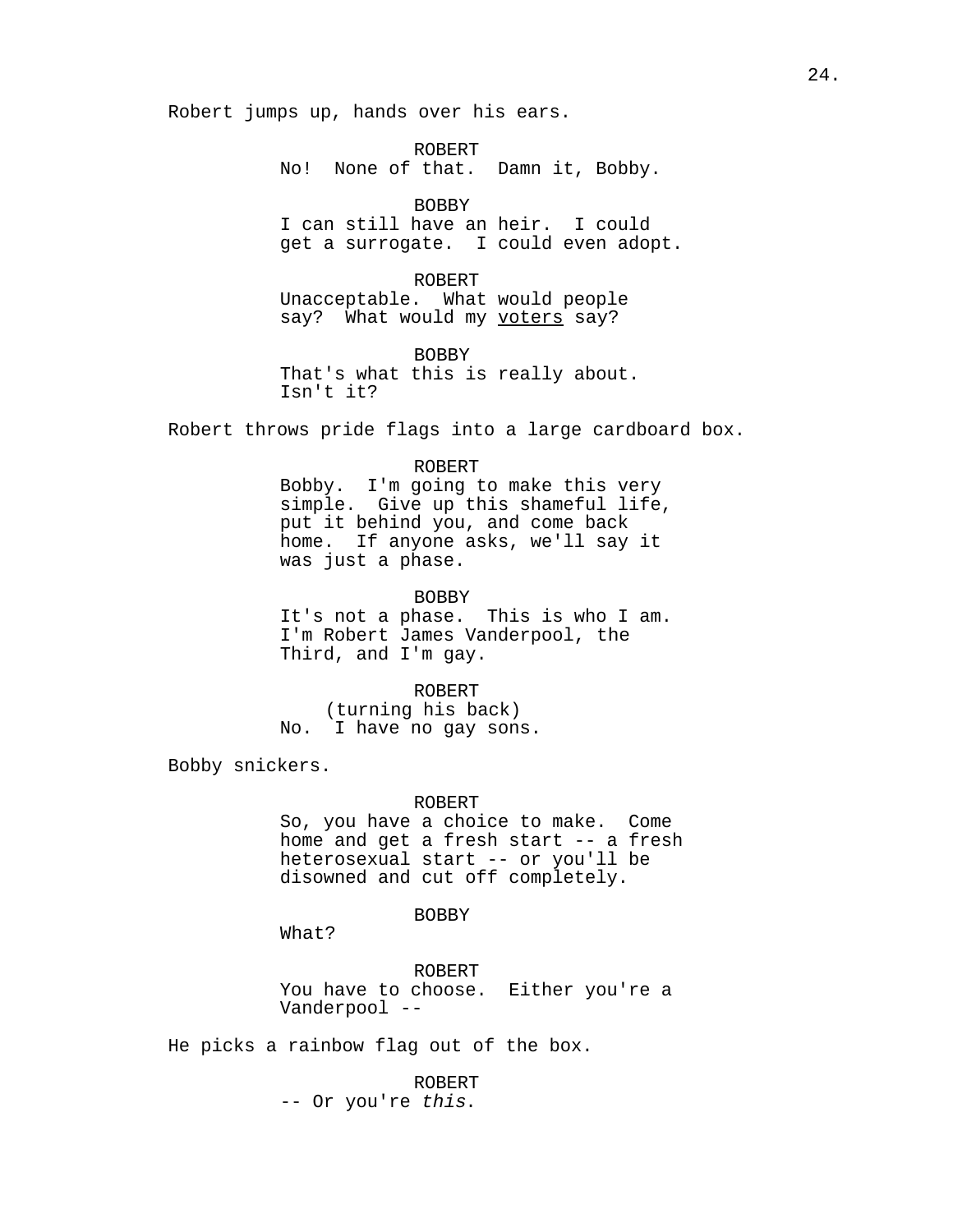Robert jumps up, hands over his ears.

ROBERT
No!  None of that.  Damn it, Bobby.

BOBBY
I can still have an heir.  I could get a surrogate.  I could even adopt.

ROBERT
Unacceptable.  What would people say?  What would my <u>voters</u> say?

BOBBY
That's what this is really about.  Isn't it?

Robert throws pride flags into a large cardboard box.

ROBERT
Bobby.  I'm going to make this very simple.  Give up this shameful life, put it behind you, and come back home.  If anyone asks, we'll say it was just a phase.

BOBBY
It's not a phase.  This is who I am.  I'm Robert James Vanderpool, the Third, and I'm gay.

ROBERT
(turning his back)
No.  I have no gay sons.

Bobby snickers.

ROBERT
So, you have a choice to make.  Come home and get a fresh start -- a fresh heterosexual start -- or you'll be disowned and cut off completely.

BOBBY
What?

ROBERT
You have to choose.  Either you're a Vanderpool --

He picks a rainbow flag out of the box.

ROBERT
-- Or you're *this*.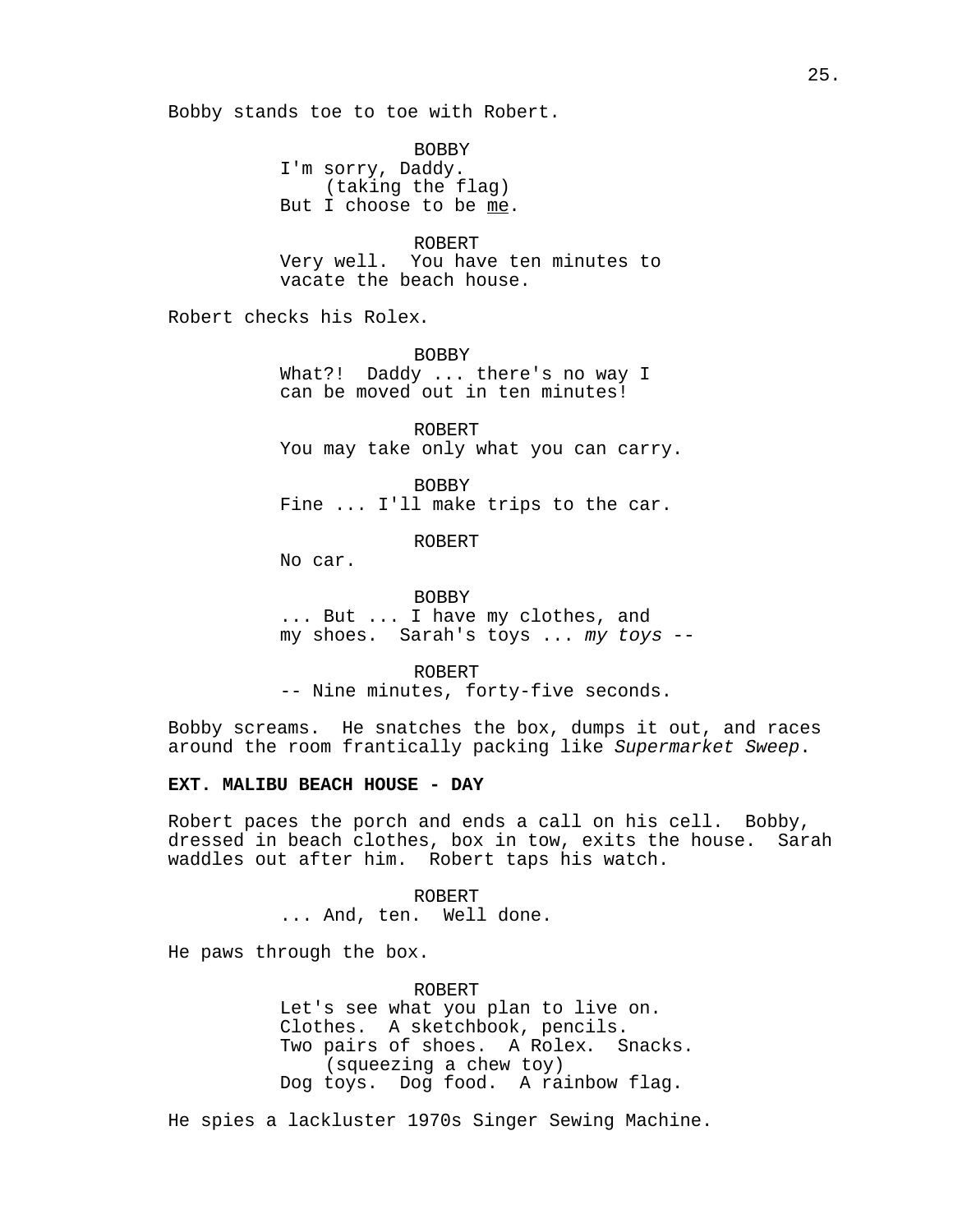Bobby stands toe to toe with Robert.

BOBBY
I'm sorry, Daddy.
(taking the flag)
But I choose to be <u>me</u>.

ROBERT
Very well. You have ten minutes to vacate the beach house.

Robert checks his Rolex.

BOBBY
What?! Daddy ... there's no way I can be moved out in ten minutes!

ROBERT
You may take only what you can carry.

BOBBY
Fine ... I'll make trips to the car.

ROBERT
No car.

BOBBY
... But ... I have my clothes, and my shoes. Sarah's toys ... *my toys* --

ROBERT
-- Nine minutes, forty-five seconds.

Bobby screams. He snatches the box, dumps it out, and races around the room frantically packing like *Supermarket Sweep*.

**EXT. MALIBU BEACH HOUSE - DAY**

Robert paces the porch and ends a call on his cell. Bobby, dressed in beach clothes, box in tow, exits the house. Sarah waddles out after him. Robert taps his watch.

ROBERT
... And, ten. Well done.

He paws through the box.

ROBERT
Let's see what you plan to live on.
Clothes. A sketchbook, pencils.
Two pairs of shoes. A Rolex. Snacks.
(squeezing a chew toy)
Dog toys. Dog food. A rainbow flag.

He spies a lackluster 1970s Singer Sewing Machine.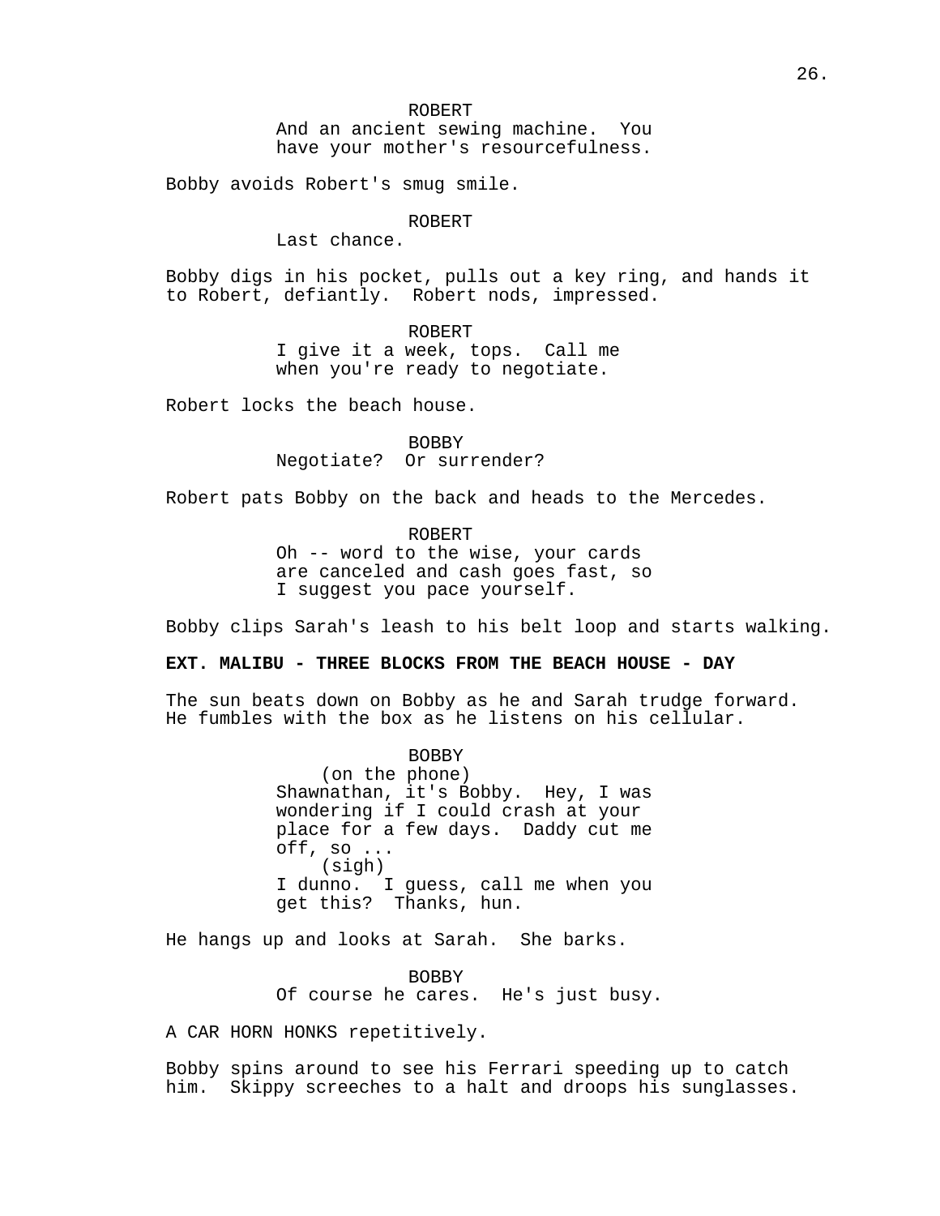ROBERT
And an ancient sewing machine. You have your mother's resourcefulness.

Bobby avoids Robert's smug smile.

ROBERT
Last chance.

Bobby digs in his pocket, pulls out a key ring, and hands it to Robert, defiantly. Robert nods, impressed.

ROBERT
I give it a week, tops. Call me when you're ready to negotiate.

Robert locks the beach house.

BOBBY
Negotiate? Or surrender?

Robert pats Bobby on the back and heads to the Mercedes.

ROBERT
Oh -- word to the wise, your cards are canceled and cash goes fast, so I suggest you pace yourself.

Bobby clips Sarah's leash to his belt loop and starts walking.

**EXT. MALIBU - THREE BLOCKS FROM THE BEACH HOUSE - DAY**

The sun beats down on Bobby as he and Sarah trudge forward. He fumbles with the box as he listens on his cellular.

BOBBY
(on the phone)
Shawnathan, it's Bobby. Hey, I was wondering if I could crash at your place for a few days. Daddy cut me off, so ...
(sigh)
I dunno. I guess, call me when you get this? Thanks, hun.

He hangs up and looks at Sarah. She barks.

BOBBY
Of course he cares. He's just busy.

A CAR HORN HONKS repetitively.

Bobby spins around to see his Ferrari speeding up to catch him. Skippy screeches to a halt and droops his sunglasses.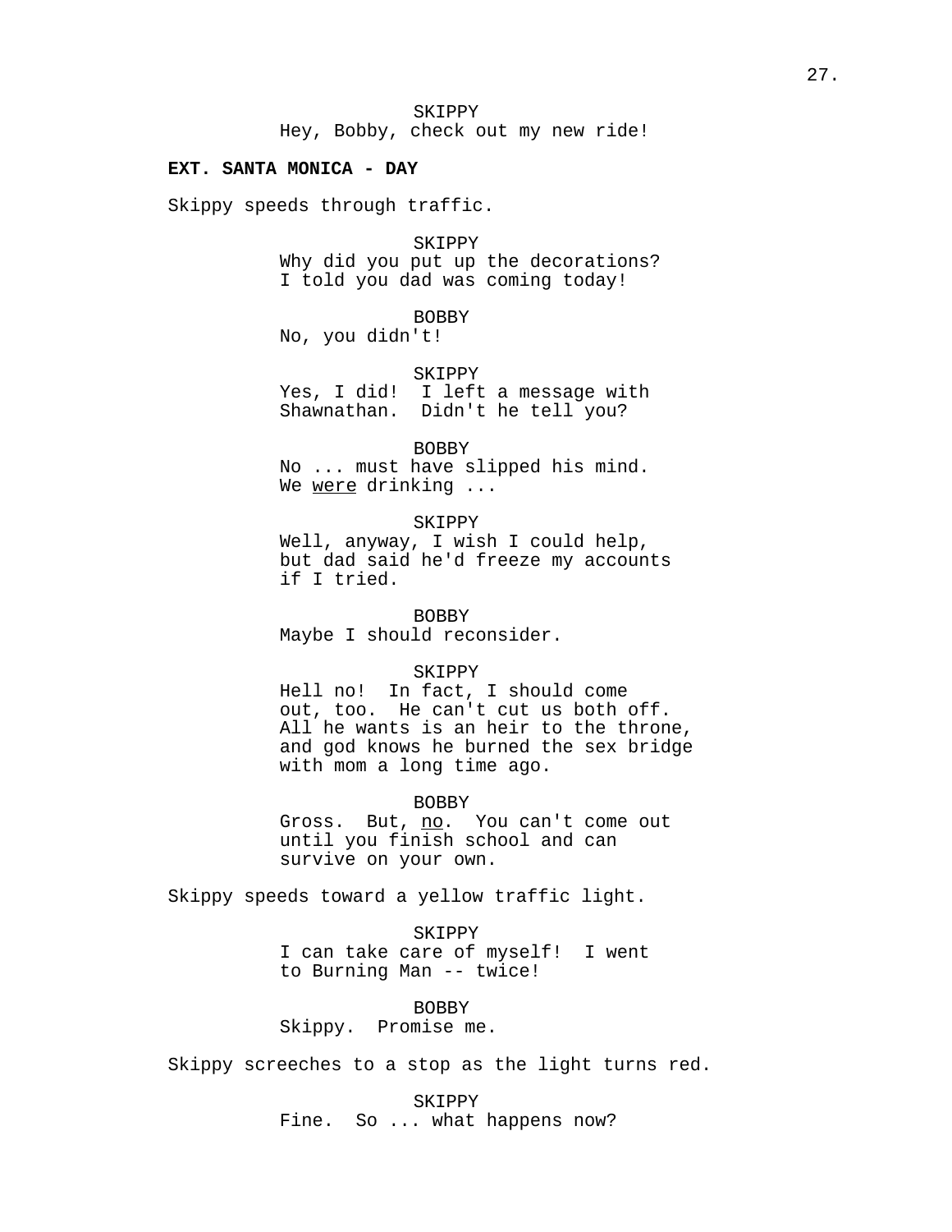SKIPPY
Hey, Bobby, check out my new ride!

**EXT. SANTA MONICA - DAY**

Skippy speeds through traffic.

SKIPPY
Why did you put up the decorations? I told you dad was coming today!

BOBBY
No, you didn't!

SKIPPY
Yes, I did! I left a message with Shawnathan. Didn't he tell you?

BOBBY
No ... must have slipped his mind. We <u>were</u> drinking ...

SKIPPY
Well, anyway, I wish I could help, but dad said he'd freeze my accounts if I tried.

BOBBY
Maybe I should reconsider.

SKIPPY
Hell no! In fact, I should come out, too. He can't cut us both off. All he wants is an heir to the throne, and god knows he burned the sex bridge with mom a long time ago.

BOBBY
Gross. But, <u>no</u>. You can't come out until you finish school and can survive on your own.

Skippy speeds toward a yellow traffic light.

SKIPPY
I can take care of myself! I went to Burning Man -- twice!

BOBBY
Skippy. Promise me.

Skippy screeches to a stop as the light turns red.

SKIPPY
Fine. So ... what happens now?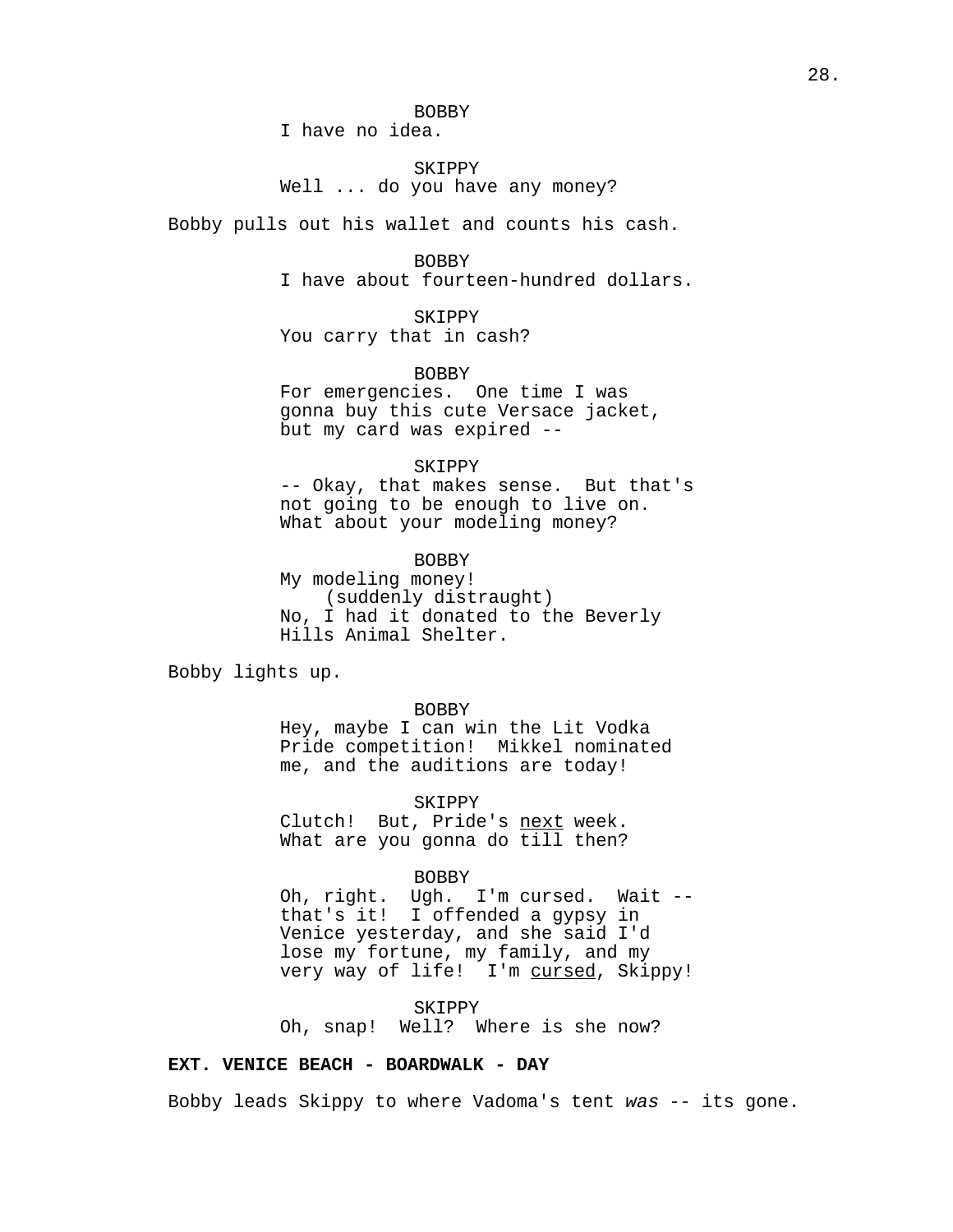BOBBY
I have no idea.

SKIPPY
Well ... do you have any money?

Bobby pulls out his wallet and counts his cash.

BOBBY
I have about fourteen-hundred dollars.

SKIPPY
You carry that in cash?

BOBBY
For emergencies. One time I was gonna buy this cute Versace jacket, but my card was expired --

SKIPPY
-- Okay, that makes sense. But that's not going to be enough to live on. What about your modeling money?

BOBBY
My modeling money!
(suddenly distraught)
No, I had it donated to the Beverly Hills Animal Shelter.

Bobby lights up.

BOBBY
Hey, maybe I can win the Lit Vodka Pride competition! Mikkel nominated me, and the auditions are today!

SKIPPY
Clutch! But, Pride's <u>next</u> week. What are you gonna do till then?

BOBBY
Oh, right. Ugh. I'm cursed. Wait -- that's it! I offended a gypsy in Venice yesterday, and she said I'd lose my fortune, my family, and my very way of life! I'm <u>cursed</u>, Skippy!

SKIPPY
Oh, snap! Well? Where is she now?

**EXT. VENICE BEACH - BOARDWALK - DAY**

Bobby leads Skippy to where Vadoma's tent *was* -- its gone.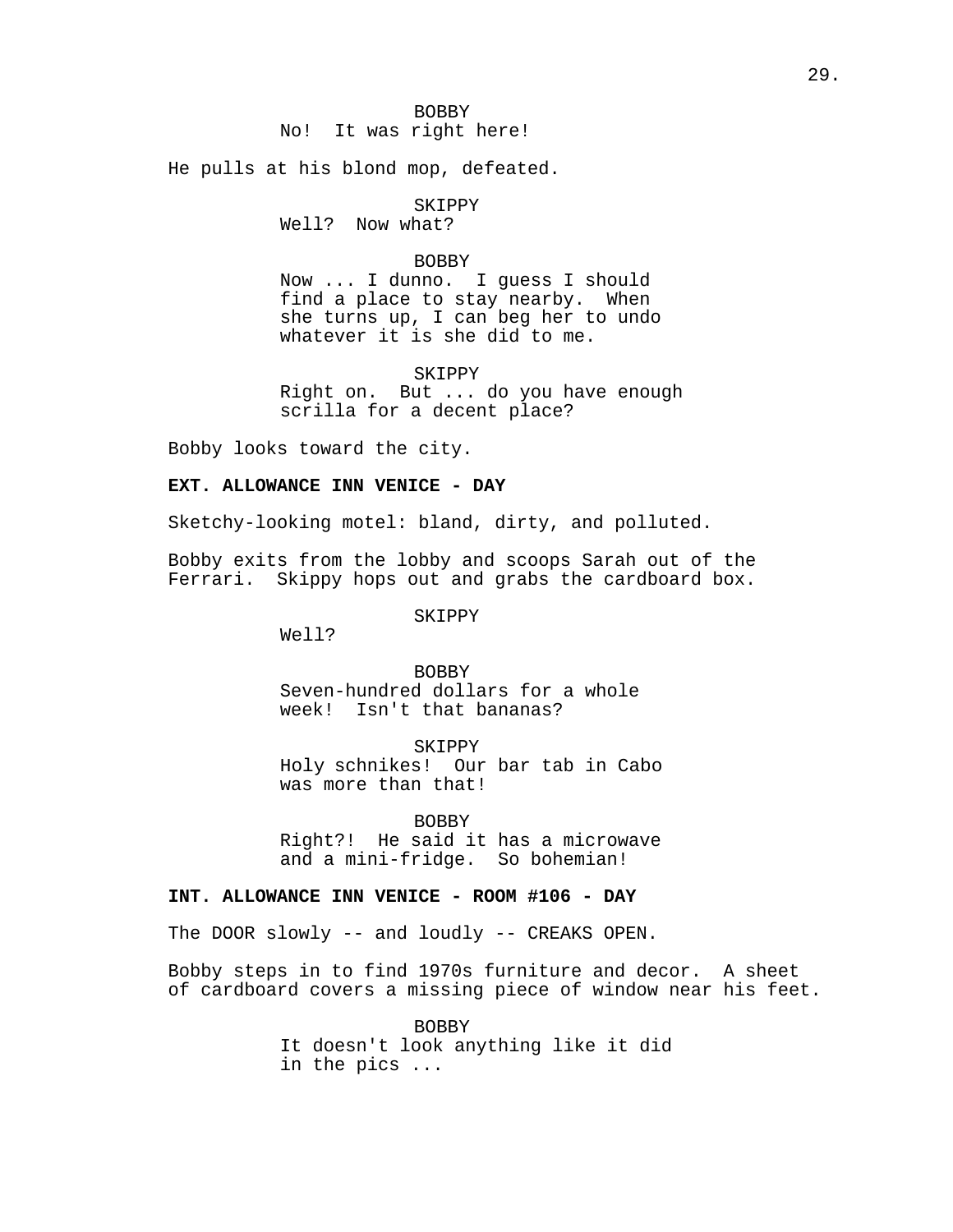BOBBY
No!  It was right here!

He pulls at his blond mop, defeated.

SKIPPY
Well?  Now what?

BOBBY
Now ... I dunno.  I guess I should find a place to stay nearby.  When she turns up, I can beg her to undo whatever it is she did to me.

SKIPPY
Right on.  But ... do you have enough scrilla for a decent place?

Bobby looks toward the city.

**EXT. ALLOWANCE INN VENICE - DAY**

Sketchy-looking motel: bland, dirty, and polluted.

Bobby exits from the lobby and scoops Sarah out of the Ferrari.  Skippy hops out and grabs the cardboard box.

SKIPPY
Well?

BOBBY
Seven-hundred dollars for a whole week!  Isn't that bananas?

SKIPPY
Holy schnikes!  Our bar tab in Cabo was more than that!

BOBBY
Right?!  He said it has a microwave and a mini-fridge.  So bohemian!

**INT. ALLOWANCE INN VENICE - ROOM #106 - DAY**

The DOOR slowly -- and loudly -- CREAKS OPEN.

Bobby steps in to find 1970s furniture and decor.  A sheet of cardboard covers a missing piece of window near his feet.

BOBBY
It doesn't look anything like it did in the pics ...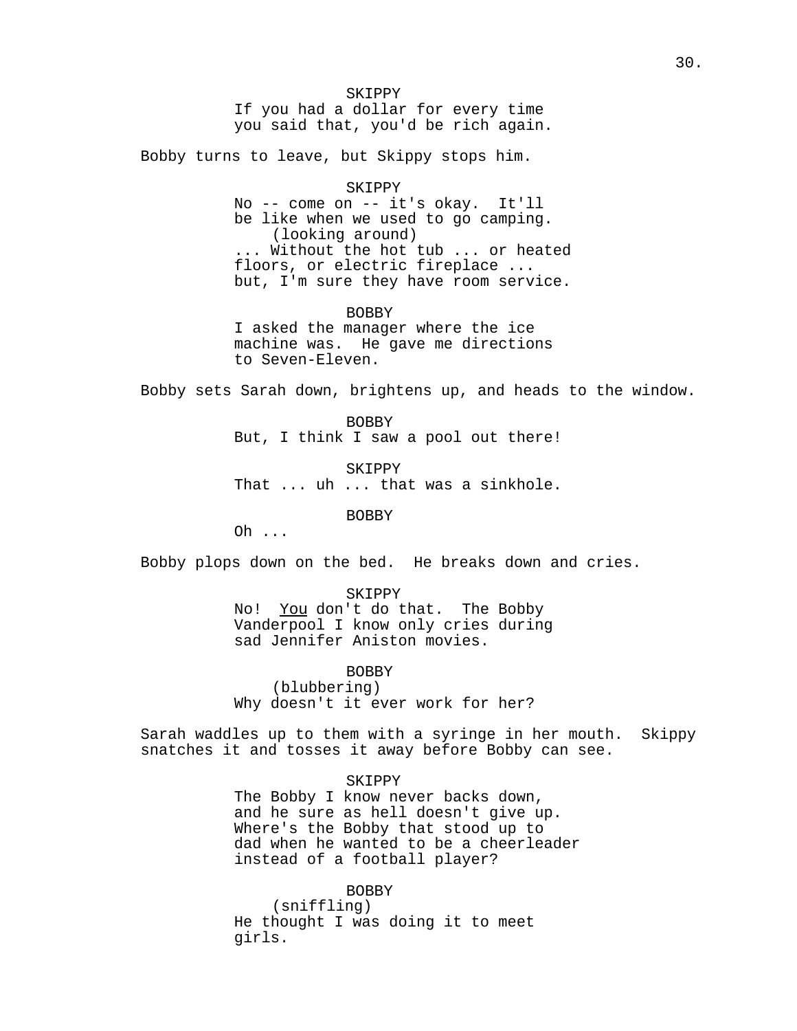SKIPPY
If you had a dollar for every time you said that, you'd be rich again.

Bobby turns to leave, but Skippy stops him.

SKIPPY
No -- come on -- it's okay. It'll be like when we used to go camping.
(looking around)
... Without the hot tub ... or heated floors, or electric fireplace ... but, I'm sure they have room service.

BOBBY
I asked the manager where the ice machine was. He gave me directions to Seven-Eleven.

Bobby sets Sarah down, brightens up, and heads to the window.

BOBBY
But, I think I saw a pool out there!

SKIPPY
That ... uh ... that was a sinkhole.

BOBBY
Oh ...

Bobby plops down on the bed. He breaks down and cries.

SKIPPY
No! _You_ don't do that. The Bobby Vanderpool I know only cries during sad Jennifer Aniston movies.

BOBBY
(blubbering)
Why doesn't it ever work for her?

Sarah waddles up to them with a syringe in her mouth. Skippy snatches it and tosses it away before Bobby can see.

SKIPPY
The Bobby I know never backs down, and he sure as hell doesn't give up. Where's the Bobby that stood up to dad when he wanted to be a cheerleader instead of a football player?

BOBBY
(sniffling)
He thought I was doing it to meet girls.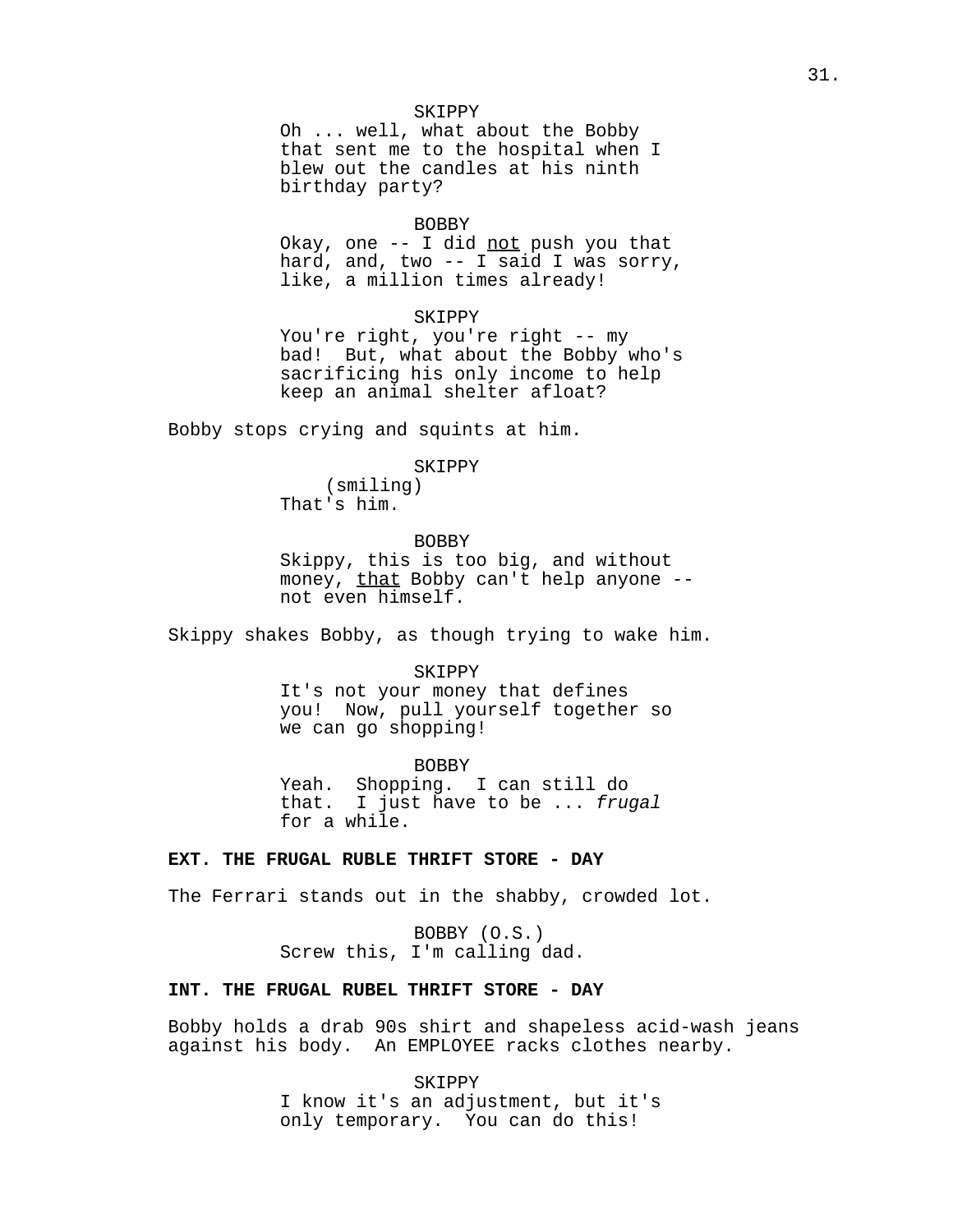SKIPPY
Oh ... well, what about the Bobby that sent me to the hospital when I blew out the candles at his ninth birthday party?

BOBBY
Okay, one -- I did <u>not</u> push you that hard, and, two -- I said I was sorry, like, a million times already!

SKIPPY
You're right, you're right -- my bad! But, what about the Bobby who's sacrificing his only income to help keep an animal shelter afloat?

Bobby stops crying and squints at him.

SKIPPY
(smiling)
That's him.

BOBBY
Skippy, this is too big, and without money, <u>that</u> Bobby can't help anyone -- not even himself.

Skippy shakes Bobby, as though trying to wake him.

SKIPPY
It's not your money that defines you! Now, pull yourself together so we can go shopping!

BOBBY
Yeah. Shopping. I can still do that. I just have to be ... *frugal* for a while.

**EXT. THE FRUGAL RUBLE THRIFT STORE - DAY**

The Ferrari stands out in the shabby, crowded lot.

BOBBY (O.S.)
Screw this, I'm calling dad.

**INT. THE FRUGAL RUBEL THRIFT STORE - DAY**

Bobby holds a drab 90s shirt and shapeless acid-wash jeans against his body. An EMPLOYEE racks clothes nearby.

SKIPPY
I know it's an adjustment, but it's only temporary. You can do this!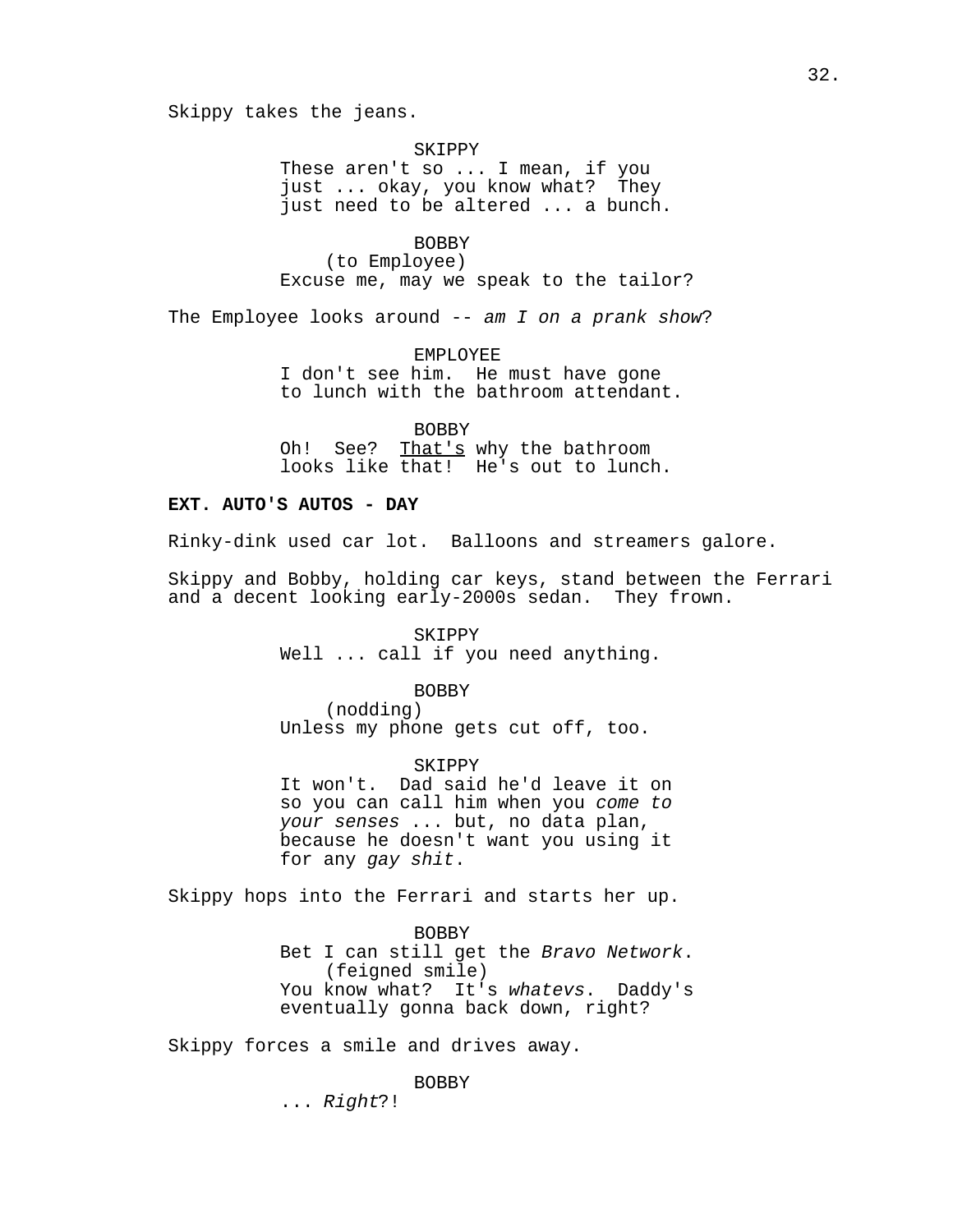Skippy takes the jeans.

SKIPPY
These aren't so ... I mean, if you just ... okay, you know what? They just need to be altered ... a bunch.

BOBBY
(to Employee)
Excuse me, may we speak to the tailor?

The Employee looks around -- *am I on a prank show*?

EMPLOYEE
I don't see him. He must have gone to lunch with the bathroom attendant.

BOBBY
Oh! See? <u>That's</u> why the bathroom looks like that! He's out to lunch.

**EXT. AUTO'S AUTOS - DAY**

Rinky-dink used car lot. Balloons and streamers galore.

Skippy and Bobby, holding car keys, stand between the Ferrari and a decent looking early-2000s sedan. They frown.

SKIPPY
Well ... call if you need anything.

BOBBY
(nodding)
Unless my phone gets cut off, too.

SKIPPY
It won't. Dad said he'd leave it on so you can call him when you *come to your senses* ... but, no data plan, because he doesn't want you using it for any *gay shit*.

Skippy hops into the Ferrari and starts her up.

BOBBY
Bet I can still get the *Bravo Network*.
(feigned smile)
You know what? It's *whatevs*. Daddy's eventually gonna back down, right?

Skippy forces a smile and drives away.

BOBBY
... *Right*?!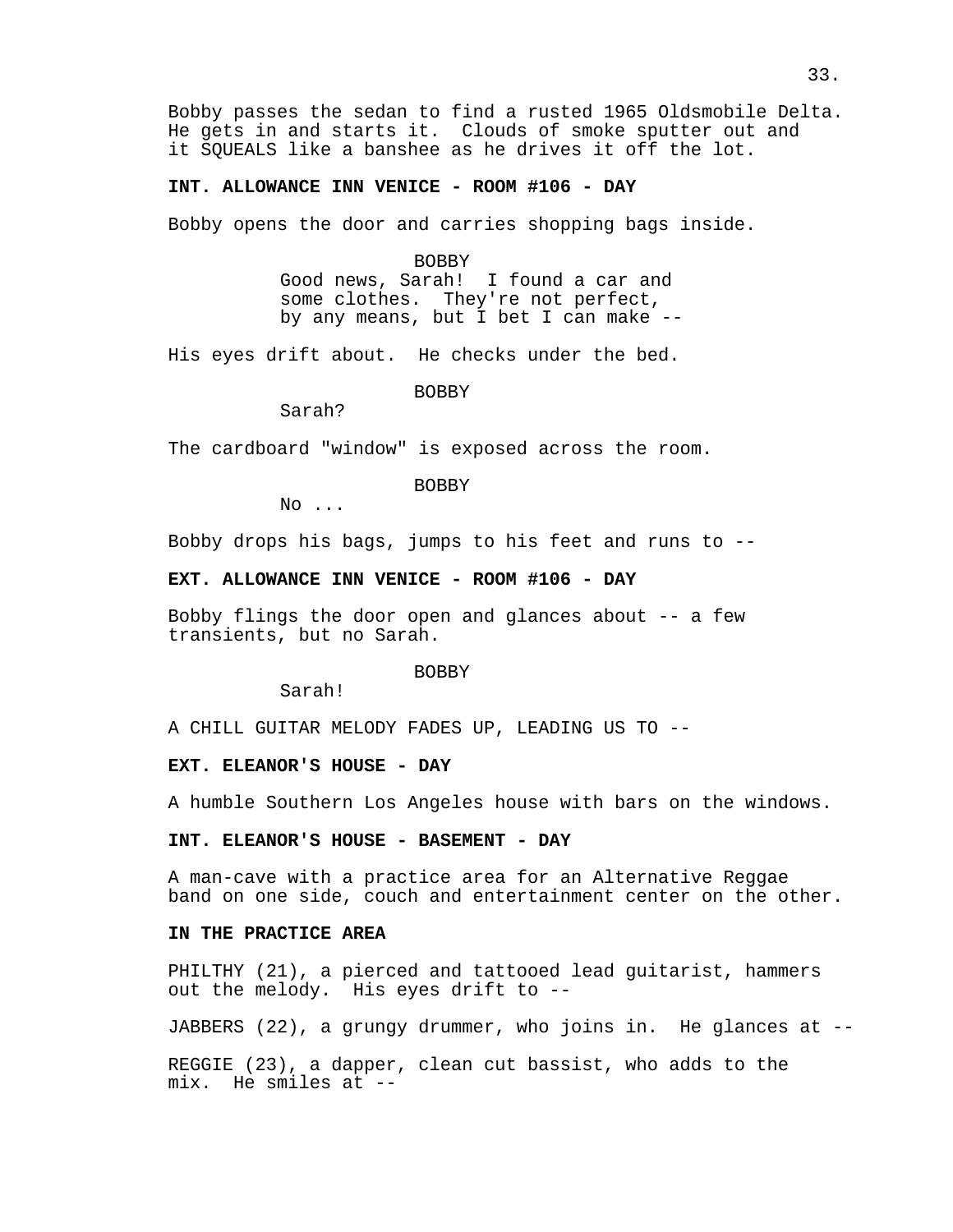Bobby passes the sedan to find a rusted 1965 Oldsmobile Delta. He gets in and starts it. Clouds of smoke sputter out and it SQUEALS like a banshee as he drives it off the lot.

**INT. ALLOWANCE INN VENICE - ROOM #106 - DAY**

Bobby opens the door and carries shopping bags inside.

BOBBY
Good news, Sarah! I found a car and some clothes. They're not perfect, by any means, but I bet I can make --

His eyes drift about. He checks under the bed.

BOBBY
Sarah?

The cardboard "window" is exposed across the room.

BOBBY
No ...

Bobby drops his bags, jumps to his feet and runs to --

**EXT. ALLOWANCE INN VENICE - ROOM #106 - DAY**

Bobby flings the door open and glances about -- a few transients, but no Sarah.

BOBBY
Sarah!

A CHILL GUITAR MELODY FADES UP, LEADING US TO --

**EXT. ELEANOR'S HOUSE - DAY**

A humble Southern Los Angeles house with bars on the windows.

**INT. ELEANOR'S HOUSE - BASEMENT - DAY**

A man-cave with a practice area for an Alternative Reggae band on one side, couch and entertainment center on the other.

**IN THE PRACTICE AREA**

PHILTHY (21), a pierced and tattooed lead guitarist, hammers out the melody. His eyes drift to --

JABBERS (22), a grungy drummer, who joins in. He glances at --

REGGIE (23), a dapper, clean cut bassist, who adds to the mix. He smiles at --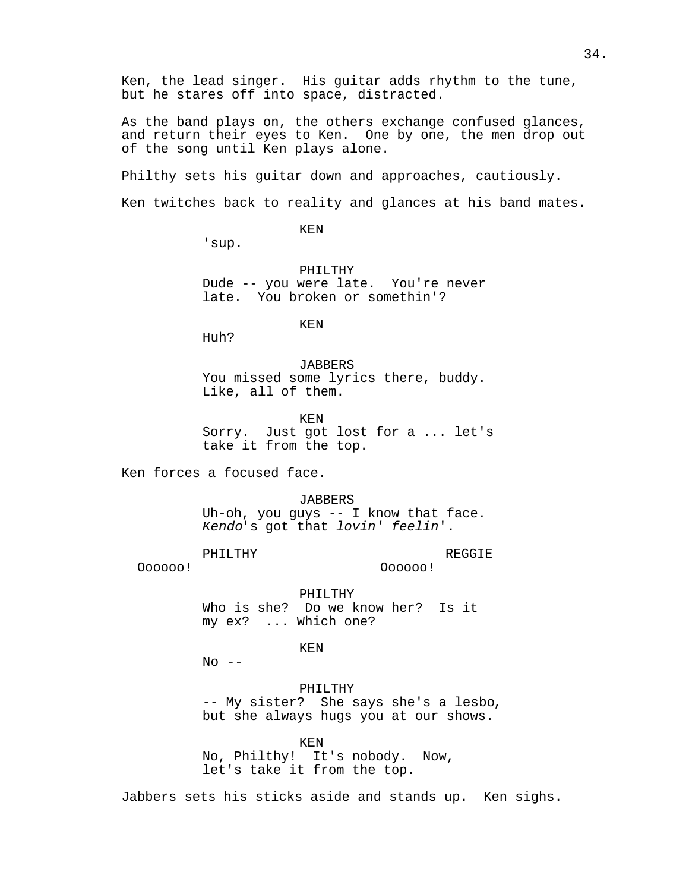Ken, the lead singer. His guitar adds rhythm to the tune, but he stares off into space, distracted.

As the band plays on, the others exchange confused glances, and return their eyes to Ken. One by one, the men drop out of the song until Ken plays alone.

Philthy sets his guitar down and approaches, cautiously.

Ken twitches back to reality and glances at his band mates.

KEN
'sup.

PHILTHY
Dude -- you were late. You're never late. You broken or somethin'?

KEN
Huh?

JABBERS
You missed some lyrics there, buddy. Like, <u>all</u> of them.

KEN
Sorry. Just got lost for a ... let's take it from the top.

Ken forces a focused face.

JABBERS
Uh-oh, you guys -- I know that face. *Kendo*'s got that *lovin' feelin*'.

PHILTHY
Oooooo!

REGGIE
Oooooo!

PHILTHY
Who is she? Do we know her? Is it my ex? ... Which one?

KEN
No --

PHILTHY
-- My sister? She says she's a lesbo, but she always hugs you at our shows.

KEN
No, Philthy! It's nobody. Now, let's take it from the top.

Jabbers sets his sticks aside and stands up. Ken sighs.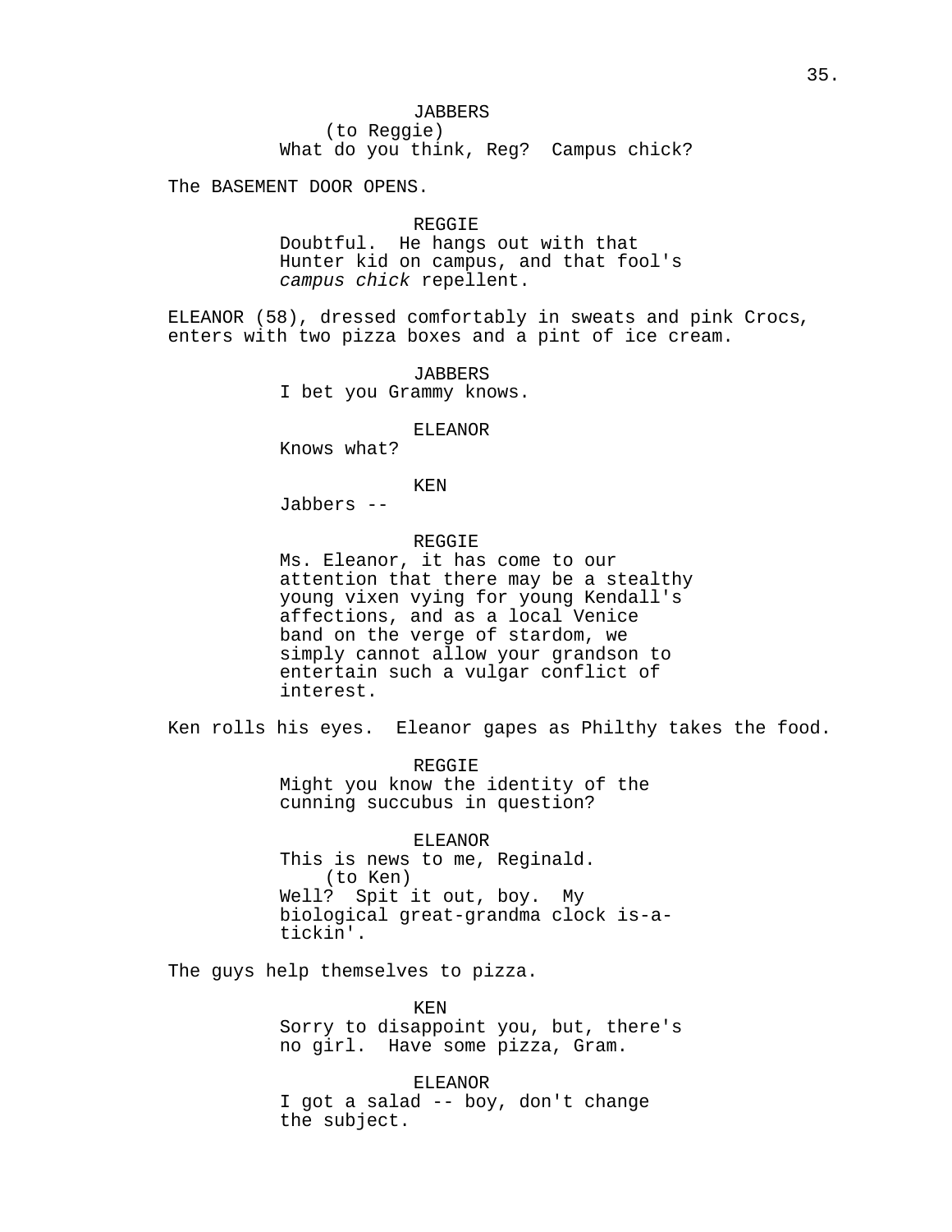JABBERS
(to Reggie)
What do you think, Reg? Campus chick?

The BASEMENT DOOR OPENS.

REGGIE
Doubtful. He hangs out with that Hunter kid on campus, and that fool's *campus chick* repellent.

ELEANOR (58), dressed comfortably in sweats and pink Crocs, enters with two pizza boxes and a pint of ice cream.

JABBERS
I bet you Grammy knows.

ELEANOR
Knows what?

KEN
Jabbers --

REGGIE
Ms. Eleanor, it has come to our attention that there may be a stealthy young vixen vying for young Kendall's affections, and as a local Venice band on the verge of stardom, we simply cannot allow your grandson to entertain such a vulgar conflict of interest.

Ken rolls his eyes. Eleanor gapes as Philthy takes the food.

REGGIE
Might you know the identity of the cunning succubus in question?

ELEANOR
This is news to me, Reginald.
(to Ken)
Well? Spit it out, boy. My biological great-grandma clock is-a-tickin'.

The guys help themselves to pizza.

KEN
Sorry to disappoint you, but, there's no girl. Have some pizza, Gram.

ELEANOR
I got a salad -- boy, don't change the subject.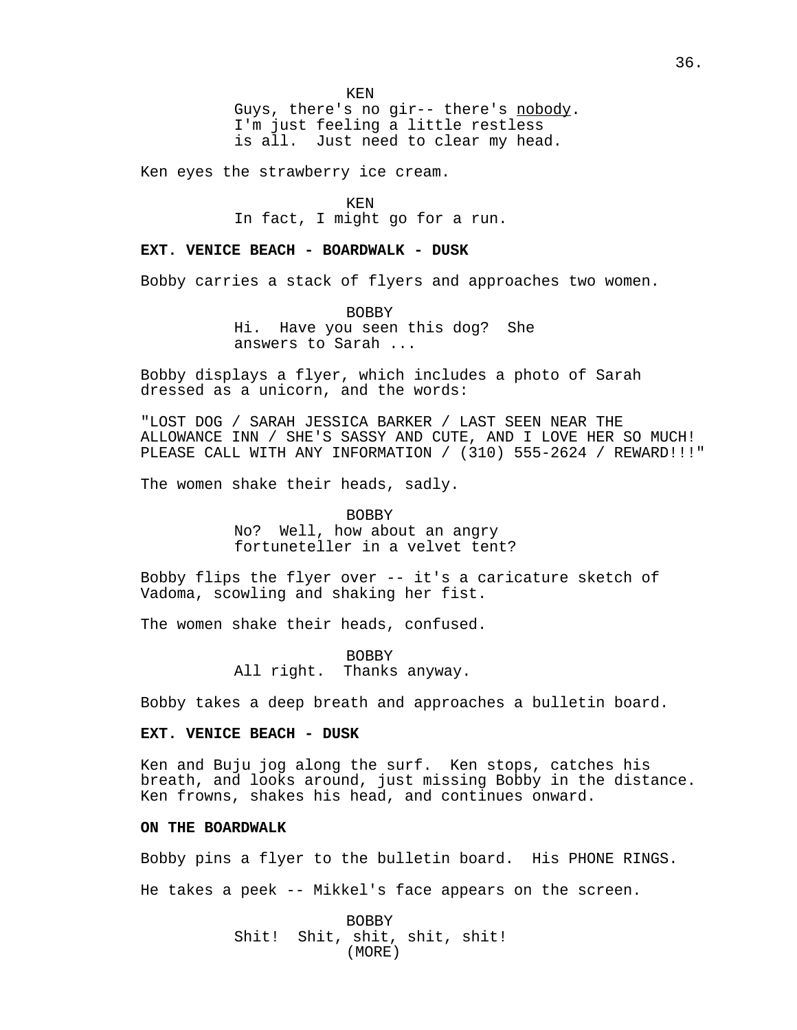KEN
Guys, there's no gir-- there's <u>nobody</u>. I'm just feeling a little restless is all. Just need to clear my head.

Ken eyes the strawberry ice cream.

KEN
In fact, I might go for a run.

**EXT. VENICE BEACH - BOARDWALK - DUSK**

Bobby carries a stack of flyers and approaches two women.

BOBBY
Hi. Have you seen this dog? She answers to Sarah ...

Bobby displays a flyer, which includes a photo of Sarah dressed as a unicorn, and the words:

"LOST DOG / SARAH JESSICA BARKER / LAST SEEN NEAR THE ALLOWANCE INN / SHE'S SASSY AND CUTE, AND I LOVE HER SO MUCH! PLEASE CALL WITH ANY INFORMATION / (310) 555-2624 / REWARD!!!"

The women shake their heads, sadly.

BOBBY
No? Well, how about an angry fortuneteller in a velvet tent?

Bobby flips the flyer over -- it's a caricature sketch of Vadoma, scowling and shaking her fist.

The women shake their heads, confused.

BOBBY
All right. Thanks anyway.

Bobby takes a deep breath and approaches a bulletin board.

**EXT. VENICE BEACH - DUSK**

Ken and Buju jog along the surf. Ken stops, catches his breath, and looks around, just missing Bobby in the distance. Ken frowns, shakes his head, and continues onward.

**ON THE BOARDWALK**

Bobby pins a flyer to the bulletin board. His PHONE RINGS.

He takes a peek -- Mikkel's face appears on the screen.

BOBBY
Shit! Shit, shit, shit, shit!
(MORE)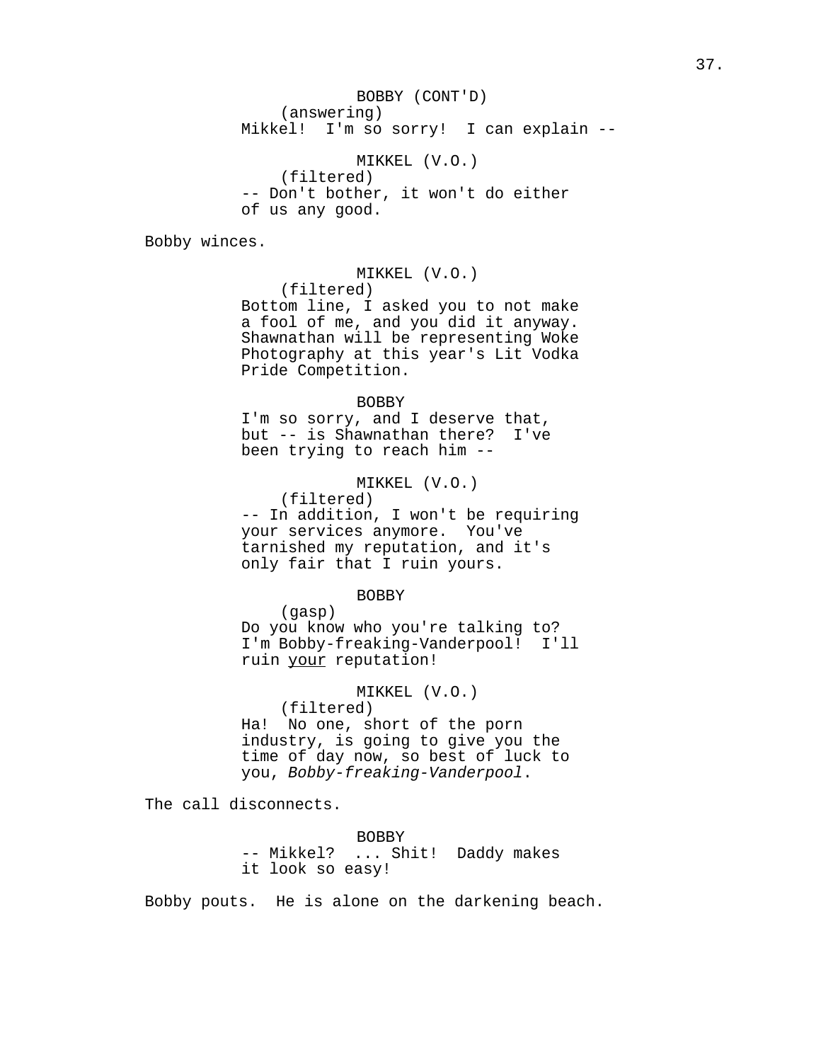BOBBY (CONT'D)
(answering)
Mikkel! I'm so sorry! I can explain --

MIKKEL (V.O.)
(filtered)
-- Don't bother, it won't do either of us any good.

Bobby winces.

MIKKEL (V.O.)
(filtered)
Bottom line, I asked you to not make a fool of me, and you did it anyway. Shawnathan will be representing Woke Photography at this year's Lit Vodka Pride Competition.

BOBBY
I'm so sorry, and I deserve that, but -- is Shawnathan there? I've been trying to reach him --

MIKKEL (V.O.)
(filtered)
-- In addition, I won't be requiring your services anymore. You've tarnished my reputation, and it's only fair that I ruin yours.

BOBBY
(gasp)
Do you know who you're talking to? I'm Bobby-freaking-Vanderpool! I'll ruin <u>your</u> reputation!

MIKKEL (V.O.)
(filtered)
Ha! No one, short of the porn industry, is going to give you the time of day now, so best of luck to you, *Bobby-freaking-Vanderpool*.

The call disconnects.

BOBBY
-- Mikkel? ... Shit! Daddy makes it look so easy!

Bobby pouts. He is alone on the darkening beach.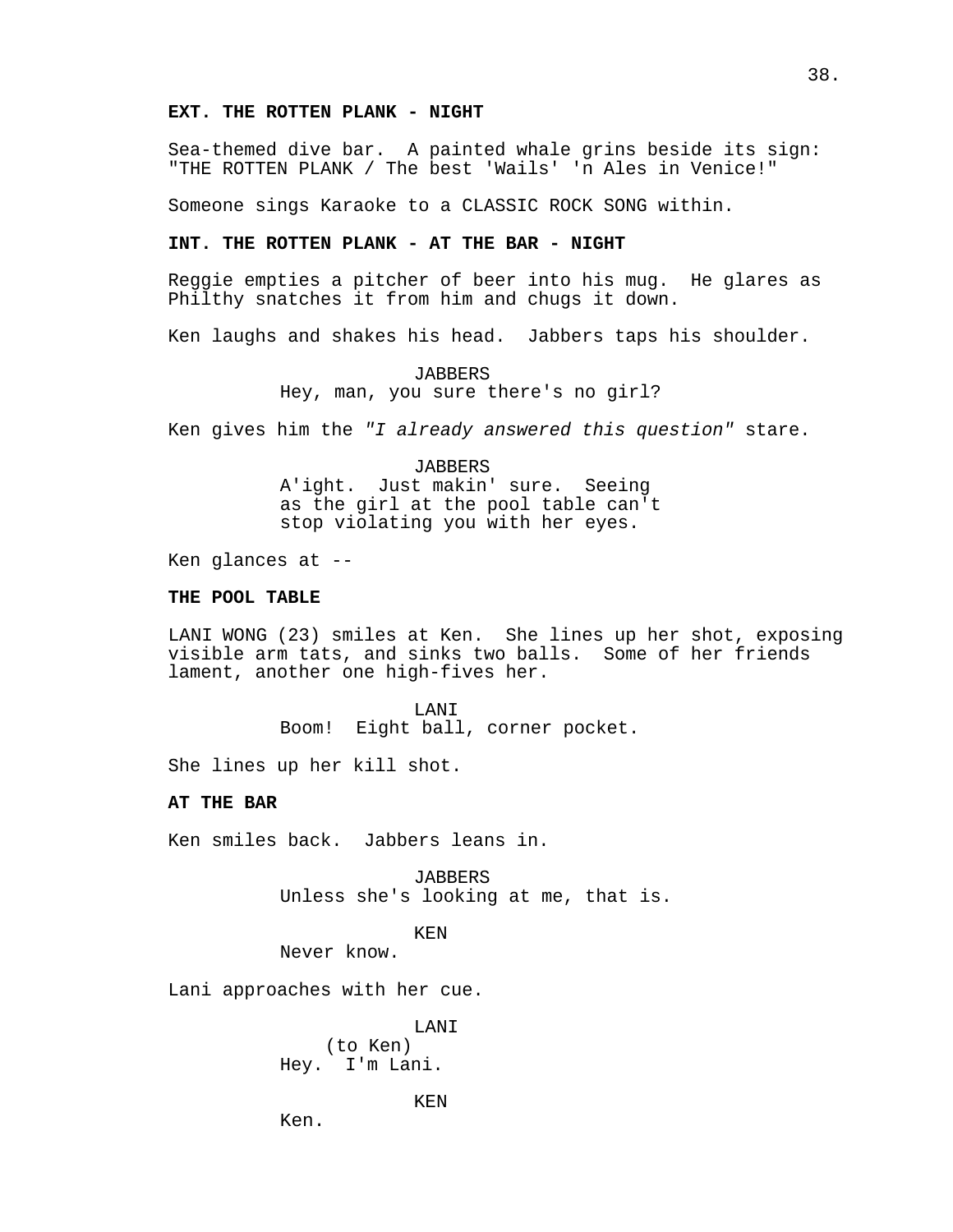**EXT. THE ROTTEN PLANK - NIGHT**

Sea-themed dive bar. A painted whale grins beside its sign: "THE ROTTEN PLANK / The best 'Wails' 'n Ales in Venice!"

Someone sings Karaoke to a CLASSIC ROCK SONG within.

**INT. THE ROTTEN PLANK - AT THE BAR - NIGHT**

Reggie empties a pitcher of beer into his mug. He glares as Philthy snatches it from him and chugs it down.

Ken laughs and shakes his head. Jabbers taps his shoulder.

JABBERS
Hey, man, you sure there's no girl?

Ken gives him the *"I already answered this question"* stare.

JABBERS
A'ight. Just makin' sure. Seeing as the girl at the pool table can't stop violating you with her eyes.

Ken glances at --

**THE POOL TABLE**

LANI WONG (23) smiles at Ken. She lines up her shot, exposing visible arm tats, and sinks two balls. Some of her friends lament, another one high-fives her.

LANI
Boom! Eight ball, corner pocket.

She lines up her kill shot.

**AT THE BAR**

Ken smiles back. Jabbers leans in.

JABBERS
Unless she's looking at me, that is.

KEN
Never know.

Lani approaches with her cue.

LANI
(to Ken)
Hey. I'm Lani.

KEN
Ken.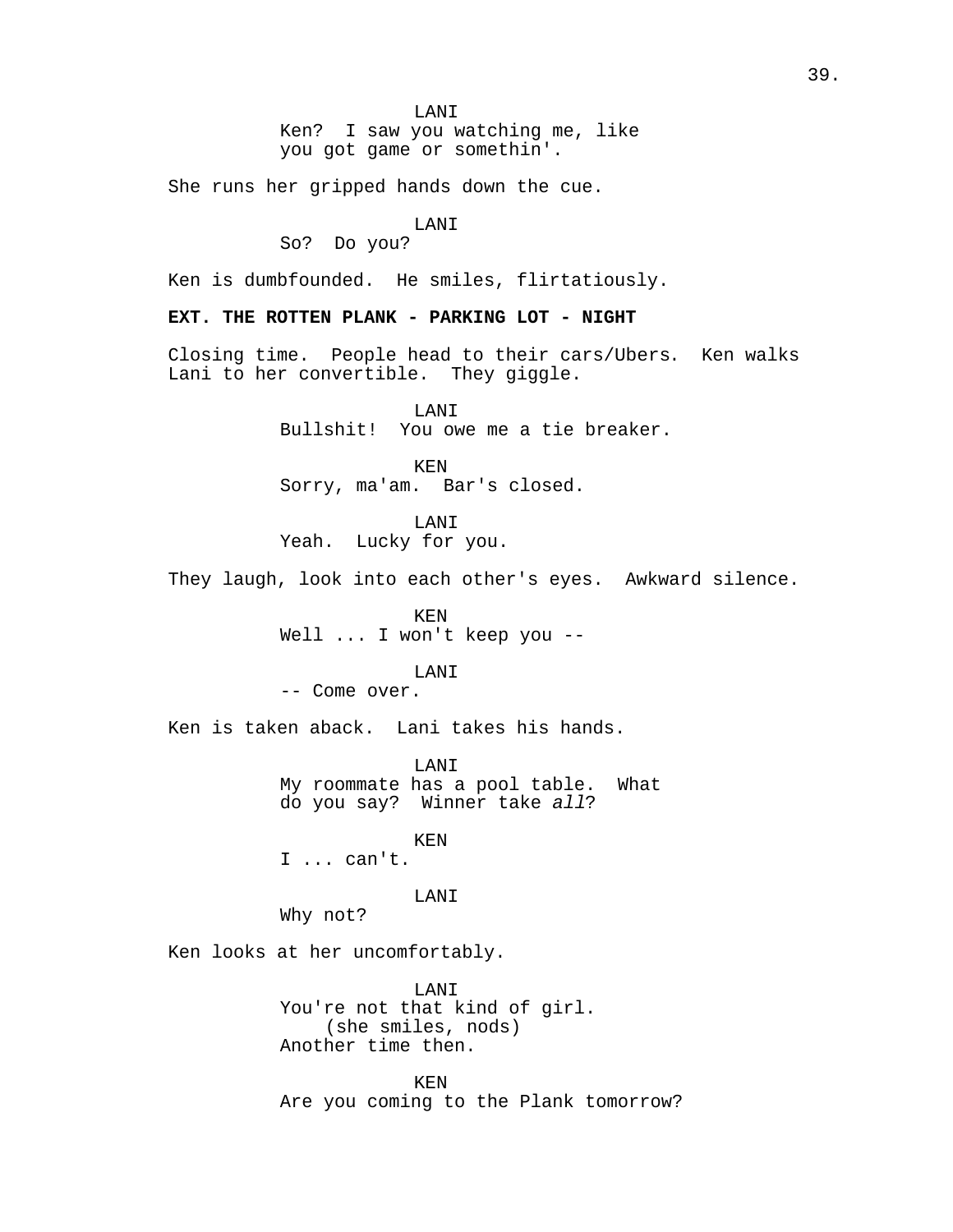LANI
Ken? I saw you watching me, like you got game or somethin'.

She runs her gripped hands down the cue.

LANI
So? Do you?

Ken is dumbfounded. He smiles, flirtatiously.

**EXT. THE ROTTEN PLANK - PARKING LOT - NIGHT**

Closing time. People head to their cars/Ubers. Ken walks Lani to her convertible. They giggle.

LANI
Bullshit! You owe me a tie breaker.

KEN
Sorry, ma'am. Bar's closed.

LANI
Yeah. Lucky for you.

They laugh, look into each other's eyes. Awkward silence.

KEN
Well ... I won't keep you --

LANI
-- Come over.

Ken is taken aback. Lani takes his hands.

LANI
My roommate has a pool table. What do you say? Winner take *all*?

KEN
I ... can't.

LANI
Why not?

Ken looks at her uncomfortably.

LANI
You're not that kind of girl.
(she smiles, nods)
Another time then.

KEN
Are you coming to the Plank tomorrow?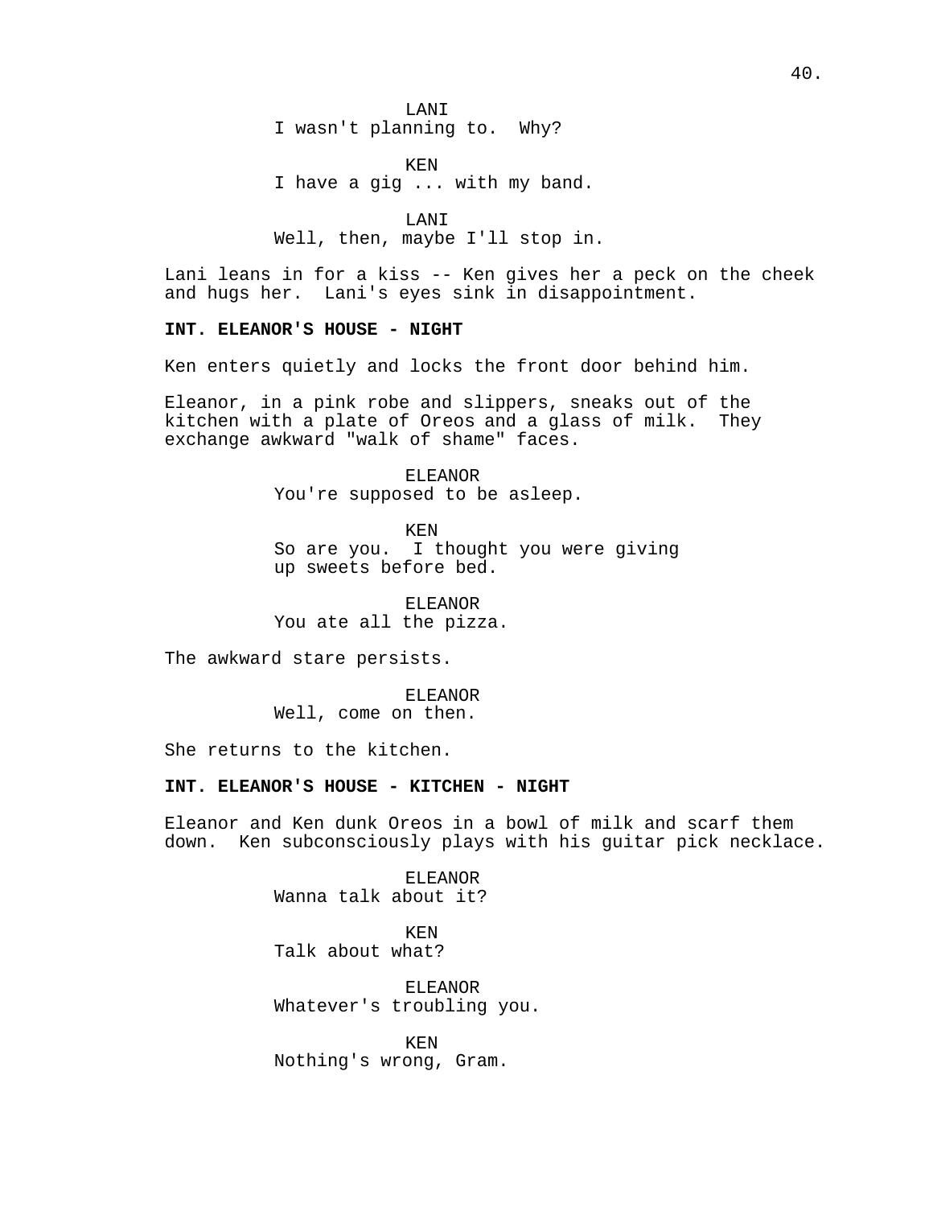LANI
I wasn't planning to.  Why?

KEN
I have a gig ... with my band.

LANI
Well, then, maybe I'll stop in.

Lani leans in for a kiss -- Ken gives her a peck on the cheek and hugs her.  Lani's eyes sink in disappointment.

**INT. ELEANOR'S HOUSE - NIGHT**

Ken enters quietly and locks the front door behind him.

Eleanor, in a pink robe and slippers, sneaks out of the kitchen with a plate of Oreos and a glass of milk.  They exchange awkward "walk of shame" faces.

ELEANOR
You're supposed to be asleep.

KEN
So are you.  I thought you were giving up sweets before bed.

ELEANOR
You ate all the pizza.

The awkward stare persists.

ELEANOR
Well, come on then.

She returns to the kitchen.

**INT. ELEANOR'S HOUSE - KITCHEN - NIGHT**

Eleanor and Ken dunk Oreos in a bowl of milk and scarf them down.  Ken subconsciously plays with his guitar pick necklace.

ELEANOR
Wanna talk about it?

KEN
Talk about what?

ELEANOR
Whatever's troubling you.

KEN
Nothing's wrong, Gram.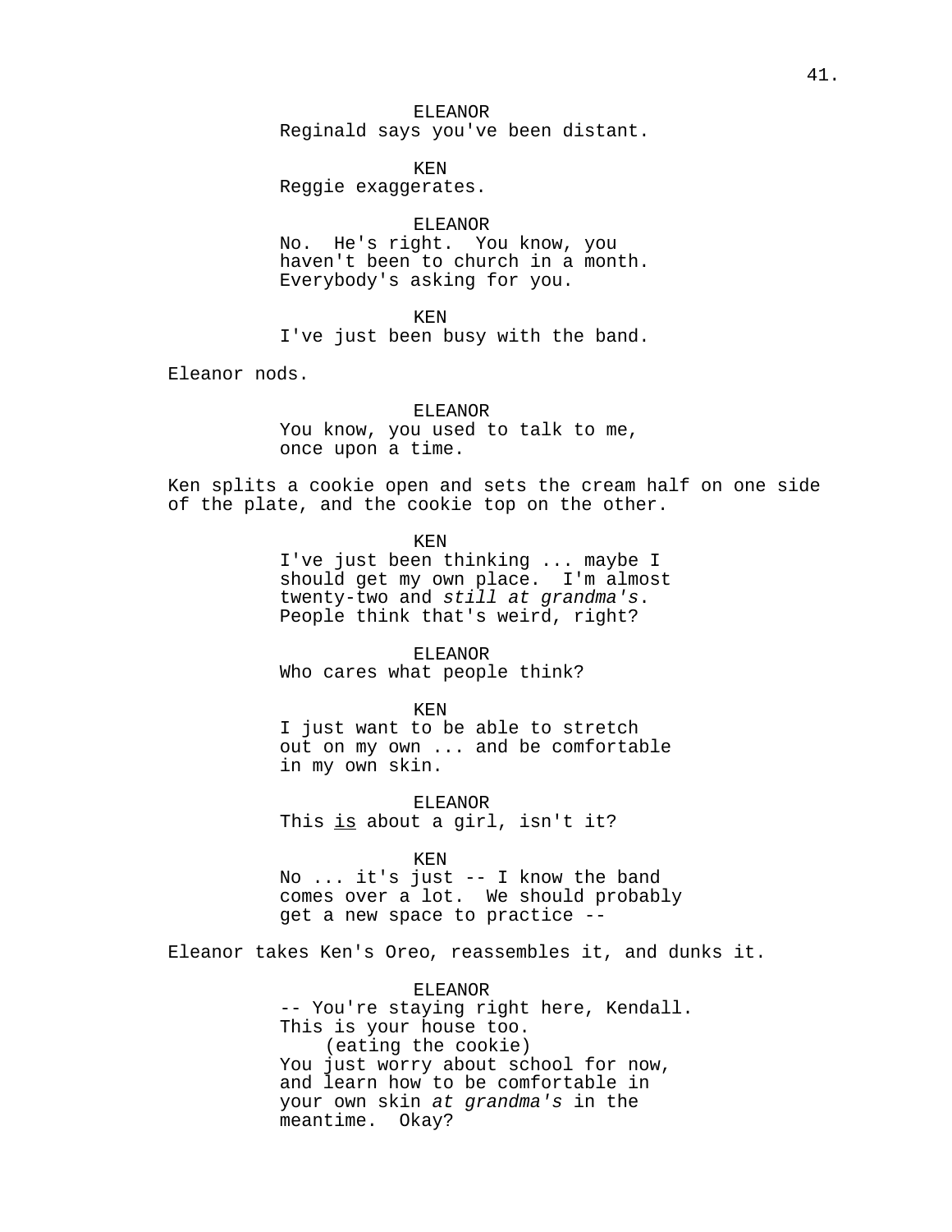ELEANOR
Reginald says you've been distant.

KEN
Reggie exaggerates.

ELEANOR
No.  He's right.  You know, you haven't been to church in a month. Everybody's asking for you.

KEN
I've just been busy with the band.

Eleanor nods.

ELEANOR
You know, you used to talk to me, once upon a time.

Ken splits a cookie open and sets the cream half on one side of the plate, and the cookie top on the other.

KEN
I've just been thinking ... maybe I should get my own place.  I'm almost twenty-two and *still at grandma's*. People think that's weird, right?

ELEANOR
Who cares what people think?

KEN
I just want to be able to stretch out on my own ... and be comfortable in my own skin.

ELEANOR
This <u>is</u> about a girl, isn't it?

KEN
No ... it's just -- I know the band comes over a lot.  We should probably get a new space to practice --

Eleanor takes Ken's Oreo, reassembles it, and dunks it.

ELEANOR
-- You're staying right here, Kendall. This is your house too.
(eating the cookie)
You just worry about school for now, and learn how to be comfortable in your own skin *at grandma's* in the meantime.  Okay?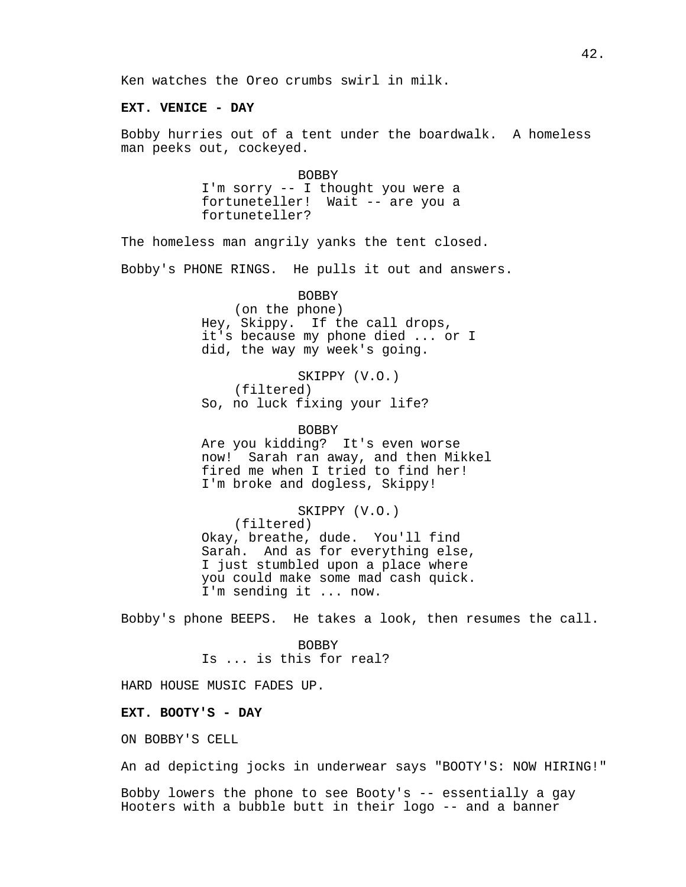Ken watches the Oreo crumbs swirl in milk.

**EXT. VENICE - DAY**

Bobby hurries out of a tent under the boardwalk. A homeless man peeks out, cockeyed.

BOBBY
I'm sorry -- I thought you were a fortuneteller! Wait -- are you a fortuneteller?

The homeless man angrily yanks the tent closed.

Bobby's PHONE RINGS. He pulls it out and answers.

BOBBY
(on the phone)
Hey, Skippy. If the call drops, it's because my phone died ... or I did, the way my week's going.

SKIPPY (V.O.)
(filtered)
So, no luck fixing your life?

BOBBY
Are you kidding? It's even worse now! Sarah ran away, and then Mikkel fired me when I tried to find her! I'm broke and dogless, Skippy!

SKIPPY (V.O.)
(filtered)
Okay, breathe, dude. You'll find Sarah. And as for everything else, I just stumbled upon a place where you could make some mad cash quick. I'm sending it ... now.

Bobby's phone BEEPS. He takes a look, then resumes the call.

BOBBY
Is ... is this for real?

HARD HOUSE MUSIC FADES UP.

**EXT. BOOTY'S - DAY**

ON BOBBY'S CELL

An ad depicting jocks in underwear says "BOOTY'S: NOW HIRING!"

Bobby lowers the phone to see Booty's -- essentially a gay Hooters with a bubble butt in their logo -- and a banner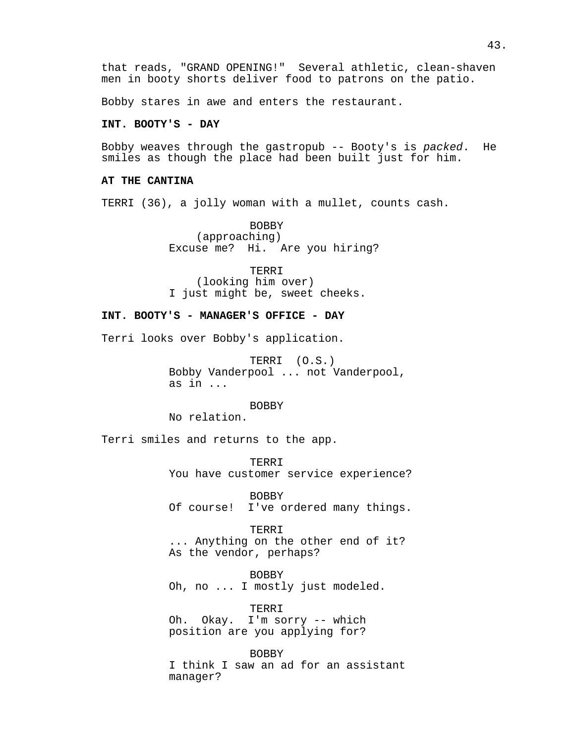that reads, "GRAND OPENING!" Several athletic, clean-shaven men in booty shorts deliver food to patrons on the patio.

Bobby stares in awe and enters the restaurant.

**INT. BOOTY'S - DAY**

Bobby weaves through the gastropub -- Booty's is *packed*. He smiles as though the place had been built just for him.

**AT THE CANTINA**

TERRI (36), a jolly woman with a mullet, counts cash.

BOBBY
(approaching)
Excuse me? Hi. Are you hiring?

TERRI
(looking him over)
I just might be, sweet cheeks.

**INT. BOOTY'S - MANAGER'S OFFICE - DAY**

Terri looks over Bobby's application.

TERRI (O.S.)
Bobby Vanderpool ... not Vanderpool, as in ...

BOBBY
No relation.

Terri smiles and returns to the app.

TERRI
You have customer service experience?

BOBBY
Of course! I've ordered many things.

TERRI
... Anything on the other end of it? As the vendor, perhaps?

BOBBY
Oh, no ... I mostly just modeled.

TERRI
Oh. Okay. I'm sorry -- which position are you applying for?

BOBBY
I think I saw an ad for an assistant manager?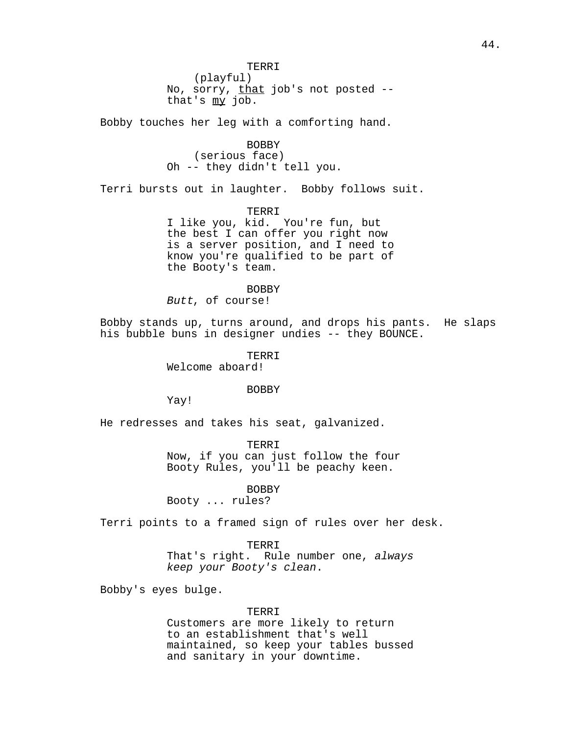TERRI
(playful)
No, sorry, <u>that</u> job's not posted -- that's <u>my</u> job.

Bobby touches her leg with a comforting hand.

BOBBY
(serious face)
Oh -- they didn't tell you.

Terri bursts out in laughter. Bobby follows suit.

TERRI
I like you, kid. You're fun, but the best I can offer you right now is a server position, and I need to know you're qualified to be part of the Booty's team.

BOBBY
*Butt*, of course!

Bobby stands up, turns around, and drops his pants. He slaps his bubble buns in designer undies -- they BOUNCE.

TERRI
Welcome aboard!

BOBBY
Yay!

He redresses and takes his seat, galvanized.

TERRI
Now, if you can just follow the four Booty Rules, you'll be peachy keen.

BOBBY
Booty ... rules?

Terri points to a framed sign of rules over her desk.

TERRI
That's right. Rule number one, *always keep your Booty's clean*.

Bobby's eyes bulge.

TERRI
Customers are more likely to return to an establishment that's well maintained, so keep your tables bussed and sanitary in your downtime.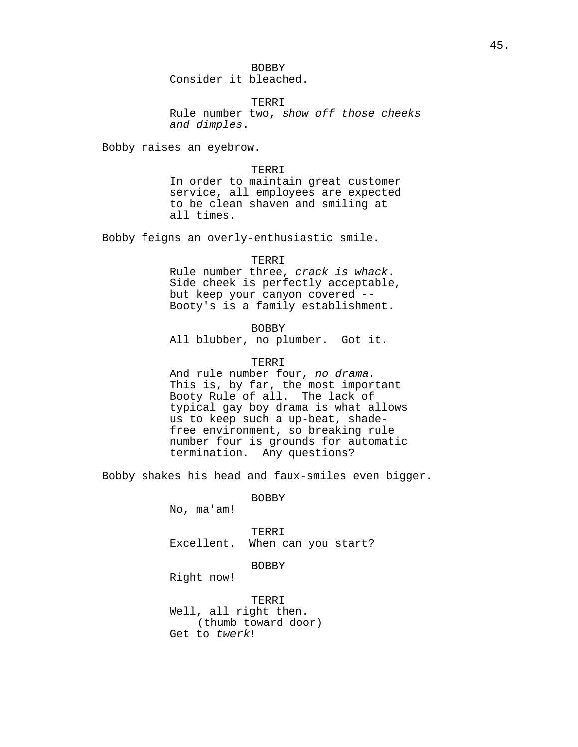BOBBY
Consider it bleached.

TERRI
Rule number two, *show off those cheeks and dimples*.

Bobby raises an eyebrow.

TERRI
In order to maintain great customer service, all employees are expected to be clean shaven and smiling at all times.

Bobby feigns an overly-enthusiastic smile.

TERRI
Rule number three, *crack is whack*. Side cheek is perfectly acceptable, but keep your canyon covered -- Booty's is a family establishment.

BOBBY
All blubber, no plumber.  Got it.

TERRI
And rule number four, *<u>no</u> <u>drama</u>*. This is, by far, the most important Booty Rule of all.  The lack of typical gay boy drama is what allows us to keep such a up-beat, shade-free environment, so breaking rule number four is grounds for automatic termination.  Any questions?

Bobby shakes his head and faux-smiles even bigger.

BOBBY
No, ma'am!

TERRI
Excellent.  When can you start?

BOBBY
Right now!

TERRI
Well, all right then.
(thumb toward door)
Get to *twerk*!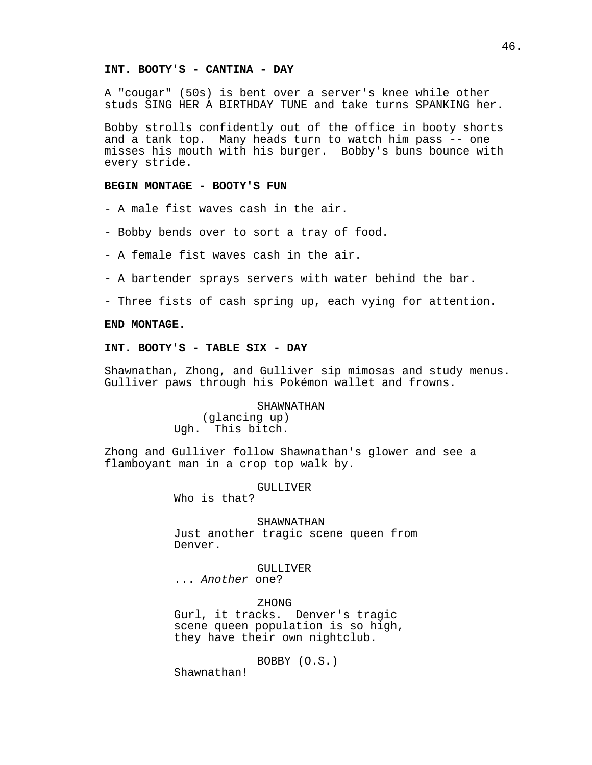**INT. BOOTY'S - CANTINA - DAY**

A "cougar" (50s) is bent over a server's knee while other studs SING HER A BIRTHDAY TUNE and take turns SPANKING her.

Bobby strolls confidently out of the office in booty shorts and a tank top. Many heads turn to watch him pass -- one misses his mouth with his burger. Bobby's buns bounce with every stride.

**BEGIN MONTAGE - BOOTY'S FUN**

- A male fist waves cash in the air.

- Bobby bends over to sort a tray of food.

- A female fist waves cash in the air.

- A bartender sprays servers with water behind the bar.

- Three fists of cash spring up, each vying for attention.

**END MONTAGE.**

**INT. BOOTY'S - TABLE SIX - DAY**

Shawnathan, Zhong, and Gulliver sip mimosas and study menus. Gulliver paws through his Pokémon wallet and frowns.

SHAWNATHAN
(glancing up)
Ugh. This bitch.

Zhong and Gulliver follow Shawnathan's glower and see a flamboyant man in a crop top walk by.

GULLIVER
Who is that?

SHAWNATHAN
Just another tragic scene queen from Denver.

GULLIVER
... *Another* one?

ZHONG
Gurl, it tracks. Denver's tragic scene queen population is so high, they have their own nightclub.

BOBBY (O.S.)
Shawnathan!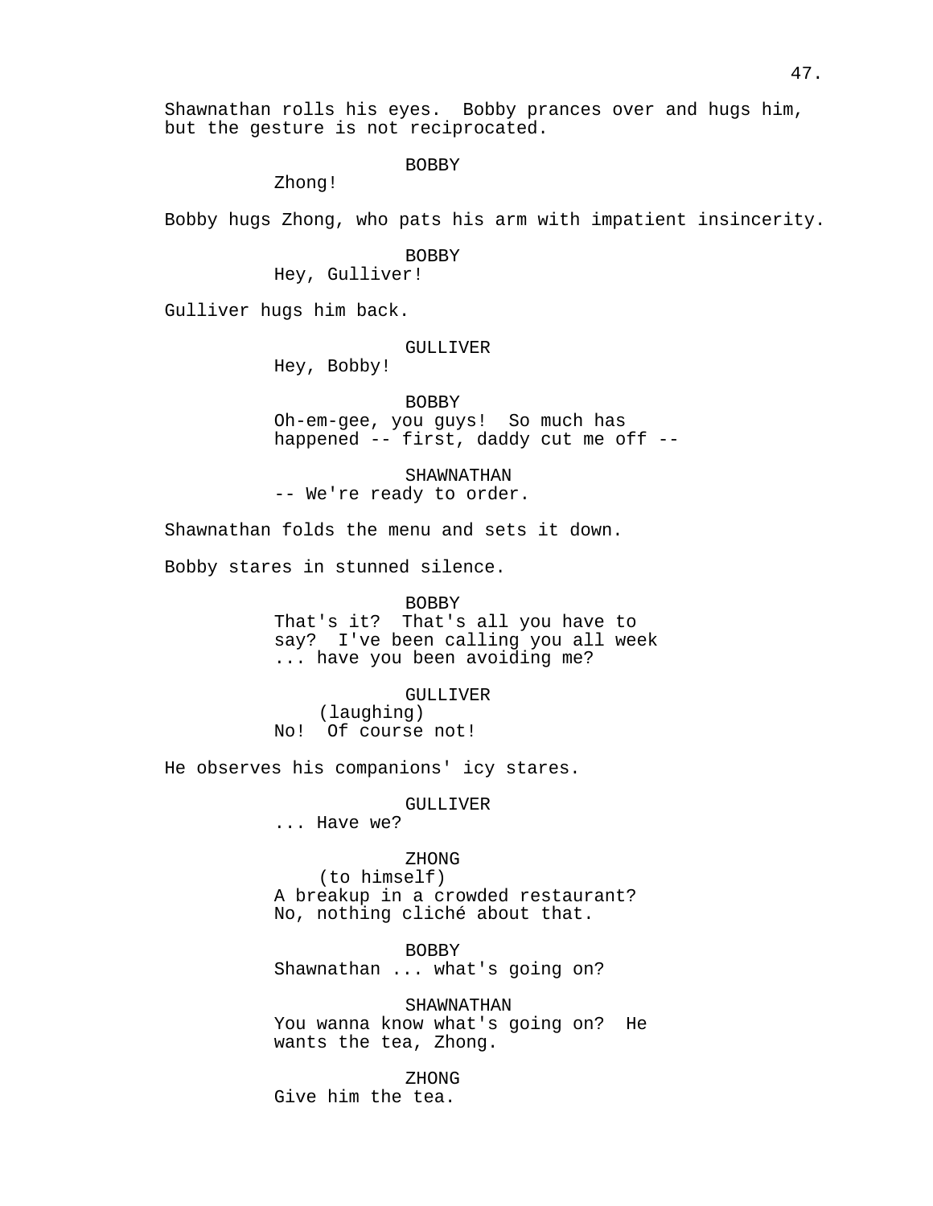Shawnathan rolls his eyes. Bobby prances over and hugs him, but the gesture is not reciprocated.

BOBBY
Zhong!

Bobby hugs Zhong, who pats his arm with impatient insincerity.

BOBBY
Hey, Gulliver!

Gulliver hugs him back.

GULLIVER
Hey, Bobby!

BOBBY
Oh-em-gee, you guys! So much has happened -- first, daddy cut me off --

SHAWNATHAN
-- We're ready to order.

Shawnathan folds the menu and sets it down.

Bobby stares in stunned silence.

BOBBY
That's it? That's all you have to say? I've been calling you all week ... have you been avoiding me?

GULLIVER
(laughing)
No! Of course not!

He observes his companions' icy stares.

GULLIVER
... Have we?

ZHONG
(to himself)
A breakup in a crowded restaurant? No, nothing cliché about that.

BOBBY
Shawnathan ... what's going on?

SHAWNATHAN
You wanna know what's going on? He wants the tea, Zhong.

ZHONG
Give him the tea.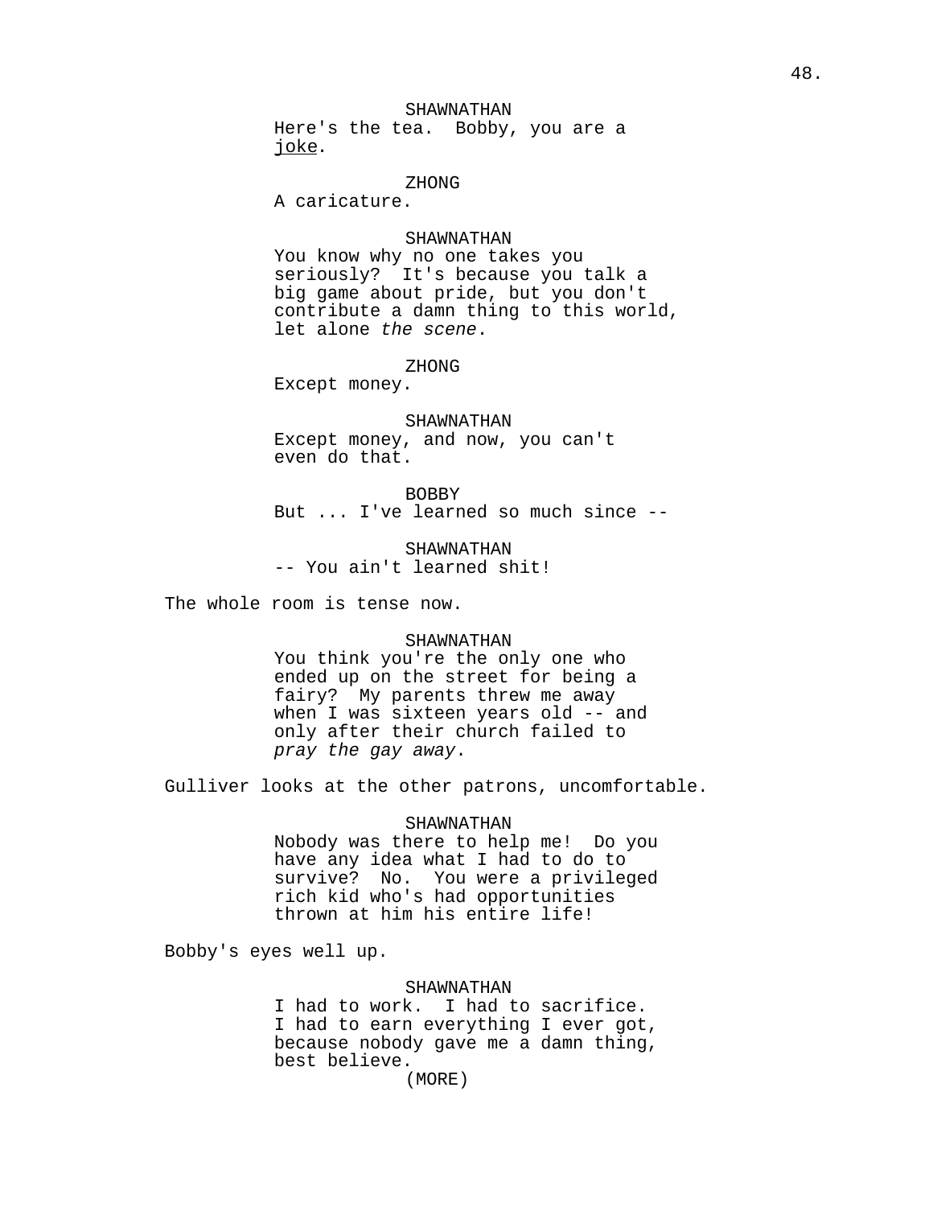SHAWNATHAN
Here's the tea. Bobby, you are a <u>joke</u>.

ZHONG
A caricature.

SHAWNATHAN
You know why no one takes you seriously? It's because you talk a big game about pride, but you don't contribute a damn thing to this world, let alone *the scene*.

ZHONG
Except money.

SHAWNATHAN
Except money, and now, you can't even do that.

BOBBY
But ... I've learned so much since --

SHAWNATHAN
-- You ain't learned shit!

The whole room is tense now.

SHAWNATHAN
You think you're the only one who ended up on the street for being a fairy? My parents threw me away when I was sixteen years old -- and only after their church failed to *pray the gay away*.

Gulliver looks at the other patrons, uncomfortable.

SHAWNATHAN
Nobody was there to help me! Do you have any idea what I had to do to survive? No. You were a privileged rich kid who's had opportunities thrown at him his entire life!

Bobby's eyes well up.

SHAWNATHAN
I had to work. I had to sacrifice. I had to earn everything I ever got, because nobody gave me a damn thing, best believe.
(MORE)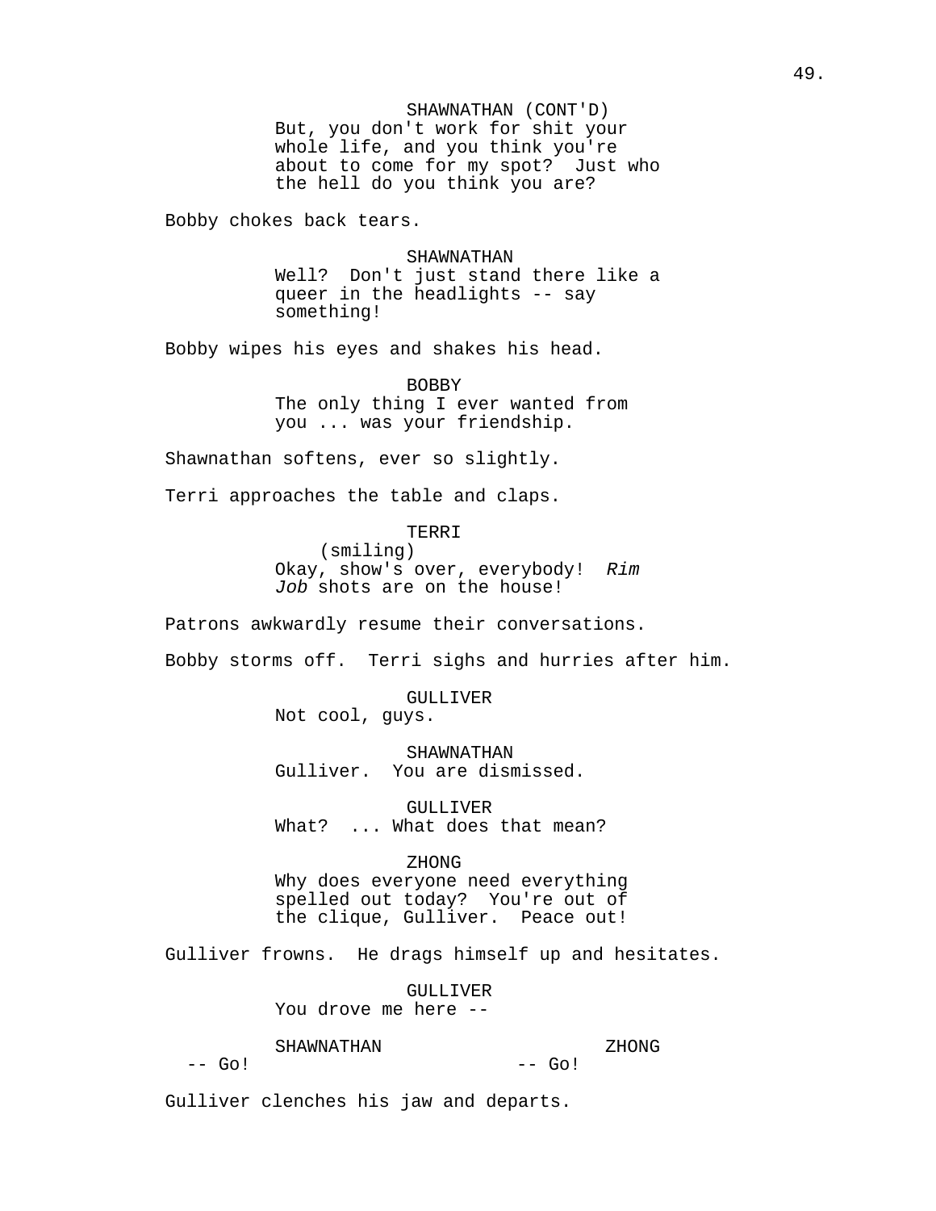SHAWNATHAN (CONT'D)
But, you don't work for shit your whole life, and you think you're about to come for my spot? Just who the hell do you think you are?

Bobby chokes back tears.

SHAWNATHAN
Well? Don't just stand there like a queer in the headlights -- say something!

Bobby wipes his eyes and shakes his head.

BOBBY
The only thing I ever wanted from you ... was your friendship.

Shawnathan softens, ever so slightly.

Terri approaches the table and claps.

TERRI
(smiling)
Okay, show's over, everybody! *Rim Job* shots are on the house!

Patrons awkwardly resume their conversations.

Bobby storms off. Terri sighs and hurries after him.

GULLIVER
Not cool, guys.

SHAWNATHAN
Gulliver. You are dismissed.

GULLIVER
What? ... What does that mean?

ZHONG
Why does everyone need everything spelled out today? You're out of the clique, Gulliver. Peace out!

Gulliver frowns. He drags himself up and hesitates.

GULLIVER
You drove me here --

SHAWNATHAN
-- Go!

ZHONG
-- Go!

Gulliver clenches his jaw and departs.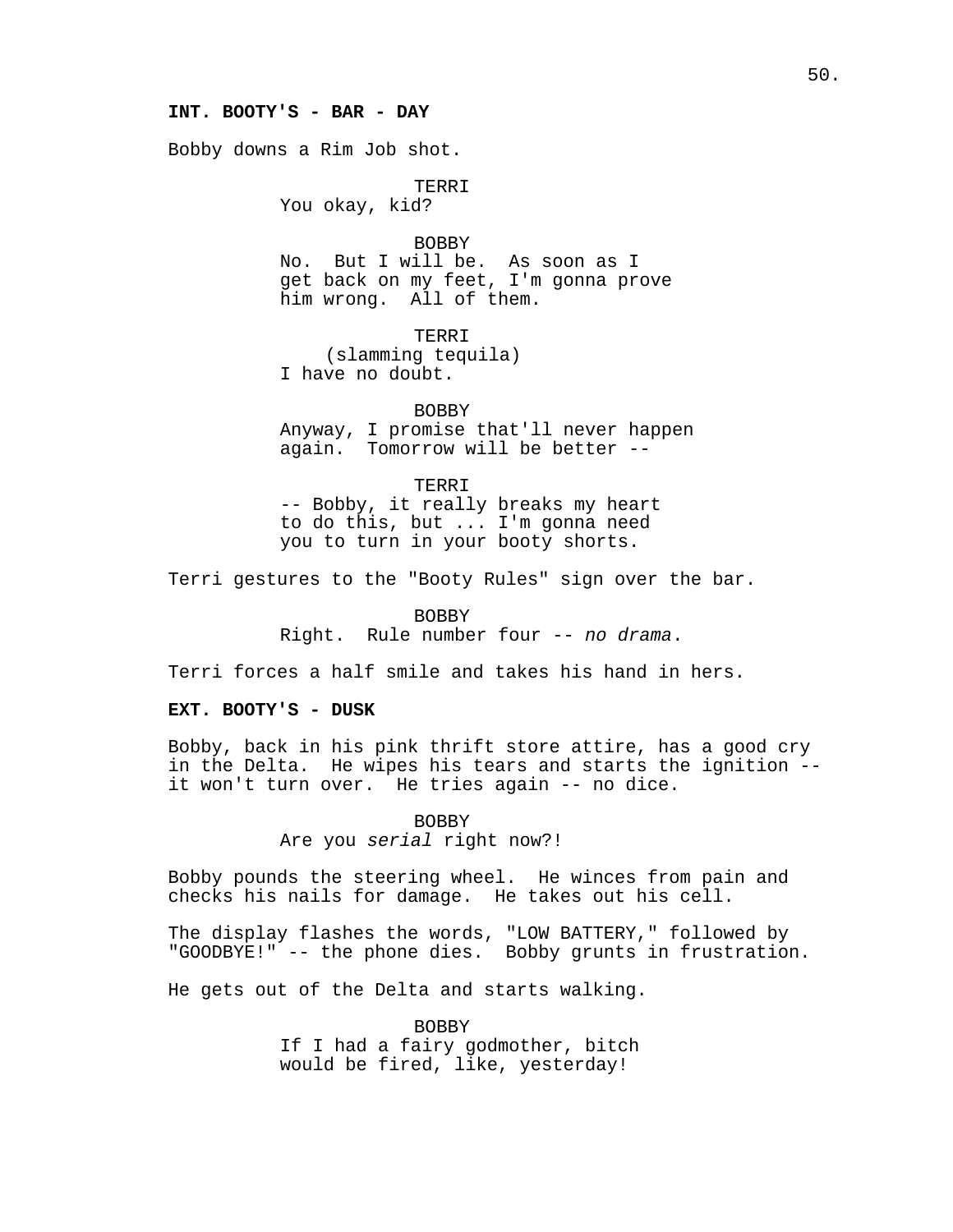**INT. BOOTY'S - BAR - DAY**

Bobby downs a Rim Job shot.

TERRI
You okay, kid?

BOBBY
No. But I will be. As soon as I get back on my feet, I'm gonna prove him wrong. All of them.

TERRI
(slamming tequila)
I have no doubt.

BOBBY
Anyway, I promise that'll never happen again. Tomorrow will be better --

TERRI
-- Bobby, it really breaks my heart to do this, but ... I'm gonna need you to turn in your booty shorts.

Terri gestures to the "Booty Rules" sign over the bar.

BOBBY
Right. Rule number four -- *no drama*.

Terri forces a half smile and takes his hand in hers.

**EXT. BOOTY'S - DUSK**

Bobby, back in his pink thrift store attire, has a good cry in the Delta. He wipes his tears and starts the ignition -- it won't turn over. He tries again -- no dice.

BOBBY
Are you *serial* right now?!

Bobby pounds the steering wheel. He winces from pain and checks his nails for damage. He takes out his cell.

The display flashes the words, "LOW BATTERY," followed by "GOODBYE!" -- the phone dies. Bobby grunts in frustration.

He gets out of the Delta and starts walking.

BOBBY
If I had a fairy godmother, bitch would be fired, like, yesterday!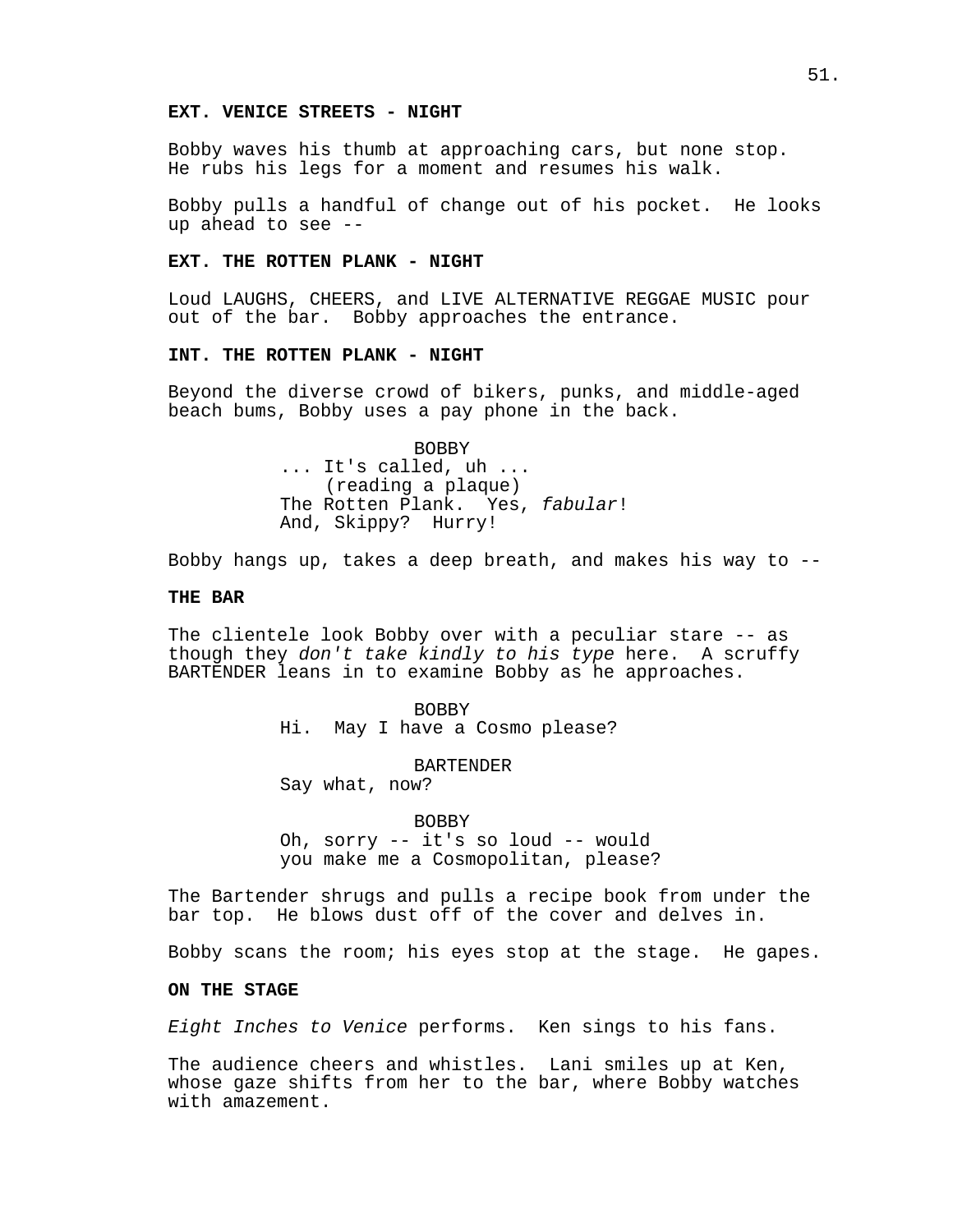**EXT. VENICE STREETS - NIGHT**

Bobby waves his thumb at approaching cars, but none stop. He rubs his legs for a moment and resumes his walk.

Bobby pulls a handful of change out of his pocket. He looks up ahead to see --

**EXT. THE ROTTEN PLANK - NIGHT**

Loud LAUGHS, CHEERS, and LIVE ALTERNATIVE REGGAE MUSIC pour out of the bar. Bobby approaches the entrance.

**INT. THE ROTTEN PLANK - NIGHT**

Beyond the diverse crowd of bikers, punks, and middle-aged beach bums, Bobby uses a pay phone in the back.

BOBBY
... It's called, uh ...
(reading a plaque)
The Rotten Plank. Yes, *fabular*!
And, Skippy? Hurry!

Bobby hangs up, takes a deep breath, and makes his way to --

**THE BAR**

The clientele look Bobby over with a peculiar stare -- as though they *don't take kindly to his type* here. A scruffy BARTENDER leans in to examine Bobby as he approaches.

BOBBY
Hi. May I have a Cosmo please?

BARTENDER
Say what, now?

BOBBY
Oh, sorry -- it's so loud -- would you make me a Cosmopolitan, please?

The Bartender shrugs and pulls a recipe book from under the bar top. He blows dust off of the cover and delves in.

Bobby scans the room; his eyes stop at the stage. He gapes.

**ON THE STAGE**

*Eight Inches to Venice* performs. Ken sings to his fans.

The audience cheers and whistles. Lani smiles up at Ken, whose gaze shifts from her to the bar, where Bobby watches with amazement.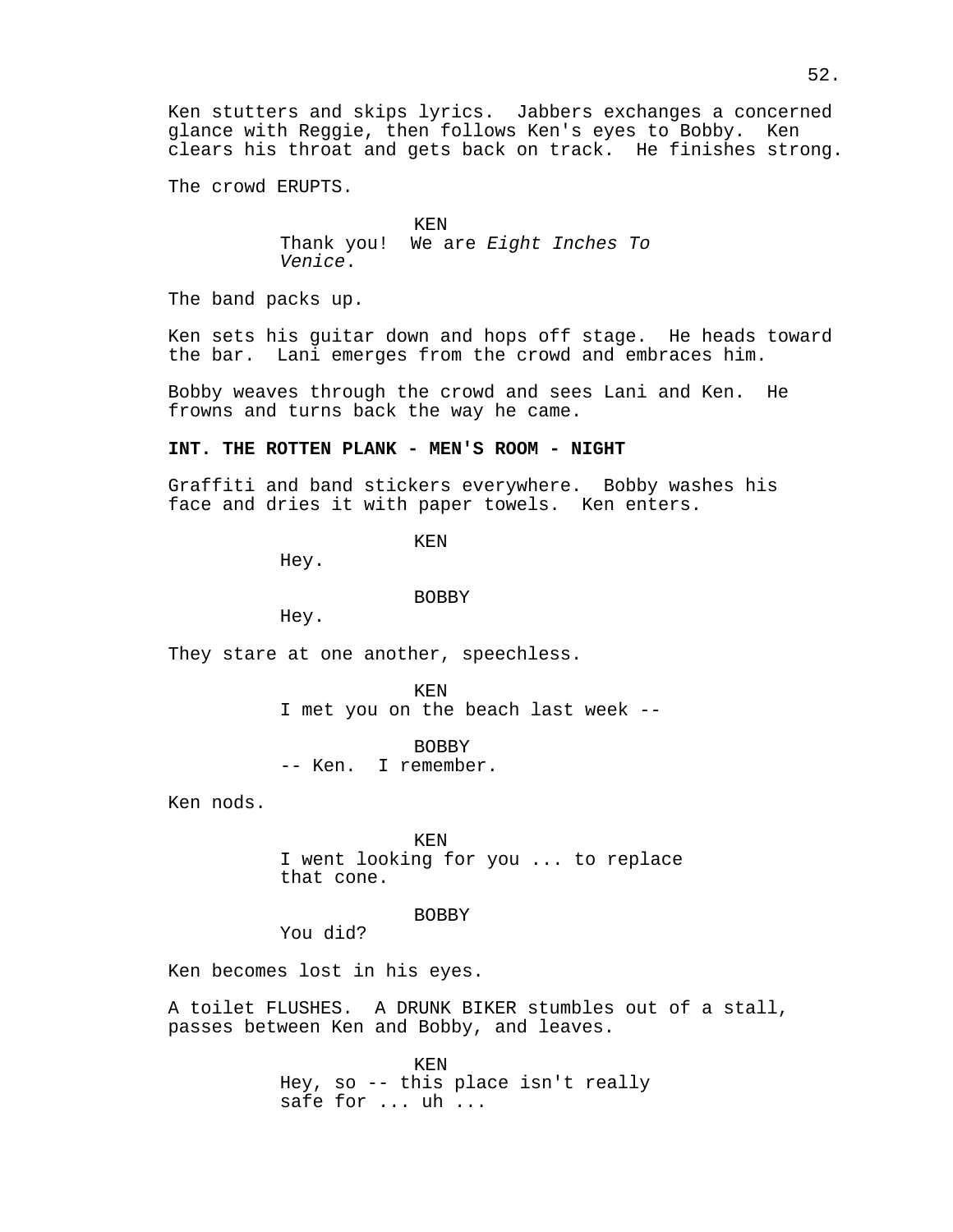Ken stutters and skips lyrics. Jabbers exchanges a concerned glance with Reggie, then follows Ken's eyes to Bobby. Ken clears his throat and gets back on track. He finishes strong.

The crowd ERUPTS.

KEN
Thank you! We are *Eight Inches To Venice*.

The band packs up.

Ken sets his guitar down and hops off stage. He heads toward the bar. Lani emerges from the crowd and embraces him.

Bobby weaves through the crowd and sees Lani and Ken. He frowns and turns back the way he came.

**INT. THE ROTTEN PLANK - MEN'S ROOM - NIGHT**

Graffiti and band stickers everywhere. Bobby washes his face and dries it with paper towels. Ken enters.

KEN
Hey.

BOBBY
Hey.

They stare at one another, speechless.

KEN
I met you on the beach last week --

BOBBY
-- Ken. I remember.

Ken nods.

KEN
I went looking for you ... to replace that cone.

BOBBY
You did?

Ken becomes lost in his eyes.

A toilet FLUSHES. A DRUNK BIKER stumbles out of a stall, passes between Ken and Bobby, and leaves.

KEN
Hey, so -- this place isn't really safe for ... uh ...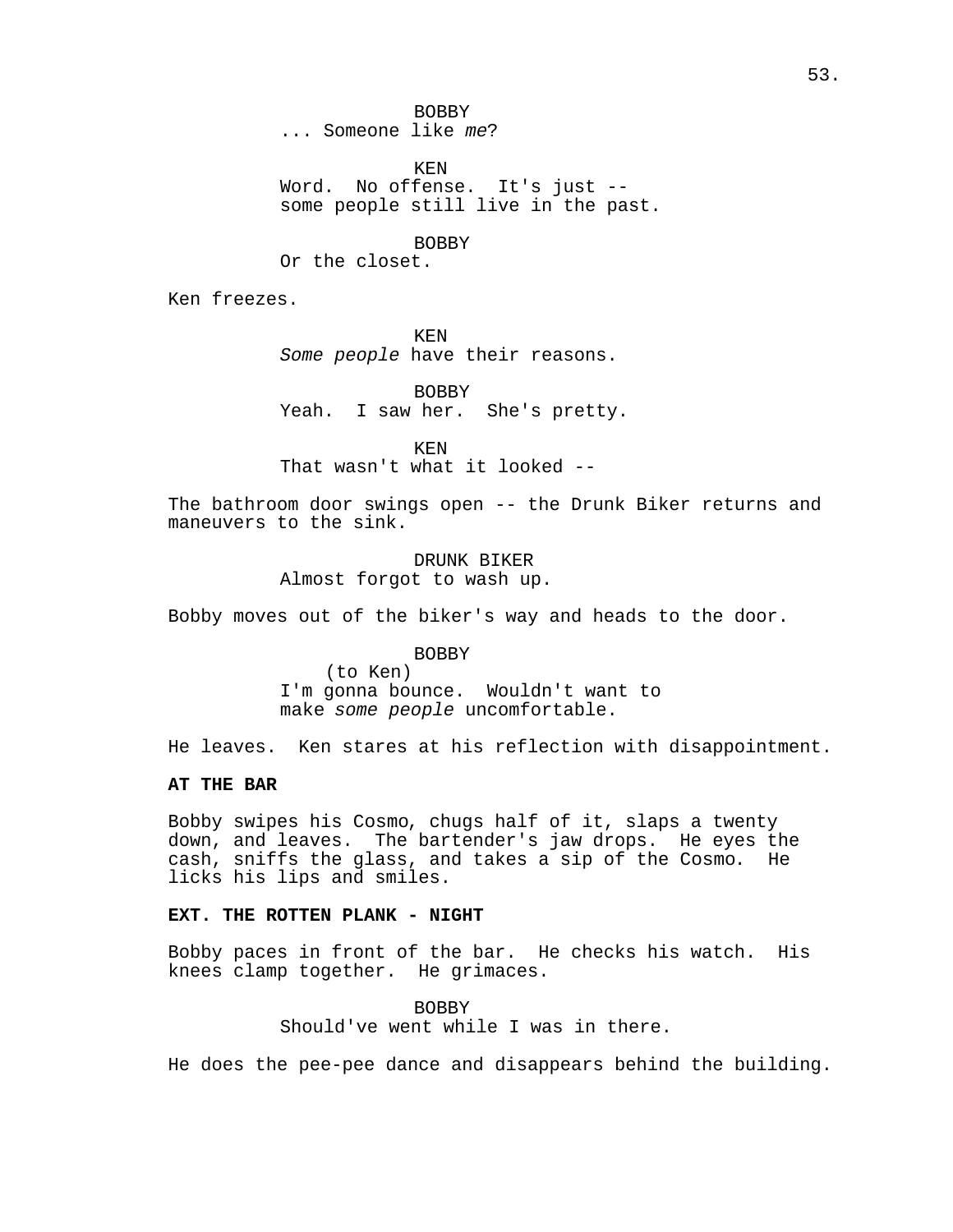BOBBY
... Someone like *me*?

KEN
Word. No offense. It's just --
some people still live in the past.

BOBBY
Or the closet.

Ken freezes.

KEN
*Some people* have their reasons.

BOBBY
Yeah. I saw her. She's pretty.

KEN
That wasn't what it looked --

The bathroom door swings open -- the Drunk Biker returns and maneuvers to the sink.

DRUNK BIKER
Almost forgot to wash up.

Bobby moves out of the biker's way and heads to the door.

BOBBY
(to Ken)
I'm gonna bounce. Wouldn't want to
make *some people* uncomfortable.

He leaves. Ken stares at his reflection with disappointment.

**AT THE BAR**

Bobby swipes his Cosmo, chugs half of it, slaps a twenty down, and leaves. The bartender's jaw drops. He eyes the cash, sniffs the glass, and takes a sip of the Cosmo. He licks his lips and smiles.

**EXT. THE ROTTEN PLANK - NIGHT**

Bobby paces in front of the bar. He checks his watch. His knees clamp together. He grimaces.

BOBBY
Should've went while I was in there.

He does the pee-pee dance and disappears behind the building.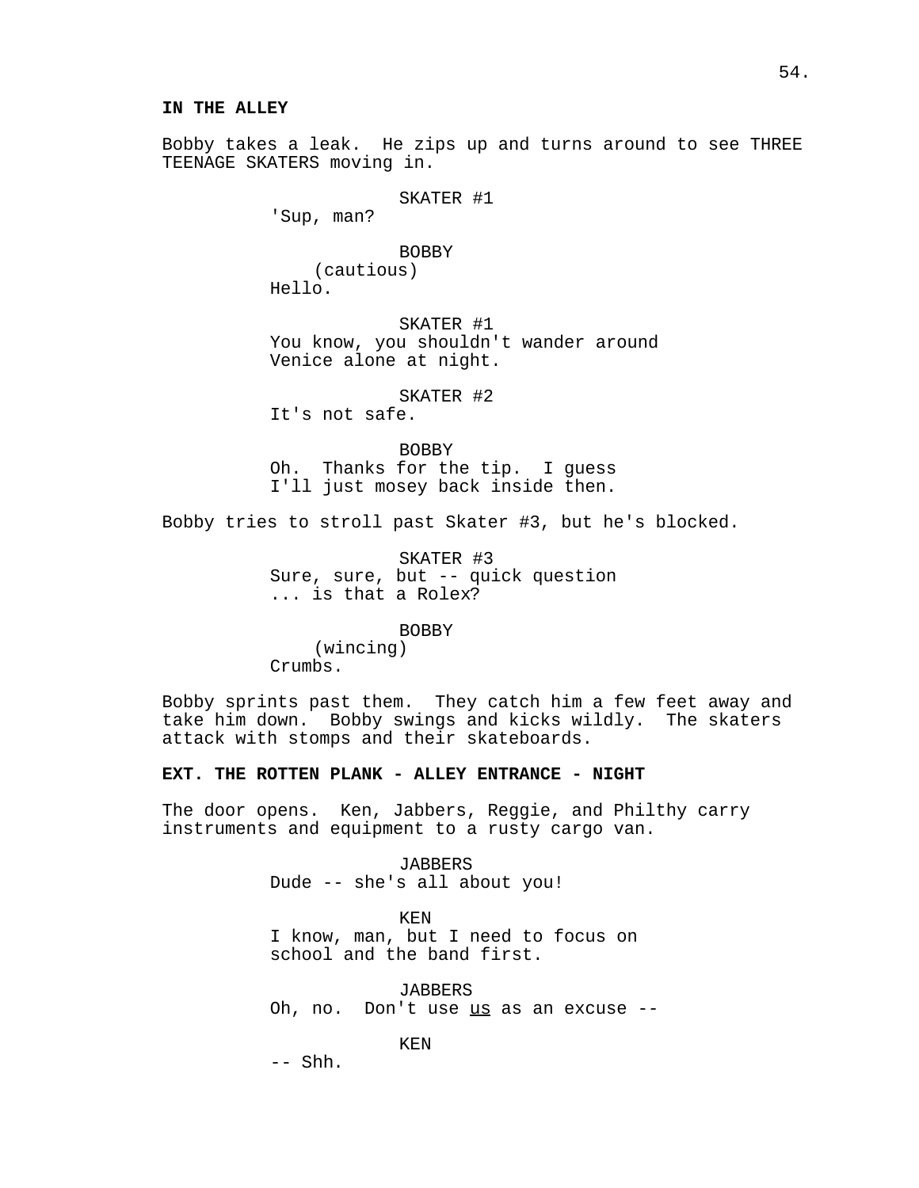**IN THE ALLEY**

Bobby takes a leak. He zips up and turns around to see THREE TEENAGE SKATERS moving in.

SKATER #1
'Sup, man?

BOBBY
(cautious)
Hello.

SKATER #1
You know, you shouldn't wander around Venice alone at night.

SKATER #2
It's not safe.

BOBBY
Oh. Thanks for the tip. I guess I'll just mosey back inside then.

Bobby tries to stroll past Skater #3, but he's blocked.

SKATER #3
Sure, sure, but -- quick question ... is that a Rolex?

BOBBY
(wincing)
Crumbs.

Bobby sprints past them. They catch him a few feet away and take him down. Bobby swings and kicks wildly. The skaters attack with stomps and their skateboards.

**EXT. THE ROTTEN PLANK - ALLEY ENTRANCE - NIGHT**

The door opens. Ken, Jabbers, Reggie, and Philthy carry instruments and equipment to a rusty cargo van.

JABBERS
Dude -- she's all about you!

KEN
I know, man, but I need to focus on school and the band first.

JABBERS
Oh, no. Don't use <u>us</u> as an excuse --

KEN
-- Shh.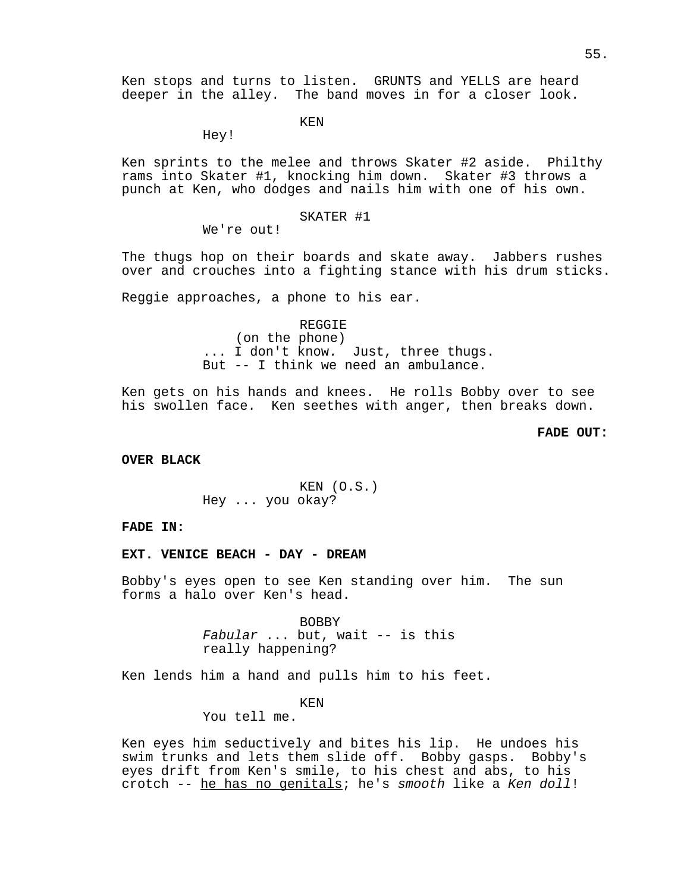Ken stops and turns to listen. GRUNTS and YELLS are heard deeper in the alley. The band moves in for a closer look.

KEN
Hey!

Ken sprints to the melee and throws Skater #2 aside. Philthy rams into Skater #1, knocking him down. Skater #3 throws a punch at Ken, who dodges and nails him with one of his own.

SKATER #1
We're out!

The thugs hop on their boards and skate away. Jabbers rushes over and crouches into a fighting stance with his drum sticks.

Reggie approaches, a phone to his ear.

REGGIE
(on the phone)
... I don't know. Just, three thugs. But -- I think we need an ambulance.

Ken gets on his hands and knees. He rolls Bobby over to see his swollen face. Ken seethes with anger, then breaks down.

**FADE OUT:**

**OVER BLACK**

KEN (O.S.)
Hey ... you okay?

**FADE IN:**

**EXT. VENICE BEACH - DAY - DREAM**

Bobby's eyes open to see Ken standing over him. The sun forms a halo over Ken's head.

BOBBY
*Fabular* ... but, wait -- is this really happening?

Ken lends him a hand and pulls him to his feet.

KEN
You tell me.

Ken eyes him seductively and bites his lip. He undoes his swim trunks and lets them slide off. Bobby gasps. Bobby's eyes drift from Ken's smile, to his chest and abs, to his crotch -- <u>he has no genitals</u>; he's *smooth* like a *Ken doll*!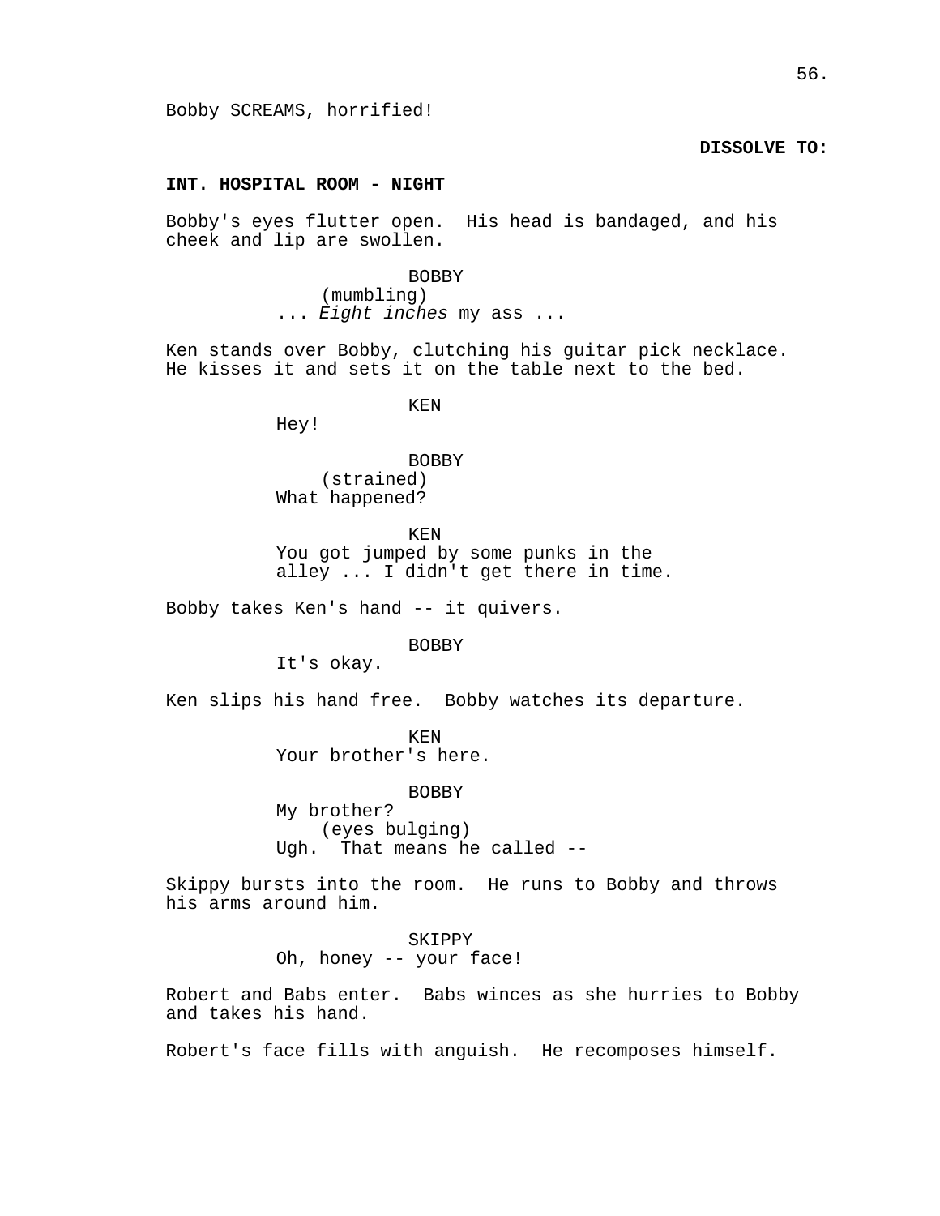Bobby SCREAMS, horrified!

**DISSOLVE TO:**

**INT. HOSPITAL ROOM - NIGHT**

Bobby's eyes flutter open. His head is bandaged, and his cheek and lip are swollen.

BOBBY
(mumbling)
... *Eight inches* my ass ...

Ken stands over Bobby, clutching his guitar pick necklace. He kisses it and sets it on the table next to the bed.

KEN
Hey!

BOBBY
(strained)
What happened?

KEN
You got jumped by some punks in the alley ... I didn't get there in time.

Bobby takes Ken's hand -- it quivers.

BOBBY
It's okay.

Ken slips his hand free. Bobby watches its departure.

KEN
Your brother's here.

BOBBY
My brother?
(eyes bulging)
Ugh. That means he called --

Skippy bursts into the room. He runs to Bobby and throws his arms around him.

SKIPPY
Oh, honey -- your face!

Robert and Babs enter. Babs winces as she hurries to Bobby and takes his hand.

Robert's face fills with anguish. He recomposes himself.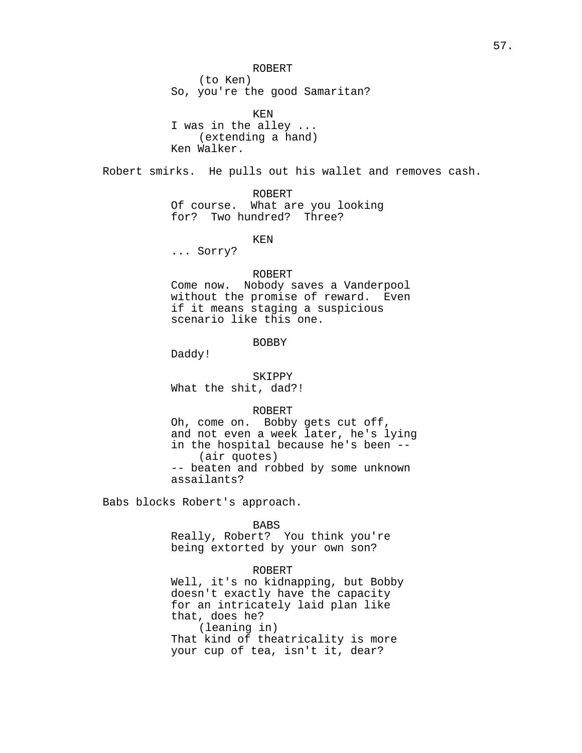ROBERT
(to Ken)
So, you're the good Samaritan?

KEN
I was in the alley ...
(extending a hand)
Ken Walker.

Robert smirks. He pulls out his wallet and removes cash.

ROBERT
Of course. What are you looking for? Two hundred? Three?

KEN
... Sorry?

ROBERT
Come now. Nobody saves a Vanderpool without the promise of reward. Even if it means staging a suspicious scenario like this one.

BOBBY
Daddy!

SKIPPY
What the shit, dad?!

ROBERT
Oh, come on. Bobby gets cut off, and not even a week later, he's lying in the hospital because he's been --
(air quotes)
-- beaten and robbed by some unknown assailants?

Babs blocks Robert's approach.

BABS
Really, Robert? You think you're being extorted by your own son?

ROBERT
Well, it's no kidnapping, but Bobby doesn't exactly have the capacity for an intricately laid plan like that, does he?
(leaning in)
That kind of theatricality is more your cup of tea, isn't it, dear?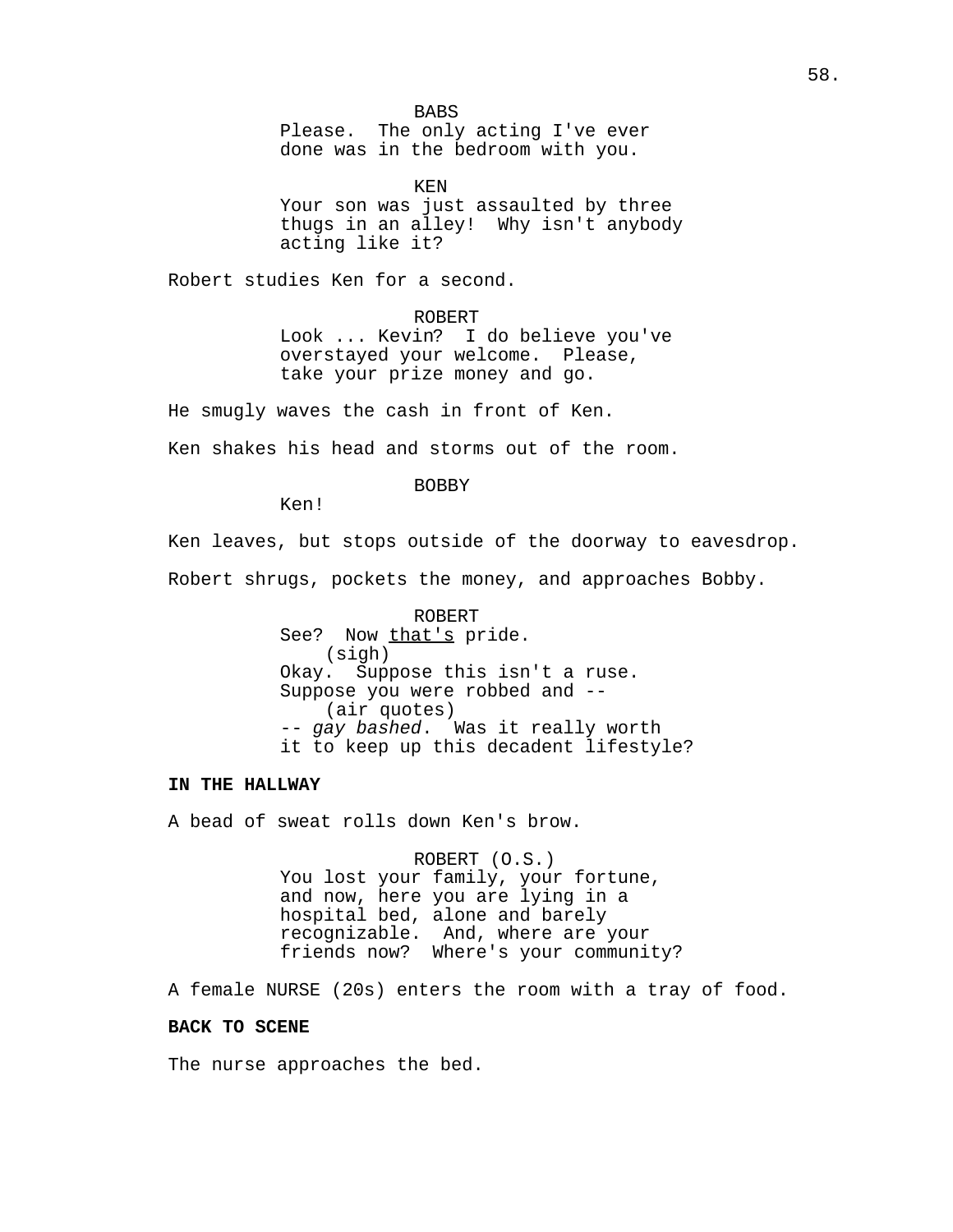BABS
Please.  The only acting I've ever done was in the bedroom with you.

KEN
Your son was just assaulted by three thugs in an alley!  Why isn't anybody acting like it?

Robert studies Ken for a second.

ROBERT
Look ... Kevin?  I do believe you've overstayed your welcome.  Please, take your prize money and go.

He smugly waves the cash in front of Ken.

Ken shakes his head and storms out of the room.

BOBBY
Ken!

Ken leaves, but stops outside of the doorway to eavesdrop.

Robert shrugs, pockets the money, and approaches Bobby.

ROBERT
See?  Now <u>that's</u> pride.
(sigh)
Okay.  Suppose this isn't a ruse. Suppose you were robbed and --
(air quotes)
-- *gay bashed*.  Was it really worth it to keep up this decadent lifestyle?

**IN THE HALLWAY**

A bead of sweat rolls down Ken's brow.

ROBERT (O.S.)
You lost your family, your fortune, and now, here you are lying in a hospital bed, alone and barely recognizable.  And, where are your friends now?  Where's your community?

A female NURSE (20s) enters the room with a tray of food.

**BACK TO SCENE**

The nurse approaches the bed.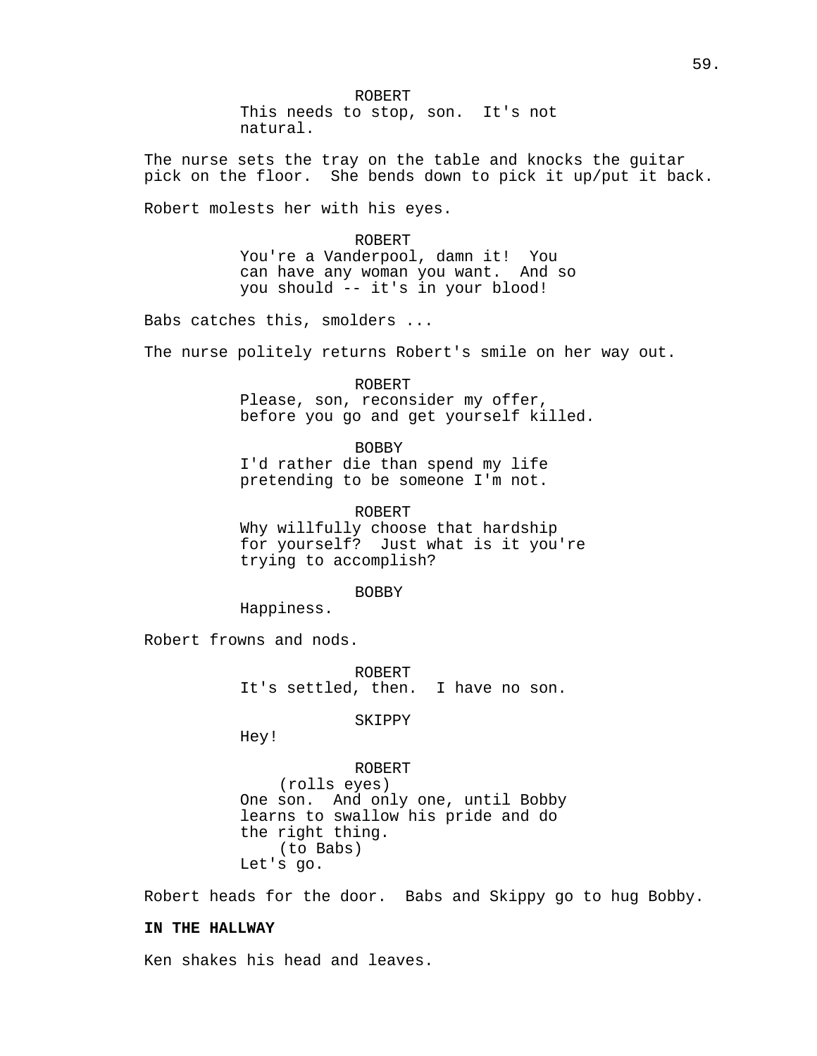ROBERT
This needs to stop, son. It's not natural.

The nurse sets the tray on the table and knocks the guitar pick on the floor. She bends down to pick it up/put it back.

Robert molests her with his eyes.

ROBERT
You're a Vanderpool, damn it! You can have any woman you want. And so you should -- it's in your blood!

Babs catches this, smolders ...

The nurse politely returns Robert's smile on her way out.

ROBERT
Please, son, reconsider my offer, before you go and get yourself killed.

BOBBY
I'd rather die than spend my life pretending to be someone I'm not.

ROBERT
Why willfully choose that hardship for yourself? Just what is it you're trying to accomplish?

BOBBY
Happiness.

Robert frowns and nods.

ROBERT
It's settled, then. I have no son.

SKIPPY
Hey!

ROBERT
(rolls eyes)
One son. And only one, until Bobby learns to swallow his pride and do the right thing.
(to Babs)
Let's go.

Robert heads for the door. Babs and Skippy go to hug Bobby.

**IN THE HALLWAY**

Ken shakes his head and leaves.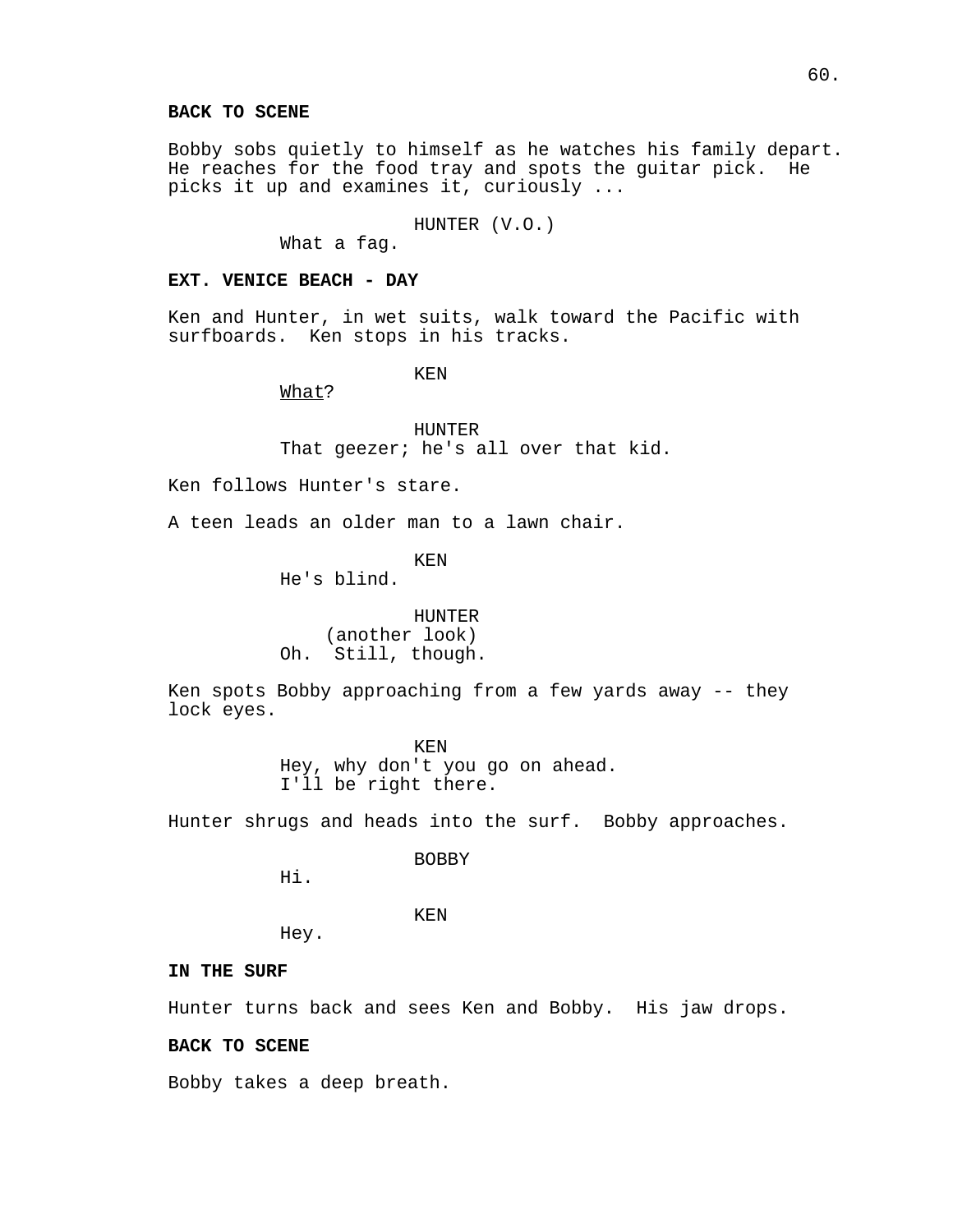**BACK TO SCENE**

Bobby sobs quietly to himself as he watches his family depart. He reaches for the food tray and spots the guitar pick. He picks it up and examines it, curiously ...

HUNTER (V.O.)
What a fag.

**EXT. VENICE BEACH - DAY**

Ken and Hunter, in wet suits, walk toward the Pacific with surfboards. Ken stops in his tracks.

KEN
<u>What</u>?

HUNTER
That geezer; he's all over that kid.

Ken follows Hunter's stare.

A teen leads an older man to a lawn chair.

KEN
He's blind.

HUNTER
(another look)
Oh. Still, though.

Ken spots Bobby approaching from a few yards away -- they lock eyes.

KEN
Hey, why don't you go on ahead.
I'll be right there.

Hunter shrugs and heads into the surf. Bobby approaches.

BOBBY
Hi.

KEN
Hey.

**IN THE SURF**

Hunter turns back and sees Ken and Bobby. His jaw drops.

**BACK TO SCENE**

Bobby takes a deep breath.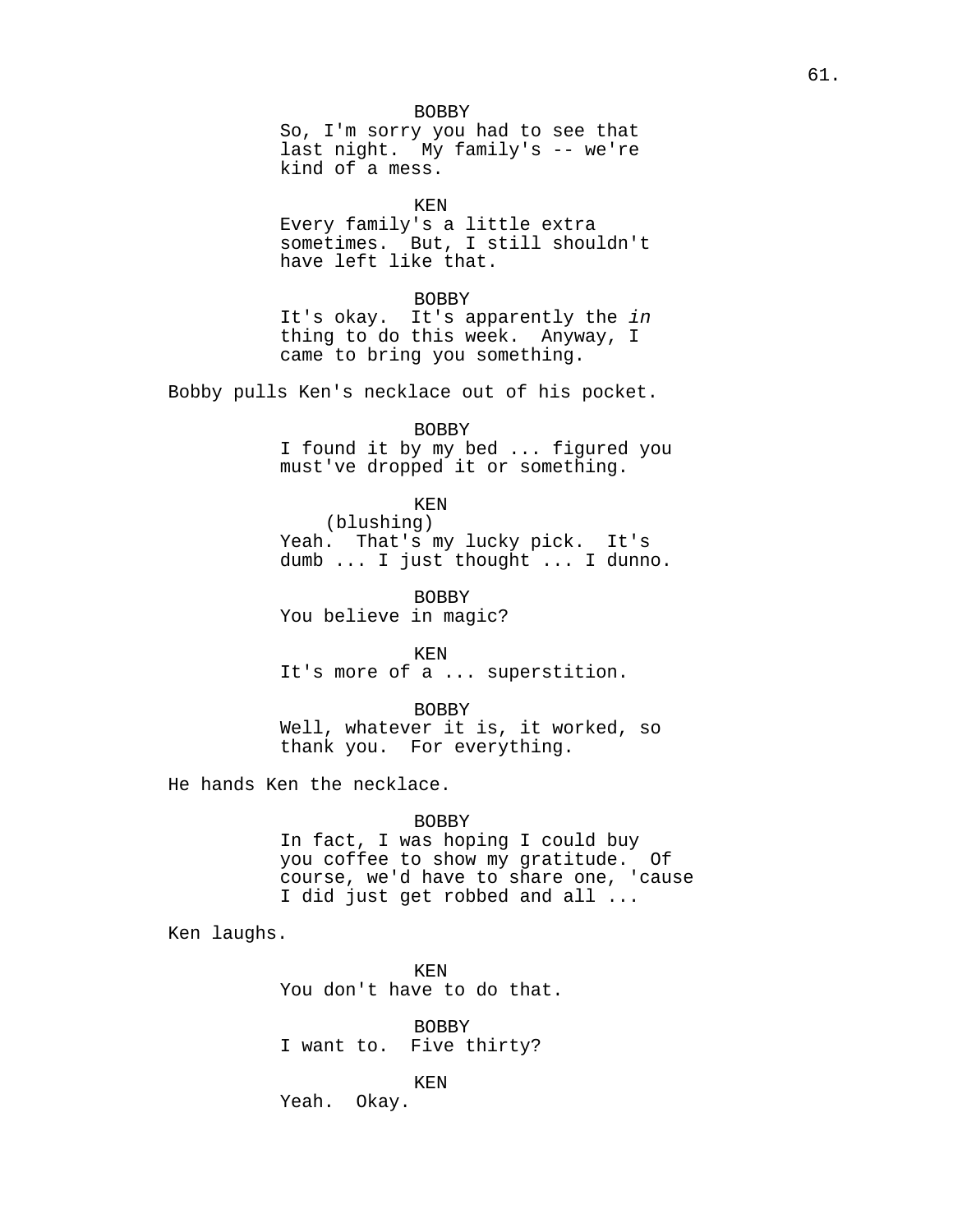BOBBY
So, I'm sorry you had to see that last night. My family's -- we're kind of a mess.

KEN
Every family's a little extra sometimes. But, I still shouldn't have left like that.

BOBBY
It's okay. It's apparently the *in* thing to do this week. Anyway, I came to bring you something.

Bobby pulls Ken's necklace out of his pocket.

BOBBY
I found it by my bed ... figured you must've dropped it or something.

KEN
(blushing)
Yeah. That's my lucky pick. It's dumb ... I just thought ... I dunno.

BOBBY
You believe in magic?

KEN
It's more of a ... superstition.

BOBBY
Well, whatever it is, it worked, so thank you. For everything.

He hands Ken the necklace.

BOBBY
In fact, I was hoping I could buy you coffee to show my gratitude. Of course, we'd have to share one, 'cause I did just get robbed and all ...

Ken laughs.

KEN
You don't have to do that.

BOBBY
I want to. Five thirty?

KEN
Yeah. Okay.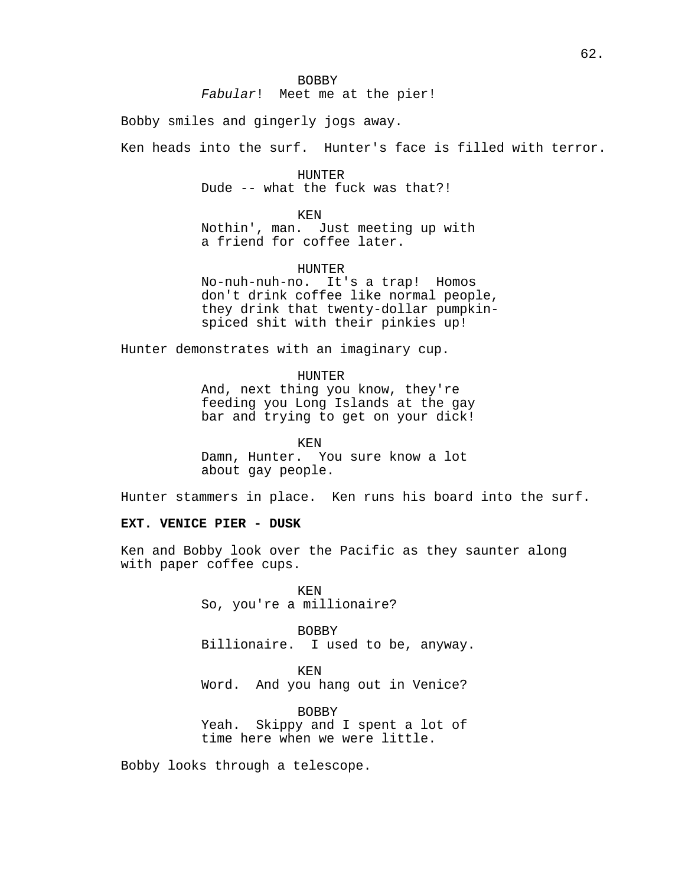BOBBY
*Fabular*! Meet me at the pier!

Bobby smiles and gingerly jogs away.

Ken heads into the surf. Hunter's face is filled with terror.

HUNTER
Dude -- what the fuck was that?!

KEN
Nothin', man. Just meeting up with a friend for coffee later.

HUNTER
No-nuh-nuh-no. It's a trap! Homos don't drink coffee like normal people, they drink that twenty-dollar pumpkin-spiced shit with their pinkies up!

Hunter demonstrates with an imaginary cup.

HUNTER
And, next thing you know, they're feeding you Long Islands at the gay bar and trying to get on your dick!

KEN
Damn, Hunter. You sure know a lot about gay people.

Hunter stammers in place. Ken runs his board into the surf.

**EXT. VENICE PIER - DUSK**

Ken and Bobby look over the Pacific as they saunter along with paper coffee cups.

KEN
So, you're a millionaire?

BOBBY
Billionaire. I used to be, anyway.

KEN
Word. And you hang out in Venice?

BOBBY
Yeah. Skippy and I spent a lot of time here when we were little.

Bobby looks through a telescope.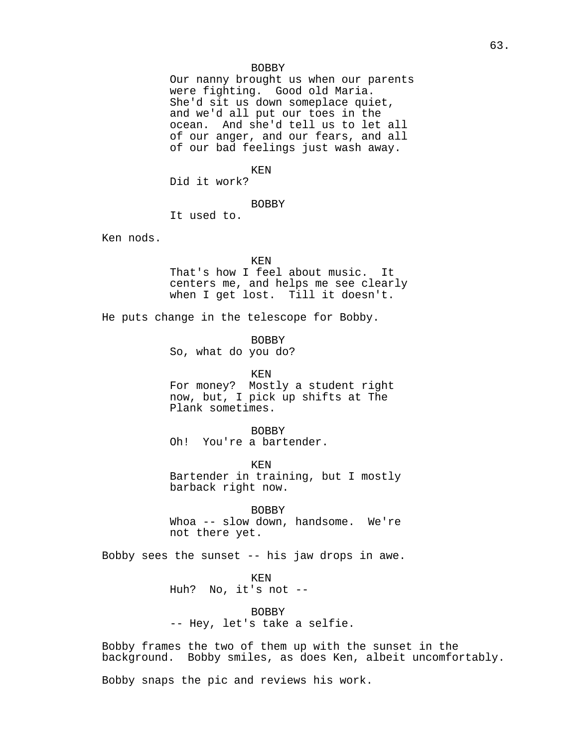BOBBY
Our nanny brought us when our parents were fighting. Good old Maria. She'd sit us down someplace quiet, and we'd all put our toes in the ocean. And she'd tell us to let all of our anger, and our fears, and all of our bad feelings just wash away.

KEN
Did it work?

BOBBY
It used to.

Ken nods.

KEN
That's how I feel about music. It centers me, and helps me see clearly when I get lost. Till it doesn't.

He puts change in the telescope for Bobby.

BOBBY
So, what do you do?

KEN
For money? Mostly a student right now, but, I pick up shifts at The Plank sometimes.

BOBBY
Oh! You're a bartender.

KEN
Bartender in training, but I mostly barback right now.

BOBBY
Whoa -- slow down, handsome. We're not there yet.

Bobby sees the sunset -- his jaw drops in awe.

KEN
Huh? No, it's not --

BOBBY
-- Hey, let's take a selfie.

Bobby frames the two of them up with the sunset in the background. Bobby smiles, as does Ken, albeit uncomfortably.

Bobby snaps the pic and reviews his work.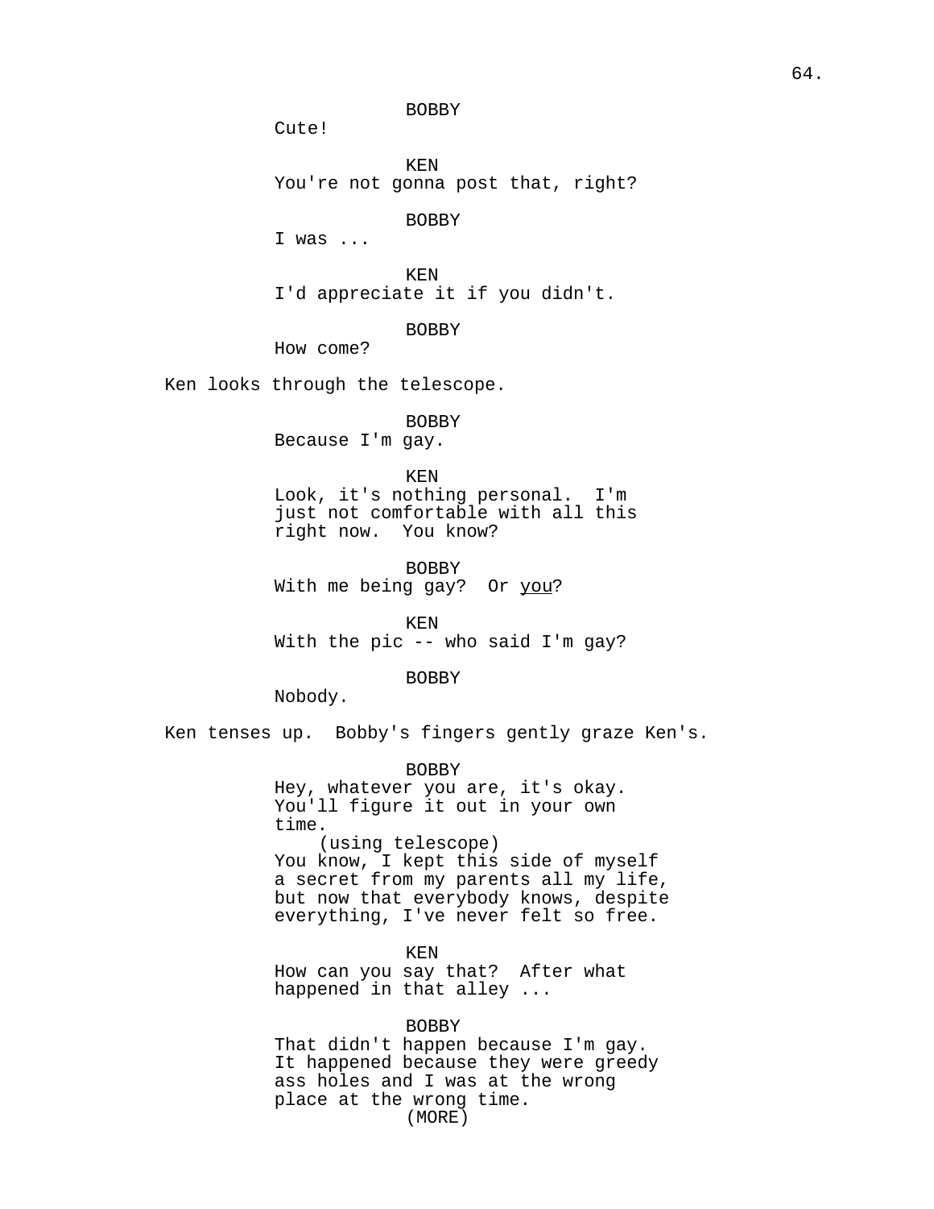BOBBY
Cute!

KEN
You're not gonna post that, right?

BOBBY
I was ...

KEN
I'd appreciate it if you didn't.

BOBBY
How come?

Ken looks through the telescope.

BOBBY
Because I'm gay.

KEN
Look, it's nothing personal. I'm just not comfortable with all this right now. You know?

BOBBY
With me being gay? Or you?

KEN
With the pic -- who said I'm gay?

BOBBY
Nobody.

Ken tenses up. Bobby's fingers gently graze Ken's.

BOBBY
Hey, whatever you are, it's okay. You'll figure it out in your own time.
(using telescope)
You know, I kept this side of myself a secret from my parents all my life, but now that everybody knows, despite everything, I've never felt so free.

KEN
How can you say that? After what happened in that alley ...

BOBBY
That didn't happen because I'm gay. It happened because they were greedy ass holes and I was at the wrong place at the wrong time.
(MORE)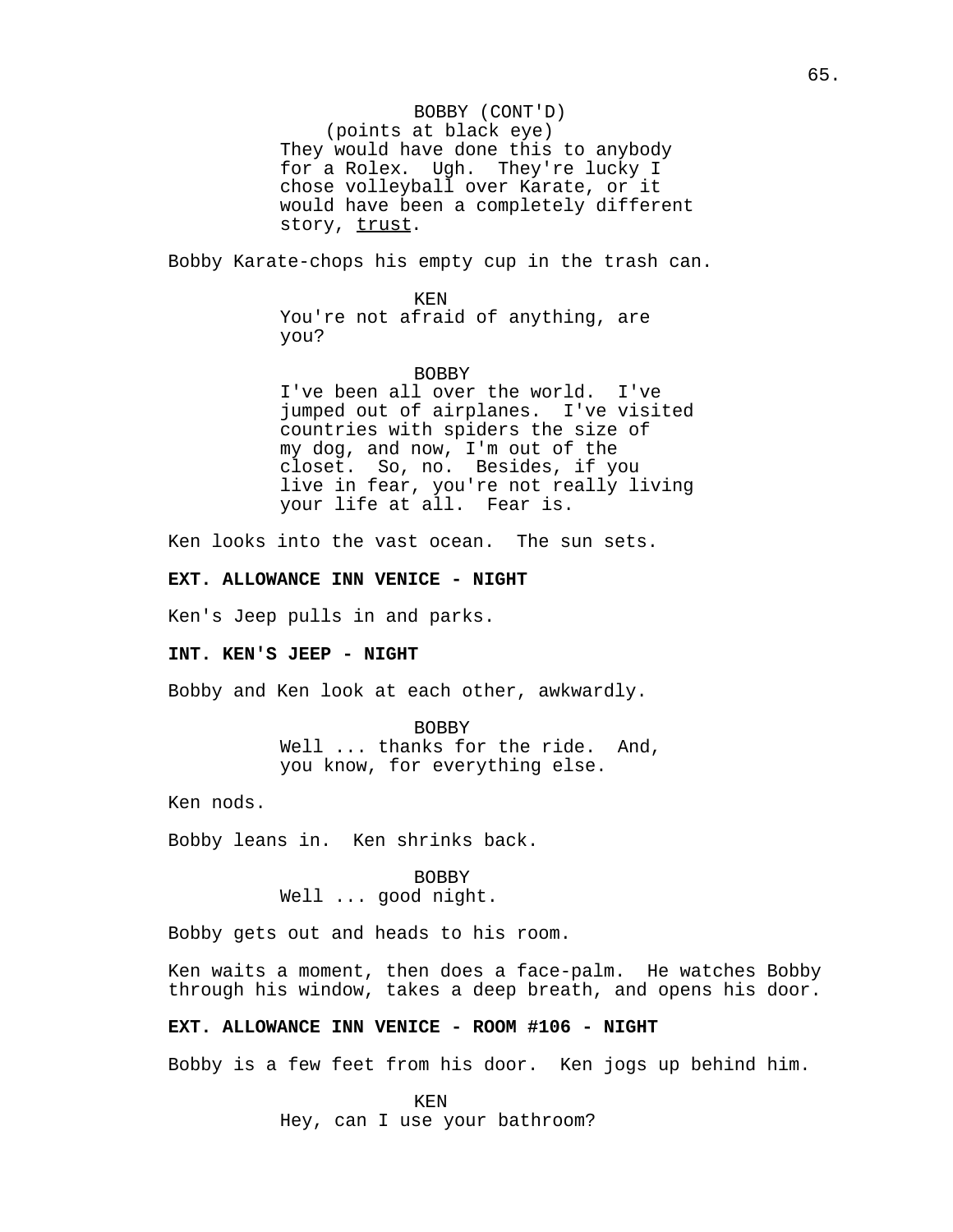BOBBY (CONT'D)
(points at black eye)
They would have done this to anybody for a Rolex. Ugh. They're lucky I chose volleyball over Karate, or it would have been a completely different story, <u>trust</u>.

Bobby Karate-chops his empty cup in the trash can.

KEN
You're not afraid of anything, are you?

BOBBY
I've been all over the world. I've jumped out of airplanes. I've visited countries with spiders the size of my dog, and now, I'm out of the closet. So, no. Besides, if you live in fear, you're not really living your life at all. Fear is.

Ken looks into the vast ocean. The sun sets.

**EXT. ALLOWANCE INN VENICE - NIGHT**

Ken's Jeep pulls in and parks.

**INT. KEN'S JEEP - NIGHT**

Bobby and Ken look at each other, awkwardly.

BOBBY
Well ... thanks for the ride. And, you know, for everything else.

Ken nods.

Bobby leans in. Ken shrinks back.

BOBBY
Well ... good night.

Bobby gets out and heads to his room.

Ken waits a moment, then does a face-palm. He watches Bobby through his window, takes a deep breath, and opens his door.

**EXT. ALLOWANCE INN VENICE - ROOM #106 - NIGHT**

Bobby is a few feet from his door. Ken jogs up behind him.

KEN
Hey, can I use your bathroom?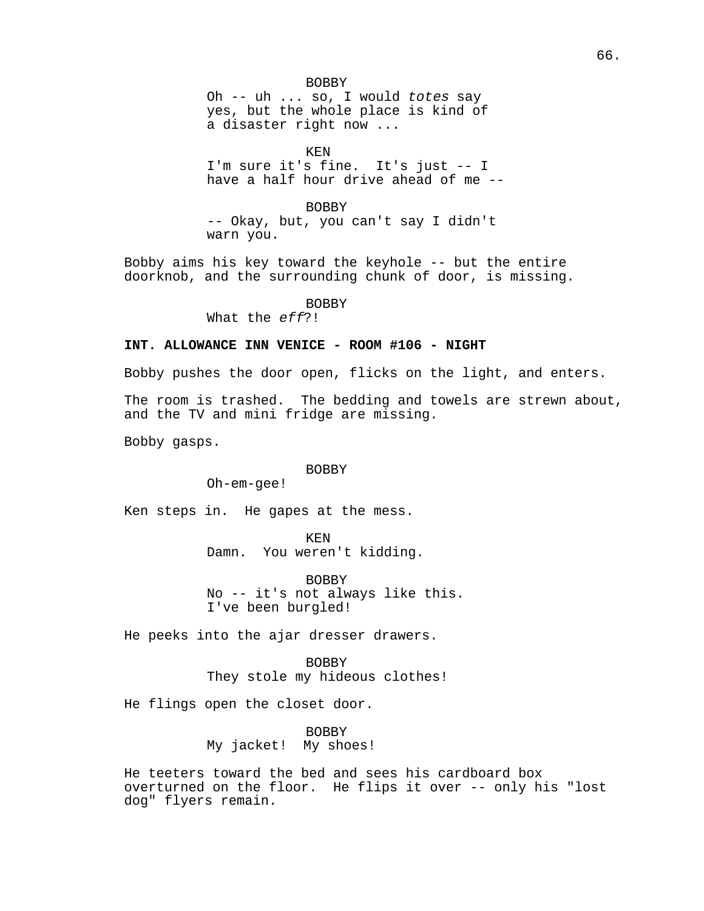BOBBY

Oh -- uh ... so, I would *totes* say yes, but the whole place is kind of a disaster right now ...

KEN

I'm sure it's fine. It's just -- I have a half hour drive ahead of me --

BOBBY

-- Okay, but, you can't say I didn't warn you.

Bobby aims his key toward the keyhole -- but the entire doorknob, and the surrounding chunk of door, is missing.

BOBBY

What the *eff*?!

**INT. ALLOWANCE INN VENICE - ROOM #106 - NIGHT**

Bobby pushes the door open, flicks on the light, and enters.

The room is trashed. The bedding and towels are strewn about, and the TV and mini fridge are missing.

Bobby gasps.

BOBBY

Oh-em-gee!

Ken steps in. He gapes at the mess.

KEN

Damn. You weren't kidding.

BOBBY

No -- it's not always like this. I've been burgled!

He peeks into the ajar dresser drawers.

BOBBY

They stole my hideous clothes!

He flings open the closet door.

BOBBY

My jacket! My shoes!

He teeters toward the bed and sees his cardboard box overturned on the floor. He flips it over -- only his "lost dog" flyers remain.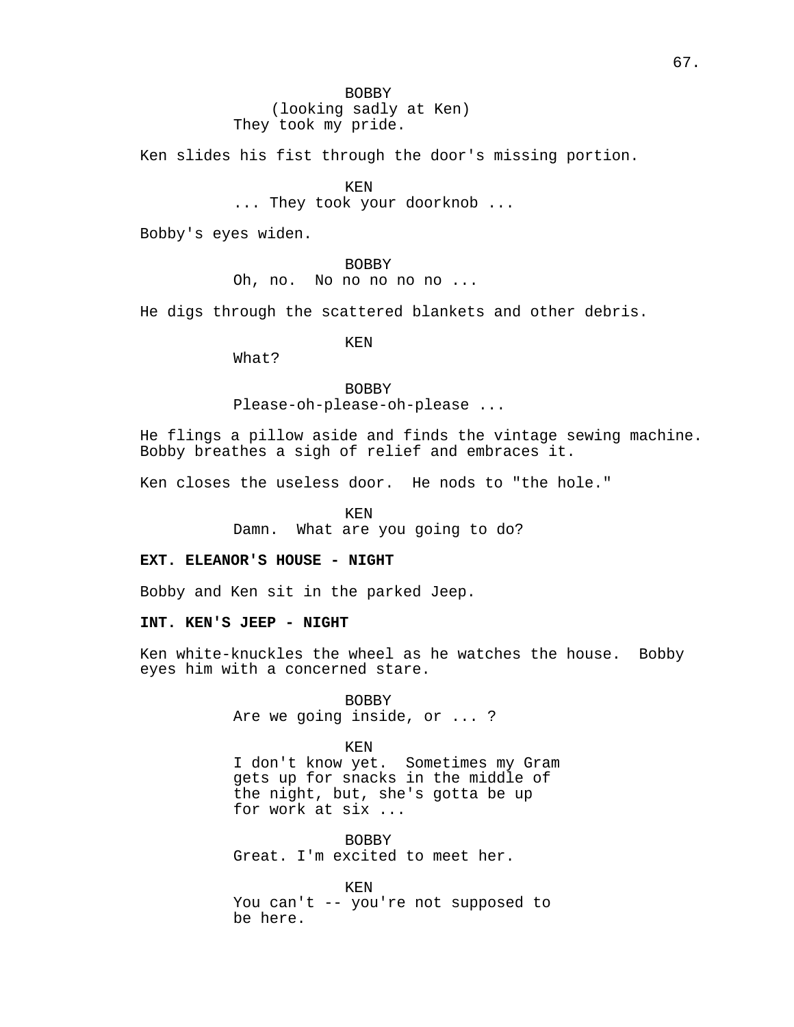BOBBY
(looking sadly at Ken)
They took my pride.

Ken slides his fist through the door's missing portion.

KEN
... They took your doorknob ...

Bobby's eyes widen.

BOBBY
Oh, no.  No no no no no ...

He digs through the scattered blankets and other debris.

KEN
What?

BOBBY
Please-oh-please-oh-please ...

He flings a pillow aside and finds the vintage sewing machine. Bobby breathes a sigh of relief and embraces it.

Ken closes the useless door.  He nods to "the hole."

KEN
Damn.  What are you going to do?

**EXT. ELEANOR'S HOUSE - NIGHT**

Bobby and Ken sit in the parked Jeep.

**INT. KEN'S JEEP - NIGHT**

Ken white-knuckles the wheel as he watches the house.  Bobby eyes him with a concerned stare.

BOBBY
Are we going inside, or ... ?

KEN
I don't know yet.  Sometimes my Gram gets up for snacks in the middle of the night, but, she's gotta be up for work at six ...

BOBBY
Great. I'm excited to meet her.

KEN
You can't -- you're not supposed to be here.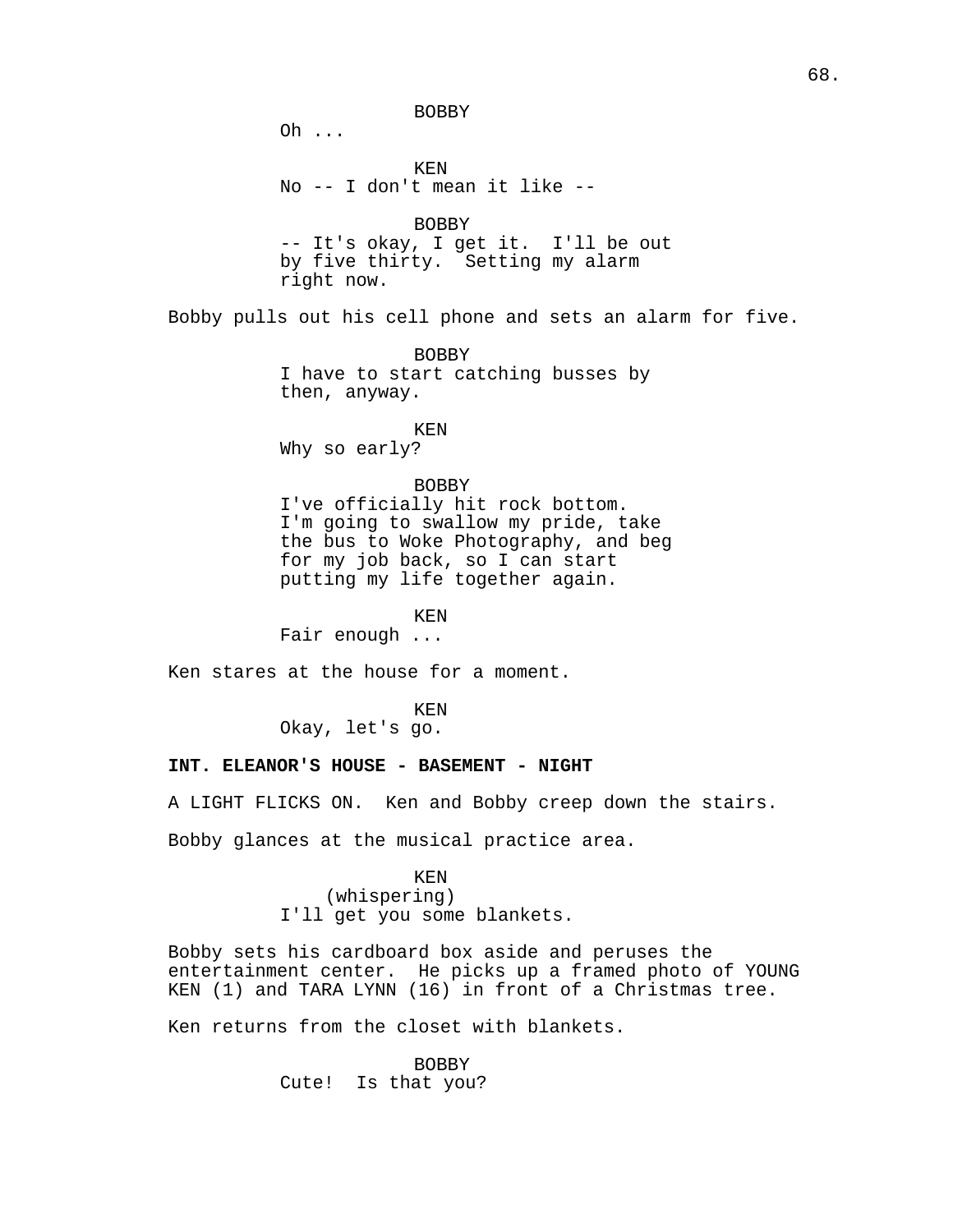BOBBY
Oh ...

KEN
No -- I don't mean it like --

BOBBY
-- It's okay, I get it. I'll be out by five thirty. Setting my alarm right now.

Bobby pulls out his cell phone and sets an alarm for five.

BOBBY
I have to start catching busses by then, anyway.

KEN
Why so early?

BOBBY
I've officially hit rock bottom. I'm going to swallow my pride, take the bus to Woke Photography, and beg for my job back, so I can start putting my life together again.

KEN
Fair enough ...

Ken stares at the house for a moment.

KEN
Okay, let's go.

**INT. ELEANOR'S HOUSE - BASEMENT - NIGHT**

A LIGHT FLICKS ON. Ken and Bobby creep down the stairs.

Bobby glances at the musical practice area.

KEN
(whispering)
I'll get you some blankets.

Bobby sets his cardboard box aside and peruses the entertainment center. He picks up a framed photo of YOUNG KEN (1) and TARA LYNN (16) in front of a Christmas tree.

Ken returns from the closet with blankets.

BOBBY
Cute! Is that you?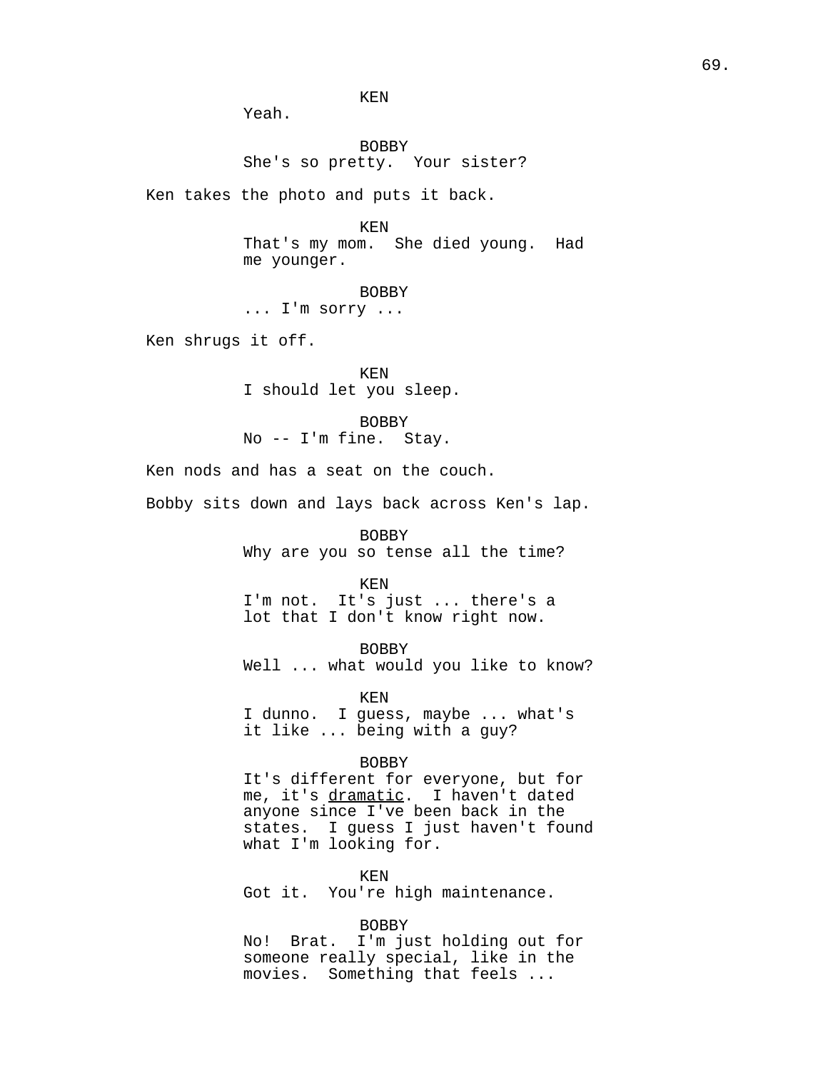KEN
Yeah.

BOBBY
She's so pretty. Your sister?

Ken takes the photo and puts it back.

KEN
That's my mom. She died young. Had me younger.

BOBBY
... I'm sorry ...

Ken shrugs it off.

KEN
I should let you sleep.

BOBBY
No -- I'm fine. Stay.

Ken nods and has a seat on the couch.

Bobby sits down and lays back across Ken's lap.

BOBBY
Why are you so tense all the time?

KEN
I'm not. It's just ... there's a lot that I don't know right now.

BOBBY
Well ... what would you like to know?

KEN
I dunno. I guess, maybe ... what's it like ... being with a guy?

BOBBY
It's different for everyone, but for me, it's <u>dramatic</u>. I haven't dated anyone since I've been back in the states. I guess I just haven't found what I'm looking for.

KEN
Got it. You're high maintenance.

BOBBY
No! Brat. I'm just holding out for someone really special, like in the movies. Something that feels ...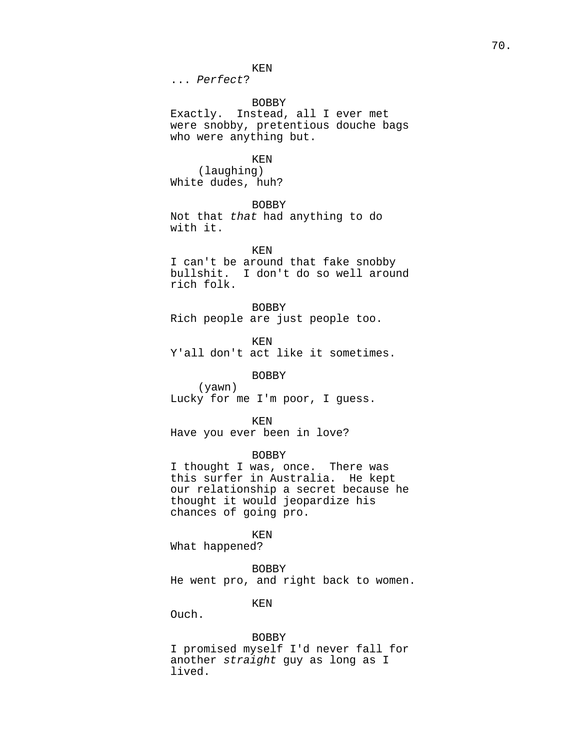KEN
... *Perfect*?

BOBBY
Exactly. Instead, all I ever met were snobby, pretentious douche bags who were anything but.

KEN
(laughing)
White dudes, huh?

BOBBY
Not that *that* had anything to do with it.

KEN
I can't be around that fake snobby bullshit. I don't do so well around rich folk.

BOBBY
Rich people are just people too.

KEN
Y'all don't act like it sometimes.

BOBBY
(yawn)
Lucky for me I'm poor, I guess.

KEN
Have you ever been in love?

BOBBY
I thought I was, once. There was this surfer in Australia. He kept our relationship a secret because he thought it would jeopardize his chances of going pro.

KEN
What happened?

BOBBY
He went pro, and right back to women.

KEN
Ouch.

BOBBY
I promised myself I'd never fall for another *straight* guy as long as I lived.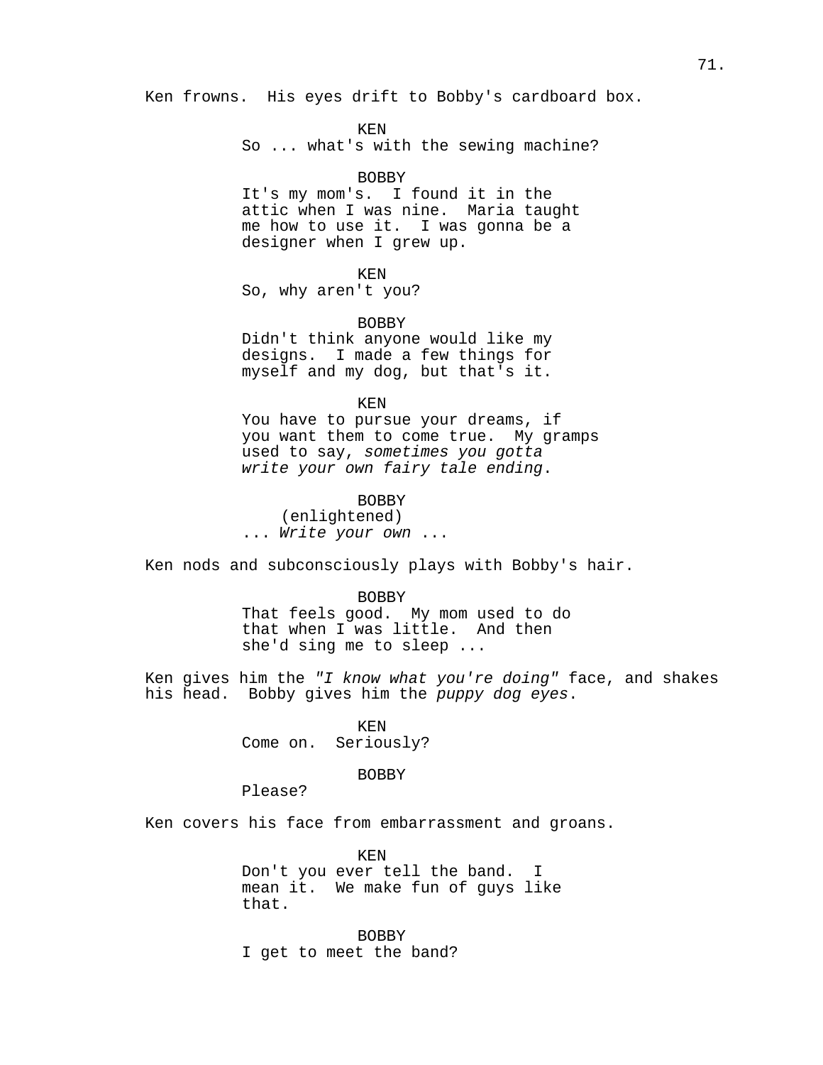Ken frowns. His eyes drift to Bobby's cardboard box.

KEN
So ... what's with the sewing machine?

BOBBY
It's my mom's. I found it in the attic when I was nine. Maria taught me how to use it. I was gonna be a designer when I grew up.

KEN
So, why aren't you?

BOBBY
Didn't think anyone would like my designs. I made a few things for myself and my dog, but that's it.

KEN
You have to pursue your dreams, if you want them to come true. My gramps used to say, *sometimes you gotta write your own fairy tale ending*.

BOBBY
(enlightened)
... *Write your own* ...

Ken nods and subconsciously plays with Bobby's hair.

BOBBY
That feels good. My mom used to do that when I was little. And then she'd sing me to sleep ...

Ken gives him the *"I know what you're doing"* face, and shakes his head. Bobby gives him the *puppy dog eyes*.

KEN
Come on. Seriously?

BOBBY
Please?

Ken covers his face from embarrassment and groans.

KEN
Don't you ever tell the band. I mean it. We make fun of guys like that.

BOBBY
I get to meet the band?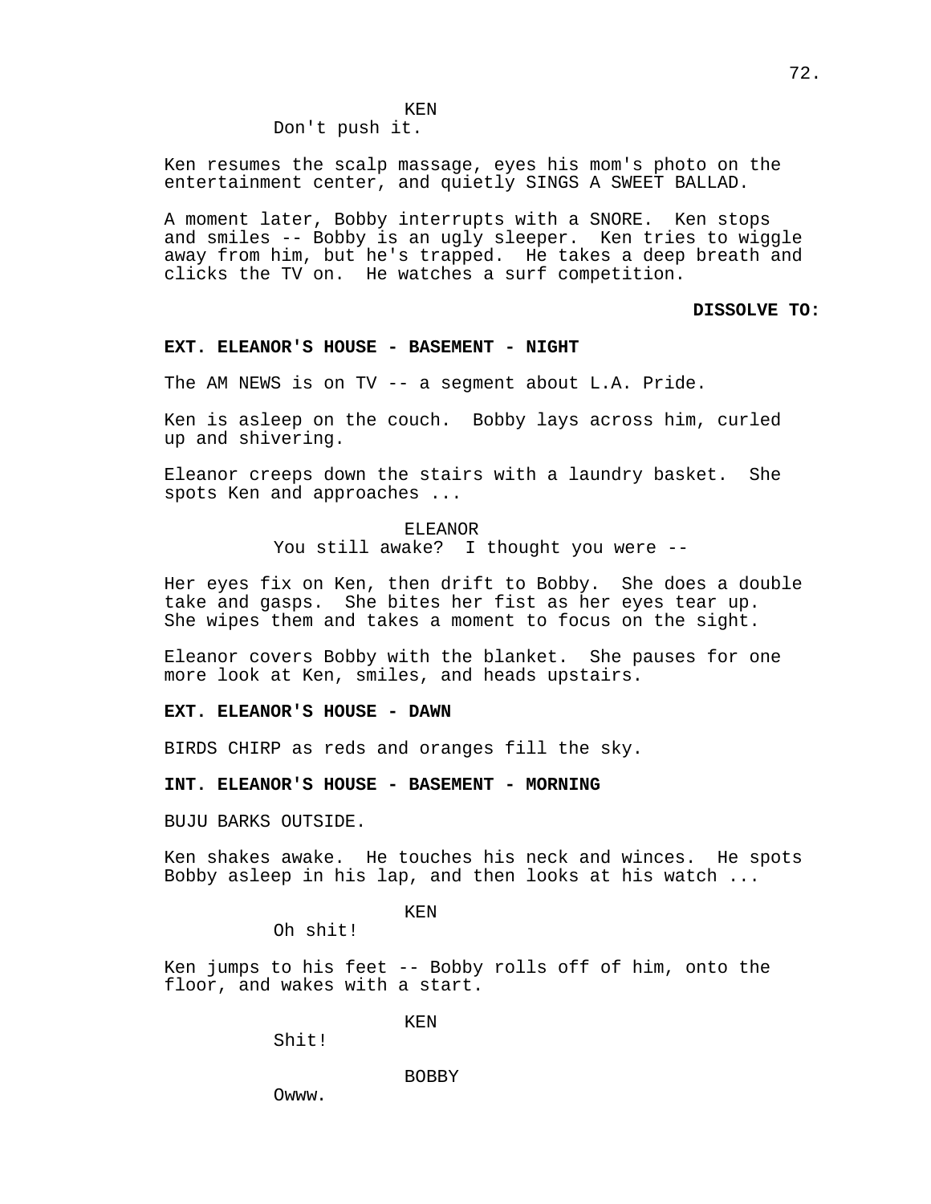KEN
Don't push it.

Ken resumes the scalp massage, eyes his mom's photo on the entertainment center, and quietly SINGS A SWEET BALLAD.

A moment later, Bobby interrupts with a SNORE. Ken stops and smiles -- Bobby is an ugly sleeper. Ken tries to wiggle away from him, but he's trapped. He takes a deep breath and clicks the TV on. He watches a surf competition.

**DISSOLVE TO:**

**EXT. ELEANOR'S HOUSE - BASEMENT - NIGHT**

The AM NEWS is on TV -- a segment about L.A. Pride.

Ken is asleep on the couch. Bobby lays across him, curled up and shivering.

Eleanor creeps down the stairs with a laundry basket. She spots Ken and approaches ...

ELEANOR
You still awake? I thought you were --

Her eyes fix on Ken, then drift to Bobby. She does a double take and gasps. She bites her fist as her eyes tear up. She wipes them and takes a moment to focus on the sight.

Eleanor covers Bobby with the blanket. She pauses for one more look at Ken, smiles, and heads upstairs.

**EXT. ELEANOR'S HOUSE - DAWN**

BIRDS CHIRP as reds and oranges fill the sky.

**INT. ELEANOR'S HOUSE - BASEMENT - MORNING**

BUJU BARKS OUTSIDE.

Ken shakes awake. He touches his neck and winces. He spots Bobby asleep in his lap, and then looks at his watch ...

KEN
Oh shit!

Ken jumps to his feet -- Bobby rolls off of him, onto the floor, and wakes with a start.

KEN
Shit!

BOBBY
Owww.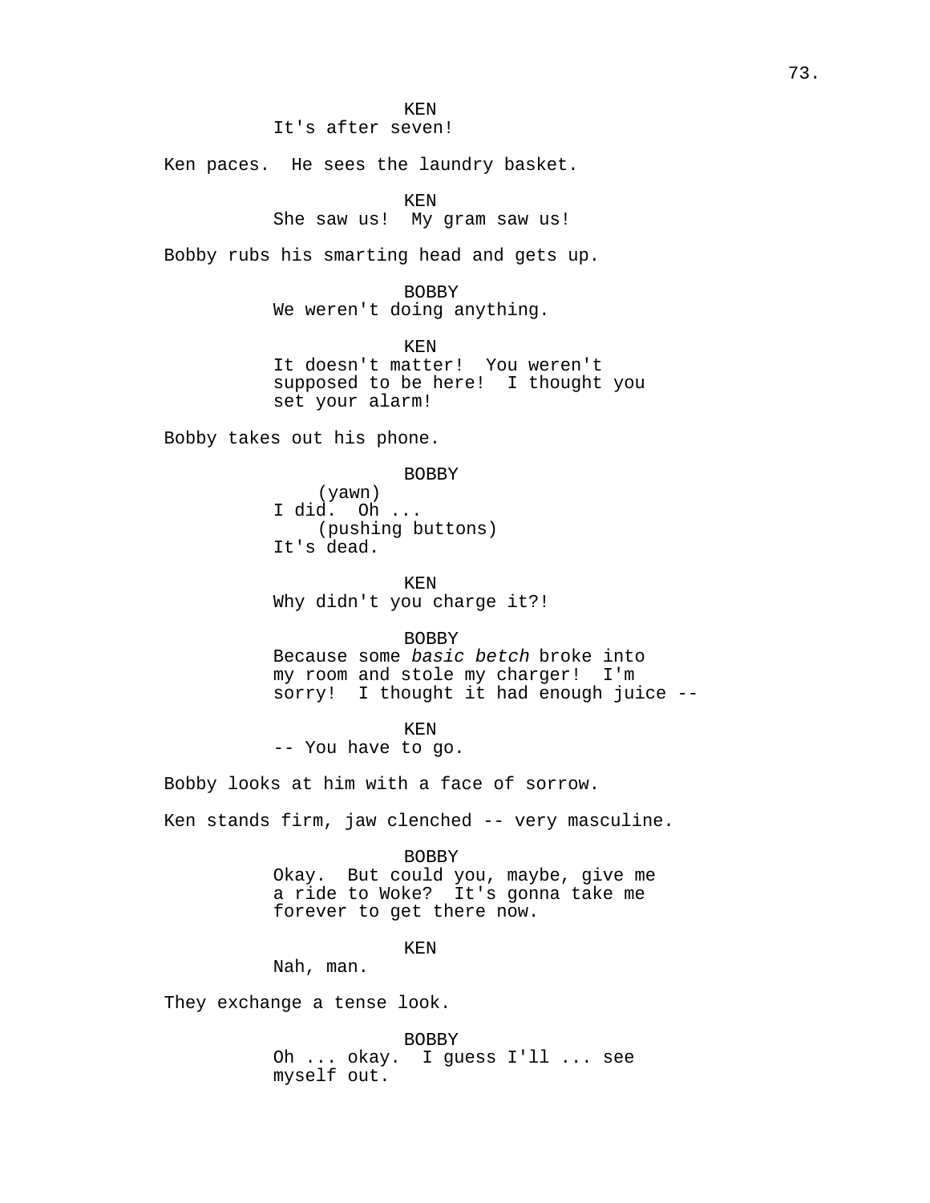KEN
It's after seven!

Ken paces. He sees the laundry basket.

KEN
She saw us! My gram saw us!

Bobby rubs his smarting head and gets up.

BOBBY
We weren't doing anything.

KEN
It doesn't matter! You weren't supposed to be here! I thought you set your alarm!

Bobby takes out his phone.

BOBBY
(yawn)
I did. Oh ...
(pushing buttons)
It's dead.

KEN
Why didn't you charge it?!

BOBBY
Because some *basic betch* broke into my room and stole my charger! I'm sorry! I thought it had enough juice --

KEN
-- You have to go.

Bobby looks at him with a face of sorrow.

Ken stands firm, jaw clenched -- very masculine.

BOBBY
Okay. But could you, maybe, give me a ride to Woke? It's gonna take me forever to get there now.

KEN
Nah, man.

They exchange a tense look.

BOBBY
Oh ... okay. I guess I'll ... see myself out.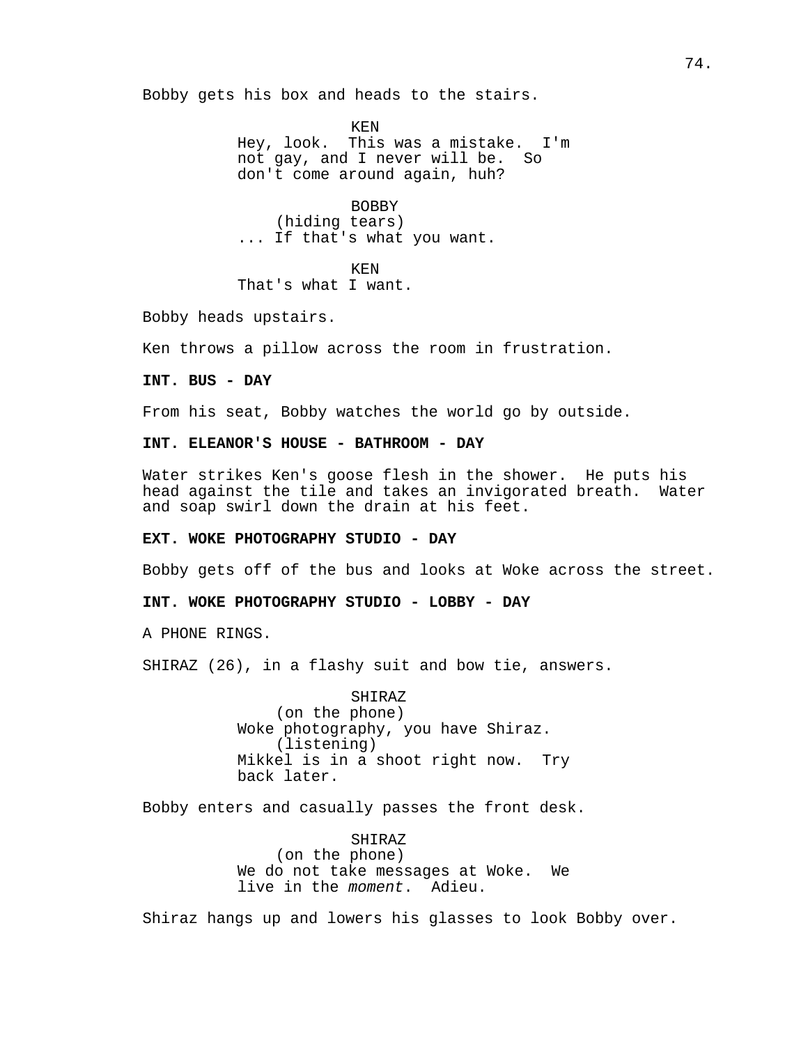Bobby gets his box and heads to the stairs.

KEN
Hey, look. This was a mistake. I'm not gay, and I never will be. So don't come around again, huh?

BOBBY
(hiding tears)
... If that's what you want.

KEN
That's what I want.

Bobby heads upstairs.

Ken throws a pillow across the room in frustration.

**INT. BUS - DAY**

From his seat, Bobby watches the world go by outside.

**INT. ELEANOR'S HOUSE - BATHROOM - DAY**

Water strikes Ken's goose flesh in the shower. He puts his head against the tile and takes an invigorated breath. Water and soap swirl down the drain at his feet.

**EXT. WOKE PHOTOGRAPHY STUDIO - DAY**

Bobby gets off of the bus and looks at Woke across the street.

**INT. WOKE PHOTOGRAPHY STUDIO - LOBBY - DAY**

A PHONE RINGS.

SHIRAZ (26), in a flashy suit and bow tie, answers.

SHIRAZ
(on the phone)
Woke photography, you have Shiraz.
(listening)
Mikkel is in a shoot right now. Try back later.

Bobby enters and casually passes the front desk.

SHIRAZ
(on the phone)
We do not take messages at Woke. We live in the *moment*. Adieu.

Shiraz hangs up and lowers his glasses to look Bobby over.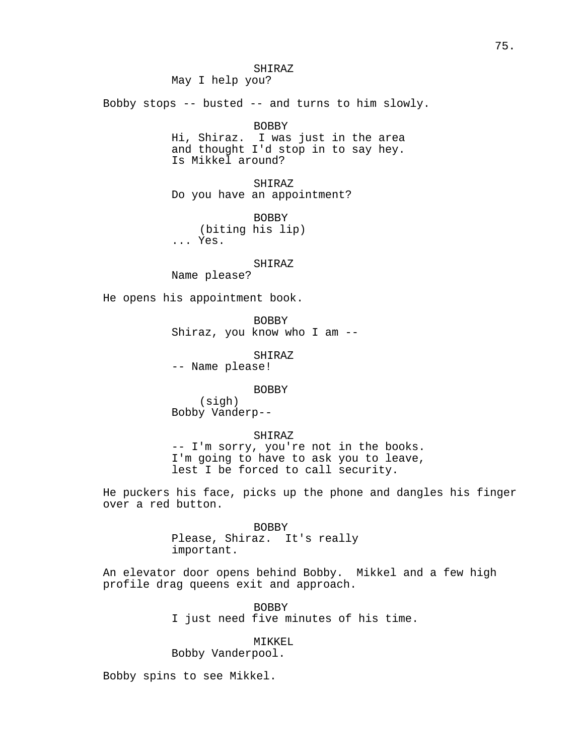SHIRAZ
May I help you?

Bobby stops -- busted -- and turns to him slowly.

BOBBY
Hi, Shiraz.  I was just in the area
and thought I'd stop in to say hey.
Is Mikkel around?

SHIRAZ
Do you have an appointment?

BOBBY
(biting his lip)
... Yes.

SHIRAZ
Name please?

He opens his appointment book.

BOBBY
Shiraz, you know who I am --

SHIRAZ
-- Name please!

BOBBY
(sigh)
Bobby Vanderp--

SHIRAZ
-- I'm sorry, you're not in the books.
I'm going to have to ask you to leave,
lest I be forced to call security.

He puckers his face, picks up the phone and dangles his finger over a red button.

BOBBY
Please, Shiraz.  It's really
important.

An elevator door opens behind Bobby.  Mikkel and a few high profile drag queens exit and approach.

BOBBY
I just need five minutes of his time.

MIKKEL
Bobby Vanderpool.

Bobby spins to see Mikkel.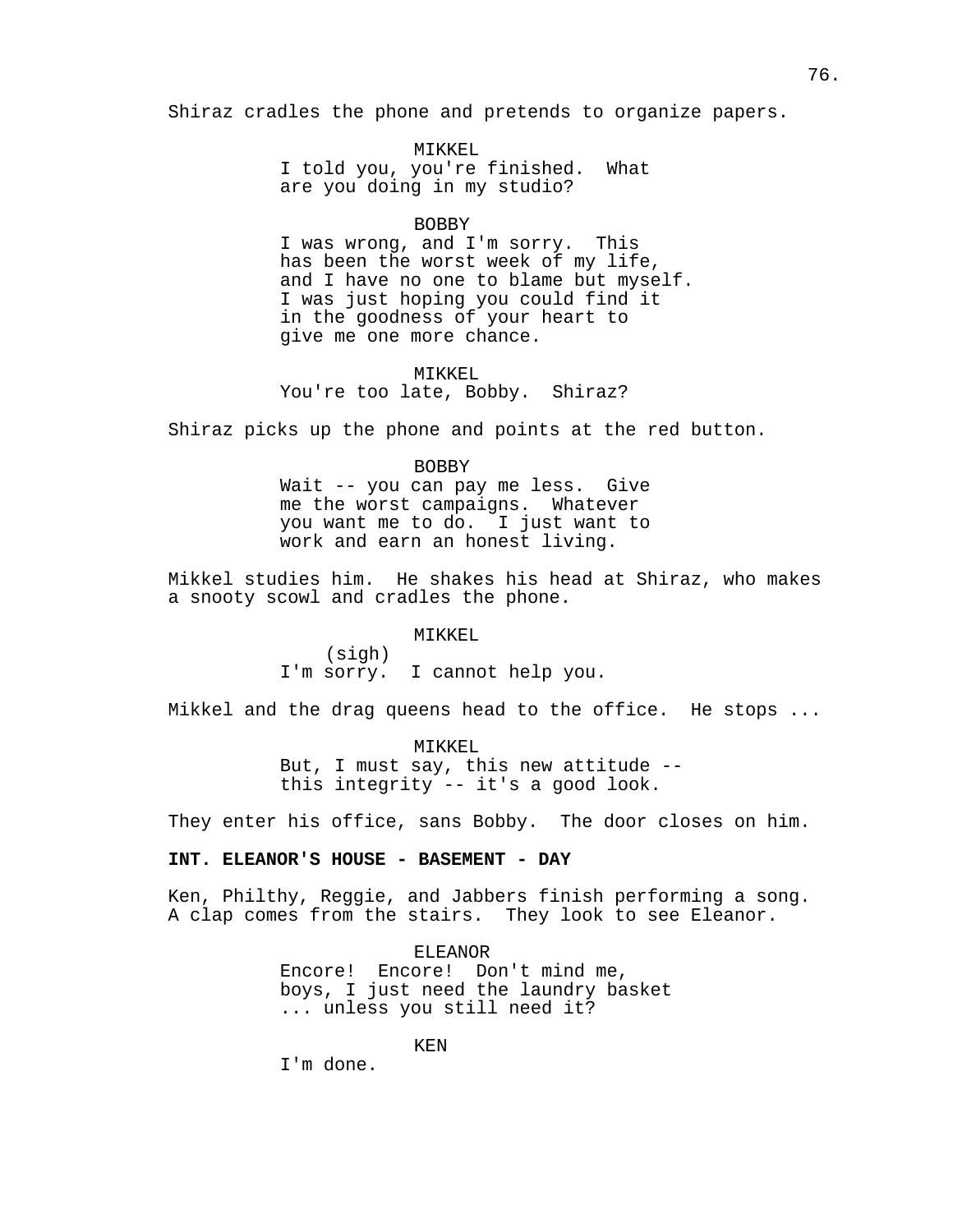Shiraz cradles the phone and pretends to organize papers.

MIKKEL
I told you, you're finished. What are you doing in my studio?

BOBBY
I was wrong, and I'm sorry. This has been the worst week of my life, and I have no one to blame but myself. I was just hoping you could find it in the goodness of your heart to give me one more chance.

MIKKEL
You're too late, Bobby. Shiraz?

Shiraz picks up the phone and points at the red button.

BOBBY
Wait -- you can pay me less. Give me the worst campaigns. Whatever you want me to do. I just want to work and earn an honest living.

Mikkel studies him. He shakes his head at Shiraz, who makes a snooty scowl and cradles the phone.

MIKKEL
(sigh)
I'm sorry. I cannot help you.

Mikkel and the drag queens head to the office. He stops ...

MIKKEL
But, I must say, this new attitude -- this integrity -- it's a good look.

They enter his office, sans Bobby. The door closes on him.

**INT. ELEANOR'S HOUSE - BASEMENT - DAY**

Ken, Philthy, Reggie, and Jabbers finish performing a song. A clap comes from the stairs. They look to see Eleanor.

ELEANOR
Encore! Encore! Don't mind me, boys, I just need the laundry basket ... unless you still need it?

KEN
I'm done.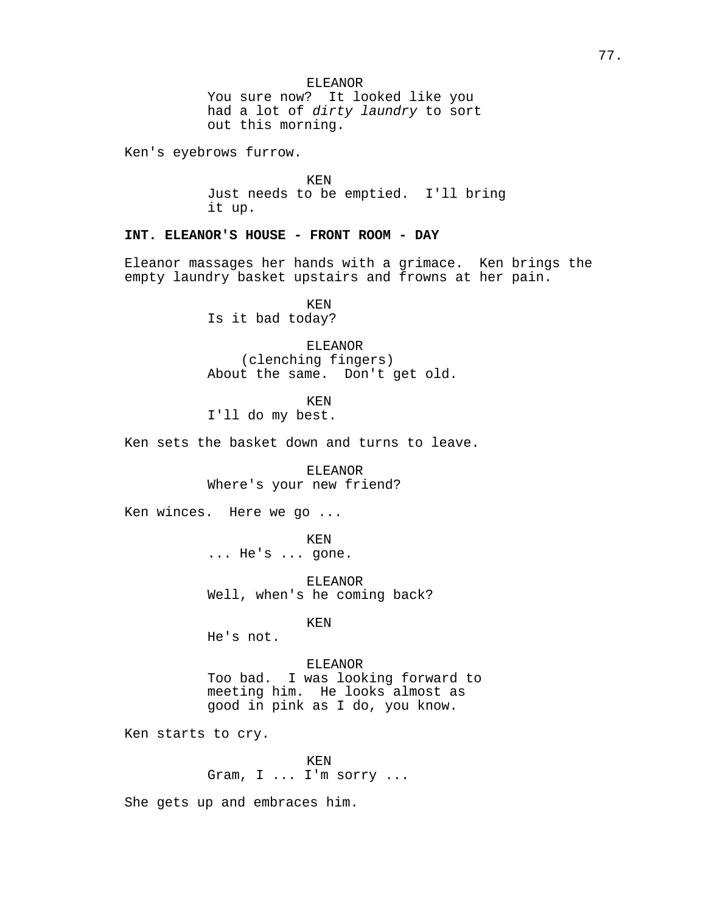ELEANOR
You sure now? It looked like you had a lot of *dirty laundry* to sort out this morning.

Ken's eyebrows furrow.

KEN
Just needs to be emptied. I'll bring it up.

**INT. ELEANOR'S HOUSE - FRONT ROOM - DAY**

Eleanor massages her hands with a grimace. Ken brings the empty laundry basket upstairs and frowns at her pain.

KEN
Is it bad today?

ELEANOR
(clenching fingers)
About the same. Don't get old.

KEN
I'll do my best.

Ken sets the basket down and turns to leave.

ELEANOR
Where's your new friend?

Ken winces. Here we go ...

KEN
... He's ... gone.

ELEANOR
Well, when's he coming back?

KEN
He's not.

ELEANOR
Too bad. I was looking forward to meeting him. He looks almost as good in pink as I do, you know.

Ken starts to cry.

KEN
Gram, I ... I'm sorry ...

She gets up and embraces him.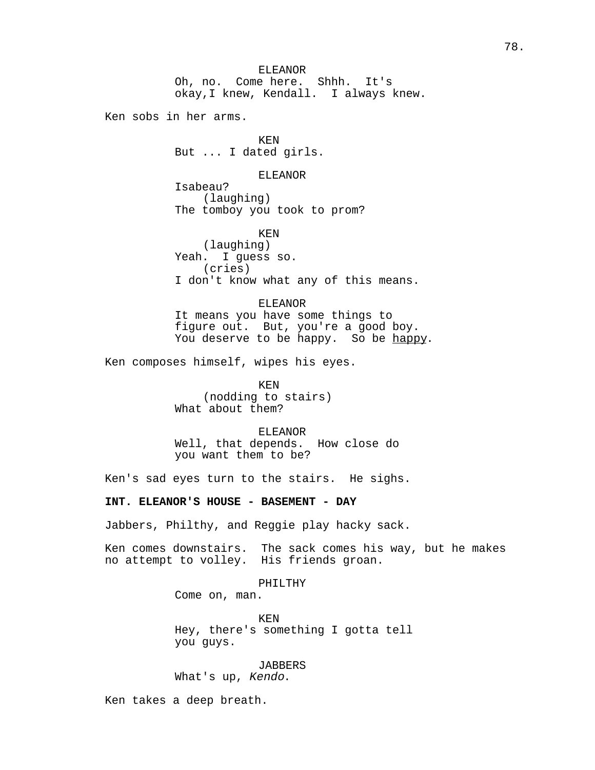ELEANOR
Oh, no.  Come here.  Shhh.  It's okay,I knew, Kendall.  I always knew.

Ken sobs in her arms.

KEN
But ... I dated girls.

ELEANOR
Isabeau?
(laughing)
The tomboy you took to prom?

KEN
(laughing)
Yeah.  I guess so.
(cries)
I don't know what any of this means.

ELEANOR
It means you have some things to figure out.  But, you're a good boy.  You deserve to be happy.  So be <u>happy</u>.

Ken composes himself, wipes his eyes.

KEN
(nodding to stairs)
What about them?

ELEANOR
Well, that depends.  How close do you want them to be?

Ken's sad eyes turn to the stairs.  He sighs.

**INT. ELEANOR'S HOUSE - BASEMENT - DAY**

Jabbers, Philthy, and Reggie play hacky sack.

Ken comes downstairs.  The sack comes his way, but he makes no attempt to volley.  His friends groan.

PHILTHY
Come on, man.

KEN
Hey, there's something I gotta tell you guys.

JABBERS
What's up, *Kendo*.

Ken takes a deep breath.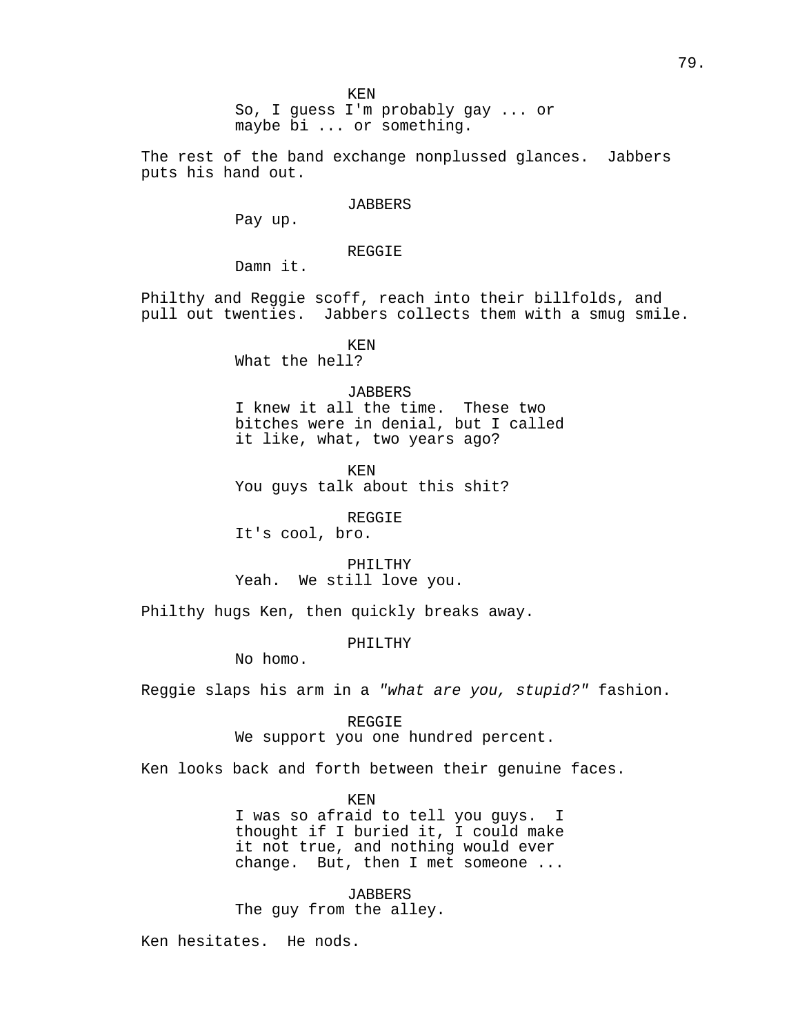KEN
So, I guess I'm probably gay ... or maybe bi ... or something.

The rest of the band exchange nonplussed glances. Jabbers puts his hand out.

JABBERS
Pay up.

REGGIE
Damn it.

Philthy and Reggie scoff, reach into their billfolds, and pull out twenties. Jabbers collects them with a smug smile.

KEN
What the hell?

JABBERS
I knew it all the time. These two bitches were in denial, but I called it like, what, two years ago?

KEN
You guys talk about this shit?

REGGIE
It's cool, bro.

PHILTHY
Yeah. We still love you.

Philthy hugs Ken, then quickly breaks away.

PHILTHY
No homo.

Reggie slaps his arm in a *"what are you, stupid?"* fashion.

REGGIE
We support you one hundred percent.

Ken looks back and forth between their genuine faces.

KEN
I was so afraid to tell you guys. I thought if I buried it, I could make it not true, and nothing would ever change. But, then I met someone ...

JABBERS
The guy from the alley.

Ken hesitates. He nods.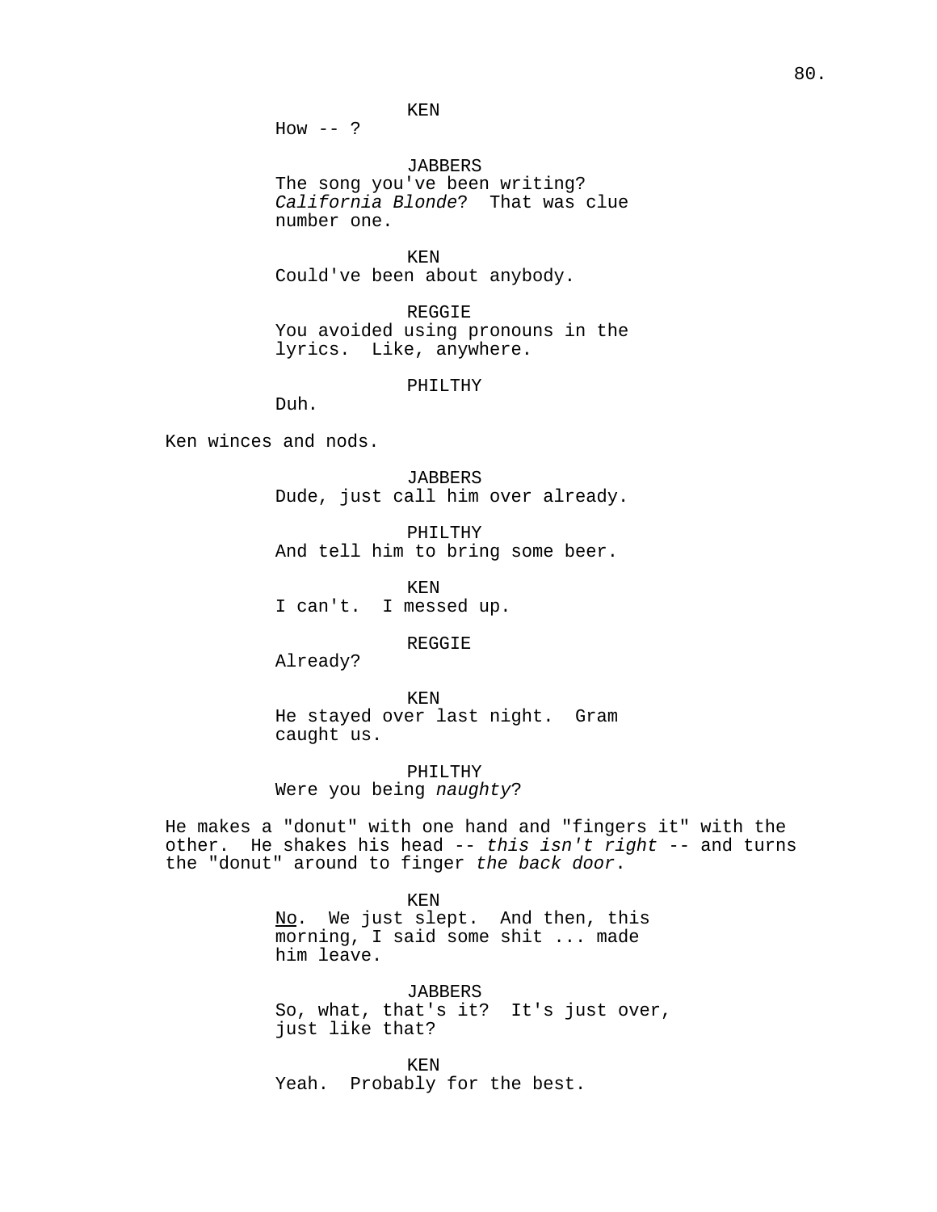KEN
How -- ?

JABBERS
The song you've been writing? *California Blonde*? That was clue number one.

KEN
Could've been about anybody.

REGGIE
You avoided using pronouns in the lyrics. Like, anywhere.

PHILTHY
Duh.

Ken winces and nods.

JABBERS
Dude, just call him over already.

PHILTHY
And tell him to bring some beer.

KEN
I can't. I messed up.

REGGIE
Already?

KEN
He stayed over last night. Gram caught us.

PHILTHY
Were you being *naughty*?

He makes a "donut" with one hand and "fingers it" with the other. He shakes his head -- *this isn't right* -- and turns the "donut" around to finger *the back door*.

KEN
<u>No</u>. We just slept. And then, this morning, I said some shit ... made him leave.

JABBERS
So, what, that's it? It's just over, just like that?

KEN
Yeah. Probably for the best.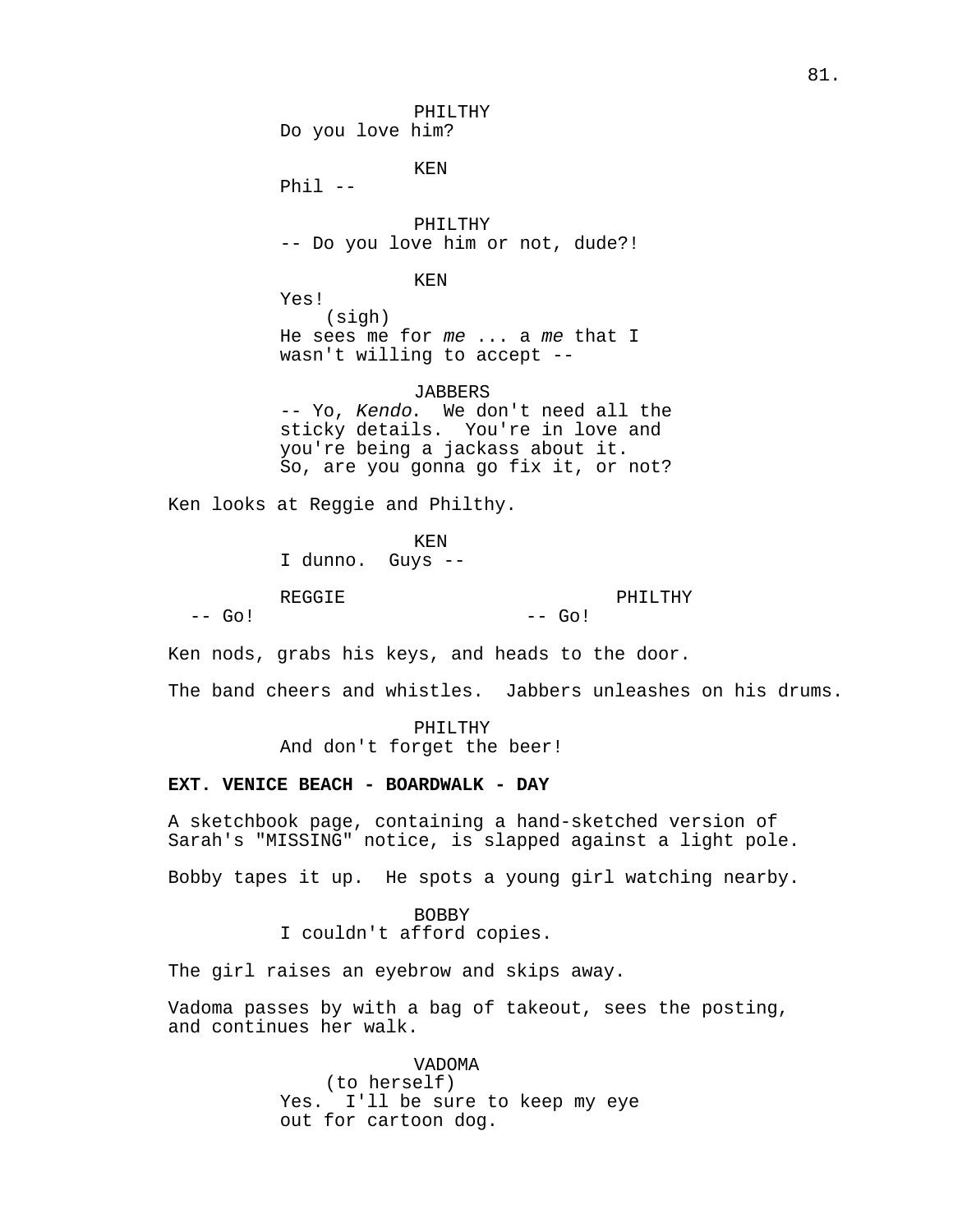PHILTHY
Do you love him?

KEN
Phil --

PHILTHY
-- Do you love him or not, dude?!

KEN
Yes!
(sigh)
He sees me for *me* ... a *me* that I wasn't willing to accept --

JABBERS
-- Yo, *Kendo*. We don't need all the sticky details. You're in love and you're being a jackass about it. So, are you gonna go fix it, or not?

Ken looks at Reggie and Philthy.

KEN
I dunno. Guys --

REGGIE
-- Go!

PHILTHY
-- Go!

Ken nods, grabs his keys, and heads to the door.

The band cheers and whistles. Jabbers unleashes on his drums.

PHILTHY
And don't forget the beer!

**EXT. VENICE BEACH - BOARDWALK - DAY**

A sketchbook page, containing a hand-sketched version of Sarah's "MISSING" notice, is slapped against a light pole.

Bobby tapes it up. He spots a young girl watching nearby.

BOBBY
I couldn't afford copies.

The girl raises an eyebrow and skips away.

Vadoma passes by with a bag of takeout, sees the posting, and continues her walk.

VADOMA
(to herself)
Yes. I'll be sure to keep my eye out for cartoon dog.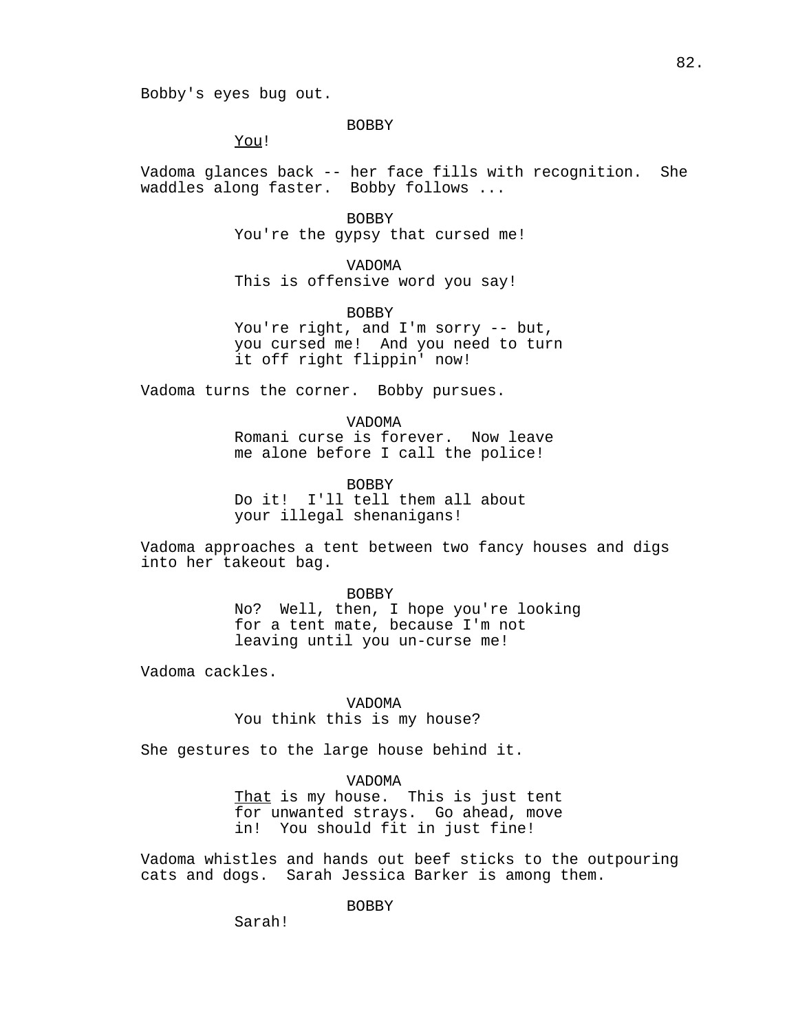Bobby's eyes bug out.

BOBBY

_You_!

Vadoma glances back -- her face fills with recognition. She waddles along faster. Bobby follows ...

BOBBY

You're the gypsy that cursed me!

VADOMA

This is offensive word you say!

BOBBY

You're right, and I'm sorry -- but, you cursed me! And you need to turn it off right flippin' now!

Vadoma turns the corner. Bobby pursues.

VADOMA

Romani curse is forever. Now leave me alone before I call the police!

BOBBY

Do it! I'll tell them all about your illegal shenanigans!

Vadoma approaches a tent between two fancy houses and digs into her takeout bag.

BOBBY

No? Well, then, I hope you're looking for a tent mate, because I'm not leaving until you un-curse me!

Vadoma cackles.

VADOMA

You think this is my house?

She gestures to the large house behind it.

VADOMA

_That_ is my house. This is just tent for unwanted strays. Go ahead, move in! You should fit in just fine!

Vadoma whistles and hands out beef sticks to the outpouring cats and dogs. Sarah Jessica Barker is among them.

BOBBY

Sarah!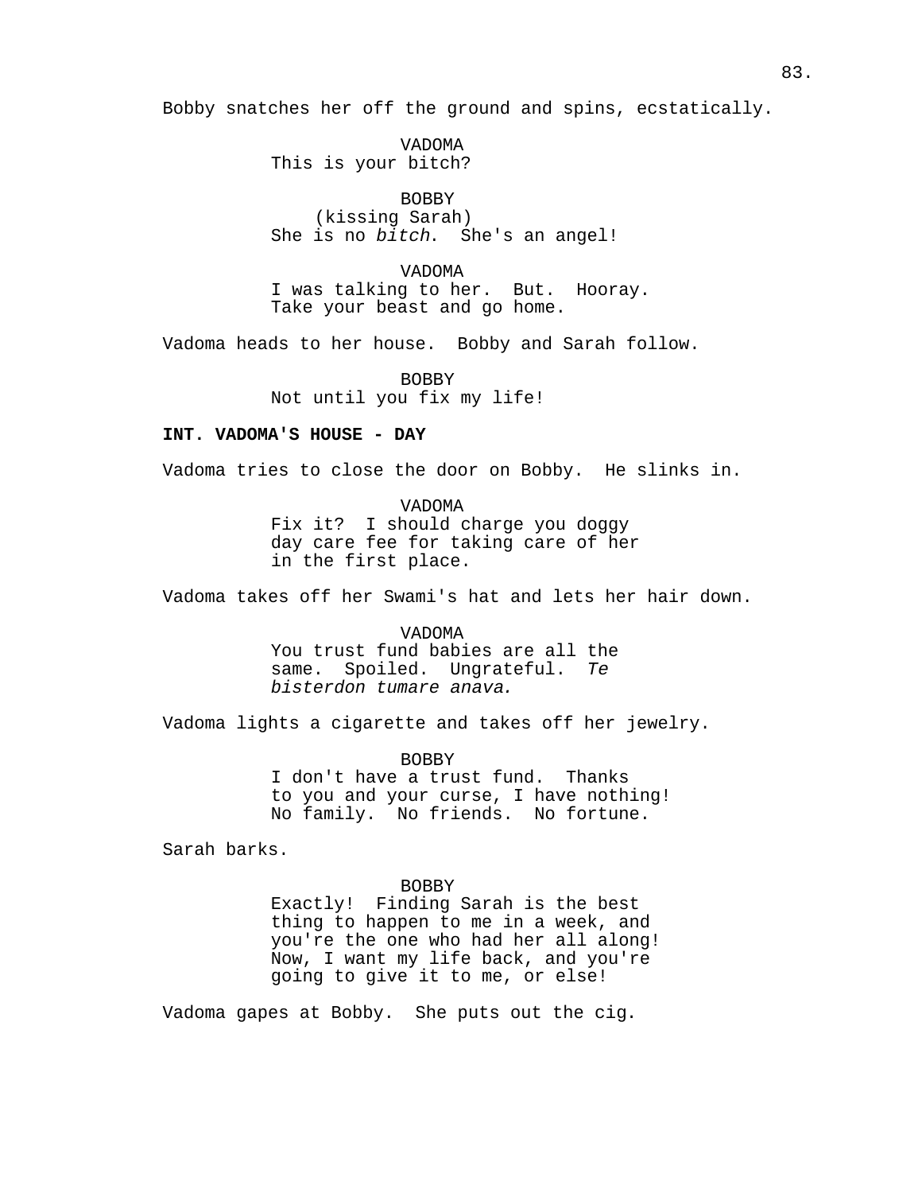Bobby snatches her off the ground and spins, ecstatically.

VADOMA
This is your bitch?

BOBBY
(kissing Sarah)
She is no *bitch*. She's an angel!

VADOMA
I was talking to her. But. Hooray.
Take your beast and go home.

Vadoma heads to her house. Bobby and Sarah follow.

BOBBY
Not until you fix my life!

**INT. VADOMA'S HOUSE - DAY**

Vadoma tries to close the door on Bobby. He slinks in.

VADOMA
Fix it? I should charge you doggy
day care fee for taking care of her
in the first place.

Vadoma takes off her Swami's hat and lets her hair down.

VADOMA
You trust fund babies are all the
same. Spoiled. Ungrateful. *Te
bisterdon tumare anava.*

Vadoma lights a cigarette and takes off her jewelry.

BOBBY
I don't have a trust fund. Thanks
to you and your curse, I have nothing!
No family. No friends. No fortune.

Sarah barks.

BOBBY
Exactly! Finding Sarah is the best
thing to happen to me in a week, and
you're the one who had her all along!
Now, I want my life back, and you're
going to give it to me, or else!

Vadoma gapes at Bobby. She puts out the cig.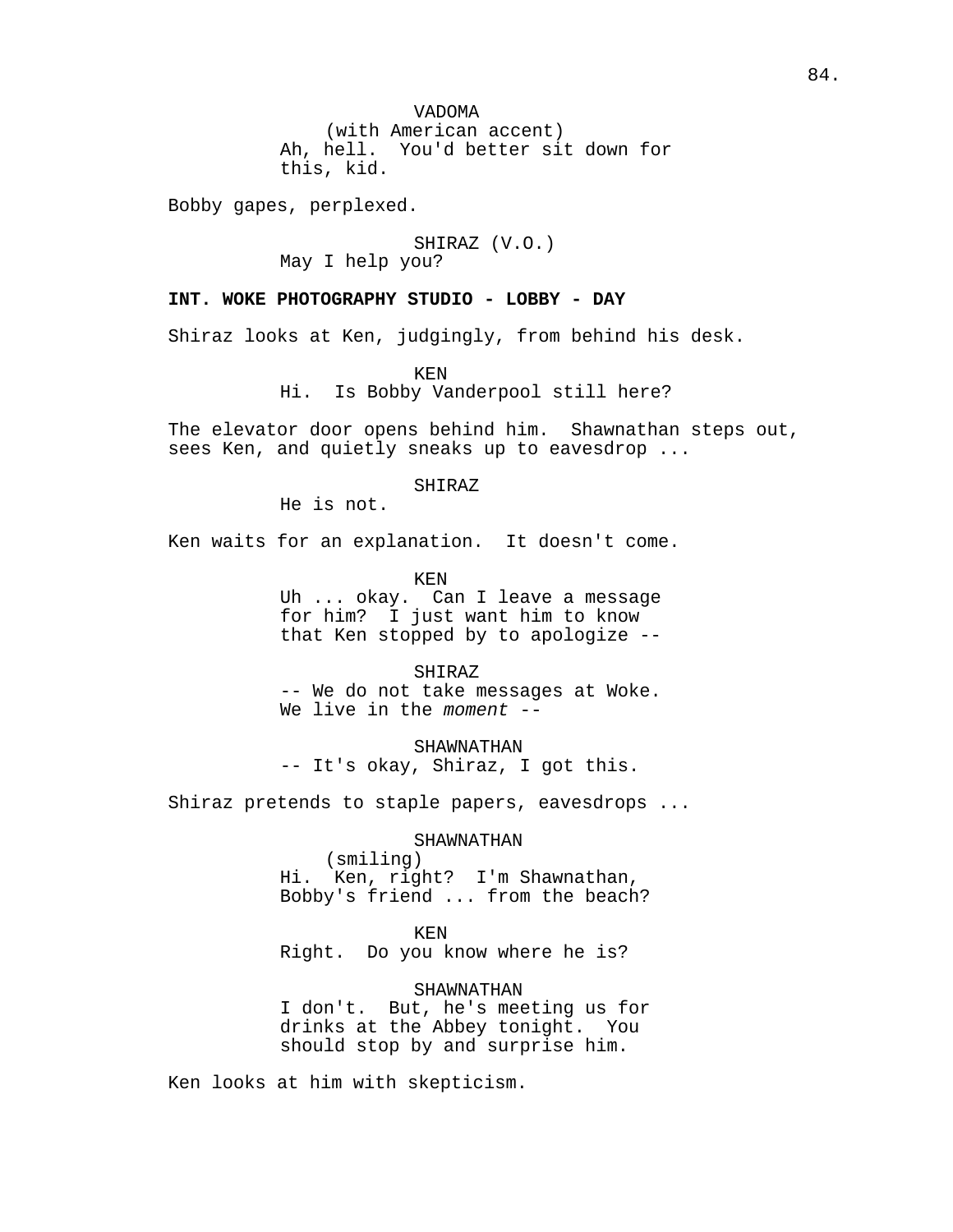VADOMA
(with American accent)
Ah, hell. You'd better sit down for this, kid.

Bobby gapes, perplexed.

SHIRAZ (V.O.)
May I help you?

**INT. WOKE PHOTOGRAPHY STUDIO - LOBBY - DAY**

Shiraz looks at Ken, judgingly, from behind his desk.

KEN
Hi. Is Bobby Vanderpool still here?

The elevator door opens behind him. Shawnathan steps out, sees Ken, and quietly sneaks up to eavesdrop ...

SHIRAZ
He is not.

Ken waits for an explanation. It doesn't come.

KEN
Uh ... okay. Can I leave a message for him? I just want him to know that Ken stopped by to apologize --

SHIRAZ
-- We do not take messages at Woke. We live in the *moment* --

SHAWNATHAN
-- It's okay, Shiraz, I got this.

Shiraz pretends to staple papers, eavesdrops ...

SHAWNATHAN
(smiling)
Hi. Ken, right? I'm Shawnathan, Bobby's friend ... from the beach?

KEN
Right. Do you know where he is?

SHAWNATHAN
I don't. But, he's meeting us for drinks at the Abbey tonight. You should stop by and surprise him.

Ken looks at him with skepticism.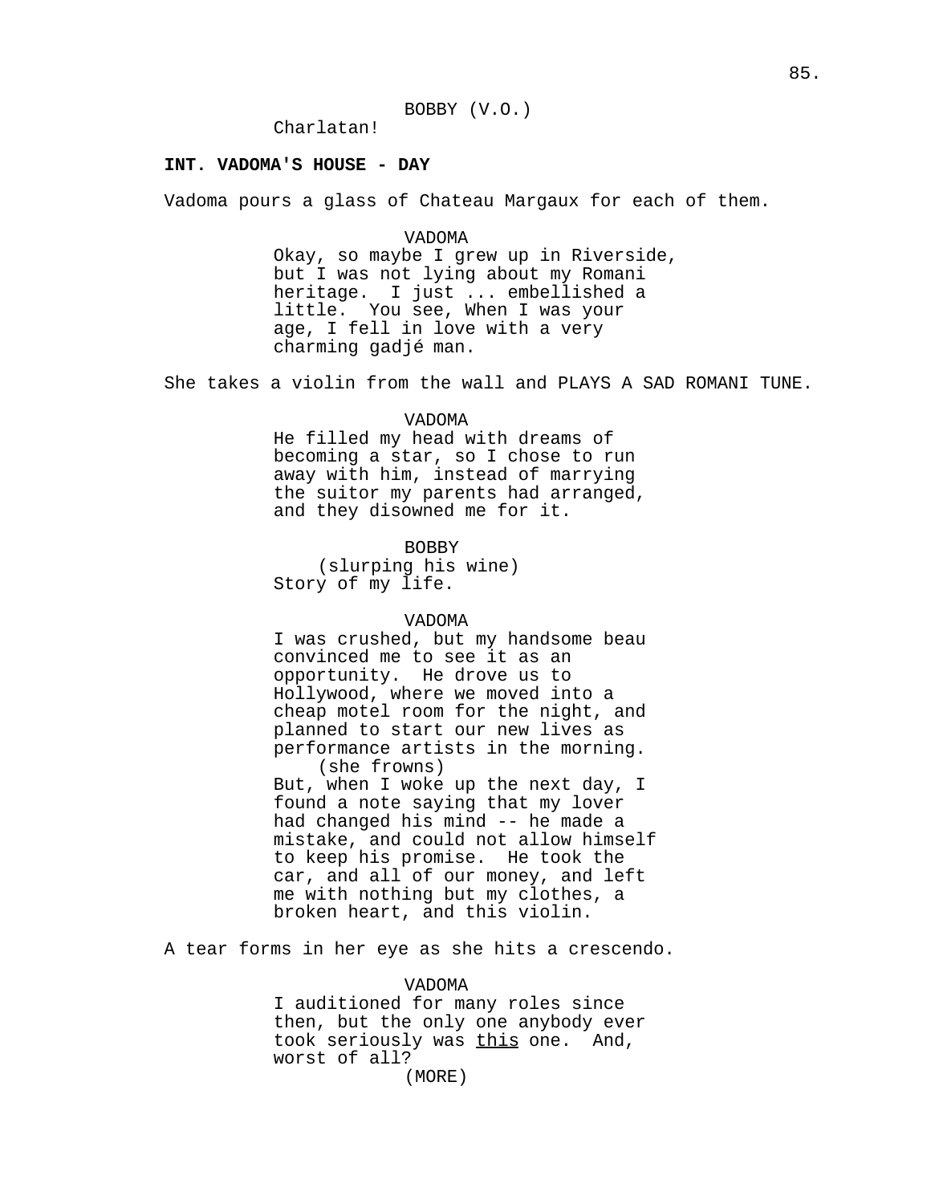BOBBY (V.O.)
Charlatan!

**INT. VADOMA'S HOUSE - DAY**

Vadoma pours a glass of Chateau Margaux for each of them.

VADOMA
Okay, so maybe I grew up in Riverside, but I was not lying about my Romani heritage. I just ... embellished a little. You see, When I was your age, I fell in love with a very charming gadjé man.

She takes a violin from the wall and PLAYS A SAD ROMANI TUNE.

VADOMA
He filled my head with dreams of becoming a star, so I chose to run away with him, instead of marrying the suitor my parents had arranged, and they disowned me for it.

BOBBY
(slurping his wine)
Story of my life.

VADOMA
I was crushed, but my handsome beau convinced me to see it as an opportunity. He drove us to Hollywood, where we moved into a cheap motel room for the night, and planned to start our new lives as performance artists in the morning.
(she frowns)
But, when I woke up the next day, I found a note saying that my lover had changed his mind -- he made a mistake, and could not allow himself to keep his promise. He took the car, and all of our money, and left me with nothing but my clothes, a broken heart, and this violin.

A tear forms in her eye as she hits a crescendo.

VADOMA
I auditioned for many roles since then, but the only one anybody ever took seriously was <u>this</u> one. And, worst of all?
(MORE)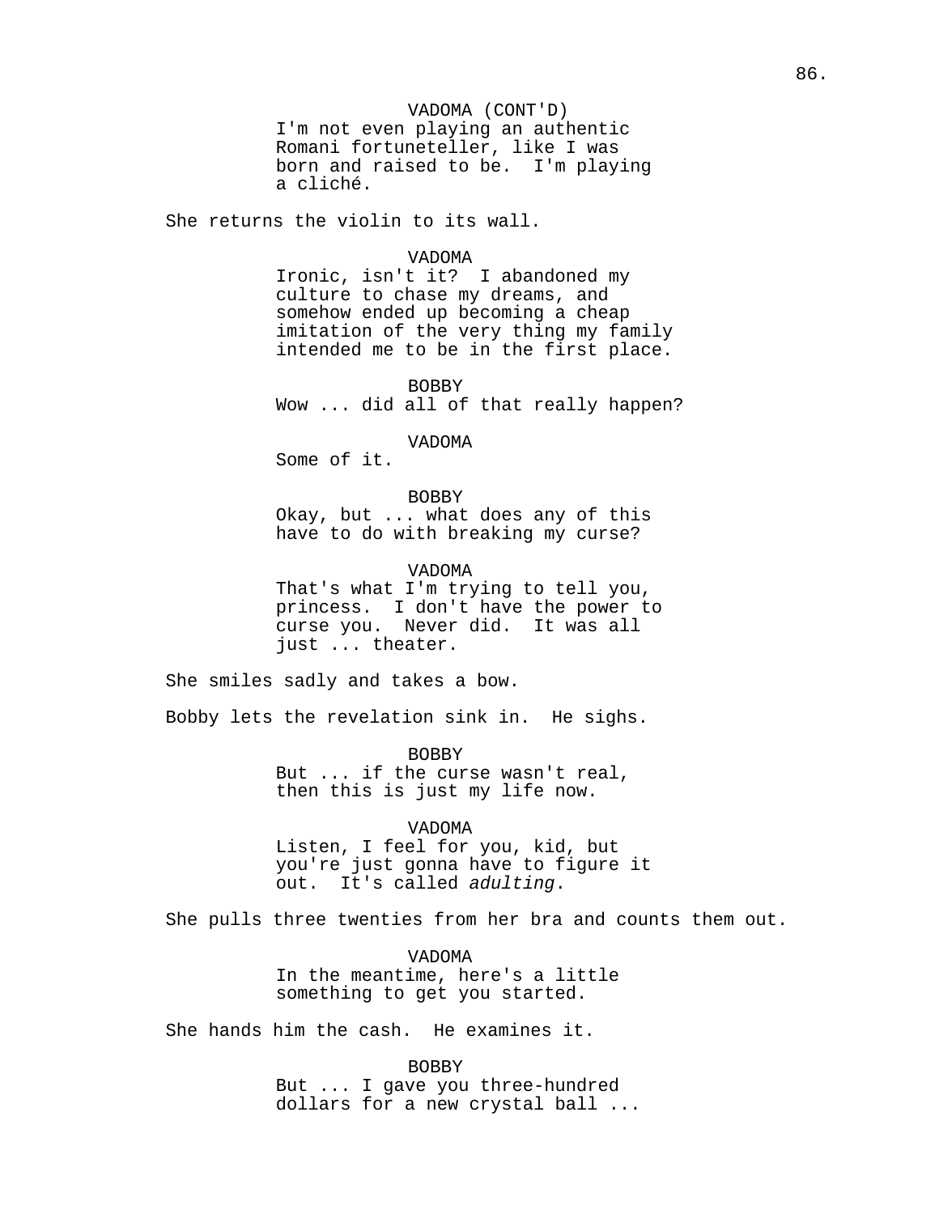VADOMA (CONT'D)
I'm not even playing an authentic Romani fortuneteller, like I was born and raised to be. I'm playing a cliché.

She returns the violin to its wall.

VADOMA
Ironic, isn't it? I abandoned my culture to chase my dreams, and somehow ended up becoming a cheap imitation of the very thing my family intended me to be in the first place.

BOBBY
Wow ... did all of that really happen?

VADOMA
Some of it.

BOBBY
Okay, but ... what does any of this have to do with breaking my curse?

VADOMA
That's what I'm trying to tell you, princess. I don't have the power to curse you. Never did. It was all just ... theater.

She smiles sadly and takes a bow.

Bobby lets the revelation sink in. He sighs.

BOBBY
But ... if the curse wasn't real, then this is just my life now.

VADOMA
Listen, I feel for you, kid, but you're just gonna have to figure it out. It's called *adulting*.

She pulls three twenties from her bra and counts them out.

VADOMA
In the meantime, here's a little something to get you started.

She hands him the cash. He examines it.

BOBBY
But ... I gave you three-hundred dollars for a new crystal ball ...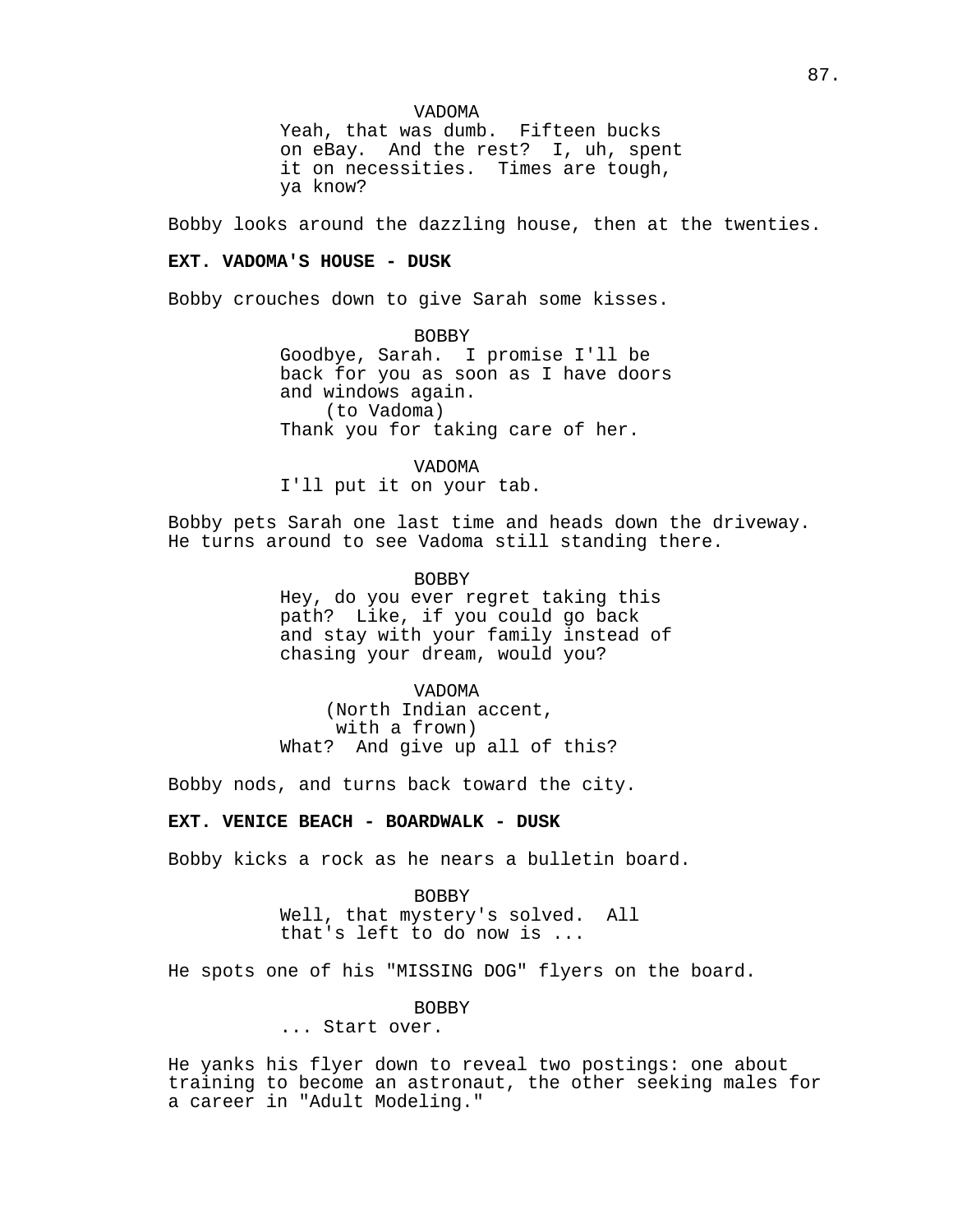VADOMA
Yeah, that was dumb. Fifteen bucks on eBay. And the rest? I, uh, spent it on necessities. Times are tough, ya know?

Bobby looks around the dazzling house, then at the twenties.

**EXT. VADOMA'S HOUSE - DUSK**

Bobby crouches down to give Sarah some kisses.

BOBBY
Goodbye, Sarah. I promise I'll be back for you as soon as I have doors and windows again.
(to Vadoma)
Thank you for taking care of her.

VADOMA
I'll put it on your tab.

Bobby pets Sarah one last time and heads down the driveway. He turns around to see Vadoma still standing there.

BOBBY
Hey, do you ever regret taking this path? Like, if you could go back and stay with your family instead of chasing your dream, would you?

VADOMA
(North Indian accent, with a frown)
What? And give up all of this?

Bobby nods, and turns back toward the city.

**EXT. VENICE BEACH - BOARDWALK - DUSK**

Bobby kicks a rock as he nears a bulletin board.

BOBBY
Well, that mystery's solved. All that's left to do now is ...

He spots one of his "MISSING DOG" flyers on the board.

BOBBY
... Start over.

He yanks his flyer down to reveal two postings: one about training to become an astronaut, the other seeking males for a career in "Adult Modeling."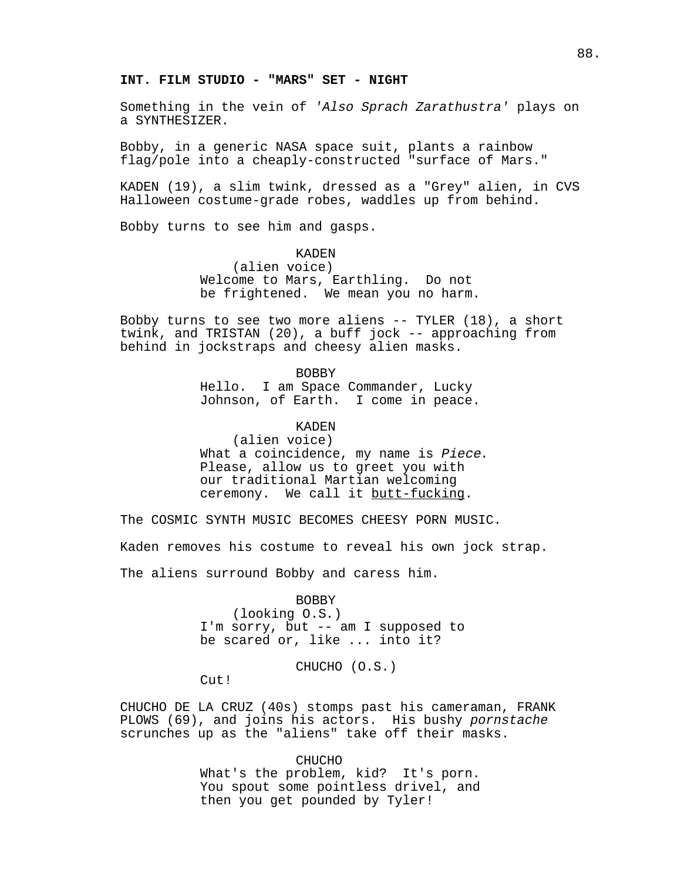**INT. FILM STUDIO - "MARS" SET - NIGHT**

Something in the vein of *'Also Sprach Zarathustra'* plays on a SYNTHESIZER.

Bobby, in a generic NASA space suit, plants a rainbow flag/pole into a cheaply-constructed "surface of Mars."

KADEN (19), a slim twink, dressed as a "Grey" alien, in CVS Halloween costume-grade robes, waddles up from behind.

Bobby turns to see him and gasps.

KADEN
(alien voice)
Welcome to Mars, Earthling. Do not be frightened. We mean you no harm.

Bobby turns to see two more aliens -- TYLER (18), a short twink, and TRISTAN (20), a buff jock -- approaching from behind in jockstraps and cheesy alien masks.

BOBBY
Hello. I am Space Commander, Lucky Johnson, of Earth. I come in peace.

KADEN
(alien voice)
What a coincidence, my name is *Piece*. Please, allow us to greet you with our traditional Martian welcoming ceremony. We call it <u>butt-fucking</u>.

The COSMIC SYNTH MUSIC BECOMES CHEESY PORN MUSIC.

Kaden removes his costume to reveal his own jock strap.

The aliens surround Bobby and caress him.

BOBBY
(looking O.S.)
I'm sorry, but -- am I supposed to be scared or, like ... into it?

CHUCHO (O.S.)
Cut!

CHUCHO DE LA CRUZ (40s) stomps past his cameraman, FRANK PLOWS (69), and joins his actors. His bushy *pornstache* scrunches up as the "aliens" take off their masks.

CHUCHO
What's the problem, kid? It's porn. You spout some pointless drivel, and then you get pounded by Tyler!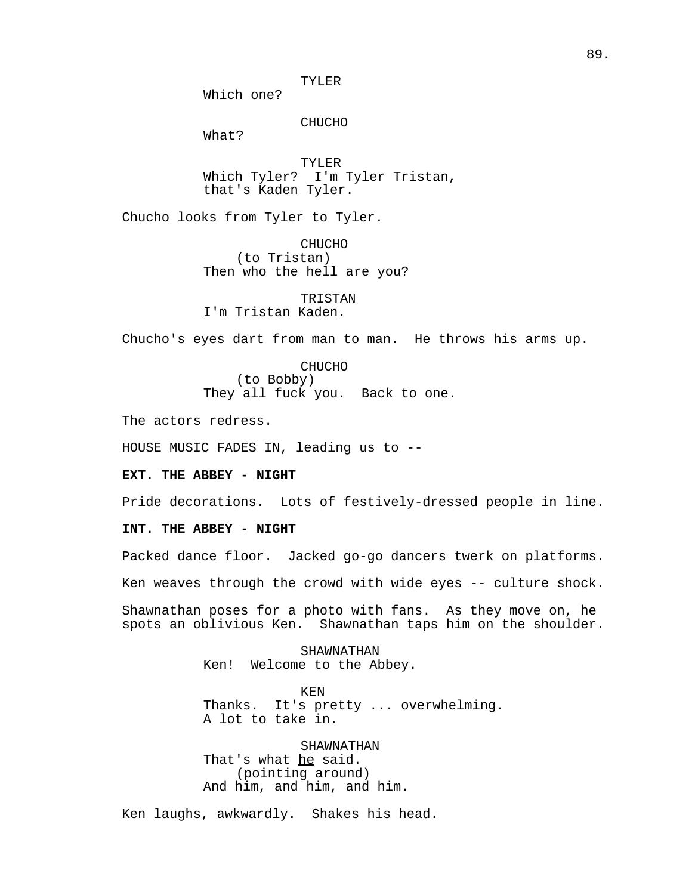TYLER
Which one?

CHUCHO
What?

TYLER
Which Tyler?  I'm Tyler Tristan, that's Kaden Tyler.

Chucho looks from Tyler to Tyler.

CHUCHO
(to Tristan)
Then who the hell are you?

TRISTAN
I'm Tristan Kaden.

Chucho's eyes dart from man to man.  He throws his arms up.

CHUCHO
(to Bobby)
They all fuck you.  Back to one.

The actors redress.

HOUSE MUSIC FADES IN, leading us to --

**EXT. THE ABBEY - NIGHT**

Pride decorations.  Lots of festively-dressed people in line.

**INT. THE ABBEY - NIGHT**

Packed dance floor.  Jacked go-go dancers twerk on platforms.

Ken weaves through the crowd with wide eyes -- culture shock.

Shawnathan poses for a photo with fans.  As they move on, he spots an oblivious Ken.  Shawnathan taps him on the shoulder.

SHAWNATHAN
Ken!  Welcome to the Abbey.

KEN
Thanks.  It's pretty ... overwhelming. A lot to take in.

SHAWNATHAN
That's what <u>he</u> said.
(pointing around)
And him, and him, and him.

Ken laughs, awkwardly.  Shakes his head.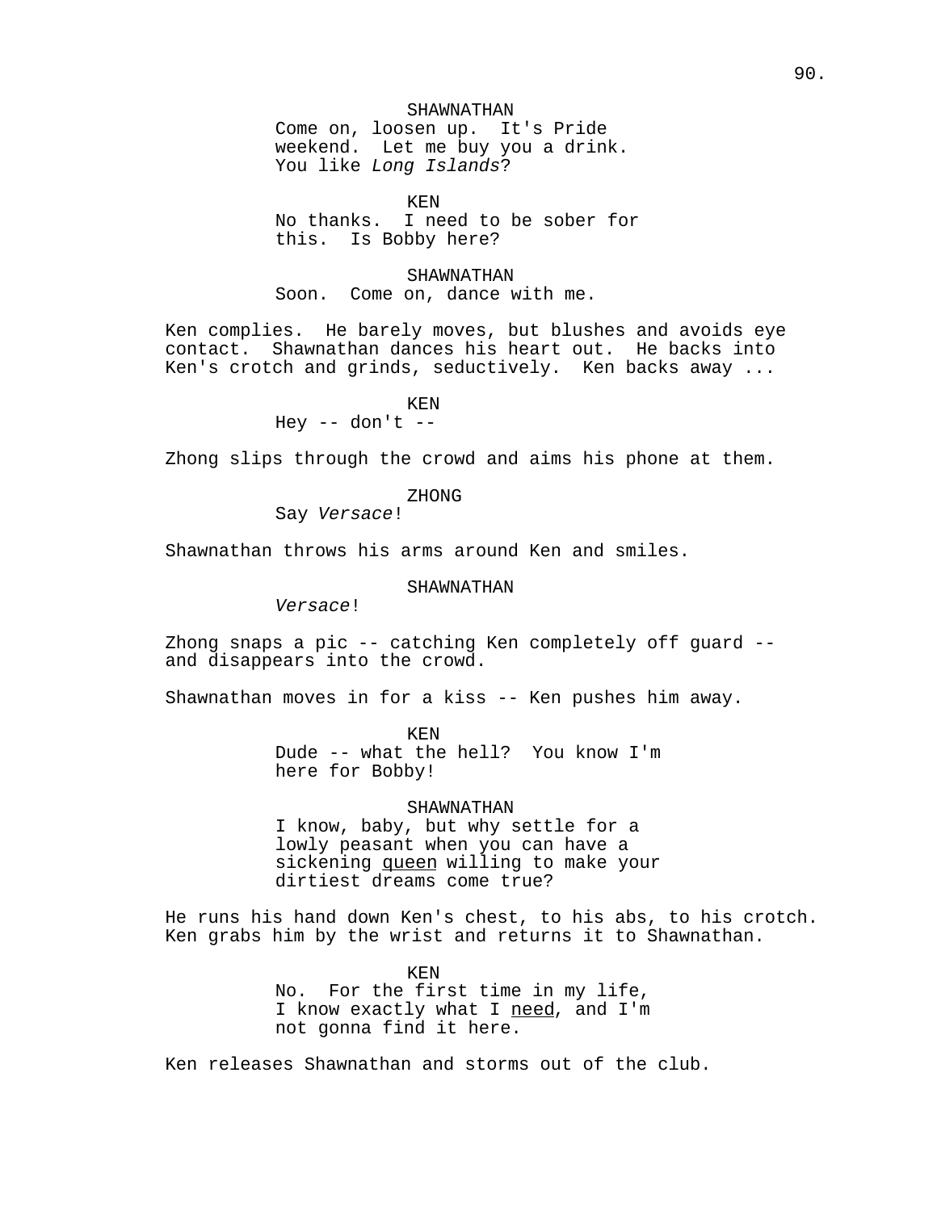SHAWNATHAN

Come on, loosen up. It's Pride weekend. Let me buy you a drink. You like *Long Islands*?

KEN

No thanks. I need to be sober for this. Is Bobby here?

SHAWNATHAN

Soon. Come on, dance with me.

Ken complies. He barely moves, but blushes and avoids eye contact. Shawnathan dances his heart out. He backs into Ken's crotch and grinds, seductively. Ken backs away ...

KEN

Hey -- don't --

Zhong slips through the crowd and aims his phone at them.

ZHONG

Say *Versace*!

Shawnathan throws his arms around Ken and smiles.

SHAWNATHAN

*Versace*!

Zhong snaps a pic -- catching Ken completely off guard -- and disappears into the crowd.

Shawnathan moves in for a kiss -- Ken pushes him away.

KEN

Dude -- what the hell? You know I'm here for Bobby!

SHAWNATHAN

I know, baby, but why settle for a lowly peasant when you can have a sickening <u>queen</u> willing to make your dirtiest dreams come true?

He runs his hand down Ken's chest, to his abs, to his crotch. Ken grabs him by the wrist and returns it to Shawnathan.

KEN

No. For the first time in my life, I know exactly what I <u>need</u>, and I'm not gonna find it here.

Ken releases Shawnathan and storms out of the club.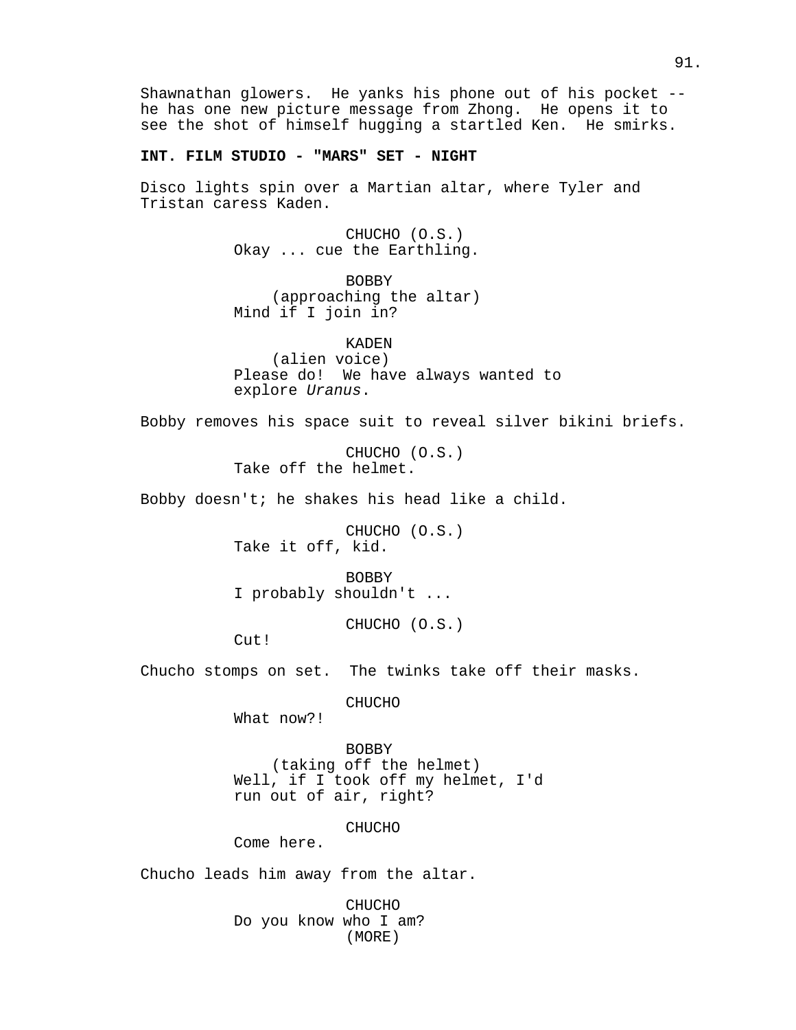Shawnathan glowers. He yanks his phone out of his pocket -- he has one new picture message from Zhong. He opens it to see the shot of himself hugging a startled Ken. He smirks.

**INT. FILM STUDIO - "MARS" SET - NIGHT**

Disco lights spin over a Martian altar, where Tyler and Tristan caress Kaden.

CHUCHO (O.S.)
Okay ... cue the Earthling.

BOBBY
(approaching the altar)
Mind if I join in?

KADEN
(alien voice)
Please do! We have always wanted to explore *Uranus*.

Bobby removes his space suit to reveal silver bikini briefs.

CHUCHO (O.S.)
Take off the helmet.

Bobby doesn't; he shakes his head like a child.

CHUCHO (O.S.)
Take it off, kid.

BOBBY
I probably shouldn't ...

CHUCHO (O.S.)
Cut!

Chucho stomps on set. The twinks take off their masks.

CHUCHO
What now?!

BOBBY
(taking off the helmet)
Well, if I took off my helmet, I'd run out of air, right?

CHUCHO
Come here.

Chucho leads him away from the altar.

CHUCHO
Do you know who I am?
(MORE)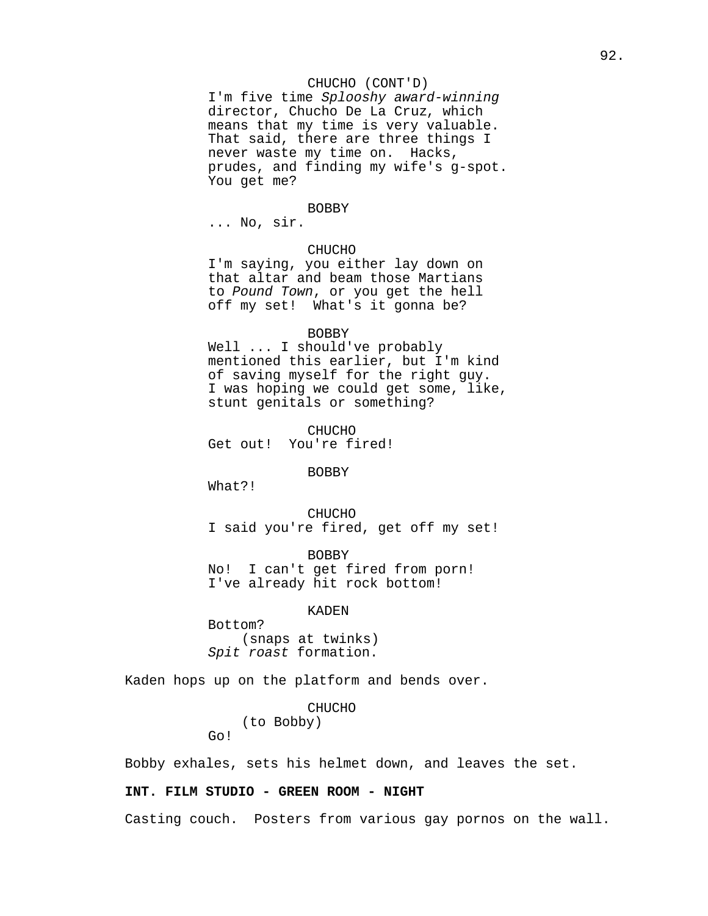CHUCHO (CONT'D)
I'm five time *Splooshy award-winning* director, Chucho De La Cruz, which means that my time is very valuable. That said, there are three things I never waste my time on. Hacks, prudes, and finding my wife's g-spot. You get me?

BOBBY
... No, sir.

CHUCHO
I'm saying, you either lay down on that altar and beam those Martians to *Pound Town*, or you get the hell off my set! What's it gonna be?

BOBBY
Well ... I should've probably mentioned this earlier, but I'm kind of saving myself for the right guy. I was hoping we could get some, like, stunt genitals or something?

CHUCHO
Get out! You're fired!

BOBBY
What?!

CHUCHO
I said you're fired, get off my set!

BOBBY
No! I can't get fired from porn! I've already hit rock bottom!

KADEN
Bottom?
(snaps at twinks)
*Spit roast* formation.

Kaden hops up on the platform and bends over.

CHUCHO
(to Bobby)
Go!

Bobby exhales, sets his helmet down, and leaves the set.

**INT. FILM STUDIO - GREEN ROOM - NIGHT**

Casting couch. Posters from various gay pornos on the wall.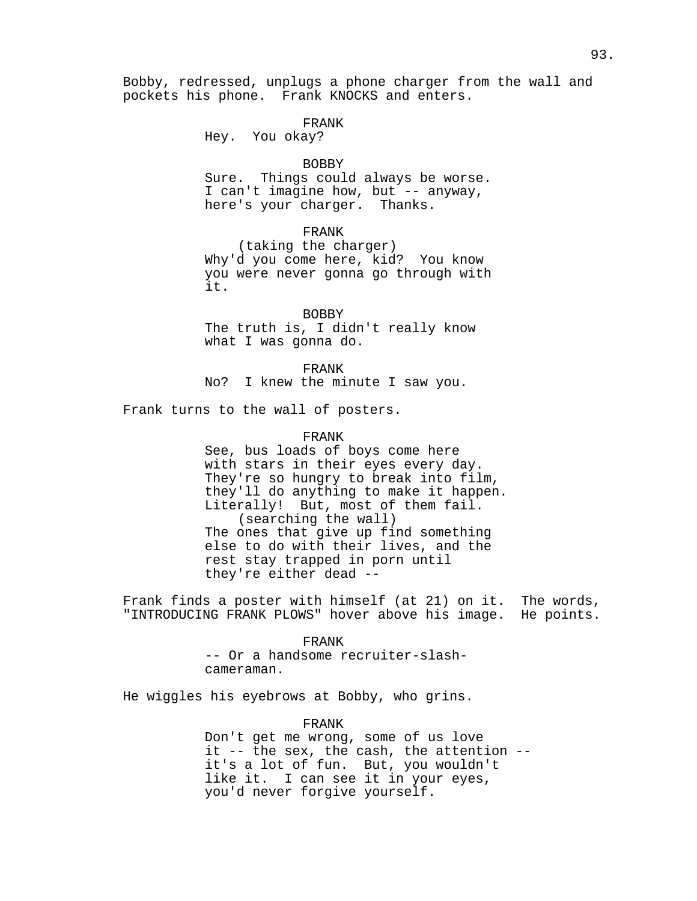Bobby, redressed, unplugs a phone charger from the wall and pockets his phone. Frank KNOCKS and enters.

FRANK
Hey. You okay?

BOBBY
Sure. Things could always be worse. I can't imagine how, but -- anyway, here's your charger. Thanks.

FRANK
(taking the charger)
Why'd you come here, kid? You know you were never gonna go through with it.

BOBBY
The truth is, I didn't really know what I was gonna do.

FRANK
No? I knew the minute I saw you.

Frank turns to the wall of posters.

FRANK
See, bus loads of boys come here with stars in their eyes every day. They're so hungry to break into film, they'll do anything to make it happen. Literally! But, most of them fail.
(searching the wall)
The ones that give up find something else to do with their lives, and the rest stay trapped in porn until they're either dead --

Frank finds a poster with himself (at 21) on it. The words, "INTRODUCING FRANK PLOWS" hover above his image. He points.

FRANK
-- Or a handsome recruiter-slash-cameraman.

He wiggles his eyebrows at Bobby, who grins.

FRANK
Don't get me wrong, some of us love it -- the sex, the cash, the attention -- it's a lot of fun. But, you wouldn't like it. I can see it in your eyes, you'd never forgive yourself.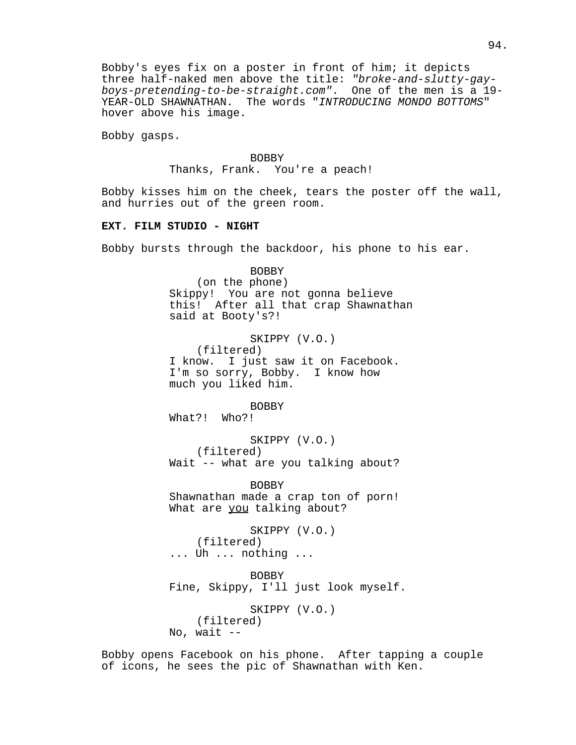Bobby's eyes fix on a poster in front of him; it depicts three half-naked men above the title: *"broke-and-slutty-gay-boys-pretending-to-be-straight.com"*. One of the men is a 19-YEAR-OLD SHAWNATHAN. The words "*INTRODUCING MONDO BOTTOMS*" hover above his image.

Bobby gasps.

BOBBY
Thanks, Frank. You're a peach!

Bobby kisses him on the cheek, tears the poster off the wall, and hurries out of the green room.

**EXT. FILM STUDIO - NIGHT**

Bobby bursts through the backdoor, his phone to his ear.

BOBBY
(on the phone)
Skippy! You are not gonna believe this! After all that crap Shawnathan said at Booty's?!

SKIPPY (V.O.)
(filtered)
I know. I just saw it on Facebook. I'm so sorry, Bobby. I know how much you liked him.

BOBBY
What?! Who?!

SKIPPY (V.O.)
(filtered)
Wait -- what are you talking about?

BOBBY
Shawnathan made a crap ton of porn! What are <u>you</u> talking about?

SKIPPY (V.O.)
(filtered)
... Uh ... nothing ...

BOBBY
Fine, Skippy, I'll just look myself.

SKIPPY (V.O.)
(filtered)
No, wait --

Bobby opens Facebook on his phone. After tapping a couple of icons, he sees the pic of Shawnathan with Ken.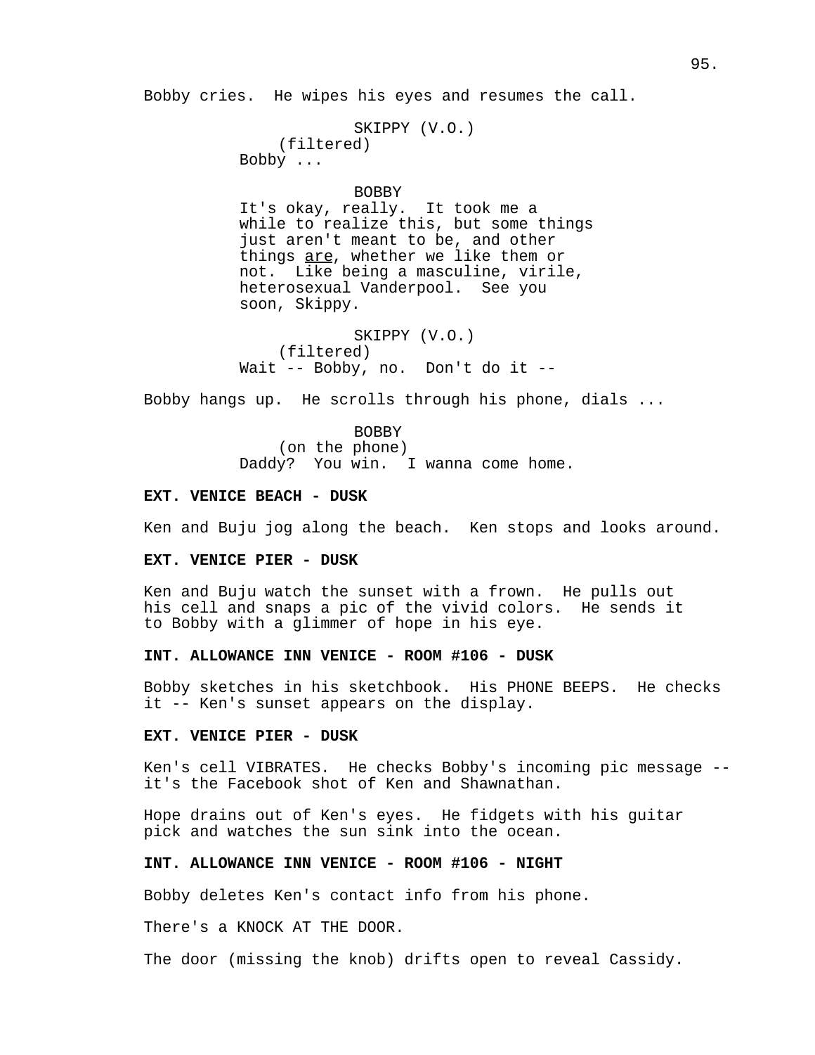Bobby cries. He wipes his eyes and resumes the call.

SKIPPY (V.O.)
(filtered)
Bobby ...

BOBBY
It's okay, really. It took me a while to realize this, but some things just aren't meant to be, and other things <u>are</u>, whether we like them or not. Like being a masculine, virile, heterosexual Vanderpool. See you soon, Skippy.

SKIPPY (V.O.)
(filtered)
Wait -- Bobby, no. Don't do it --

Bobby hangs up. He scrolls through his phone, dials ...

BOBBY
(on the phone)
Daddy? You win. I wanna come home.

**EXT. VENICE BEACH - DUSK**

Ken and Buju jog along the beach. Ken stops and looks around.

**EXT. VENICE PIER - DUSK**

Ken and Buju watch the sunset with a frown. He pulls out his cell and snaps a pic of the vivid colors. He sends it to Bobby with a glimmer of hope in his eye.

**INT. ALLOWANCE INN VENICE - ROOM #106 - DUSK**

Bobby sketches in his sketchbook. His PHONE BEEPS. He checks it -- Ken's sunset appears on the display.

**EXT. VENICE PIER - DUSK**

Ken's cell VIBRATES. He checks Bobby's incoming pic message -- it's the Facebook shot of Ken and Shawnathan.

Hope drains out of Ken's eyes. He fidgets with his guitar pick and watches the sun sink into the ocean.

**INT. ALLOWANCE INN VENICE - ROOM #106 - NIGHT**

Bobby deletes Ken's contact info from his phone.

There's a KNOCK AT THE DOOR.

The door (missing the knob) drifts open to reveal Cassidy.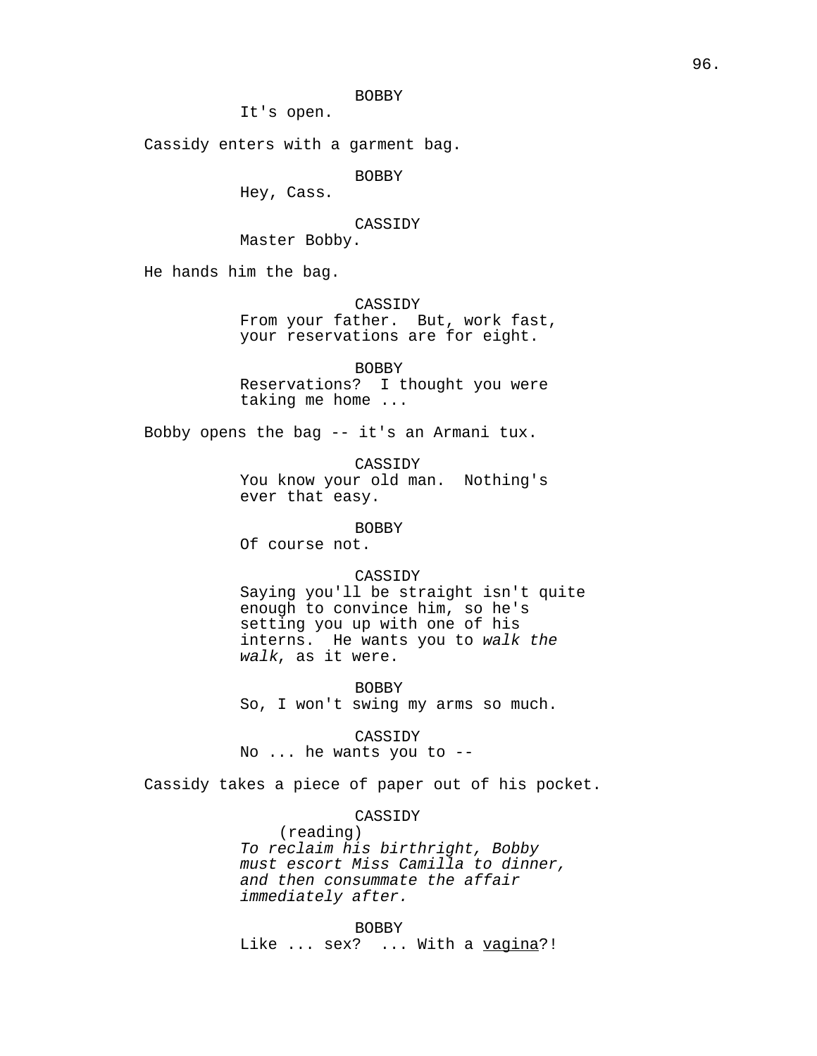BOBBY
It's open.

Cassidy enters with a garment bag.

BOBBY
Hey, Cass.

CASSIDY
Master Bobby.

He hands him the bag.

CASSIDY
From your father.  But, work fast, your reservations are for eight.

BOBBY
Reservations?  I thought you were taking me home ...

Bobby opens the bag -- it's an Armani tux.

CASSIDY
You know your old man.  Nothing's ever that easy.

BOBBY
Of course not.

CASSIDY
Saying you'll be straight isn't quite enough to convince him, so he's setting you up with one of his interns.  He wants you to *walk the walk*, as it were.

BOBBY
So, I won't swing my arms so much.

CASSIDY
No ... he wants you to --

Cassidy takes a piece of paper out of his pocket.

CASSIDY
(reading)
*To reclaim his birthright, Bobby must escort Miss Camilla to dinner, and then consummate the affair immediately after.*

BOBBY
Like ... sex?  ... With a <u>vagina</u>?!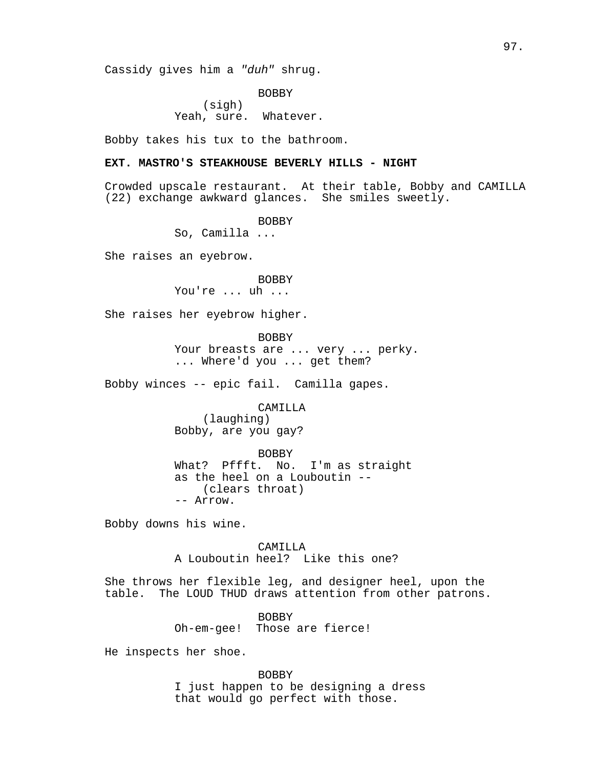Cassidy gives him a *"duh"* shrug.

BOBBY
(sigh)
Yeah, sure. Whatever.

Bobby takes his tux to the bathroom.

**EXT. MASTRO'S STEAKHOUSE BEVERLY HILLS - NIGHT**

Crowded upscale restaurant. At their table, Bobby and CAMILLA (22) exchange awkward glances. She smiles sweetly.

BOBBY
So, Camilla ...

She raises an eyebrow.

BOBBY
You're ... uh ...

She raises her eyebrow higher.

BOBBY
Your breasts are ... very ... perky.
... Where'd you ... get them?

Bobby winces -- epic fail. Camilla gapes.

CAMILLA
(laughing)
Bobby, are you gay?

BOBBY
What? Pffft. No. I'm as straight as the heel on a Louboutin --
(clears throat)
-- Arrow.

Bobby downs his wine.

CAMILLA
A Louboutin heel? Like this one?

She throws her flexible leg, and designer heel, upon the table. The LOUD THUD draws attention from other patrons.

BOBBY
Oh-em-gee! Those are fierce!

He inspects her shoe.

BOBBY
I just happen to be designing a dress that would go perfect with those.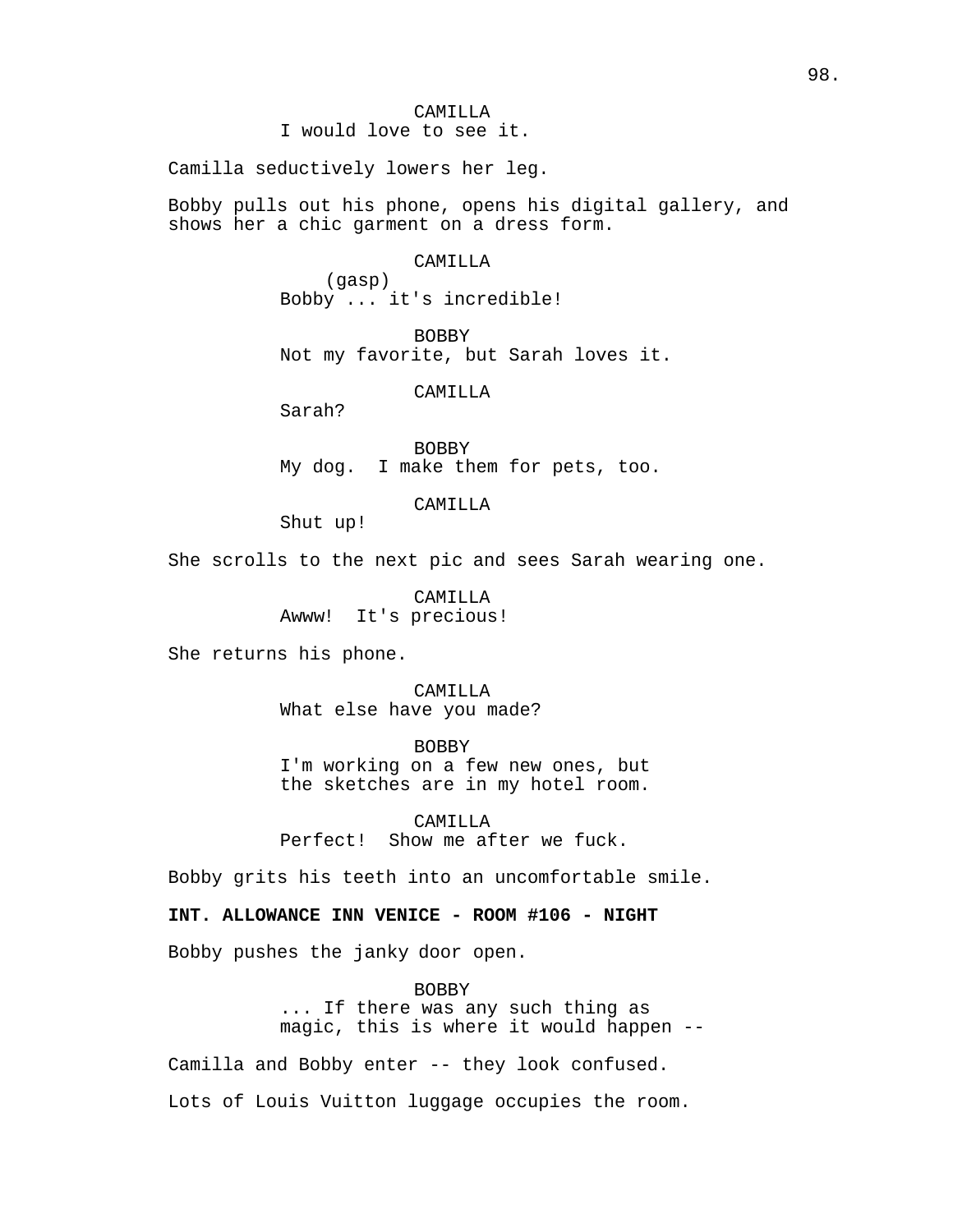CAMILLA
I would love to see it.

Camilla seductively lowers her leg.

Bobby pulls out his phone, opens his digital gallery, and shows her a chic garment on a dress form.

CAMILLA
(gasp)
Bobby ... it's incredible!

BOBBY
Not my favorite, but Sarah loves it.

CAMILLA
Sarah?

BOBBY
My dog.  I make them for pets, too.

CAMILLA
Shut up!

She scrolls to the next pic and sees Sarah wearing one.

CAMILLA
Awww!  It's precious!

She returns his phone.

CAMILLA
What else have you made?

BOBBY
I'm working on a few new ones, but the sketches are in my hotel room.

CAMILLA
Perfect!  Show me after we fuck.

Bobby grits his teeth into an uncomfortable smile.

**INT. ALLOWANCE INN VENICE - ROOM #106 - NIGHT**

Bobby pushes the janky door open.

BOBBY
... If there was any such thing as magic, this is where it would happen --

Camilla and Bobby enter -- they look confused.

Lots of Louis Vuitton luggage occupies the room.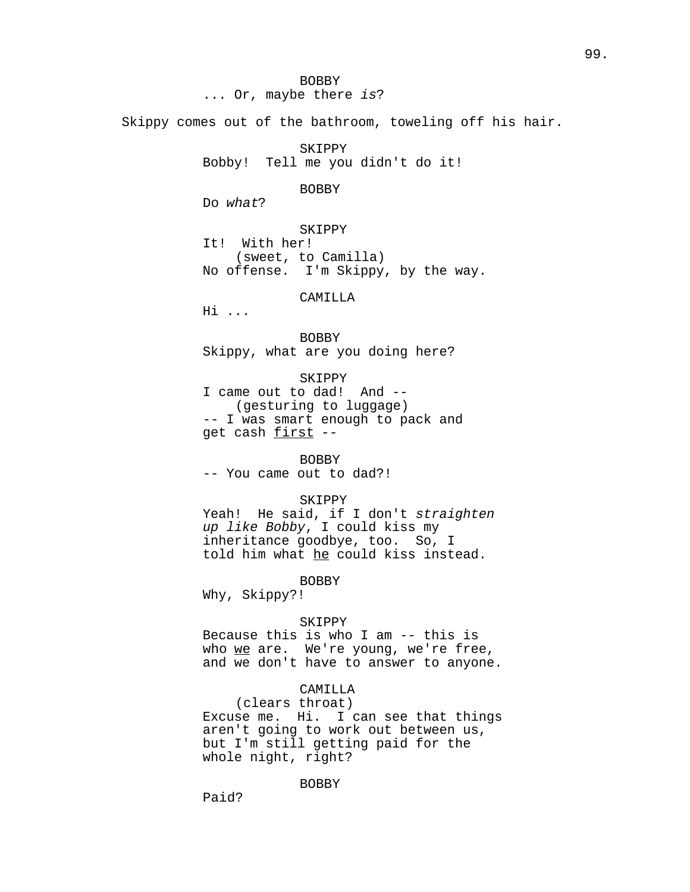BOBBY
... Or, maybe there *is*?

Skippy comes out of the bathroom, toweling off his hair.

SKIPPY
Bobby! Tell me you didn't do it!

BOBBY
Do *what*?

SKIPPY
It! With her!
(sweet, to Camilla)
No offense. I'm Skippy, by the way.

CAMILLA
Hi ...

BOBBY
Skippy, what are you doing here?

SKIPPY
I came out to dad! And --
(gesturing to luggage)
-- I was smart enough to pack and get cash <u>first</u> --

BOBBY
-- You came out to dad?!

SKIPPY
Yeah! He said, if I don't *straighten up like Bobby*, I could kiss my inheritance goodbye, too. So, I told him what <u>he</u> could kiss instead.

BOBBY
Why, Skippy?!

SKIPPY
Because this is who I am -- this is who <u>we</u> are. We're young, we're free, and we don't have to answer to anyone.

CAMILLA
(clears throat)
Excuse me. Hi. I can see that things aren't going to work out between us, but I'm still getting paid for the whole night, right?

BOBBY
Paid?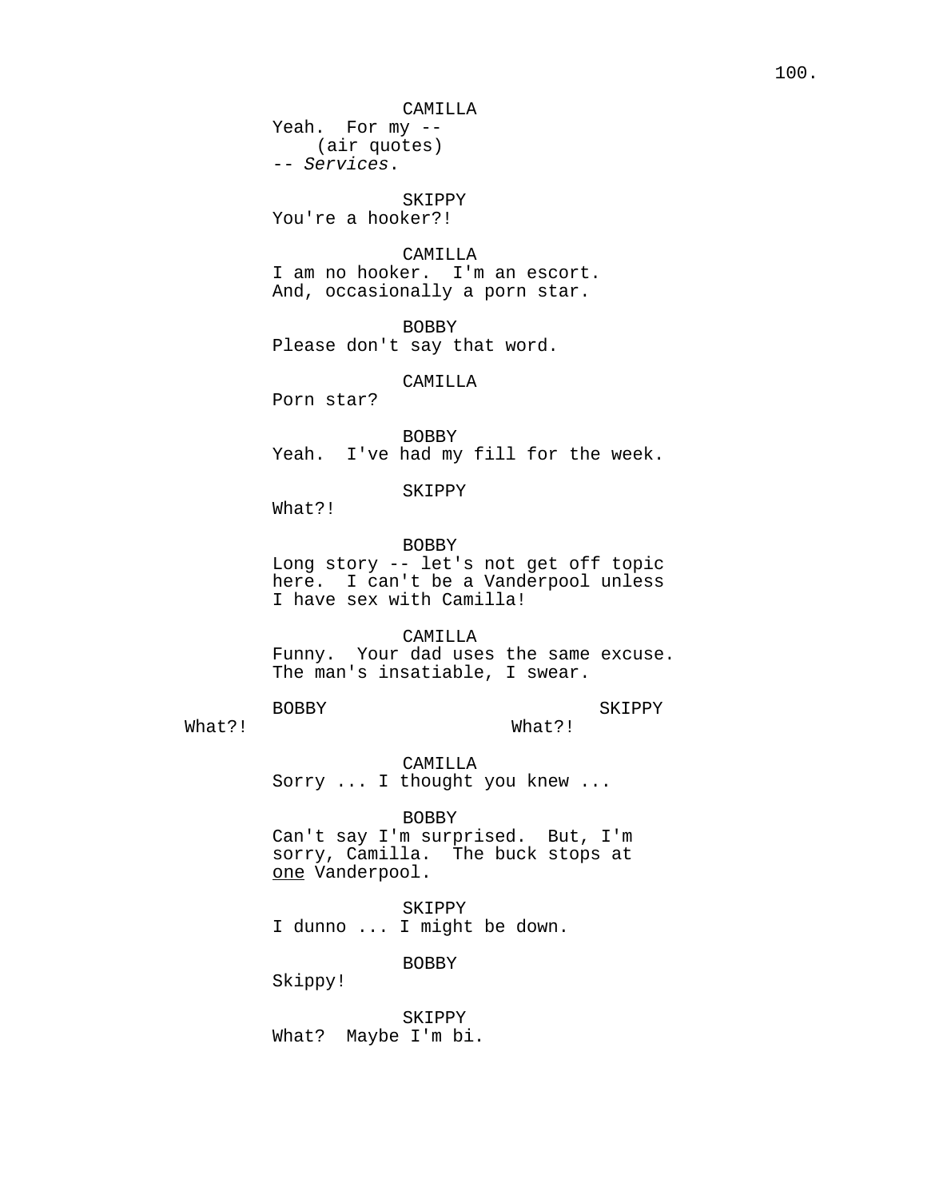CAMILLA
Yeah. For my --
(air quotes)
-- *Services*.

SKIPPY
You're a hooker?!

CAMILLA
I am no hooker. I'm an escort. And, occasionally a porn star.

BOBBY
Please don't say that word.

CAMILLA
Porn star?

BOBBY
Yeah. I've had my fill for the week.

SKIPPY
What?!

BOBBY
Long story -- let's not get off topic here. I can't be a Vanderpool unless I have sex with Camilla!

CAMILLA
Funny. Your dad uses the same excuse. The man's insatiable, I swear.

BOBBY
What?!

SKIPPY
What?!

CAMILLA
Sorry ... I thought you knew ...

BOBBY
Can't say I'm surprised. But, I'm sorry, Camilla. The buck stops at <u>one</u> Vanderpool.

SKIPPY
I dunno ... I might be down.

BOBBY
Skippy!

SKIPPY
What? Maybe I'm bi.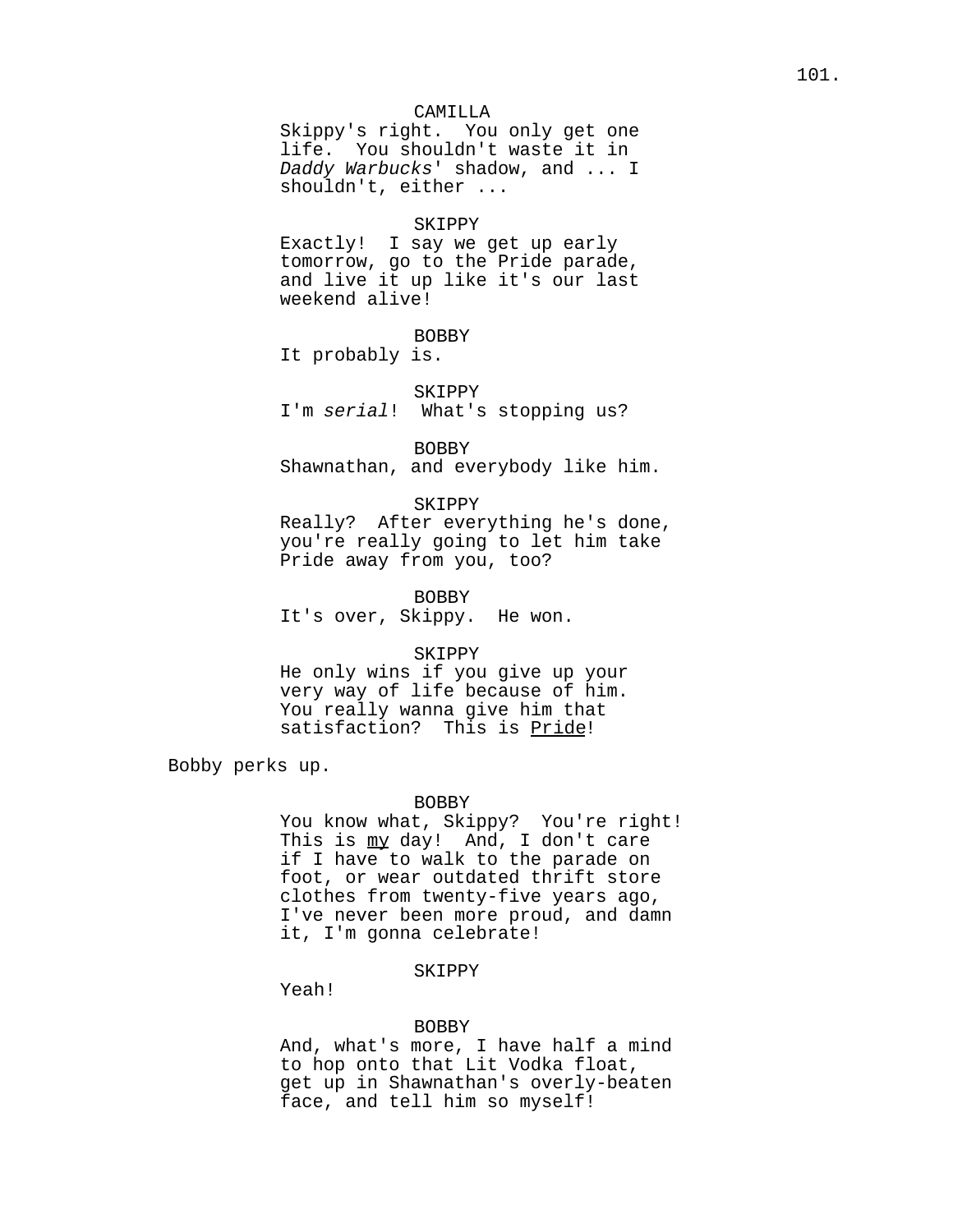CAMILLA

Skippy's right.  You only get one life.  You shouldn't waste it in *Daddy Warbucks*' shadow, and ... I shouldn't, either ...

SKIPPY

Exactly!  I say we get up early tomorrow, go to the Pride parade, and live it up like it's our last weekend alive!

BOBBY

It probably is.

SKIPPY

I'm *serial*!  What's stopping us?

BOBBY

Shawnathan, and everybody like him.

SKIPPY

Really?  After everything he's done, you're really going to let him take Pride away from you, too?

BOBBY

It's over, Skippy.  He won.

SKIPPY

He only wins if you give up your very way of life because of him. You really wanna give him that satisfaction?  This is <u>Pride</u>!

Bobby perks up.

BOBBY

You know what, Skippy?  You're right! This is <u>my</u> day!  And, I don't care if I have to walk to the parade on foot, or wear outdated thrift store clothes from twenty-five years ago, I've never been more proud, and damn it, I'm gonna celebrate!

SKIPPY

Yeah!

BOBBY

And, what's more, I have half a mind to hop onto that Lit Vodka float, get up in Shawnathan's overly-beaten face, and tell him so myself!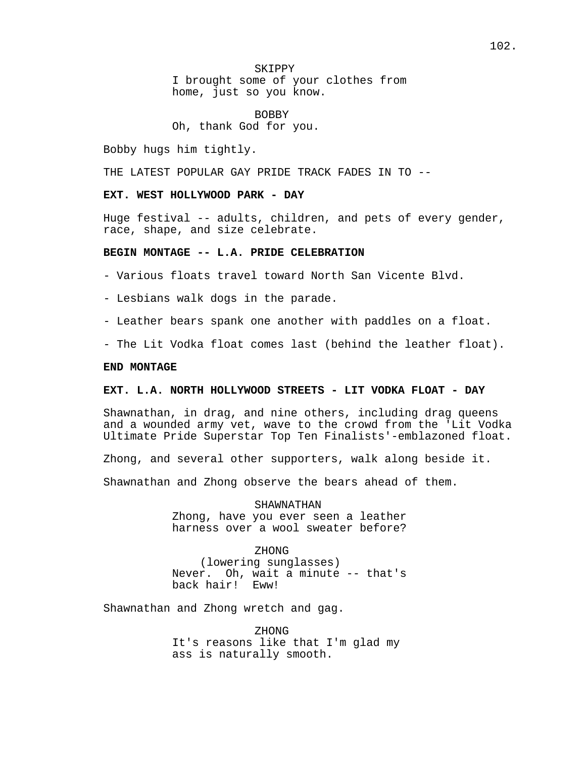SKIPPY
I brought some of your clothes from home, just so you know.

BOBBY
Oh, thank God for you.

Bobby hugs him tightly.

THE LATEST POPULAR GAY PRIDE TRACK FADES IN TO --

**EXT. WEST HOLLYWOOD PARK - DAY**

Huge festival -- adults, children, and pets of every gender, race, shape, and size celebrate.

**BEGIN MONTAGE -- L.A. PRIDE CELEBRATION**

- Various floats travel toward North San Vicente Blvd.

- Lesbians walk dogs in the parade.

- Leather bears spank one another with paddles on a float.

- The Lit Vodka float comes last (behind the leather float).

**END MONTAGE**

**EXT. L.A. NORTH HOLLYWOOD STREETS - LIT VODKA FLOAT - DAY**

Shawnathan, in drag, and nine others, including drag queens and a wounded army vet, wave to the crowd from the 'Lit Vodka Ultimate Pride Superstar Top Ten Finalists'-emblazoned float.

Zhong, and several other supporters, walk along beside it.

Shawnathan and Zhong observe the bears ahead of them.

SHAWNATHAN
Zhong, have you ever seen a leather harness over a wool sweater before?

ZHONG
(lowering sunglasses)
Never. Oh, wait a minute -- that's back hair! Eww!

Shawnathan and Zhong wretch and gag.

ZHONG
It's reasons like that I'm glad my ass is naturally smooth.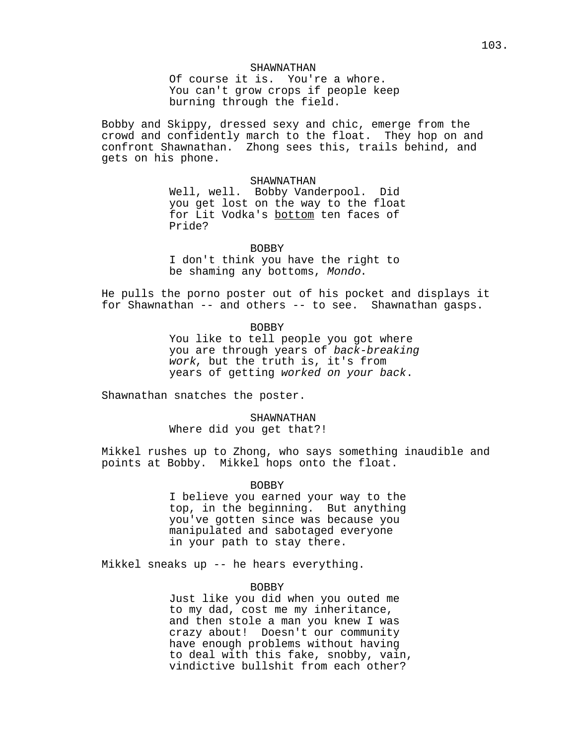SHAWNATHAN

Of course it is. You're a whore. You can't grow crops if people keep burning through the field.

Bobby and Skippy, dressed sexy and chic, emerge from the crowd and confidently march to the float. They hop on and confront Shawnathan. Zhong sees this, trails behind, and gets on his phone.

SHAWNATHAN

Well, well. Bobby Vanderpool. Did you get lost on the way to the float for Lit Vodka's <u>bottom</u> ten faces of Pride?

BOBBY

I don't think you have the right to be shaming any bottoms, *Mondo*.

He pulls the porno poster out of his pocket and displays it for Shawnathan -- and others -- to see. Shawnathan gasps.

BOBBY

You like to tell people you got where you are through years of *back-breaking work*, but the truth is, it's from years of getting *worked on your back*.

Shawnathan snatches the poster.

SHAWNATHAN

Where did you get that?!

Mikkel rushes up to Zhong, who says something inaudible and points at Bobby. Mikkel hops onto the float.

BOBBY

I believe you earned your way to the top, in the beginning. But anything you've gotten since was because you manipulated and sabotaged everyone in your path to stay there.

Mikkel sneaks up -- he hears everything.

BOBBY

Just like you did when you outed me to my dad, cost me my inheritance, and then stole a man you knew I was crazy about! Doesn't our community have enough problems without having to deal with this fake, snobby, vain, vindictive bullshit from each other?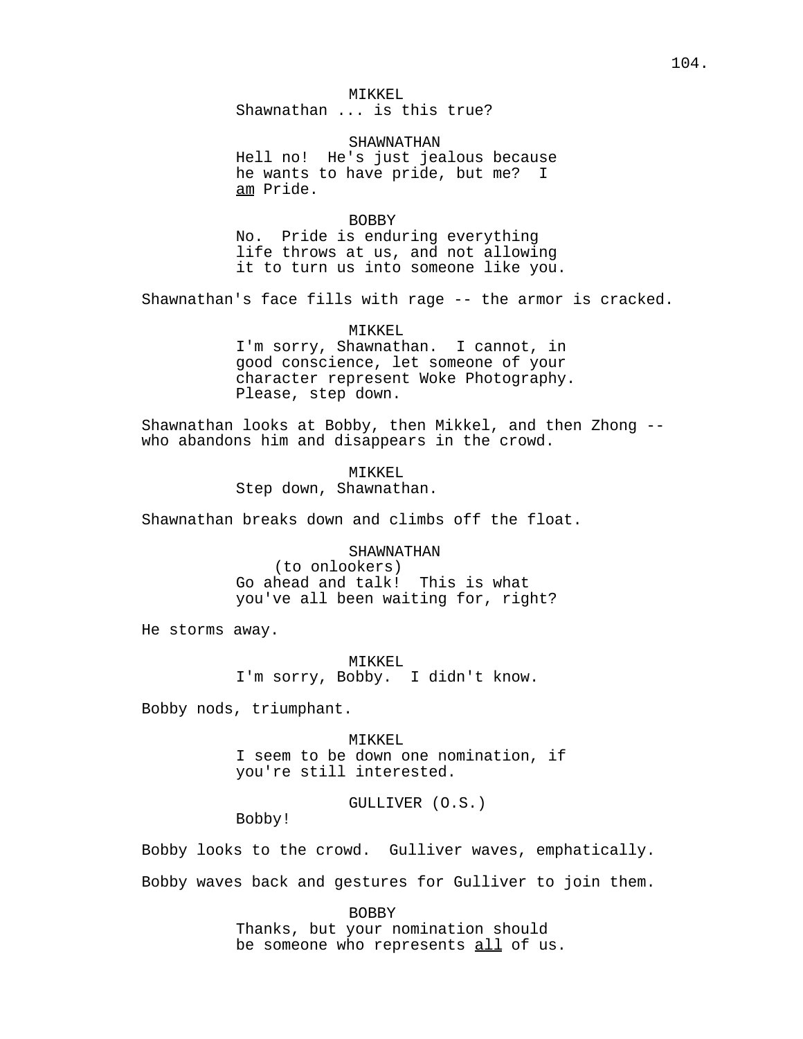MIKKEL
Shawnathan ... is this true?

SHAWNATHAN
Hell no! He's just jealous because he wants to have pride, but me? I _am_ Pride.

BOBBY
No. Pride is enduring everything life throws at us, and not allowing it to turn us into someone like you.

Shawnathan's face fills with rage -- the armor is cracked.

MIKKEL
I'm sorry, Shawnathan. I cannot, in good conscience, let someone of your character represent Woke Photography. Please, step down.

Shawnathan looks at Bobby, then Mikkel, and then Zhong -- who abandons him and disappears in the crowd.

MIKKEL
Step down, Shawnathan.

Shawnathan breaks down and climbs off the float.

SHAWNATHAN
(to onlookers)
Go ahead and talk! This is what you've all been waiting for, right?

He storms away.

MIKKEL
I'm sorry, Bobby. I didn't know.

Bobby nods, triumphant.

MIKKEL
I seem to be down one nomination, if you're still interested.

GULLIVER (O.S.)
Bobby!

Bobby looks to the crowd. Gulliver waves, emphatically.

Bobby waves back and gestures for Gulliver to join them.

BOBBY
Thanks, but your nomination should be someone who represents _all_ of us.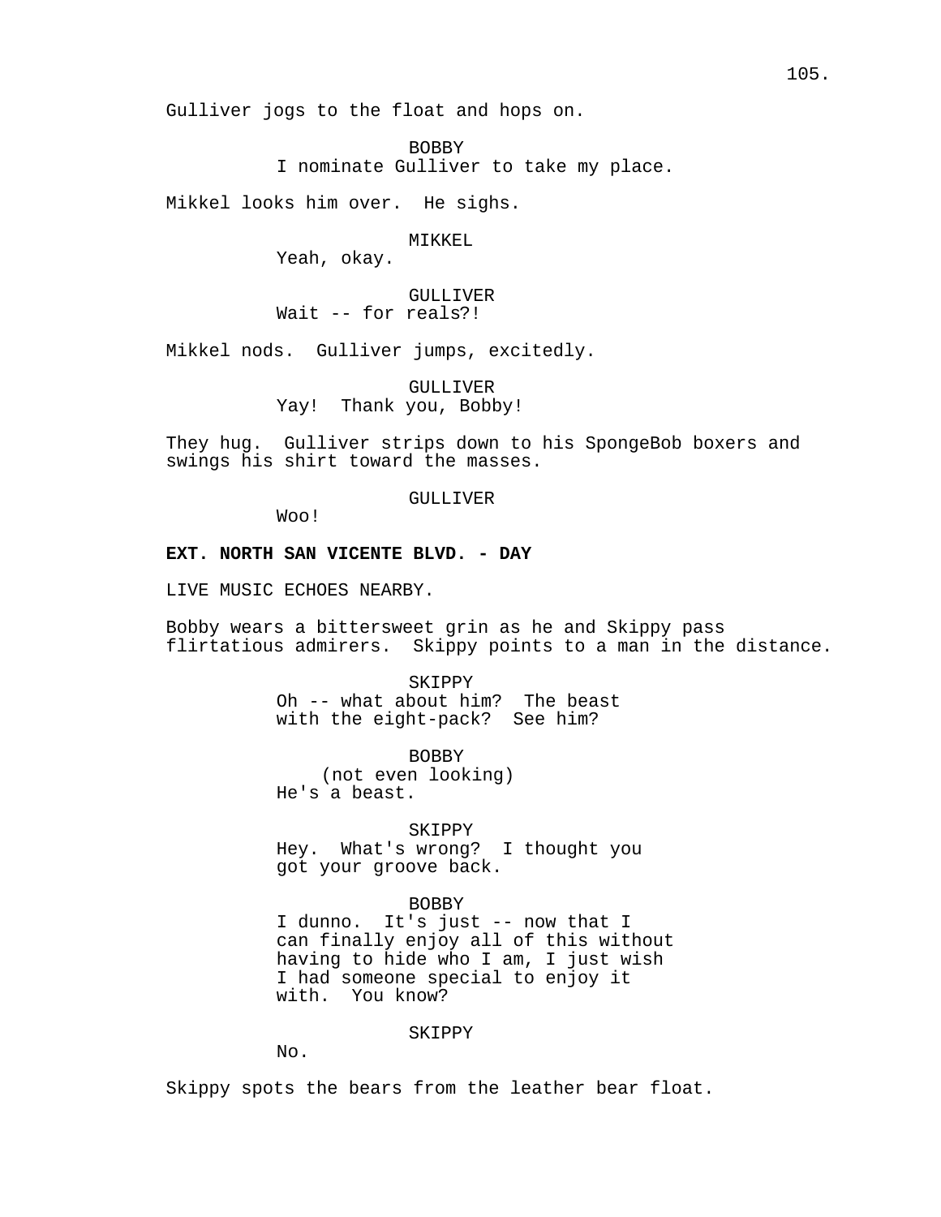Gulliver jogs to the float and hops on.

BOBBY
I nominate Gulliver to take my place.

Mikkel looks him over. He sighs.

MIKKEL
Yeah, okay.

GULLIVER
Wait -- for reals?!

Mikkel nods. Gulliver jumps, excitedly.

GULLIVER
Yay! Thank you, Bobby!

They hug. Gulliver strips down to his SpongeBob boxers and swings his shirt toward the masses.

GULLIVER
Woo!

**EXT. NORTH SAN VICENTE BLVD. - DAY**

LIVE MUSIC ECHOES NEARBY.

Bobby wears a bittersweet grin as he and Skippy pass flirtatious admirers. Skippy points to a man in the distance.

SKIPPY
Oh -- what about him? The beast with the eight-pack? See him?

BOBBY
(not even looking)
He's a beast.

SKIPPY
Hey. What's wrong? I thought you got your groove back.

BOBBY
I dunno. It's just -- now that I can finally enjoy all of this without having to hide who I am, I just wish I had someone special to enjoy it with. You know?

SKIPPY
No.

Skippy spots the bears from the leather bear float.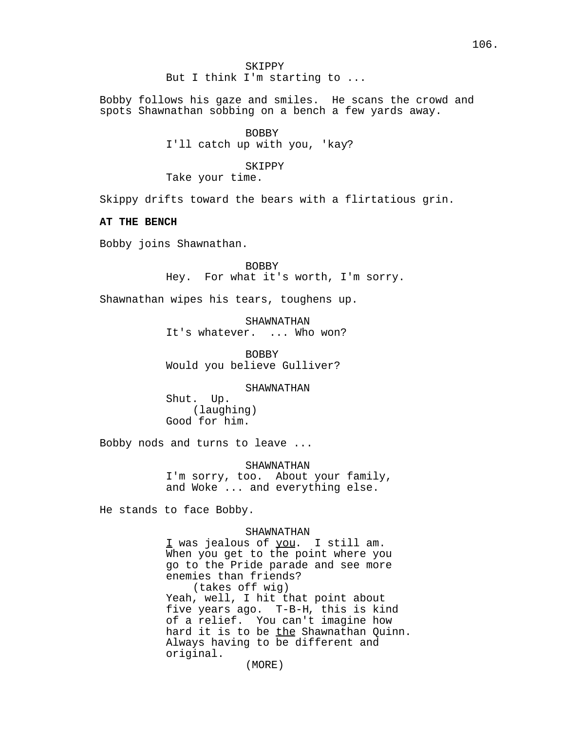SKIPPY
But I think I'm starting to ...

Bobby follows his gaze and smiles. He scans the crowd and spots Shawnathan sobbing on a bench a few yards away.

BOBBY
I'll catch up with you, 'kay?

SKIPPY
Take your time.

Skippy drifts toward the bears with a flirtatious grin.

**AT THE BENCH**

Bobby joins Shawnathan.

BOBBY
Hey. For what it's worth, I'm sorry.

Shawnathan wipes his tears, toughens up.

SHAWNATHAN
It's whatever. ... Who won?

BOBBY
Would you believe Gulliver?

SHAWNATHAN
Shut. Up.
(laughing)
Good for him.

Bobby nods and turns to leave ...

SHAWNATHAN
I'm sorry, too. About your family, and Woke ... and everything else.

He stands to face Bobby.

SHAWNATHAN
_I_ was jealous of _you_. I still am. When you get to the point where you go to the Pride parade and see more enemies than friends?
(takes off wig)
Yeah, well, I hit that point about five years ago. T-B-H, this is kind of a relief. You can't imagine how hard it is to be _the_ Shawnathan Quinn. Always having to be different and original.
(MORE)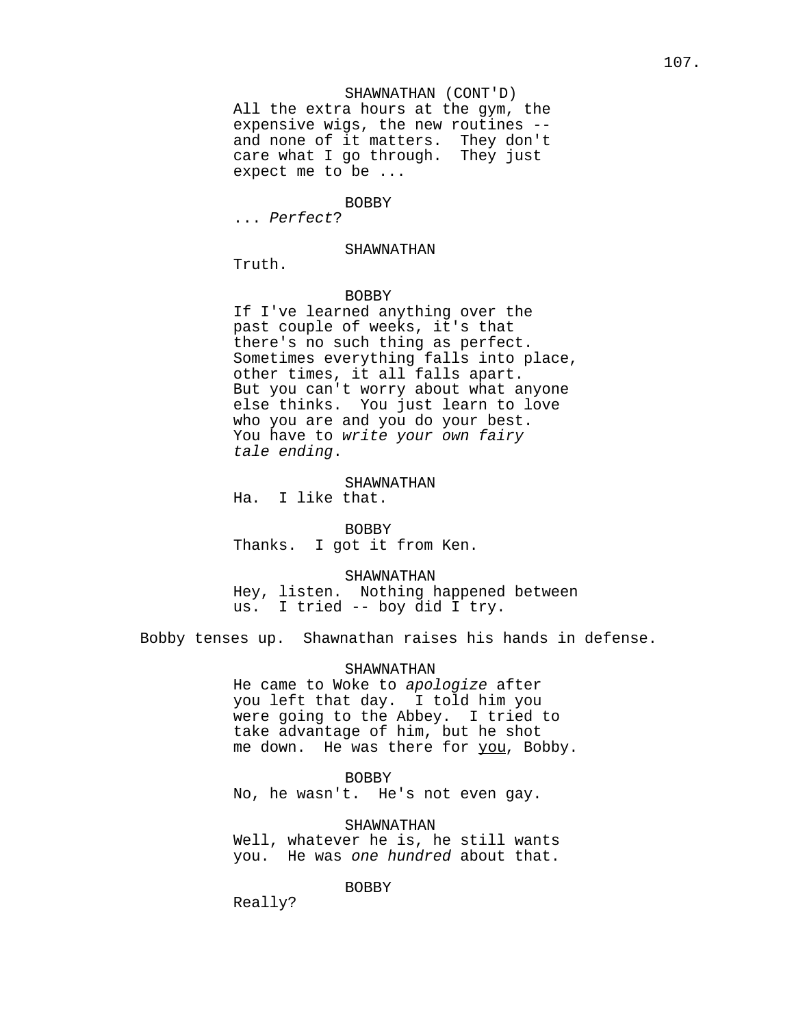SHAWNATHAN (CONT'D)
All the extra hours at the gym, the expensive wigs, the new routines -- and none of it matters. They don't care what I go through. They just expect me to be ...

BOBBY
... *Perfect*?

SHAWNATHAN
Truth.

BOBBY
If I've learned anything over the past couple of weeks, it's that there's no such thing as perfect. Sometimes everything falls into place, other times, it all falls apart. But you can't worry about what anyone else thinks. You just learn to love who you are and you do your best. You have to *write your own fairy tale ending*.

SHAWNATHAN
Ha. I like that.

BOBBY
Thanks. I got it from Ken.

SHAWNATHAN
Hey, listen. Nothing happened between us. I tried -- boy did I try.

Bobby tenses up. Shawnathan raises his hands in defense.

SHAWNATHAN
He came to Woke to *apologize* after you left that day. I told him you were going to the Abbey. I tried to take advantage of him, but he shot me down. He was there for <u>you</u>, Bobby.

BOBBY
No, he wasn't. He's not even gay.

SHAWNATHAN
Well, whatever he is, he still wants you. He was *one hundred* about that.

BOBBY
Really?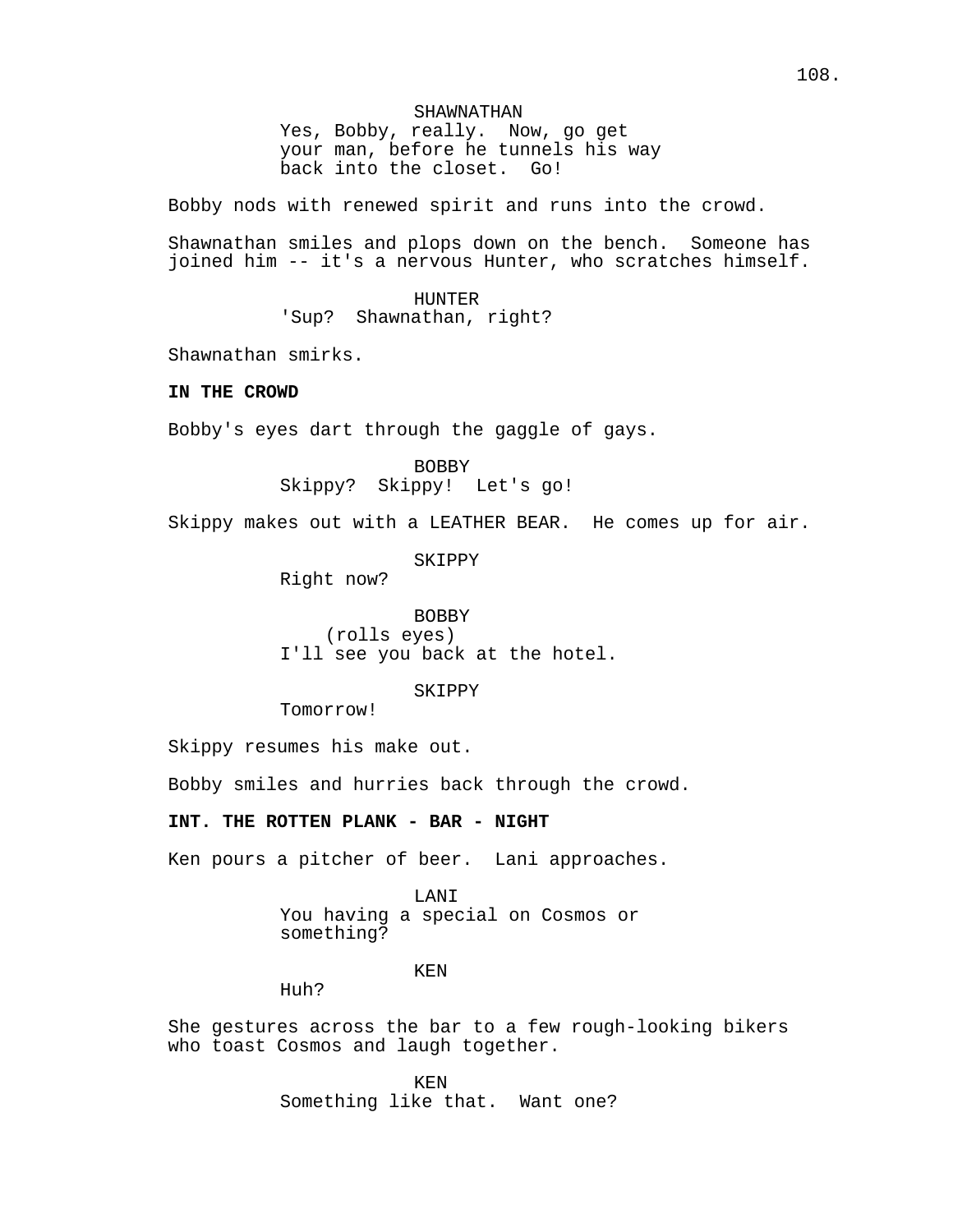SHAWNATHAN
Yes, Bobby, really.  Now, go get your man, before he tunnels his way back into the closet.  Go!

Bobby nods with renewed spirit and runs into the crowd.

Shawnathan smiles and plops down on the bench.  Someone has joined him -- it's a nervous Hunter, who scratches himself.

HUNTER
'Sup?  Shawnathan, right?

Shawnathan smirks.

**IN THE CROWD**

Bobby's eyes dart through the gaggle of gays.

BOBBY
Skippy?  Skippy!  Let's go!

Skippy makes out with a LEATHER BEAR.  He comes up for air.

SKIPPY
Right now?

BOBBY
(rolls eyes)
I'll see you back at the hotel.

SKIPPY
Tomorrow!

Skippy resumes his make out.

Bobby smiles and hurries back through the crowd.

**INT. THE ROTTEN PLANK - BAR - NIGHT**

Ken pours a pitcher of beer.  Lani approaches.

LANI
You having a special on Cosmos or something?

KEN
Huh?

She gestures across the bar to a few rough-looking bikers who toast Cosmos and laugh together.

KEN
Something like that.  Want one?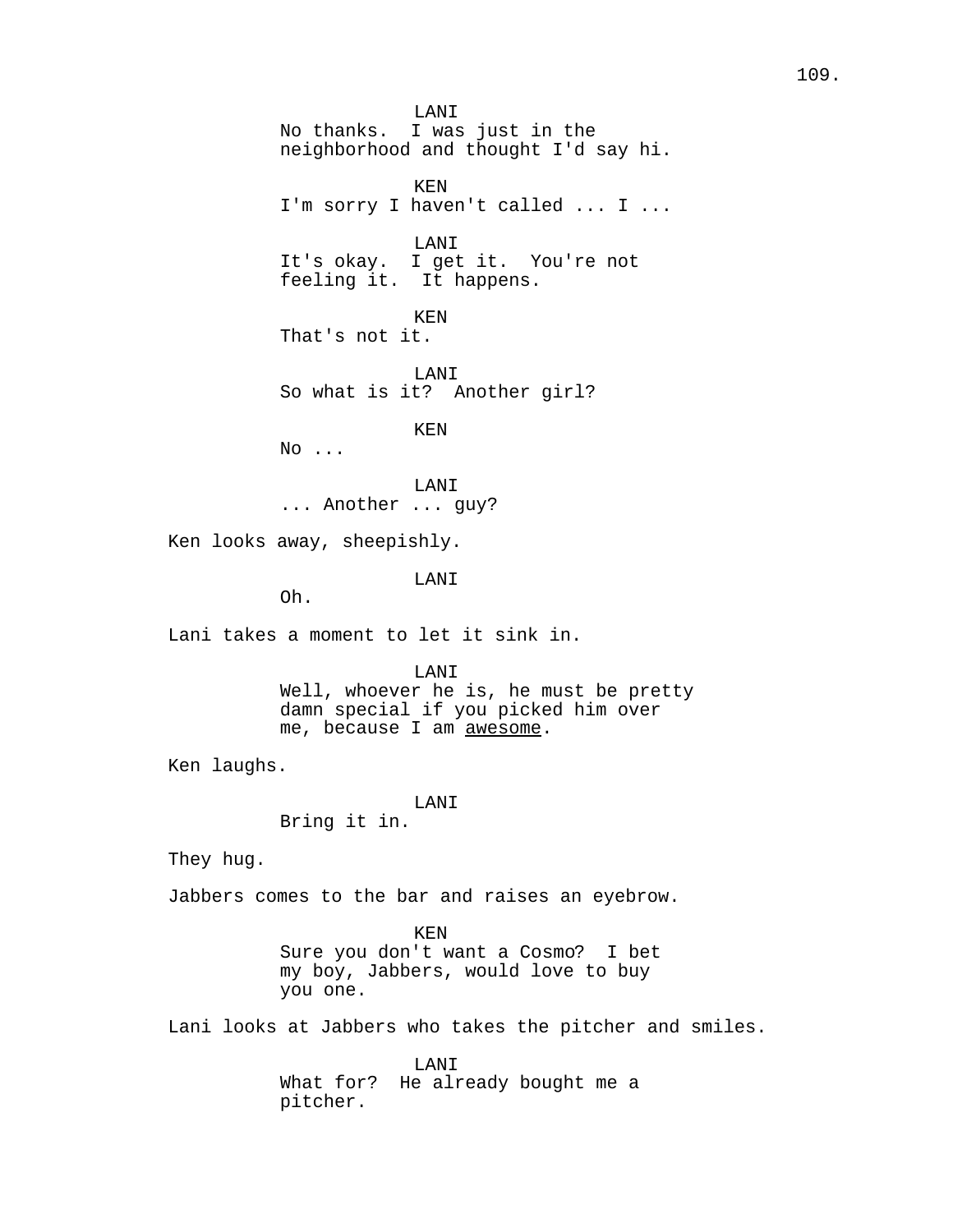LANI
No thanks. I was just in the neighborhood and thought I'd say hi.

KEN
I'm sorry I haven't called ... I ...

LANI
It's okay. I get it. You're not feeling it. It happens.

KEN
That's not it.

LANI
So what is it? Another girl?

KEN
No ...

LANI
... Another ... guy?

Ken looks away, sheepishly.

LANI
Oh.

Lani takes a moment to let it sink in.

LANI
Well, whoever he is, he must be pretty damn special if you picked him over me, because I am _awesome_.

Ken laughs.

LANI
Bring it in.

They hug.

Jabbers comes to the bar and raises an eyebrow.

KEN
Sure you don't want a Cosmo? I bet my boy, Jabbers, would love to buy you one.

Lani looks at Jabbers who takes the pitcher and smiles.

LANI
What for? He already bought me a pitcher.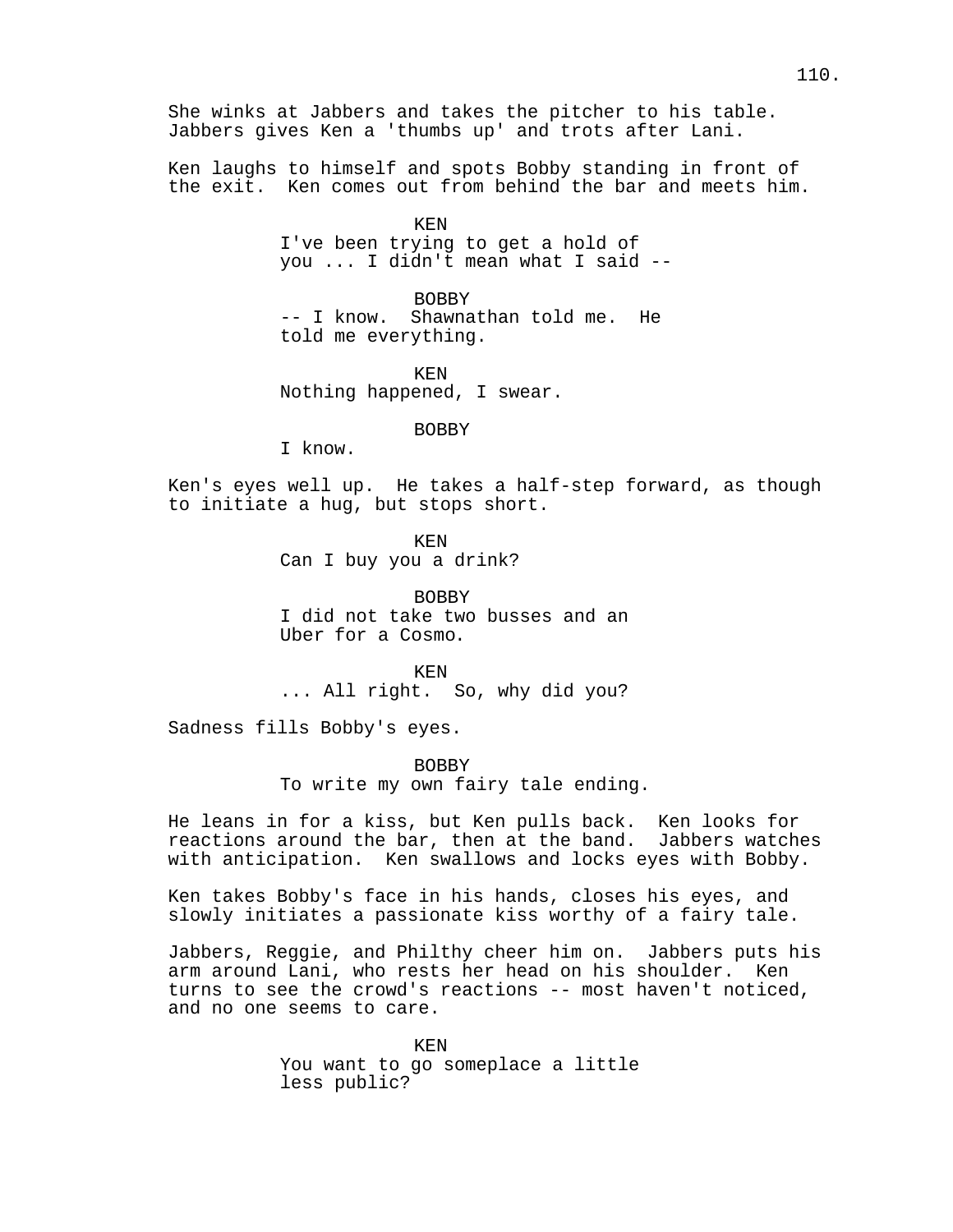She winks at Jabbers and takes the pitcher to his table. Jabbers gives Ken a 'thumbs up' and trots after Lani.

Ken laughs to himself and spots Bobby standing in front of the exit. Ken comes out from behind the bar and meets him.

KEN
I've been trying to get a hold of you ... I didn't mean what I said --

BOBBY
-- I know. Shawnathan told me. He told me everything.

KEN
Nothing happened, I swear.

BOBBY
I know.

Ken's eyes well up. He takes a half-step forward, as though to initiate a hug, but stops short.

KEN
Can I buy you a drink?

BOBBY
I did not take two busses and an Uber for a Cosmo.

KEN
... All right. So, why did you?

Sadness fills Bobby's eyes.

BOBBY
To write my own fairy tale ending.

He leans in for a kiss, but Ken pulls back. Ken looks for reactions around the bar, then at the band. Jabbers watches with anticipation. Ken swallows and locks eyes with Bobby.

Ken takes Bobby's face in his hands, closes his eyes, and slowly initiates a passionate kiss worthy of a fairy tale.

Jabbers, Reggie, and Philthy cheer him on. Jabbers puts his arm around Lani, who rests her head on his shoulder. Ken turns to see the crowd's reactions -- most haven't noticed, and no one seems to care.

KEN
You want to go someplace a little less public?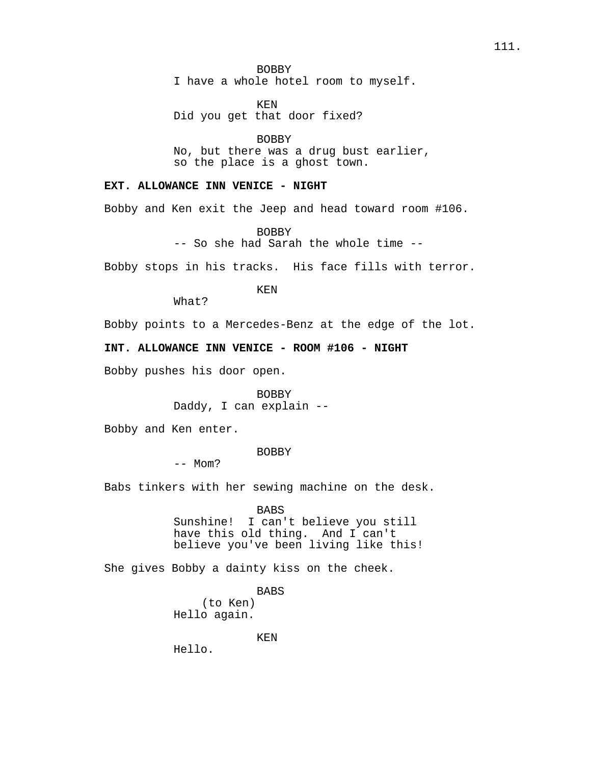BOBBY
I have a whole hotel room to myself.

KEN
Did you get that door fixed?

BOBBY
No, but there was a drug bust earlier, so the place is a ghost town.

**EXT. ALLOWANCE INN VENICE - NIGHT**

Bobby and Ken exit the Jeep and head toward room #106.

BOBBY
-- So she had Sarah the whole time --

Bobby stops in his tracks. His face fills with terror.

KEN
What?

Bobby points to a Mercedes-Benz at the edge of the lot.

**INT. ALLOWANCE INN VENICE - ROOM #106 - NIGHT**

Bobby pushes his door open.

BOBBY
Daddy, I can explain --

Bobby and Ken enter.

BOBBY
-- Mom?

Babs tinkers with her sewing machine on the desk.

BABS
Sunshine! I can't believe you still have this old thing. And I can't believe you've been living like this!

She gives Bobby a dainty kiss on the cheek.

BABS
(to Ken)
Hello again.

KEN
Hello.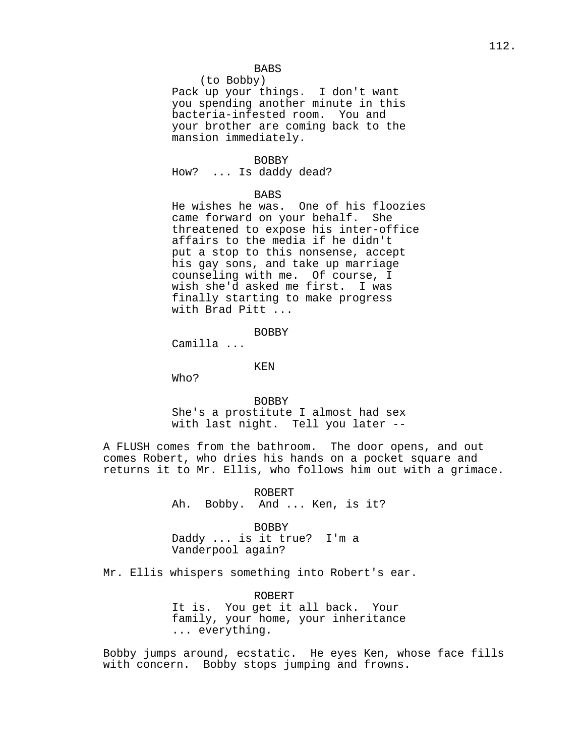BABS
(to Bobby)
Pack up your things. I don't want you spending another minute in this bacteria-infested room. You and your brother are coming back to the mansion immediately.

BOBBY
How? ... Is daddy dead?

BABS
He wishes he was. One of his floozies came forward on your behalf. She threatened to expose his inter-office affairs to the media if he didn't put a stop to this nonsense, accept his gay sons, and take up marriage counseling with me. Of course, I wish she'd asked me first. I was finally starting to make progress with Brad Pitt ...

BOBBY
Camilla ...

KEN
Who?

BOBBY
She's a prostitute I almost had sex with last night. Tell you later --

A FLUSH comes from the bathroom. The door opens, and out comes Robert, who dries his hands on a pocket square and returns it to Mr. Ellis, who follows him out with a grimace.

ROBERT
Ah. Bobby. And ... Ken, is it?

BOBBY
Daddy ... is it true? I'm a Vanderpool again?

Mr. Ellis whispers something into Robert's ear.

ROBERT
It is. You get it all back. Your family, your home, your inheritance ... everything.

Bobby jumps around, ecstatic. He eyes Ken, whose face fills with concern. Bobby stops jumping and frowns.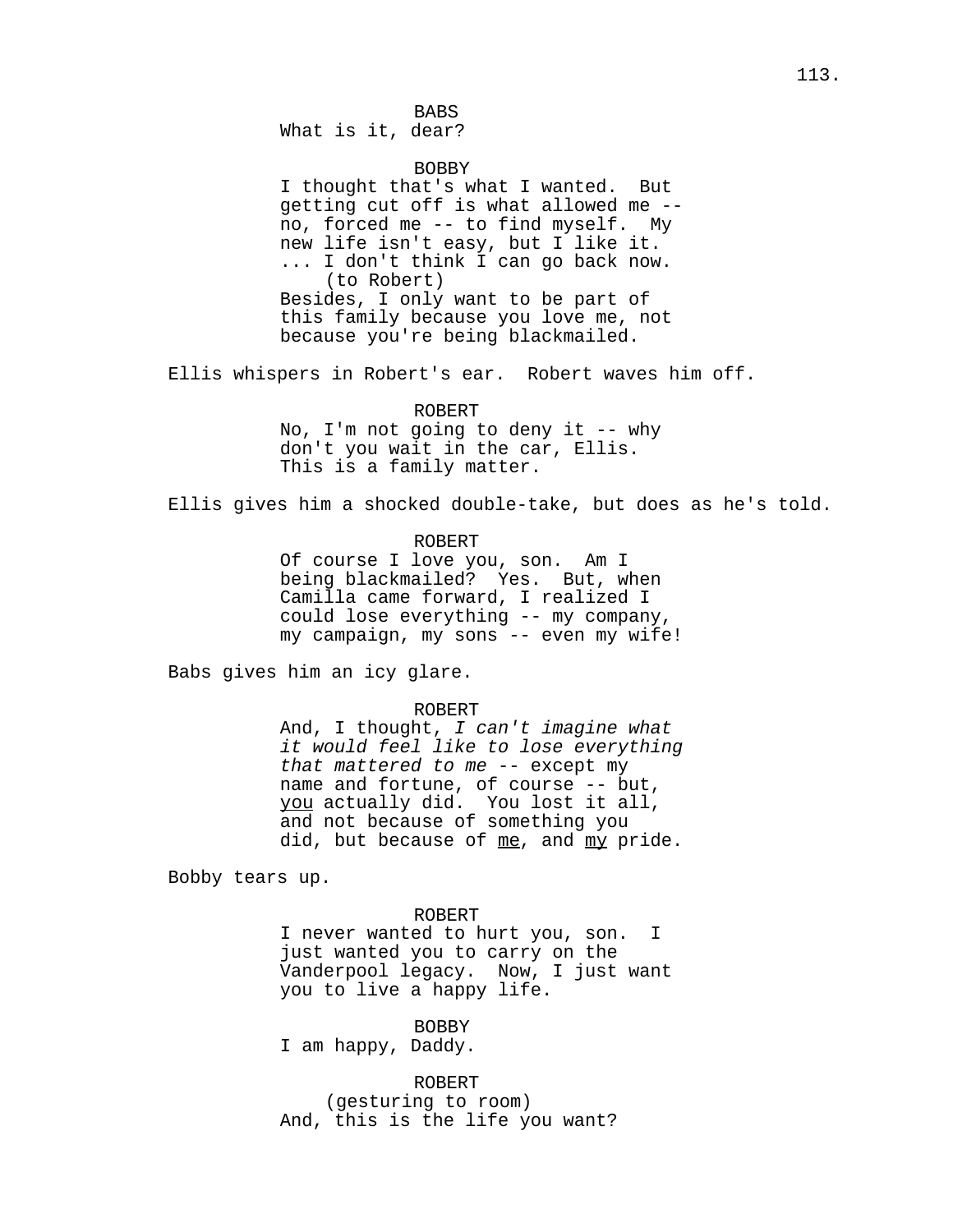BABS

What is it, dear?

BOBBY

I thought that's what I wanted. But getting cut off is what allowed me -- no, forced me -- to find myself. My new life isn't easy, but I like it. ... I don't think I can go back now.

(to Robert)

Besides, I only want to be part of this family because you love me, not because you're being blackmailed.

Ellis whispers in Robert's ear. Robert waves him off.

ROBERT

No, I'm not going to deny it -- why don't you wait in the car, Ellis. This is a family matter.

Ellis gives him a shocked double-take, but does as he's told.

ROBERT

Of course I love you, son. Am I being blackmailed? Yes. But, when Camilla came forward, I realized I could lose everything -- my company, my campaign, my sons -- even my wife!

Babs gives him an icy glare.

ROBERT

And, I thought, *I can't imagine what it would feel like to lose everything that mattered to me* -- except my name and fortune, of course -- but, <u>you</u> actually did. You lost it all, and not because of something you did, but because of <u>me</u>, and <u>my</u> pride.

Bobby tears up.

ROBERT

I never wanted to hurt you, son. I just wanted you to carry on the Vanderpool legacy. Now, I just want you to live a happy life.

BOBBY

I am happy, Daddy.

ROBERT

(gesturing to room)

And, this is the life you want?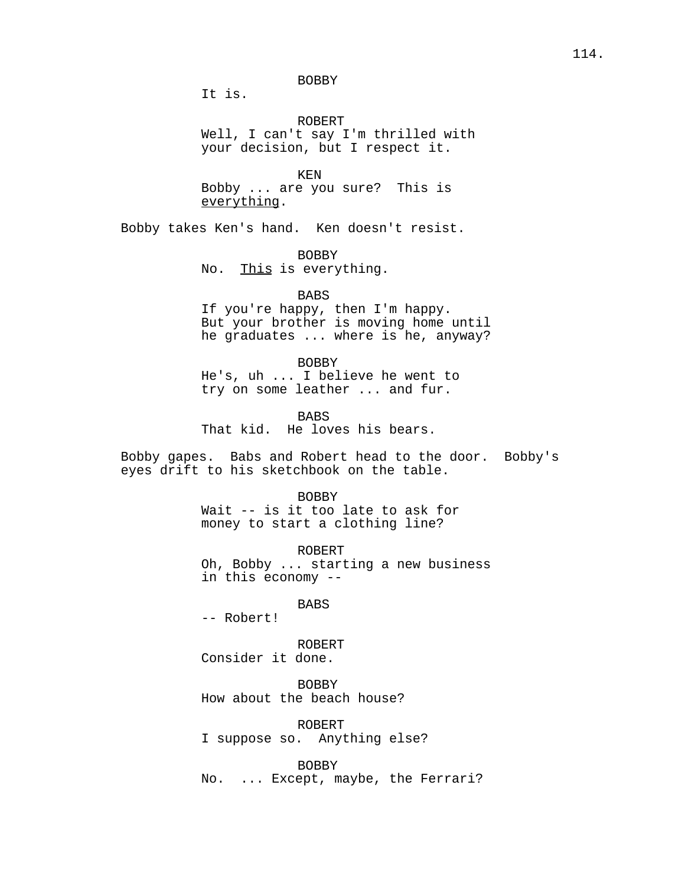BOBBY
It is.

ROBERT
Well, I can't say I'm thrilled with your decision, but I respect it.

KEN
Bobby ... are you sure?  This is <u>everything</u>.

Bobby takes Ken's hand.  Ken doesn't resist.

BOBBY
No.  <u>This</u> is everything.

BABS
If you're happy, then I'm happy. But your brother is moving home until he graduates ... where is he, anyway?

BOBBY
He's, uh ... I believe he went to try on some leather ... and fur.

BABS
That kid.  He loves his bears.

Bobby gapes.  Babs and Robert head to the door.  Bobby's eyes drift to his sketchbook on the table.

BOBBY
Wait -- is it too late to ask for money to start a clothing line?

ROBERT
Oh, Bobby ... starting a new business in this economy --

BABS
-- Robert!

ROBERT
Consider it done.

BOBBY
How about the beach house?

ROBERT
I suppose so.  Anything else?

BOBBY
No.  ... Except, maybe, the Ferrari?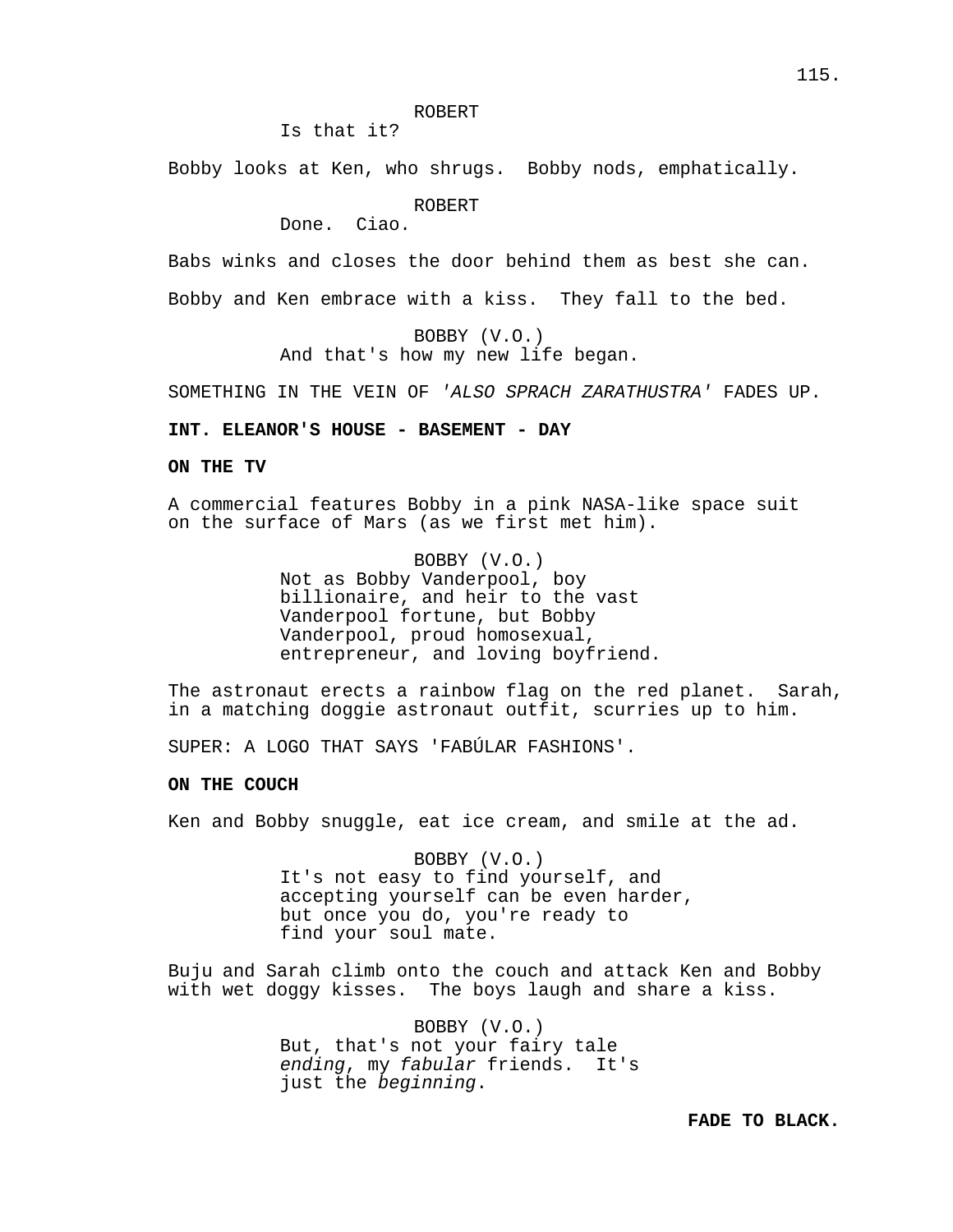ROBERT
Is that it?

Bobby looks at Ken, who shrugs. Bobby nods, emphatically.

ROBERT
Done. Ciao.

Babs winks and closes the door behind them as best she can.

Bobby and Ken embrace with a kiss. They fall to the bed.

BOBBY (V.O.)
And that's how my new life began.

SOMETHING IN THE VEIN OF *'ALSO SPRACH ZARATHUSTRA'* FADES UP.

**INT. ELEANOR'S HOUSE - BASEMENT - DAY**

**ON THE TV**

A commercial features Bobby in a pink NASA-like space suit on the surface of Mars (as we first met him).

BOBBY (V.O.)
Not as Bobby Vanderpool, boy billionaire, and heir to the vast Vanderpool fortune, but Bobby Vanderpool, proud homosexual, entrepreneur, and loving boyfriend.

The astronaut erects a rainbow flag on the red planet. Sarah, in a matching doggie astronaut outfit, scurries up to him.

SUPER: A LOGO THAT SAYS 'FABÚLAR FASHIONS'.

**ON THE COUCH**

Ken and Bobby snuggle, eat ice cream, and smile at the ad.

BOBBY (V.O.)
It's not easy to find yourself, and accepting yourself can be even harder, but once you do, you're ready to find your soul mate.

Buju and Sarah climb onto the couch and attack Ken and Bobby with wet doggy kisses. The boys laugh and share a kiss.

BOBBY (V.O.)
But, that's not your fairy tale *ending*, my *fabular* friends. It's just the *beginning*.

**FADE TO BLACK.**